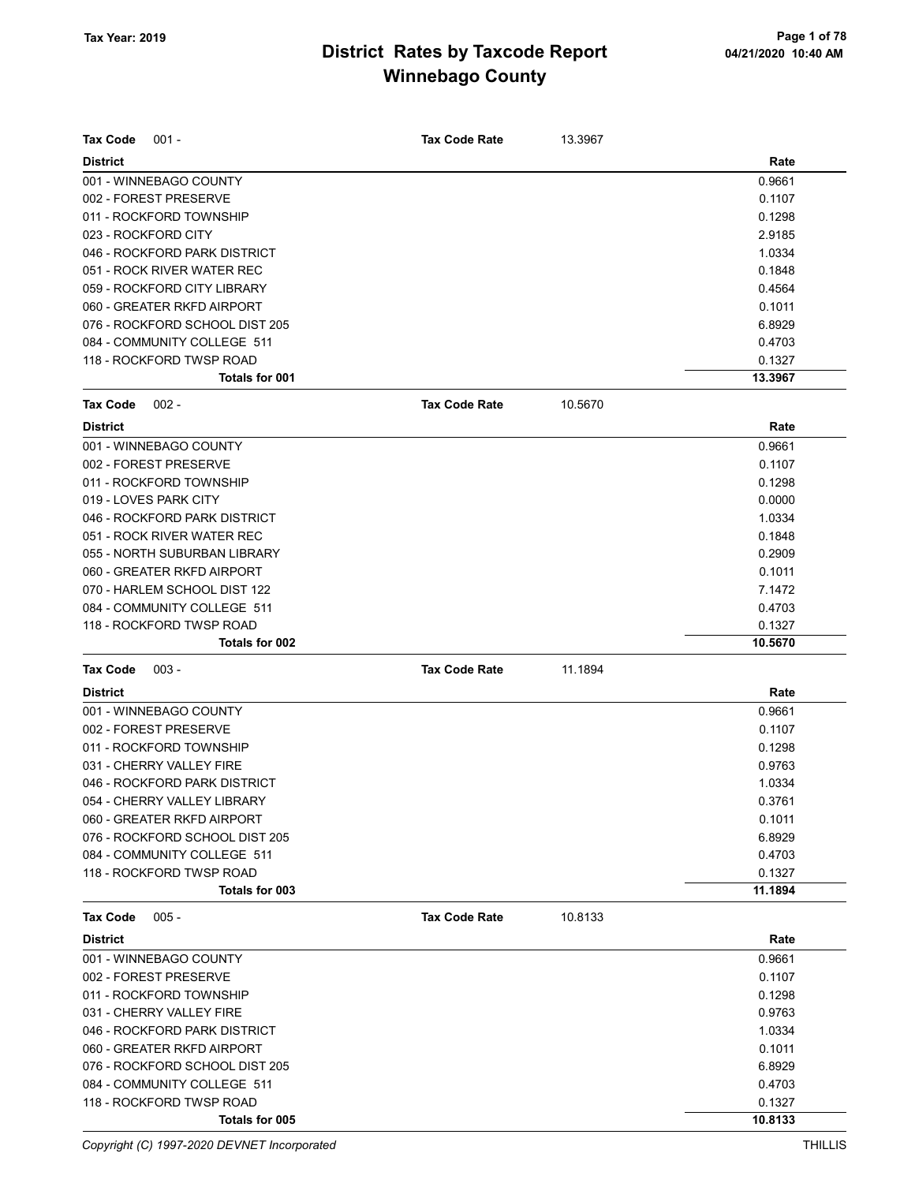# District Rates by Taxcode Report
## Winnebago County

Tax Year: 2019

**Tax Code** 001 - **Tax Code Rate** 13.3967

| District | Rate |
|---|---|
| 001 - WINNEBAGO COUNTY | 0.9661 |
| 002 - FOREST PRESERVE | 0.1107 |
| 011 - ROCKFORD TOWNSHIP | 0.1298 |
| 023 - ROCKFORD CITY | 2.9185 |
| 046 - ROCKFORD PARK DISTRICT | 1.0334 |
| 051 - ROCK RIVER WATER REC | 0.1848 |
| 059 - ROCKFORD CITY LIBRARY | 0.4564 |
| 060 - GREATER RKFD AIRPORT | 0.1011 |
| 076 - ROCKFORD SCHOOL DIST 205 | 6.8929 |
| 084 - COMMUNITY COLLEGE 511 | 0.4703 |
| 118 - ROCKFORD TWSP ROAD | 0.1327 |
| **Totals for 001** | **13.3967** |

**Tax Code** 002 - **Tax Code Rate** 10.5670

| District | Rate |
|---|---|
| 001 - WINNEBAGO COUNTY | 0.9661 |
| 002 - FOREST PRESERVE | 0.1107 |
| 011 - ROCKFORD TOWNSHIP | 0.1298 |
| 019 - LOVES PARK CITY | 0.0000 |
| 046 - ROCKFORD PARK DISTRICT | 1.0334 |
| 051 - ROCK RIVER WATER REC | 0.1848 |
| 055 - NORTH SUBURBAN LIBRARY | 0.2909 |
| 060 - GREATER RKFD AIRPORT | 0.1011 |
| 070 - HARLEM SCHOOL DIST 122 | 7.1472 |
| 084 - COMMUNITY COLLEGE 511 | 0.4703 |
| 118 - ROCKFORD TWSP ROAD | 0.1327 |
| **Totals for 002** | **10.5670** |

**Tax Code** 003 - **Tax Code Rate** 11.1894

| District | Rate |
|---|---|
| 001 - WINNEBAGO COUNTY | 0.9661 |
| 002 - FOREST PRESERVE | 0.1107 |
| 011 - ROCKFORD TOWNSHIP | 0.1298 |
| 031 - CHERRY VALLEY FIRE | 0.9763 |
| 046 - ROCKFORD PARK DISTRICT | 1.0334 |
| 054 - CHERRY VALLEY LIBRARY | 0.3761 |
| 060 - GREATER RKFD AIRPORT | 0.1011 |
| 076 - ROCKFORD SCHOOL DIST 205 | 6.8929 |
| 084 - COMMUNITY COLLEGE 511 | 0.4703 |
| 118 - ROCKFORD TWSP ROAD | 0.1327 |
| **Totals for 003** | **11.1894** |

**Tax Code** 005 - **Tax Code Rate** 10.8133

| District | Rate |
|---|---|
| 001 - WINNEBAGO COUNTY | 0.9661 |
| 002 - FOREST PRESERVE | 0.1107 |
| 011 - ROCKFORD TOWNSHIP | 0.1298 |
| 031 - CHERRY VALLEY FIRE | 0.9763 |
| 046 - ROCKFORD PARK DISTRICT | 1.0334 |
| 060 - GREATER RKFD AIRPORT | 0.1011 |
| 076 - ROCKFORD SCHOOL DIST 205 | 6.8929 |
| 084 - COMMUNITY COLLEGE 511 | 0.4703 |
| 118 - ROCKFORD TWSP ROAD | 0.1327 |
| **Totals for 005** | **10.8133** |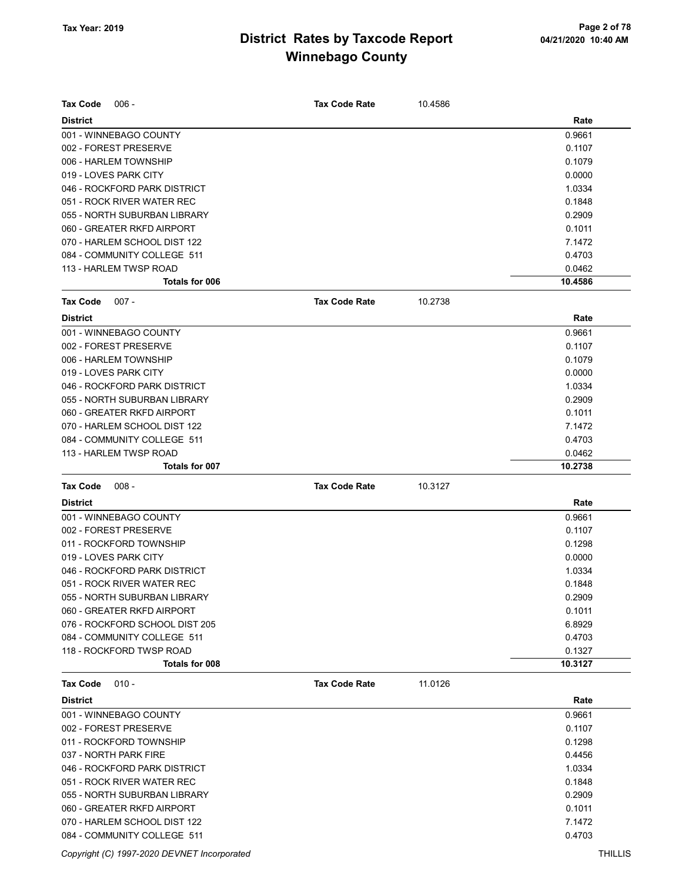# District Rates by Taxcode Report

## Winnebago County

Tax Year: 2019

**Tax Code** 006 - **Tax Code Rate** 10.4586

| District | Rate |
|---|---|
| 001 - WINNEBAGO COUNTY | 0.9661 |
| 002 - FOREST PRESERVE | 0.1107 |
| 006 - HARLEM TOWNSHIP | 0.1079 |
| 019 - LOVES PARK CITY | 0.0000 |
| 046 - ROCKFORD PARK DISTRICT | 1.0334 |
| 051 - ROCK RIVER WATER REC | 0.1848 |
| 055 - NORTH SUBURBAN LIBRARY | 0.2909 |
| 060 - GREATER RKFD AIRPORT | 0.1011 |
| 070 - HARLEM SCHOOL DIST 122 | 7.1472 |
| 084 - COMMUNITY COLLEGE 511 | 0.4703 |
| 113 - HARLEM TWSP ROAD | 0.0462 |
| **Totals for 006** | **10.4586** |

**Tax Code** 007 - **Tax Code Rate** 10.2738

| District | Rate |
|---|---|
| 001 - WINNEBAGO COUNTY | 0.9661 |
| 002 - FOREST PRESERVE | 0.1107 |
| 006 - HARLEM TOWNSHIP | 0.1079 |
| 019 - LOVES PARK CITY | 0.0000 |
| 046 - ROCKFORD PARK DISTRICT | 1.0334 |
| 055 - NORTH SUBURBAN LIBRARY | 0.2909 |
| 060 - GREATER RKFD AIRPORT | 0.1011 |
| 070 - HARLEM SCHOOL DIST 122 | 7.1472 |
| 084 - COMMUNITY COLLEGE 511 | 0.4703 |
| 113 - HARLEM TWSP ROAD | 0.0462 |
| **Totals for 007** | **10.2738** |

**Tax Code** 008 - **Tax Code Rate** 10.3127

| District | Rate |
|---|---|
| 001 - WINNEBAGO COUNTY | 0.9661 |
| 002 - FOREST PRESERVE | 0.1107 |
| 011 - ROCKFORD TOWNSHIP | 0.1298 |
| 019 - LOVES PARK CITY | 0.0000 |
| 046 - ROCKFORD PARK DISTRICT | 1.0334 |
| 051 - ROCK RIVER WATER REC | 0.1848 |
| 055 - NORTH SUBURBAN LIBRARY | 0.2909 |
| 060 - GREATER RKFD AIRPORT | 0.1011 |
| 076 - ROCKFORD SCHOOL DIST 205 | 6.8929 |
| 084 - COMMUNITY COLLEGE 511 | 0.4703 |
| 118 - ROCKFORD TWSP ROAD | 0.1327 |
| **Totals for 008** | **10.3127** |

**Tax Code** 010 - **Tax Code Rate** 11.0126

| District | Rate |
|---|---|
| 001 - WINNEBAGO COUNTY | 0.9661 |
| 002 - FOREST PRESERVE | 0.1107 |
| 011 - ROCKFORD TOWNSHIP | 0.1298 |
| 037 - NORTH PARK FIRE | 0.4456 |
| 046 - ROCKFORD PARK DISTRICT | 1.0334 |
| 051 - ROCK RIVER WATER REC | 0.1848 |
| 055 - NORTH SUBURBAN LIBRARY | 0.2909 |
| 060 - GREATER RKFD AIRPORT | 0.1011 |
| 070 - HARLEM SCHOOL DIST 122 | 7.1472 |
| 084 - COMMUNITY COLLEGE 511 | 0.4703 |

Copyright (C) 1997-2020 DEVNET Incorporated THILLIS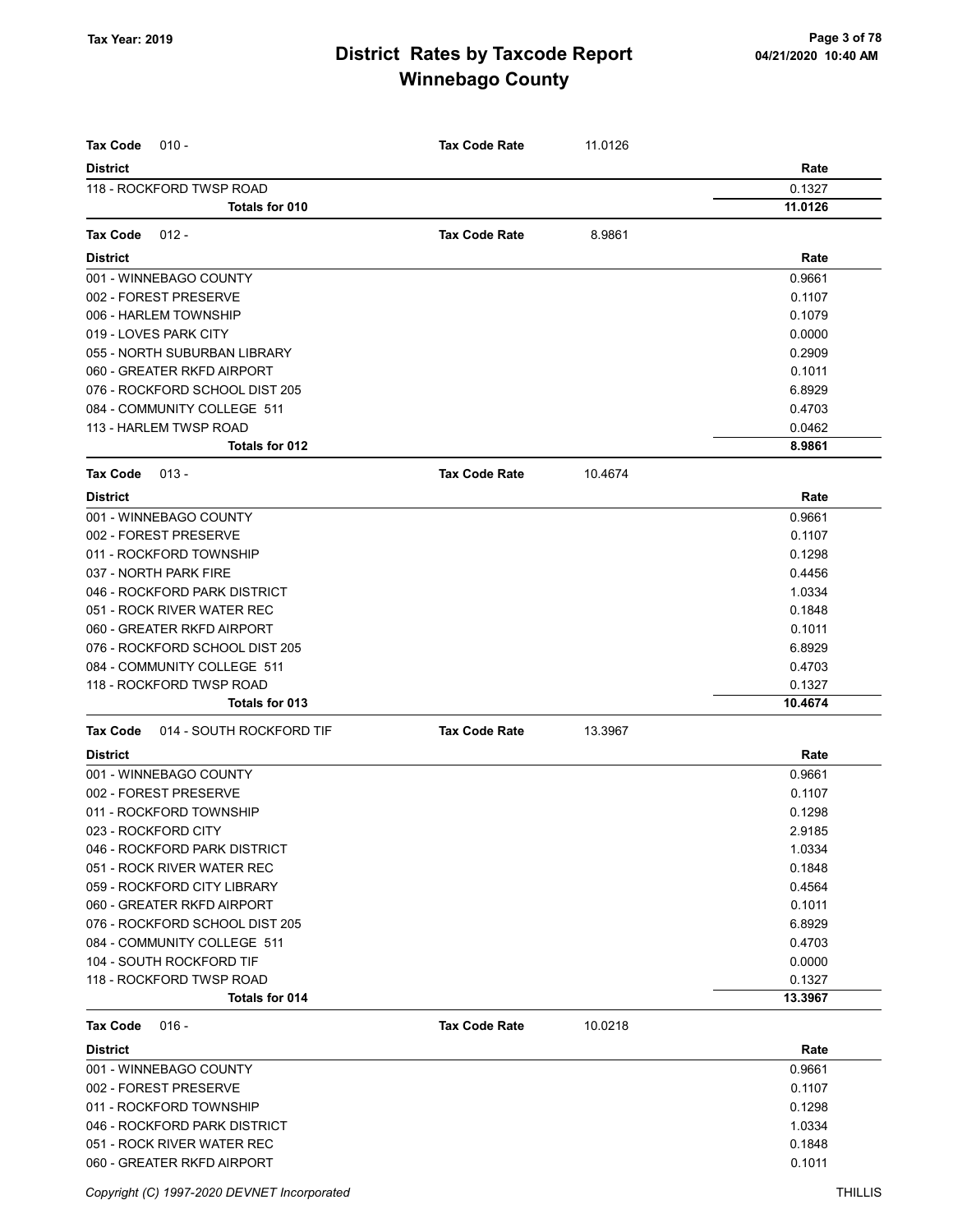| Tax Code 010 - | Tax Code Rate | 11.0126 | |
|---|---|---|---|
| **District** | | | **Rate** |
| 118 - ROCKFORD TWSP ROAD | | | 0.1327 |
| **Totals for 010** | | | **11.0126** |

| Tax Code 012 - | Tax Code Rate | 8.9861 | |
|---|---|---|---|
| **District** | | | **Rate** |
| 001 - WINNEBAGO COUNTY | | | 0.9661 |
| 002 - FOREST PRESERVE | | | 0.1107 |
| 006 - HARLEM TOWNSHIP | | | 0.1079 |
| 019 - LOVES PARK CITY | | | 0.0000 |
| 055 - NORTH SUBURBAN LIBRARY | | | 0.2909 |
| 060 - GREATER RKFD AIRPORT | | | 0.1011 |
| 076 - ROCKFORD SCHOOL DIST 205 | | | 6.8929 |
| 084 - COMMUNITY COLLEGE 511 | | | 0.4703 |
| 113 - HARLEM TWSP ROAD | | | 0.0462 |
| **Totals for 012** | | | **8.9861** |

| Tax Code 013 - | Tax Code Rate | 10.4674 | |
|---|---|---|---|
| **District** | | | **Rate** |
| 001 - WINNEBAGO COUNTY | | | 0.9661 |
| 002 - FOREST PRESERVE | | | 0.1107 |
| 011 - ROCKFORD TOWNSHIP | | | 0.1298 |
| 037 - NORTH PARK FIRE | | | 0.4456 |
| 046 - ROCKFORD PARK DISTRICT | | | 1.0334 |
| 051 - ROCK RIVER WATER REC | | | 0.1848 |
| 060 - GREATER RKFD AIRPORT | | | 0.1011 |
| 076 - ROCKFORD SCHOOL DIST 205 | | | 6.8929 |
| 084 - COMMUNITY COLLEGE 511 | | | 0.4703 |
| 118 - ROCKFORD TWSP ROAD | | | 0.1327 |
| **Totals for 013** | | | **10.4674** |

| Tax Code 014 - SOUTH ROCKFORD TIF | Tax Code Rate | 13.3967 | |
|---|---|---|---|
| **District** | | | **Rate** |
| 001 - WINNEBAGO COUNTY | | | 0.9661 |
| 002 - FOREST PRESERVE | | | 0.1107 |
| 011 - ROCKFORD TOWNSHIP | | | 0.1298 |
| 023 - ROCKFORD CITY | | | 2.9185 |
| 046 - ROCKFORD PARK DISTRICT | | | 1.0334 |
| 051 - ROCK RIVER WATER REC | | | 0.1848 |
| 059 - ROCKFORD CITY LIBRARY | | | 0.4564 |
| 060 - GREATER RKFD AIRPORT | | | 0.1011 |
| 076 - ROCKFORD SCHOOL DIST 205 | | | 6.8929 |
| 084 - COMMUNITY COLLEGE 511 | | | 0.4703 |
| 104 - SOUTH ROCKFORD TIF | | | 0.0000 |
| 118 - ROCKFORD TWSP ROAD | | | 0.1327 |
| **Totals for 014** | | | **13.3967** |

| Tax Code 016 - | Tax Code Rate | 10.0218 | |
|---|---|---|---|
| **District** | | | **Rate** |
| 001 - WINNEBAGO COUNTY | | | 0.9661 |
| 002 - FOREST PRESERVE | | | 0.1107 |
| 011 - ROCKFORD TOWNSHIP | | | 0.1298 |
| 046 - ROCKFORD PARK DISTRICT | | | 1.0334 |
| 051 - ROCK RIVER WATER REC | | | 0.1848 |
| 060 - GREATER RKFD AIRPORT | | | 0.1011 |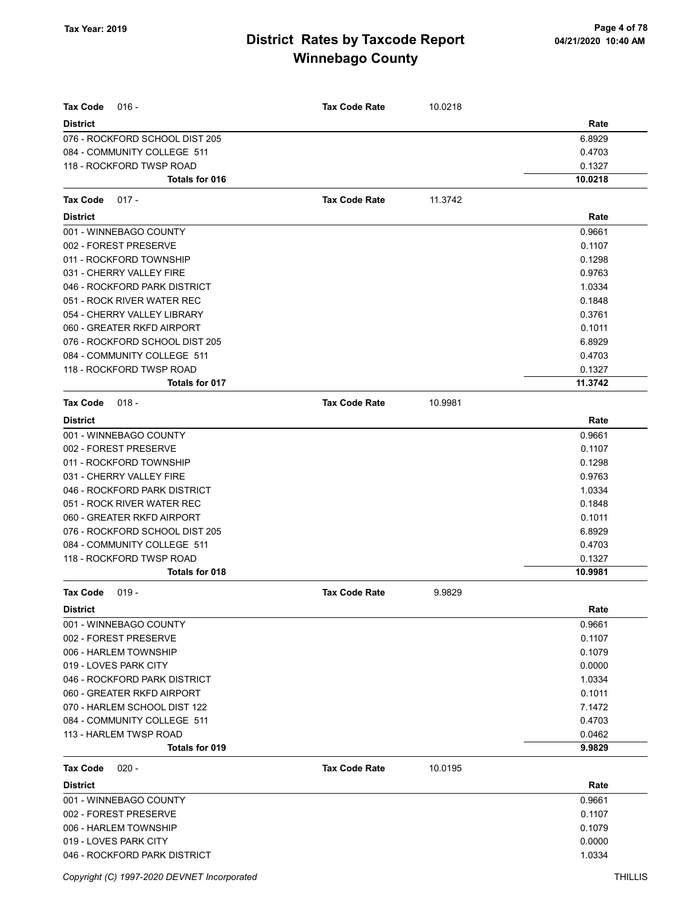| Tax Code 016 - | Tax Code Rate | 10.0218 |
|---|---|---|
| **District** | | **Rate** |
| 076 - ROCKFORD SCHOOL DIST 205 | | 6.8929 |
| 084 - COMMUNITY COLLEGE 511 | | 0.4703 |
| 118 - ROCKFORD TWSP ROAD | | 0.1327 |
| **Totals for 016** | | **10.0218** |

| Tax Code 017 - | Tax Code Rate | 11.3742 |
|---|---|---|
| **District** | | **Rate** |
| 001 - WINNEBAGO COUNTY | | 0.9661 |
| 002 - FOREST PRESERVE | | 0.1107 |
| 011 - ROCKFORD TOWNSHIP | | 0.1298 |
| 031 - CHERRY VALLEY FIRE | | 0.9763 |
| 046 - ROCKFORD PARK DISTRICT | | 1.0334 |
| 051 - ROCK RIVER WATER REC | | 0.1848 |
| 054 - CHERRY VALLEY LIBRARY | | 0.3761 |
| 060 - GREATER RKFD AIRPORT | | 0.1011 |
| 076 - ROCKFORD SCHOOL DIST 205 | | 6.8929 |
| 084 - COMMUNITY COLLEGE 511 | | 0.4703 |
| 118 - ROCKFORD TWSP ROAD | | 0.1327 |
| **Totals for 017** | | **11.3742** |

| Tax Code 018 - | Tax Code Rate | 10.9981 |
|---|---|---|
| **District** | | **Rate** |
| 001 - WINNEBAGO COUNTY | | 0.9661 |
| 002 - FOREST PRESERVE | | 0.1107 |
| 011 - ROCKFORD TOWNSHIP | | 0.1298 |
| 031 - CHERRY VALLEY FIRE | | 0.9763 |
| 046 - ROCKFORD PARK DISTRICT | | 1.0334 |
| 051 - ROCK RIVER WATER REC | | 0.1848 |
| 060 - GREATER RKFD AIRPORT | | 0.1011 |
| 076 - ROCKFORD SCHOOL DIST 205 | | 6.8929 |
| 084 - COMMUNITY COLLEGE 511 | | 0.4703 |
| 118 - ROCKFORD TWSP ROAD | | 0.1327 |
| **Totals for 018** | | **10.9981** |

| Tax Code 019 - | Tax Code Rate | 9.9829 |
|---|---|---|
| **District** | | **Rate** |
| 001 - WINNEBAGO COUNTY | | 0.9661 |
| 002 - FOREST PRESERVE | | 0.1107 |
| 006 - HARLEM TOWNSHIP | | 0.1079 |
| 019 - LOVES PARK CITY | | 0.0000 |
| 046 - ROCKFORD PARK DISTRICT | | 1.0334 |
| 060 - GREATER RKFD AIRPORT | | 0.1011 |
| 070 - HARLEM SCHOOL DIST 122 | | 7.1472 |
| 084 - COMMUNITY COLLEGE 511 | | 0.4703 |
| 113 - HARLEM TWSP ROAD | | 0.0462 |
| **Totals for 019** | | **9.9829** |

| Tax Code 020 - | Tax Code Rate | 10.0195 |
|---|---|---|
| **District** | | **Rate** |
| 001 - WINNEBAGO COUNTY | | 0.9661 |
| 002 - FOREST PRESERVE | | 0.1107 |
| 006 - HARLEM TOWNSHIP | | 0.1079 |
| 019 - LOVES PARK CITY | | 0.0000 |
| 046 - ROCKFORD PARK DISTRICT | | 1.0334 |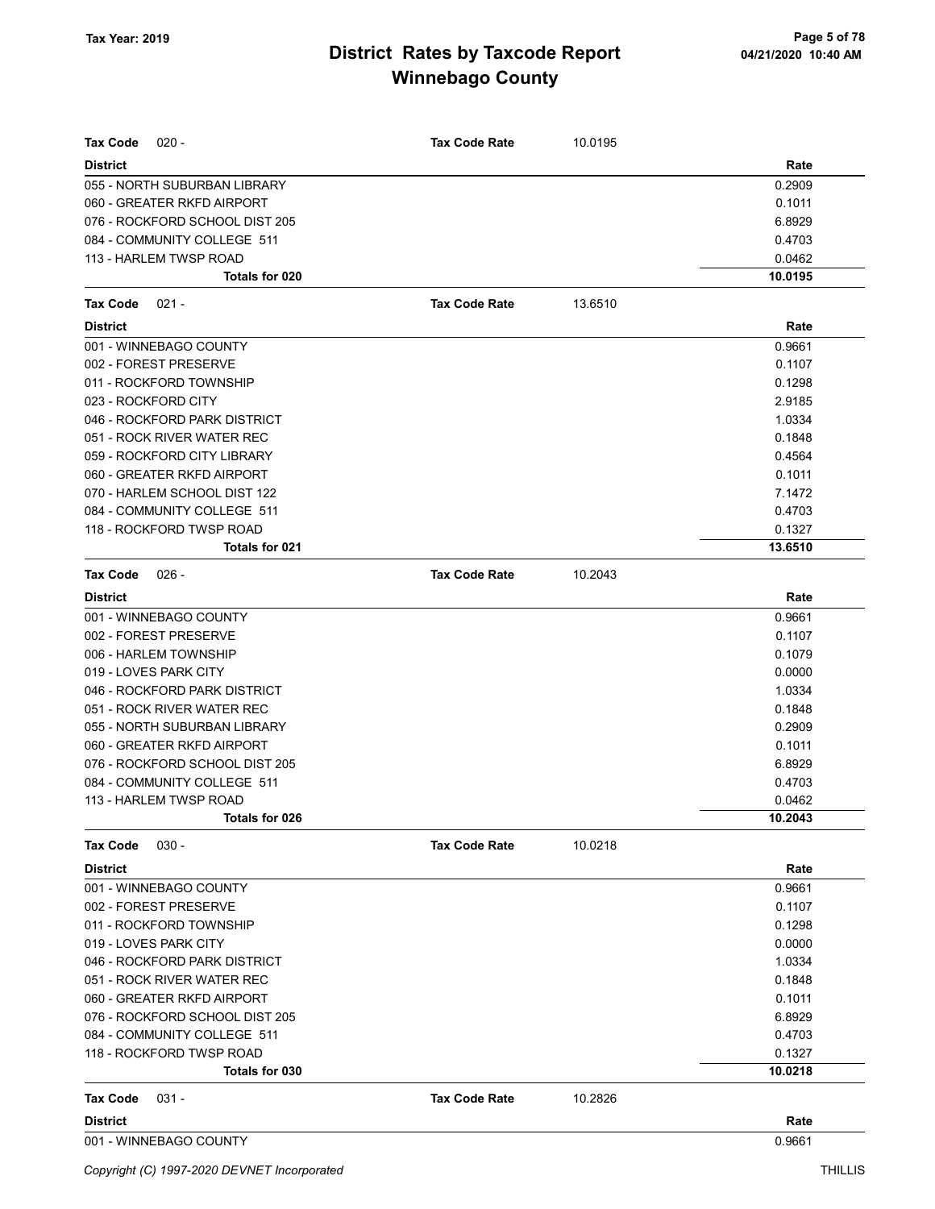# District Rates by Taxcode Report
## Winnebago County

Tax Year: 2019

**Tax Code** 020 - **Tax Code Rate** 10.0195

| District | Rate |
|---|---|
| 055 - NORTH SUBURBAN LIBRARY | 0.2909 |
| 060 - GREATER RKFD AIRPORT | 0.1011 |
| 076 - ROCKFORD SCHOOL DIST 205 | 6.8929 |
| 084 - COMMUNITY COLLEGE 511 | 0.4703 |
| 113 - HARLEM TWSP ROAD | 0.0462 |
| **Totals for 020** | **10.0195** |

**Tax Code** 021 - **Tax Code Rate** 13.6510

| District | Rate |
|---|---|
| 001 - WINNEBAGO COUNTY | 0.9661 |
| 002 - FOREST PRESERVE | 0.1107 |
| 011 - ROCKFORD TOWNSHIP | 0.1298 |
| 023 - ROCKFORD CITY | 2.9185 |
| 046 - ROCKFORD PARK DISTRICT | 1.0334 |
| 051 - ROCK RIVER WATER REC | 0.1848 |
| 059 - ROCKFORD CITY LIBRARY | 0.4564 |
| 060 - GREATER RKFD AIRPORT | 0.1011 |
| 070 - HARLEM SCHOOL DIST 122 | 7.1472 |
| 084 - COMMUNITY COLLEGE 511 | 0.4703 |
| 118 - ROCKFORD TWSP ROAD | 0.1327 |
| **Totals for 021** | **13.6510** |

**Tax Code** 026 - **Tax Code Rate** 10.2043

| District | Rate |
|---|---|
| 001 - WINNEBAGO COUNTY | 0.9661 |
| 002 - FOREST PRESERVE | 0.1107 |
| 006 - HARLEM TOWNSHIP | 0.1079 |
| 019 - LOVES PARK CITY | 0.0000 |
| 046 - ROCKFORD PARK DISTRICT | 1.0334 |
| 051 - ROCK RIVER WATER REC | 0.1848 |
| 055 - NORTH SUBURBAN LIBRARY | 0.2909 |
| 060 - GREATER RKFD AIRPORT | 0.1011 |
| 076 - ROCKFORD SCHOOL DIST 205 | 6.8929 |
| 084 - COMMUNITY COLLEGE 511 | 0.4703 |
| 113 - HARLEM TWSP ROAD | 0.0462 |
| **Totals for 026** | **10.2043** |

**Tax Code** 030 - **Tax Code Rate** 10.0218

| District | Rate |
|---|---|
| 001 - WINNEBAGO COUNTY | 0.9661 |
| 002 - FOREST PRESERVE | 0.1107 |
| 011 - ROCKFORD TOWNSHIP | 0.1298 |
| 019 - LOVES PARK CITY | 0.0000 |
| 046 - ROCKFORD PARK DISTRICT | 1.0334 |
| 051 - ROCK RIVER WATER REC | 0.1848 |
| 060 - GREATER RKFD AIRPORT | 0.1011 |
| 076 - ROCKFORD SCHOOL DIST 205 | 6.8929 |
| 084 - COMMUNITY COLLEGE 511 | 0.4703 |
| 118 - ROCKFORD TWSP ROAD | 0.1327 |
| **Totals for 030** | **10.0218** |

**Tax Code** 031 - **Tax Code Rate** 10.2826

| District | Rate |
|---|---|
| 001 - WINNEBAGO COUNTY | 0.9661 |

Copyright (C) 1997-2020 DEVNET Incorporated THILLIS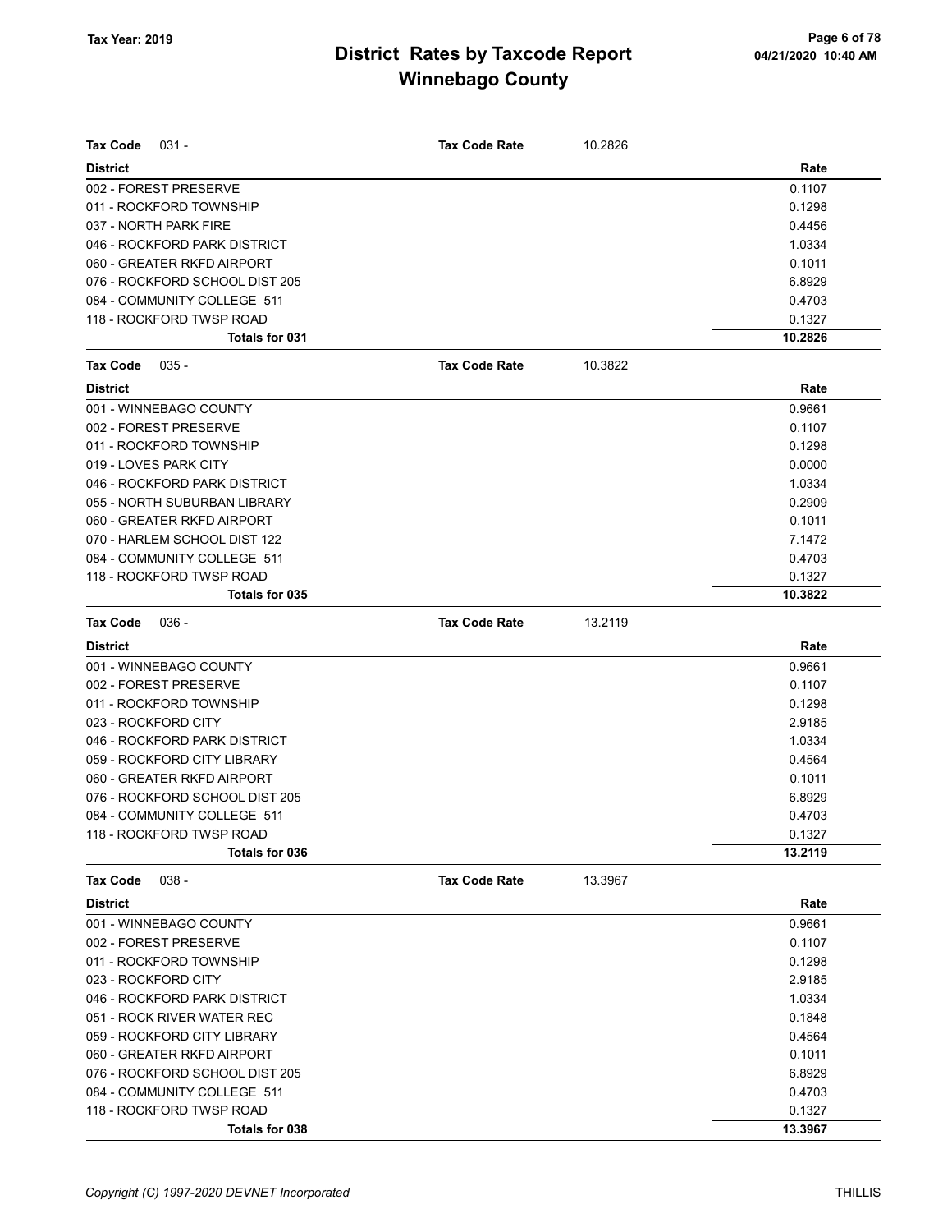# District Rates by Taxcode Report
## Winnebago County

Tax Year: 2019

**Tax Code** 031 - **Tax Code Rate** 10.2826

| District | Rate |
|---|---|
| 002 - FOREST PRESERVE | 0.1107 |
| 011 - ROCKFORD TOWNSHIP | 0.1298 |
| 037 - NORTH PARK FIRE | 0.4456 |
| 046 - ROCKFORD PARK DISTRICT | 1.0334 |
| 060 - GREATER RKFD AIRPORT | 0.1011 |
| 076 - ROCKFORD SCHOOL DIST 205 | 6.8929 |
| 084 - COMMUNITY COLLEGE 511 | 0.4703 |
| 118 - ROCKFORD TWSP ROAD | 0.1327 |
| **Totals for 031** | **10.2826** |

**Tax Code** 035 - **Tax Code Rate** 10.3822

| District | Rate |
|---|---|
| 001 - WINNEBAGO COUNTY | 0.9661 |
| 002 - FOREST PRESERVE | 0.1107 |
| 011 - ROCKFORD TOWNSHIP | 0.1298 |
| 019 - LOVES PARK CITY | 0.0000 |
| 046 - ROCKFORD PARK DISTRICT | 1.0334 |
| 055 - NORTH SUBURBAN LIBRARY | 0.2909 |
| 060 - GREATER RKFD AIRPORT | 0.1011 |
| 070 - HARLEM SCHOOL DIST 122 | 7.1472 |
| 084 - COMMUNITY COLLEGE 511 | 0.4703 |
| 118 - ROCKFORD TWSP ROAD | 0.1327 |
| **Totals for 035** | **10.3822** |

**Tax Code** 036 - **Tax Code Rate** 13.2119

| District | Rate |
|---|---|
| 001 - WINNEBAGO COUNTY | 0.9661 |
| 002 - FOREST PRESERVE | 0.1107 |
| 011 - ROCKFORD TOWNSHIP | 0.1298 |
| 023 - ROCKFORD CITY | 2.9185 |
| 046 - ROCKFORD PARK DISTRICT | 1.0334 |
| 059 - ROCKFORD CITY LIBRARY | 0.4564 |
| 060 - GREATER RKFD AIRPORT | 0.1011 |
| 076 - ROCKFORD SCHOOL DIST 205 | 6.8929 |
| 084 - COMMUNITY COLLEGE 511 | 0.4703 |
| 118 - ROCKFORD TWSP ROAD | 0.1327 |
| **Totals for 036** | **13.2119** |

**Tax Code** 038 - **Tax Code Rate** 13.3967

| District | Rate |
|---|---|
| 001 - WINNEBAGO COUNTY | 0.9661 |
| 002 - FOREST PRESERVE | 0.1107 |
| 011 - ROCKFORD TOWNSHIP | 0.1298 |
| 023 - ROCKFORD CITY | 2.9185 |
| 046 - ROCKFORD PARK DISTRICT | 1.0334 |
| 051 - ROCK RIVER WATER REC | 0.1848 |
| 059 - ROCKFORD CITY LIBRARY | 0.4564 |
| 060 - GREATER RKFD AIRPORT | 0.1011 |
| 076 - ROCKFORD SCHOOL DIST 205 | 6.8929 |
| 084 - COMMUNITY COLLEGE 511 | 0.4703 |
| 118 - ROCKFORD TWSP ROAD | 0.1327 |
| **Totals for 038** | **13.3967** |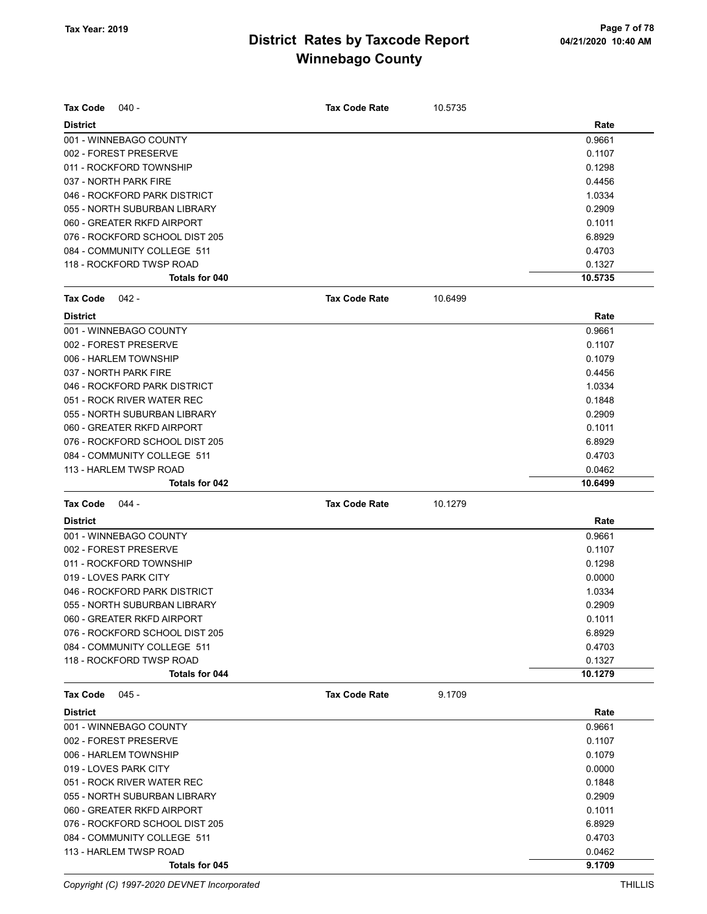# District Rates by Taxcode Report
## Winnebago County

Tax Year: 2019

**Tax Code** 040 - **Tax Code Rate** 10.5735

| District | Rate |
|---|---|
| 001 - WINNEBAGO COUNTY | 0.9661 |
| 002 - FOREST PRESERVE | 0.1107 |
| 011 - ROCKFORD TOWNSHIP | 0.1298 |
| 037 - NORTH PARK FIRE | 0.4456 |
| 046 - ROCKFORD PARK DISTRICT | 1.0334 |
| 055 - NORTH SUBURBAN LIBRARY | 0.2909 |
| 060 - GREATER RKFD AIRPORT | 0.1011 |
| 076 - ROCKFORD SCHOOL DIST 205 | 6.8929 |
| 084 - COMMUNITY COLLEGE 511 | 0.4703 |
| 118 - ROCKFORD TWSP ROAD | 0.1327 |
| **Totals for 040** | **10.5735** |

**Tax Code** 042 - **Tax Code Rate** 10.6499

| District | Rate |
|---|---|
| 001 - WINNEBAGO COUNTY | 0.9661 |
| 002 - FOREST PRESERVE | 0.1107 |
| 006 - HARLEM TOWNSHIP | 0.1079 |
| 037 - NORTH PARK FIRE | 0.4456 |
| 046 - ROCKFORD PARK DISTRICT | 1.0334 |
| 051 - ROCK RIVER WATER REC | 0.1848 |
| 055 - NORTH SUBURBAN LIBRARY | 0.2909 |
| 060 - GREATER RKFD AIRPORT | 0.1011 |
| 076 - ROCKFORD SCHOOL DIST 205 | 6.8929 |
| 084 - COMMUNITY COLLEGE 511 | 0.4703 |
| 113 - HARLEM TWSP ROAD | 0.0462 |
| **Totals for 042** | **10.6499** |

**Tax Code** 044 - **Tax Code Rate** 10.1279

| District | Rate |
|---|---|
| 001 - WINNEBAGO COUNTY | 0.9661 |
| 002 - FOREST PRESERVE | 0.1107 |
| 011 - ROCKFORD TOWNSHIP | 0.1298 |
| 019 - LOVES PARK CITY | 0.0000 |
| 046 - ROCKFORD PARK DISTRICT | 1.0334 |
| 055 - NORTH SUBURBAN LIBRARY | 0.2909 |
| 060 - GREATER RKFD AIRPORT | 0.1011 |
| 076 - ROCKFORD SCHOOL DIST 205 | 6.8929 |
| 084 - COMMUNITY COLLEGE 511 | 0.4703 |
| 118 - ROCKFORD TWSP ROAD | 0.1327 |
| **Totals for 044** | **10.1279** |

**Tax Code** 045 - **Tax Code Rate** 9.1709

| District | Rate |
|---|---|
| 001 - WINNEBAGO COUNTY | 0.9661 |
| 002 - FOREST PRESERVE | 0.1107 |
| 006 - HARLEM TOWNSHIP | 0.1079 |
| 019 - LOVES PARK CITY | 0.0000 |
| 051 - ROCK RIVER WATER REC | 0.1848 |
| 055 - NORTH SUBURBAN LIBRARY | 0.2909 |
| 060 - GREATER RKFD AIRPORT | 0.1011 |
| 076 - ROCKFORD SCHOOL DIST 205 | 6.8929 |
| 084 - COMMUNITY COLLEGE 511 | 0.4703 |
| 113 - HARLEM TWSP ROAD | 0.0462 |
| **Totals for 045** | **9.1709** |

*Copyright (C) 1997-2020 DEVNET Incorporated*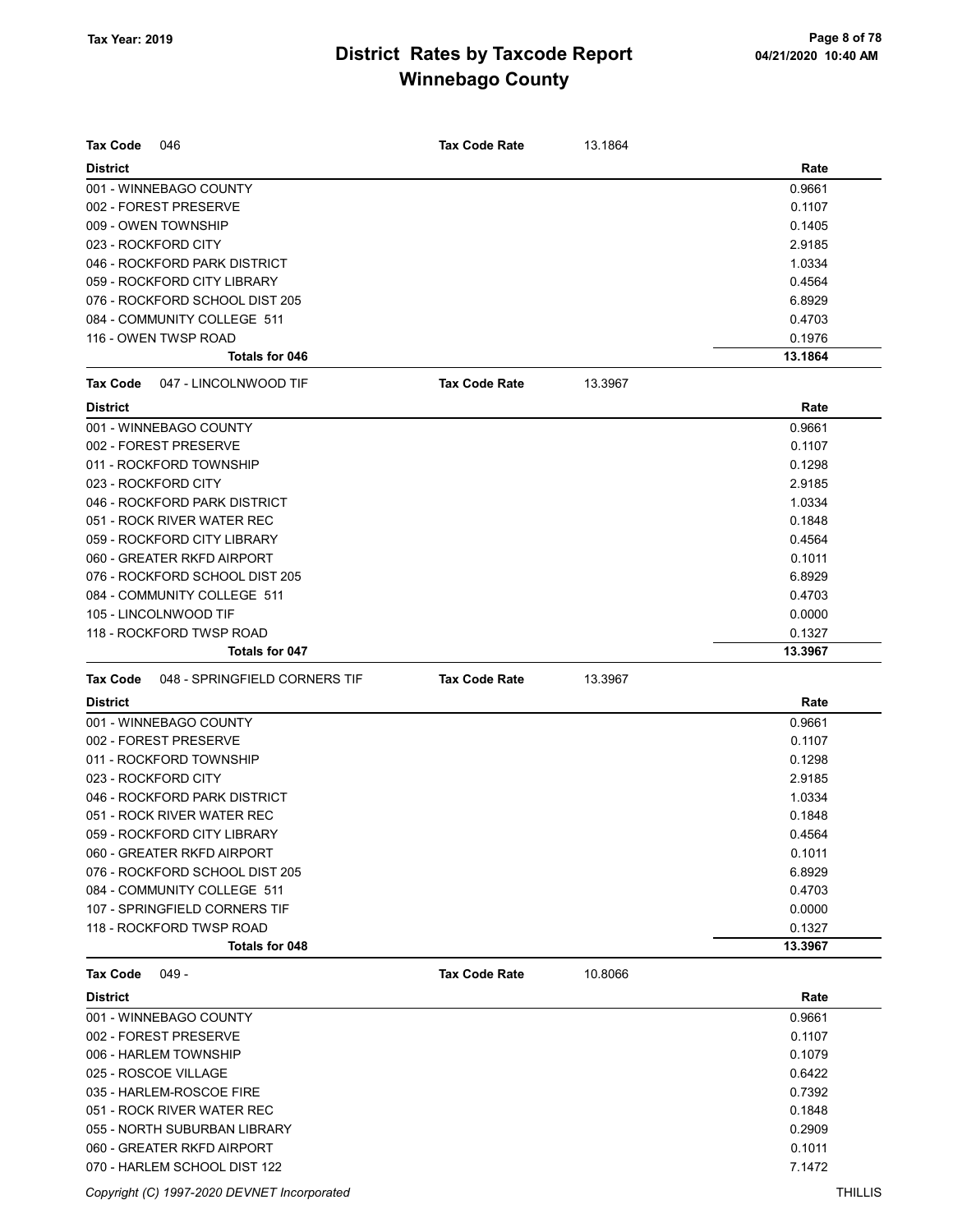# District Rates by Taxcode Report
## Winnebago County

Tax Year: 2019

04/21/2020 10:40 AM

**Tax Code** 046 — **Tax Code Rate** 13.1864

| District | Rate |
|---|---|
| 001 - WINNEBAGO COUNTY | 0.9661 |
| 002 - FOREST PRESERVE | 0.1107 |
| 009 - OWEN TOWNSHIP | 0.1405 |
| 023 - ROCKFORD CITY | 2.9185 |
| 046 - ROCKFORD PARK DISTRICT | 1.0334 |
| 059 - ROCKFORD CITY LIBRARY | 0.4564 |
| 076 - ROCKFORD SCHOOL DIST 205 | 6.8929 |
| 084 - COMMUNITY COLLEGE 511 | 0.4703 |
| 116 - OWEN TWSP ROAD | 0.1976 |
| **Totals for 046** | **13.1864** |

**Tax Code** 047 - LINCOLNWOOD TIF — **Tax Code Rate** 13.3967

| District | Rate |
|---|---|
| 001 - WINNEBAGO COUNTY | 0.9661 |
| 002 - FOREST PRESERVE | 0.1107 |
| 011 - ROCKFORD TOWNSHIP | 0.1298 |
| 023 - ROCKFORD CITY | 2.9185 |
| 046 - ROCKFORD PARK DISTRICT | 1.0334 |
| 051 - ROCK RIVER WATER REC | 0.1848 |
| 059 - ROCKFORD CITY LIBRARY | 0.4564 |
| 060 - GREATER RKFD AIRPORT | 0.1011 |
| 076 - ROCKFORD SCHOOL DIST 205 | 6.8929 |
| 084 - COMMUNITY COLLEGE 511 | 0.4703 |
| 105 - LINCOLNWOOD TIF | 0.0000 |
| 118 - ROCKFORD TWSP ROAD | 0.1327 |
| **Totals for 047** | **13.3967** |

**Tax Code** 048 - SPRINGFIELD CORNERS TIF — **Tax Code Rate** 13.3967

| District | Rate |
|---|---|
| 001 - WINNEBAGO COUNTY | 0.9661 |
| 002 - FOREST PRESERVE | 0.1107 |
| 011 - ROCKFORD TOWNSHIP | 0.1298 |
| 023 - ROCKFORD CITY | 2.9185 |
| 046 - ROCKFORD PARK DISTRICT | 1.0334 |
| 051 - ROCK RIVER WATER REC | 0.1848 |
| 059 - ROCKFORD CITY LIBRARY | 0.4564 |
| 060 - GREATER RKFD AIRPORT | 0.1011 |
| 076 - ROCKFORD SCHOOL DIST 205 | 6.8929 |
| 084 - COMMUNITY COLLEGE 511 | 0.4703 |
| 107 - SPRINGFIELD CORNERS TIF | 0.0000 |
| 118 - ROCKFORD TWSP ROAD | 0.1327 |
| **Totals for 048** | **13.3967** |

**Tax Code** 049 - — **Tax Code Rate** 10.8066

| District | Rate |
|---|---|
| 001 - WINNEBAGO COUNTY | 0.9661 |
| 002 - FOREST PRESERVE | 0.1107 |
| 006 - HARLEM TOWNSHIP | 0.1079 |
| 025 - ROSCOE VILLAGE | 0.6422 |
| 035 - HARLEM-ROSCOE FIRE | 0.7392 |
| 051 - ROCK RIVER WATER REC | 0.1848 |
| 055 - NORTH SUBURBAN LIBRARY | 0.2909 |
| 060 - GREATER RKFD AIRPORT | 0.1011 |
| 070 - HARLEM SCHOOL DIST 122 | 7.1472 |

Copyright (C) 1997-2020 DEVNET Incorporated — THILLIS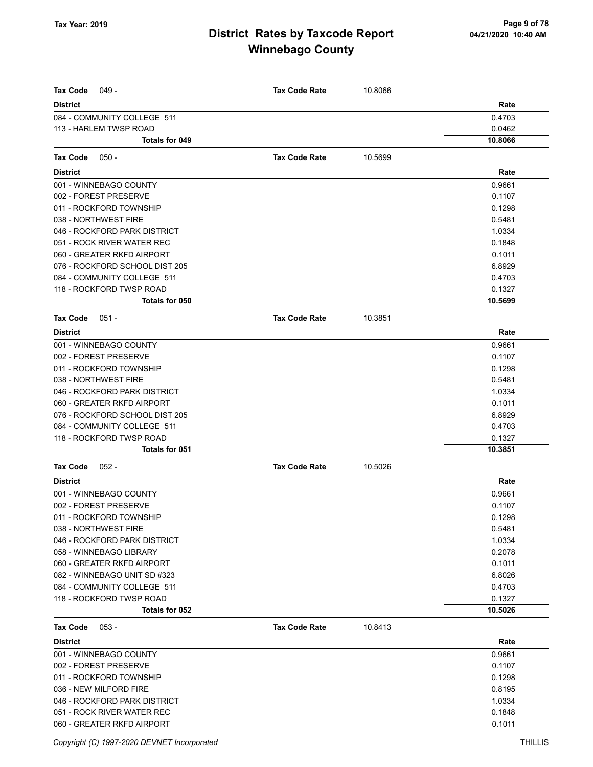# District Rates by Taxcode Report
## Winnebago County

Tax Year: 2019

**Tax Code** 049 - **Tax Code Rate** 10.8066

| District | Rate |
| --- | --- |
| 084 - COMMUNITY COLLEGE 511 | 0.4703 |
| 113 - HARLEM TWSP ROAD | 0.0462 |
| **Totals for 049** | **10.8066** |

**Tax Code** 050 - **Tax Code Rate** 10.5699

| District | Rate |
| --- | --- |
| 001 - WINNEBAGO COUNTY | 0.9661 |
| 002 - FOREST PRESERVE | 0.1107 |
| 011 - ROCKFORD TOWNSHIP | 0.1298 |
| 038 - NORTHWEST FIRE | 0.5481 |
| 046 - ROCKFORD PARK DISTRICT | 1.0334 |
| 051 - ROCK RIVER WATER REC | 0.1848 |
| 060 - GREATER RKFD AIRPORT | 0.1011 |
| 076 - ROCKFORD SCHOOL DIST 205 | 6.8929 |
| 084 - COMMUNITY COLLEGE 511 | 0.4703 |
| 118 - ROCKFORD TWSP ROAD | 0.1327 |
| **Totals for 050** | **10.5699** |

**Tax Code** 051 - **Tax Code Rate** 10.3851

| District | Rate |
| --- | --- |
| 001 - WINNEBAGO COUNTY | 0.9661 |
| 002 - FOREST PRESERVE | 0.1107 |
| 011 - ROCKFORD TOWNSHIP | 0.1298 |
| 038 - NORTHWEST FIRE | 0.5481 |
| 046 - ROCKFORD PARK DISTRICT | 1.0334 |
| 060 - GREATER RKFD AIRPORT | 0.1011 |
| 076 - ROCKFORD SCHOOL DIST 205 | 6.8929 |
| 084 - COMMUNITY COLLEGE 511 | 0.4703 |
| 118 - ROCKFORD TWSP ROAD | 0.1327 |
| **Totals for 051** | **10.3851** |

**Tax Code** 052 - **Tax Code Rate** 10.5026

| District | Rate |
| --- | --- |
| 001 - WINNEBAGO COUNTY | 0.9661 |
| 002 - FOREST PRESERVE | 0.1107 |
| 011 - ROCKFORD TOWNSHIP | 0.1298 |
| 038 - NORTHWEST FIRE | 0.5481 |
| 046 - ROCKFORD PARK DISTRICT | 1.0334 |
| 058 - WINNEBAGO LIBRARY | 0.2078 |
| 060 - GREATER RKFD AIRPORT | 0.1011 |
| 082 - WINNEBAGO UNIT SD #323 | 6.8026 |
| 084 - COMMUNITY COLLEGE 511 | 0.4703 |
| 118 - ROCKFORD TWSP ROAD | 0.1327 |
| **Totals for 052** | **10.5026** |

**Tax Code** 053 - **Tax Code Rate** 10.8413

| District | Rate |
| --- | --- |
| 001 - WINNEBAGO COUNTY | 0.9661 |
| 002 - FOREST PRESERVE | 0.1107 |
| 011 - ROCKFORD TOWNSHIP | 0.1298 |
| 036 - NEW MILFORD FIRE | 0.8195 |
| 046 - ROCKFORD PARK DISTRICT | 1.0334 |
| 051 - ROCK RIVER WATER REC | 0.1848 |
| 060 - GREATER RKFD AIRPORT | 0.1011 |

Copyright (C) 1997-2020 DEVNET Incorporated THILLIS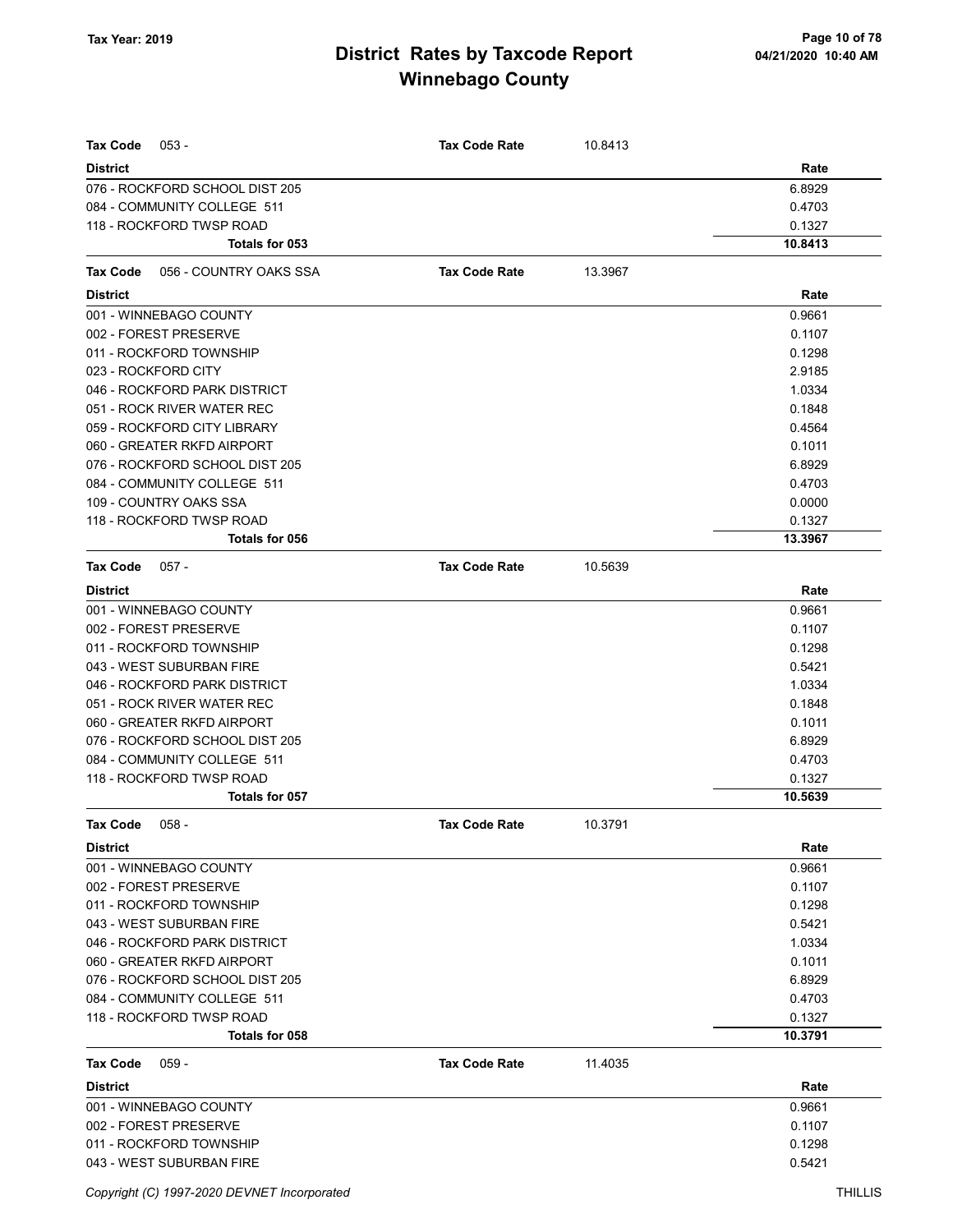# District Rates by Taxcode Report
## Winnebago County

Tax Year: 2019

| Tax Code 053 - | Tax Code Rate | 10.8413 |
|---|---|---|
| **District** | | **Rate** |
| 076 - ROCKFORD SCHOOL DIST 205 | | 6.8929 |
| 084 - COMMUNITY COLLEGE 511 | | 0.4703 |
| 118 - ROCKFORD TWSP ROAD | | 0.1327 |
| **Totals for 053** | | **10.8413** |

| Tax Code 056 - COUNTRY OAKS SSA | Tax Code Rate | 13.3967 |
|---|---|---|
| **District** | | **Rate** |
| 001 - WINNEBAGO COUNTY | | 0.9661 |
| 002 - FOREST PRESERVE | | 0.1107 |
| 011 - ROCKFORD TOWNSHIP | | 0.1298 |
| 023 - ROCKFORD CITY | | 2.9185 |
| 046 - ROCKFORD PARK DISTRICT | | 1.0334 |
| 051 - ROCK RIVER WATER REC | | 0.1848 |
| 059 - ROCKFORD CITY LIBRARY | | 0.4564 |
| 060 - GREATER RKFD AIRPORT | | 0.1011 |
| 076 - ROCKFORD SCHOOL DIST 205 | | 6.8929 |
| 084 - COMMUNITY COLLEGE 511 | | 0.4703 |
| 109 - COUNTRY OAKS SSA | | 0.0000 |
| 118 - ROCKFORD TWSP ROAD | | 0.1327 |
| **Totals for 056** | | **13.3967** |

| Tax Code 057 - | Tax Code Rate | 10.5639 |
|---|---|---|
| **District** | | **Rate** |
| 001 - WINNEBAGO COUNTY | | 0.9661 |
| 002 - FOREST PRESERVE | | 0.1107 |
| 011 - ROCKFORD TOWNSHIP | | 0.1298 |
| 043 - WEST SUBURBAN FIRE | | 0.5421 |
| 046 - ROCKFORD PARK DISTRICT | | 1.0334 |
| 051 - ROCK RIVER WATER REC | | 0.1848 |
| 060 - GREATER RKFD AIRPORT | | 0.1011 |
| 076 - ROCKFORD SCHOOL DIST 205 | | 6.8929 |
| 084 - COMMUNITY COLLEGE 511 | | 0.4703 |
| 118 - ROCKFORD TWSP ROAD | | 0.1327 |
| **Totals for 057** | | **10.5639** |

| Tax Code 058 - | Tax Code Rate | 10.3791 |
|---|---|---|
| **District** | | **Rate** |
| 001 - WINNEBAGO COUNTY | | 0.9661 |
| 002 - FOREST PRESERVE | | 0.1107 |
| 011 - ROCKFORD TOWNSHIP | | 0.1298 |
| 043 - WEST SUBURBAN FIRE | | 0.5421 |
| 046 - ROCKFORD PARK DISTRICT | | 1.0334 |
| 060 - GREATER RKFD AIRPORT | | 0.1011 |
| 076 - ROCKFORD SCHOOL DIST 205 | | 6.8929 |
| 084 - COMMUNITY COLLEGE 511 | | 0.4703 |
| 118 - ROCKFORD TWSP ROAD | | 0.1327 |
| **Totals for 058** | | **10.3791** |

| Tax Code 059 - | Tax Code Rate | 11.4035 |
|---|---|---|
| **District** | | **Rate** |
| 001 - WINNEBAGO COUNTY | | 0.9661 |
| 002 - FOREST PRESERVE | | 0.1107 |
| 011 - ROCKFORD TOWNSHIP | | 0.1298 |
| 043 - WEST SUBURBAN FIRE | | 0.5421 |

Copyright (C) 1997-2020 DEVNET Incorporated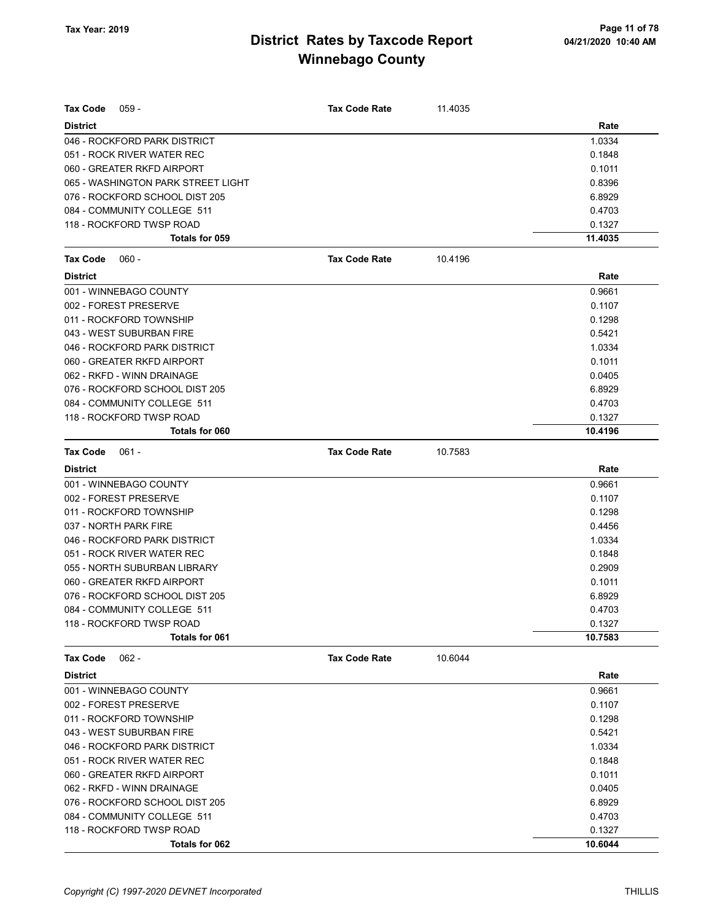# District Rates by Taxcode Report
## Winnebago County

Tax Year: 2019

**Tax Code** 059 - **Tax Code Rate** 11.4035

| District | Rate |
|---|---|
| 046 - ROCKFORD PARK DISTRICT | 1.0334 |
| 051 - ROCK RIVER WATER REC | 0.1848 |
| 060 - GREATER RKFD AIRPORT | 0.1011 |
| 065 - WASHINGTON PARK STREET LIGHT | 0.8396 |
| 076 - ROCKFORD SCHOOL DIST 205 | 6.8929 |
| 084 - COMMUNITY COLLEGE 511 | 0.4703 |
| 118 - ROCKFORD TWSP ROAD | 0.1327 |
| **Totals for 059** | **11.4035** |

**Tax Code** 060 - **Tax Code Rate** 10.4196

| District | Rate |
|---|---|
| 001 - WINNEBAGO COUNTY | 0.9661 |
| 002 - FOREST PRESERVE | 0.1107 |
| 011 - ROCKFORD TOWNSHIP | 0.1298 |
| 043 - WEST SUBURBAN FIRE | 0.5421 |
| 046 - ROCKFORD PARK DISTRICT | 1.0334 |
| 060 - GREATER RKFD AIRPORT | 0.1011 |
| 062 - RKFD - WINN DRAINAGE | 0.0405 |
| 076 - ROCKFORD SCHOOL DIST 205 | 6.8929 |
| 084 - COMMUNITY COLLEGE 511 | 0.4703 |
| 118 - ROCKFORD TWSP ROAD | 0.1327 |
| **Totals for 060** | **10.4196** |

**Tax Code** 061 - **Tax Code Rate** 10.7583

| District | Rate |
|---|---|
| 001 - WINNEBAGO COUNTY | 0.9661 |
| 002 - FOREST PRESERVE | 0.1107 |
| 011 - ROCKFORD TOWNSHIP | 0.1298 |
| 037 - NORTH PARK FIRE | 0.4456 |
| 046 - ROCKFORD PARK DISTRICT | 1.0334 |
| 051 - ROCK RIVER WATER REC | 0.1848 |
| 055 - NORTH SUBURBAN LIBRARY | 0.2909 |
| 060 - GREATER RKFD AIRPORT | 0.1011 |
| 076 - ROCKFORD SCHOOL DIST 205 | 6.8929 |
| 084 - COMMUNITY COLLEGE 511 | 0.4703 |
| 118 - ROCKFORD TWSP ROAD | 0.1327 |
| **Totals for 061** | **10.7583** |

**Tax Code** 062 - **Tax Code Rate** 10.6044

| District | Rate |
|---|---|
| 001 - WINNEBAGO COUNTY | 0.9661 |
| 002 - FOREST PRESERVE | 0.1107 |
| 011 - ROCKFORD TOWNSHIP | 0.1298 |
| 043 - WEST SUBURBAN FIRE | 0.5421 |
| 046 - ROCKFORD PARK DISTRICT | 1.0334 |
| 051 - ROCK RIVER WATER REC | 0.1848 |
| 060 - GREATER RKFD AIRPORT | 0.1011 |
| 062 - RKFD - WINN DRAINAGE | 0.0405 |
| 076 - ROCKFORD SCHOOL DIST 205 | 6.8929 |
| 084 - COMMUNITY COLLEGE 511 | 0.4703 |
| 118 - ROCKFORD TWSP ROAD | 0.1327 |
| **Totals for 062** | **10.6044** |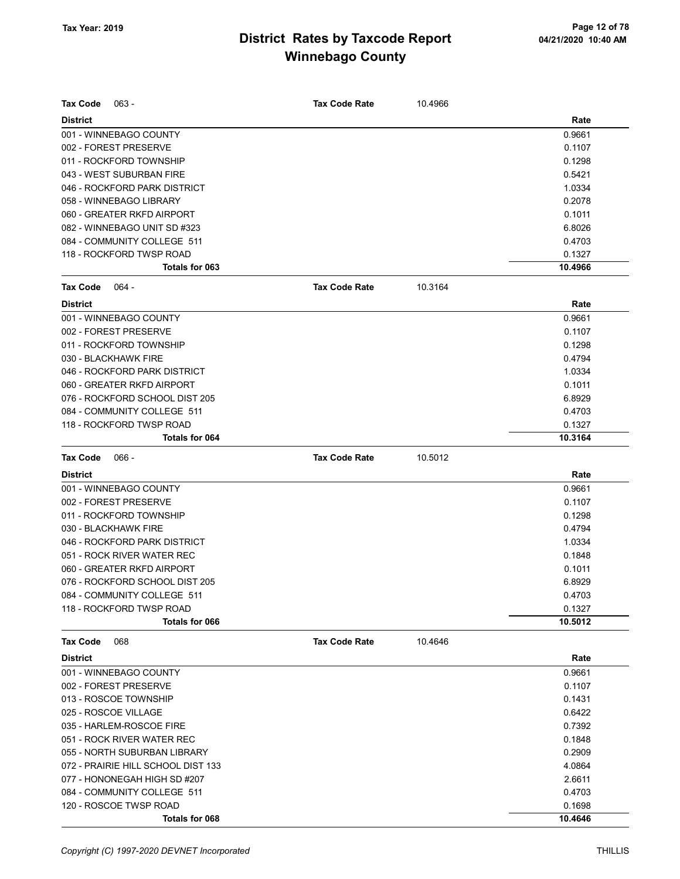# District Rates by Taxcode Report
# Winnebago County

Tax Year: 2019

**Tax Code** 063 - **Tax Code Rate** 10.4966

| District | Rate |
|---|---|
| 001 - WINNEBAGO COUNTY | 0.9661 |
| 002 - FOREST PRESERVE | 0.1107 |
| 011 - ROCKFORD TOWNSHIP | 0.1298 |
| 043 - WEST SUBURBAN FIRE | 0.5421 |
| 046 - ROCKFORD PARK DISTRICT | 1.0334 |
| 058 - WINNEBAGO LIBRARY | 0.2078 |
| 060 - GREATER RKFD AIRPORT | 0.1011 |
| 082 - WINNEBAGO UNIT SD #323 | 6.8026 |
| 084 - COMMUNITY COLLEGE 511 | 0.4703 |
| 118 - ROCKFORD TWSP ROAD | 0.1327 |
| **Totals for 063** | **10.4966** |

**Tax Code** 064 - **Tax Code Rate** 10.3164

| District | Rate |
|---|---|
| 001 - WINNEBAGO COUNTY | 0.9661 |
| 002 - FOREST PRESERVE | 0.1107 |
| 011 - ROCKFORD TOWNSHIP | 0.1298 |
| 030 - BLACKHAWK FIRE | 0.4794 |
| 046 - ROCKFORD PARK DISTRICT | 1.0334 |
| 060 - GREATER RKFD AIRPORT | 0.1011 |
| 076 - ROCKFORD SCHOOL DIST 205 | 6.8929 |
| 084 - COMMUNITY COLLEGE 511 | 0.4703 |
| 118 - ROCKFORD TWSP ROAD | 0.1327 |
| **Totals for 064** | **10.3164** |

**Tax Code** 066 - **Tax Code Rate** 10.5012

| District | Rate |
|---|---|
| 001 - WINNEBAGO COUNTY | 0.9661 |
| 002 - FOREST PRESERVE | 0.1107 |
| 011 - ROCKFORD TOWNSHIP | 0.1298 |
| 030 - BLACKHAWK FIRE | 0.4794 |
| 046 - ROCKFORD PARK DISTRICT | 1.0334 |
| 051 - ROCK RIVER WATER REC | 0.1848 |
| 060 - GREATER RKFD AIRPORT | 0.1011 |
| 076 - ROCKFORD SCHOOL DIST 205 | 6.8929 |
| 084 - COMMUNITY COLLEGE 511 | 0.4703 |
| 118 - ROCKFORD TWSP ROAD | 0.1327 |
| **Totals for 066** | **10.5012** |

**Tax Code** 068 **Tax Code Rate** 10.4646

| District | Rate |
|---|---|
| 001 - WINNEBAGO COUNTY | 0.9661 |
| 002 - FOREST PRESERVE | 0.1107 |
| 013 - ROSCOE TOWNSHIP | 0.1431 |
| 025 - ROSCOE VILLAGE | 0.6422 |
| 035 - HARLEM-ROSCOE FIRE | 0.7392 |
| 051 - ROCK RIVER WATER REC | 0.1848 |
| 055 - NORTH SUBURBAN LIBRARY | 0.2909 |
| 072 - PRAIRIE HILL SCHOOL DIST 133 | 4.0864 |
| 077 - HONONEGAH HIGH SD #207 | 2.6611 |
| 084 - COMMUNITY COLLEGE 511 | 0.4703 |
| 120 - ROSCOE TWSP ROAD | 0.1698 |
| **Totals for 068** | **10.4646** |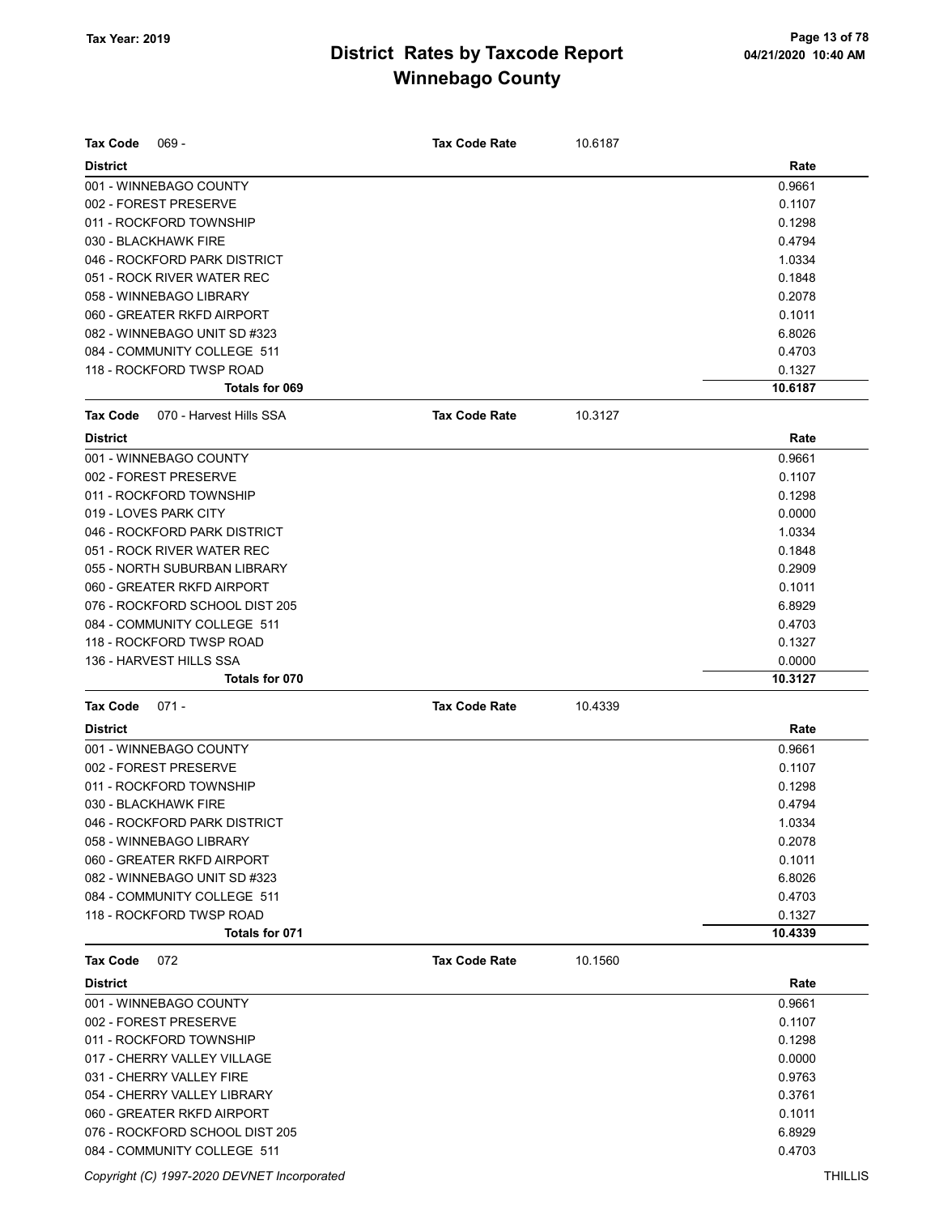# District Rates by Taxcode Report
## Winnebago County

Tax Year: 2019

04/21/2020 10:40 AM

**Tax Code** 069 - **Tax Code Rate** 10.6187

| District | Rate |
|---|---|
| 001 - WINNEBAGO COUNTY | 0.9661 |
| 002 - FOREST PRESERVE | 0.1107 |
| 011 - ROCKFORD TOWNSHIP | 0.1298 |
| 030 - BLACKHAWK FIRE | 0.4794 |
| 046 - ROCKFORD PARK DISTRICT | 1.0334 |
| 051 - ROCK RIVER WATER REC | 0.1848 |
| 058 - WINNEBAGO LIBRARY | 0.2078 |
| 060 - GREATER RKFD AIRPORT | 0.1011 |
| 082 - WINNEBAGO UNIT SD #323 | 6.8026 |
| 084 - COMMUNITY COLLEGE 511 | 0.4703 |
| 118 - ROCKFORD TWSP ROAD | 0.1327 |
| **Totals for 069** | **10.6187** |

**Tax Code** 070 - Harvest Hills SSA **Tax Code Rate** 10.3127

| District | Rate |
|---|---|
| 001 - WINNEBAGO COUNTY | 0.9661 |
| 002 - FOREST PRESERVE | 0.1107 |
| 011 - ROCKFORD TOWNSHIP | 0.1298 |
| 019 - LOVES PARK CITY | 0.0000 |
| 046 - ROCKFORD PARK DISTRICT | 1.0334 |
| 051 - ROCK RIVER WATER REC | 0.1848 |
| 055 - NORTH SUBURBAN LIBRARY | 0.2909 |
| 060 - GREATER RKFD AIRPORT | 0.1011 |
| 076 - ROCKFORD SCHOOL DIST 205 | 6.8929 |
| 084 - COMMUNITY COLLEGE 511 | 0.4703 |
| 118 - ROCKFORD TWSP ROAD | 0.1327 |
| 136 - HARVEST HILLS SSA | 0.0000 |
| **Totals for 070** | **10.3127** |

**Tax Code** 071 - **Tax Code Rate** 10.4339

| District | Rate |
|---|---|
| 001 - WINNEBAGO COUNTY | 0.9661 |
| 002 - FOREST PRESERVE | 0.1107 |
| 011 - ROCKFORD TOWNSHIP | 0.1298 |
| 030 - BLACKHAWK FIRE | 0.4794 |
| 046 - ROCKFORD PARK DISTRICT | 1.0334 |
| 058 - WINNEBAGO LIBRARY | 0.2078 |
| 060 - GREATER RKFD AIRPORT | 0.1011 |
| 082 - WINNEBAGO UNIT SD #323 | 6.8026 |
| 084 - COMMUNITY COLLEGE 511 | 0.4703 |
| 118 - ROCKFORD TWSP ROAD | 0.1327 |
| **Totals for 071** | **10.4339** |

**Tax Code** 072 **Tax Code Rate** 10.1560

| District | Rate |
|---|---|
| 001 - WINNEBAGO COUNTY | 0.9661 |
| 002 - FOREST PRESERVE | 0.1107 |
| 011 - ROCKFORD TOWNSHIP | 0.1298 |
| 017 - CHERRY VALLEY VILLAGE | 0.0000 |
| 031 - CHERRY VALLEY FIRE | 0.9763 |
| 054 - CHERRY VALLEY LIBRARY | 0.3761 |
| 060 - GREATER RKFD AIRPORT | 0.1011 |
| 076 - ROCKFORD SCHOOL DIST 205 | 6.8929 |
| 084 - COMMUNITY COLLEGE 511 | 0.4703 |

Copyright (C) 1997-2020 DEVNET Incorporated THILLIS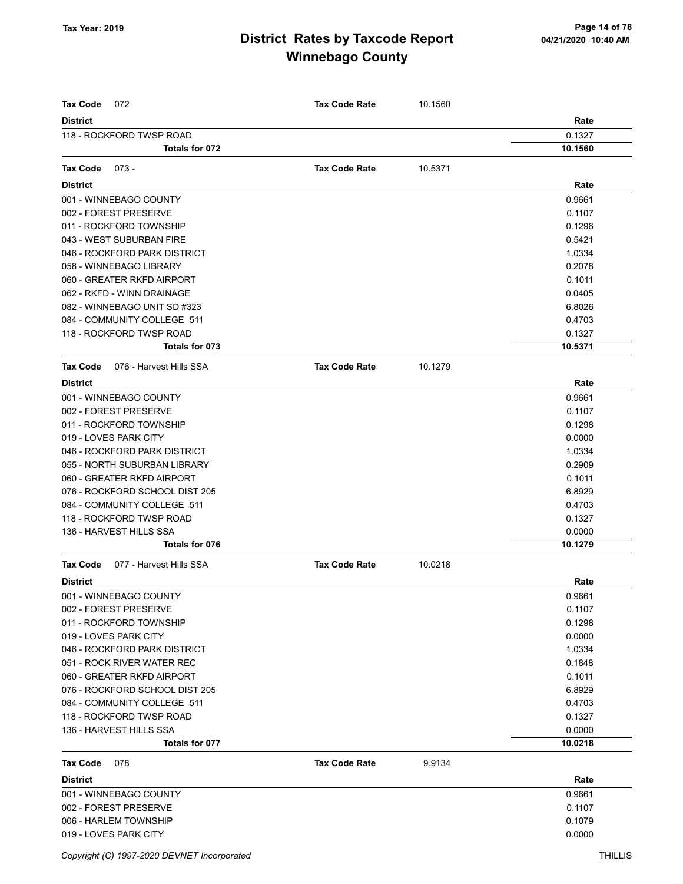# District Rates by Taxcode Report

## Winnebago County

Tax Year: 2019

| Tax Code 072 | Tax Code Rate | 10.1560 |
|---|---|---|
| **District** | | **Rate** |
| 118 - ROCKFORD TWSP ROAD | | 0.1327 |
| **Totals for 072** | | **10.1560** |

| Tax Code 073 - | Tax Code Rate | 10.5371 |
|---|---|---|
| **District** | | **Rate** |
| 001 - WINNEBAGO COUNTY | | 0.9661 |
| 002 - FOREST PRESERVE | | 0.1107 |
| 011 - ROCKFORD TOWNSHIP | | 0.1298 |
| 043 - WEST SUBURBAN FIRE | | 0.5421 |
| 046 - ROCKFORD PARK DISTRICT | | 1.0334 |
| 058 - WINNEBAGO LIBRARY | | 0.2078 |
| 060 - GREATER RKFD AIRPORT | | 0.1011 |
| 062 - RKFD - WINN DRAINAGE | | 0.0405 |
| 082 - WINNEBAGO UNIT SD #323 | | 6.8026 |
| 084 - COMMUNITY COLLEGE 511 | | 0.4703 |
| 118 - ROCKFORD TWSP ROAD | | 0.1327 |
| **Totals for 073** | | **10.5371** |

| Tax Code 076 - Harvest Hills SSA | Tax Code Rate | 10.1279 |
|---|---|---|
| **District** | | **Rate** |
| 001 - WINNEBAGO COUNTY | | 0.9661 |
| 002 - FOREST PRESERVE | | 0.1107 |
| 011 - ROCKFORD TOWNSHIP | | 0.1298 |
| 019 - LOVES PARK CITY | | 0.0000 |
| 046 - ROCKFORD PARK DISTRICT | | 1.0334 |
| 055 - NORTH SUBURBAN LIBRARY | | 0.2909 |
| 060 - GREATER RKFD AIRPORT | | 0.1011 |
| 076 - ROCKFORD SCHOOL DIST 205 | | 6.8929 |
| 084 - COMMUNITY COLLEGE 511 | | 0.4703 |
| 118 - ROCKFORD TWSP ROAD | | 0.1327 |
| 136 - HARVEST HILLS SSA | | 0.0000 |
| **Totals for 076** | | **10.1279** |

| Tax Code 077 - Harvest Hills SSA | Tax Code Rate | 10.0218 |
|---|---|---|
| **District** | | **Rate** |
| 001 - WINNEBAGO COUNTY | | 0.9661 |
| 002 - FOREST PRESERVE | | 0.1107 |
| 011 - ROCKFORD TOWNSHIP | | 0.1298 |
| 019 - LOVES PARK CITY | | 0.0000 |
| 046 - ROCKFORD PARK DISTRICT | | 1.0334 |
| 051 - ROCK RIVER WATER REC | | 0.1848 |
| 060 - GREATER RKFD AIRPORT | | 0.1011 |
| 076 - ROCKFORD SCHOOL DIST 205 | | 6.8929 |
| 084 - COMMUNITY COLLEGE 511 | | 0.4703 |
| 118 - ROCKFORD TWSP ROAD | | 0.1327 |
| 136 - HARVEST HILLS SSA | | 0.0000 |
| **Totals for 077** | | **10.0218** |

| Tax Code 078 | Tax Code Rate | 9.9134 |
|---|---|---|
| **District** | | **Rate** |
| 001 - WINNEBAGO COUNTY | | 0.9661 |
| 002 - FOREST PRESERVE | | 0.1107 |
| 006 - HARLEM TOWNSHIP | | 0.1079 |
| 019 - LOVES PARK CITY | | 0.0000 |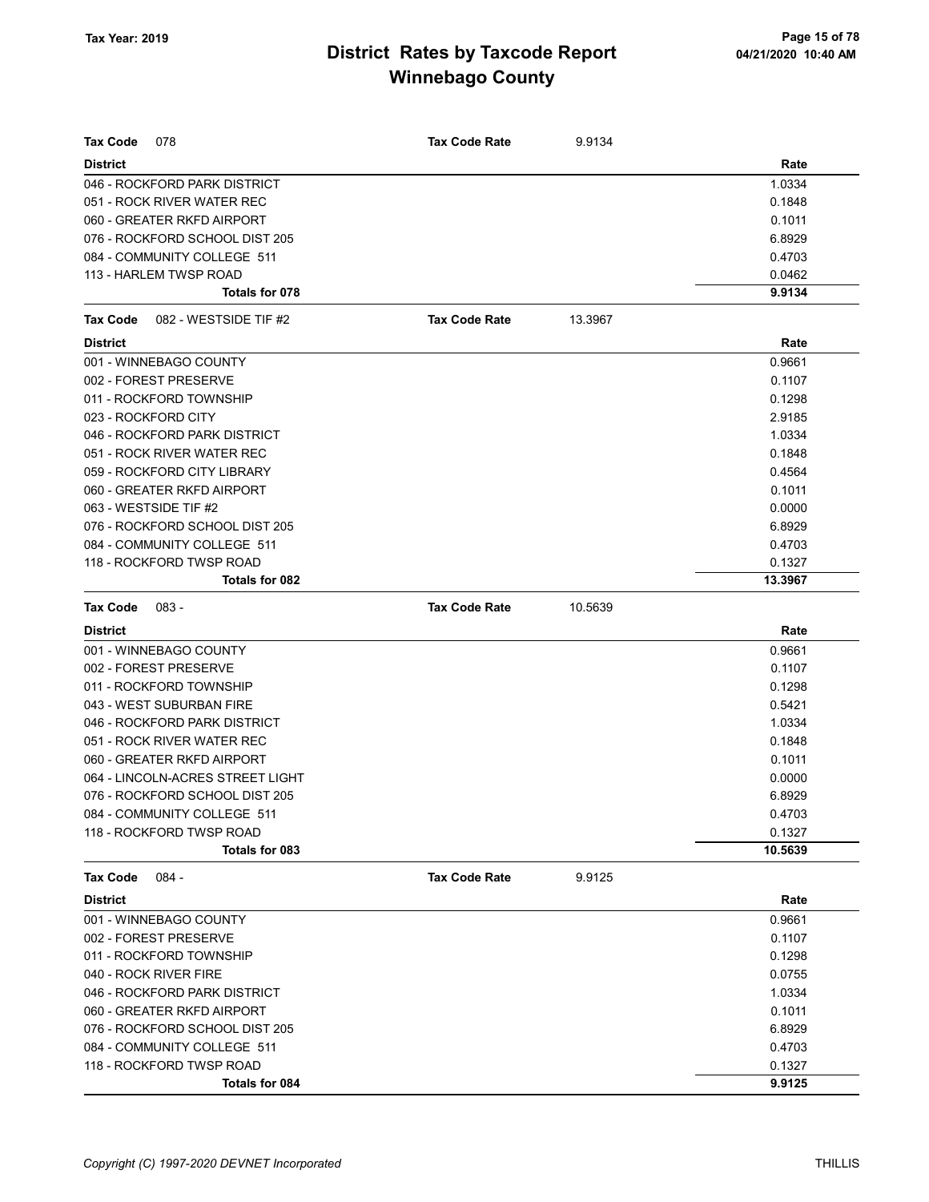# District Rates by Taxcode Report

## Winnebago County

Tax Year: 2019

04/21/2020 10:40 AM

**Tax Code** 078 — **Tax Code Rate** 9.9134

| District | Rate |
|---|---|
| 046 - ROCKFORD PARK DISTRICT | 1.0334 |
| 051 - ROCK RIVER WATER REC | 0.1848 |
| 060 - GREATER RKFD AIRPORT | 0.1011 |
| 076 - ROCKFORD SCHOOL DIST 205 | 6.8929 |
| 084 - COMMUNITY COLLEGE 511 | 0.4703 |
| 113 - HARLEM TWSP ROAD | 0.0462 |
| **Totals for 078** | **9.9134** |

**Tax Code** 082 - WESTSIDE TIF #2 — **Tax Code Rate** 13.3967

| District | Rate |
|---|---|
| 001 - WINNEBAGO COUNTY | 0.9661 |
| 002 - FOREST PRESERVE | 0.1107 |
| 011 - ROCKFORD TOWNSHIP | 0.1298 |
| 023 - ROCKFORD CITY | 2.9185 |
| 046 - ROCKFORD PARK DISTRICT | 1.0334 |
| 051 - ROCK RIVER WATER REC | 0.1848 |
| 059 - ROCKFORD CITY LIBRARY | 0.4564 |
| 060 - GREATER RKFD AIRPORT | 0.1011 |
| 063 - WESTSIDE TIF #2 | 0.0000 |
| 076 - ROCKFORD SCHOOL DIST 205 | 6.8929 |
| 084 - COMMUNITY COLLEGE 511 | 0.4703 |
| 118 - ROCKFORD TWSP ROAD | 0.1327 |
| **Totals for 082** | **13.3967** |

**Tax Code** 083 - — **Tax Code Rate** 10.5639

| District | Rate |
|---|---|
| 001 - WINNEBAGO COUNTY | 0.9661 |
| 002 - FOREST PRESERVE | 0.1107 |
| 011 - ROCKFORD TOWNSHIP | 0.1298 |
| 043 - WEST SUBURBAN FIRE | 0.5421 |
| 046 - ROCKFORD PARK DISTRICT | 1.0334 |
| 051 - ROCK RIVER WATER REC | 0.1848 |
| 060 - GREATER RKFD AIRPORT | 0.1011 |
| 064 - LINCOLN-ACRES STREET LIGHT | 0.0000 |
| 076 - ROCKFORD SCHOOL DIST 205 | 6.8929 |
| 084 - COMMUNITY COLLEGE 511 | 0.4703 |
| 118 - ROCKFORD TWSP ROAD | 0.1327 |
| **Totals for 083** | **10.5639** |

**Tax Code** 084 - — **Tax Code Rate** 9.9125

| District | Rate |
|---|---|
| 001 - WINNEBAGO COUNTY | 0.9661 |
| 002 - FOREST PRESERVE | 0.1107 |
| 011 - ROCKFORD TOWNSHIP | 0.1298 |
| 040 - ROCK RIVER FIRE | 0.0755 |
| 046 - ROCKFORD PARK DISTRICT | 1.0334 |
| 060 - GREATER RKFD AIRPORT | 0.1011 |
| 076 - ROCKFORD SCHOOL DIST 205 | 6.8929 |
| 084 - COMMUNITY COLLEGE 511 | 0.4703 |
| 118 - ROCKFORD TWSP ROAD | 0.1327 |
| **Totals for 084** | **9.9125** |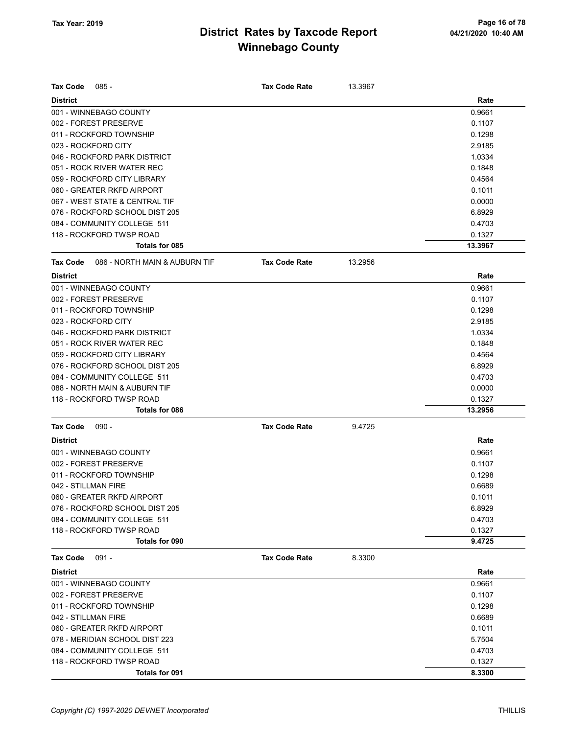# District Rates by Taxcode Report
# Winnebago County

Tax Year: 2019

**Tax Code** 085 - **Tax Code Rate** 13.3967

| District | Rate |
|---|---|
| 001 - WINNEBAGO COUNTY | 0.9661 |
| 002 - FOREST PRESERVE | 0.1107 |
| 011 - ROCKFORD TOWNSHIP | 0.1298 |
| 023 - ROCKFORD CITY | 2.9185 |
| 046 - ROCKFORD PARK DISTRICT | 1.0334 |
| 051 - ROCK RIVER WATER REC | 0.1848 |
| 059 - ROCKFORD CITY LIBRARY | 0.4564 |
| 060 - GREATER RKFD AIRPORT | 0.1011 |
| 067 - WEST STATE & CENTRAL TIF | 0.0000 |
| 076 - ROCKFORD SCHOOL DIST 205 | 6.8929 |
| 084 - COMMUNITY COLLEGE 511 | 0.4703 |
| 118 - ROCKFORD TWSP ROAD | 0.1327 |
| **Totals for 085** | **13.3967** |

**Tax Code** 086 - NORTH MAIN & AUBURN TIF **Tax Code Rate** 13.2956

| District | Rate |
|---|---|
| 001 - WINNEBAGO COUNTY | 0.9661 |
| 002 - FOREST PRESERVE | 0.1107 |
| 011 - ROCKFORD TOWNSHIP | 0.1298 |
| 023 - ROCKFORD CITY | 2.9185 |
| 046 - ROCKFORD PARK DISTRICT | 1.0334 |
| 051 - ROCK RIVER WATER REC | 0.1848 |
| 059 - ROCKFORD CITY LIBRARY | 0.4564 |
| 076 - ROCKFORD SCHOOL DIST 205 | 6.8929 |
| 084 - COMMUNITY COLLEGE 511 | 0.4703 |
| 088 - NORTH MAIN & AUBURN TIF | 0.0000 |
| 118 - ROCKFORD TWSP ROAD | 0.1327 |
| **Totals for 086** | **13.2956** |

**Tax Code** 090 - **Tax Code Rate** 9.4725

| District | Rate |
|---|---|
| 001 - WINNEBAGO COUNTY | 0.9661 |
| 002 - FOREST PRESERVE | 0.1107 |
| 011 - ROCKFORD TOWNSHIP | 0.1298 |
| 042 - STILLMAN FIRE | 0.6689 |
| 060 - GREATER RKFD AIRPORT | 0.1011 |
| 076 - ROCKFORD SCHOOL DIST 205 | 6.8929 |
| 084 - COMMUNITY COLLEGE 511 | 0.4703 |
| 118 - ROCKFORD TWSP ROAD | 0.1327 |
| **Totals for 090** | **9.4725** |

**Tax Code** 091 - **Tax Code Rate** 8.3300

| District | Rate |
|---|---|
| 001 - WINNEBAGO COUNTY | 0.9661 |
| 002 - FOREST PRESERVE | 0.1107 |
| 011 - ROCKFORD TOWNSHIP | 0.1298 |
| 042 - STILLMAN FIRE | 0.6689 |
| 060 - GREATER RKFD AIRPORT | 0.1011 |
| 078 - MERIDIAN SCHOOL DIST 223 | 5.7504 |
| 084 - COMMUNITY COLLEGE 511 | 0.4703 |
| 118 - ROCKFORD TWSP ROAD | 0.1327 |
| **Totals for 091** | **8.3300** |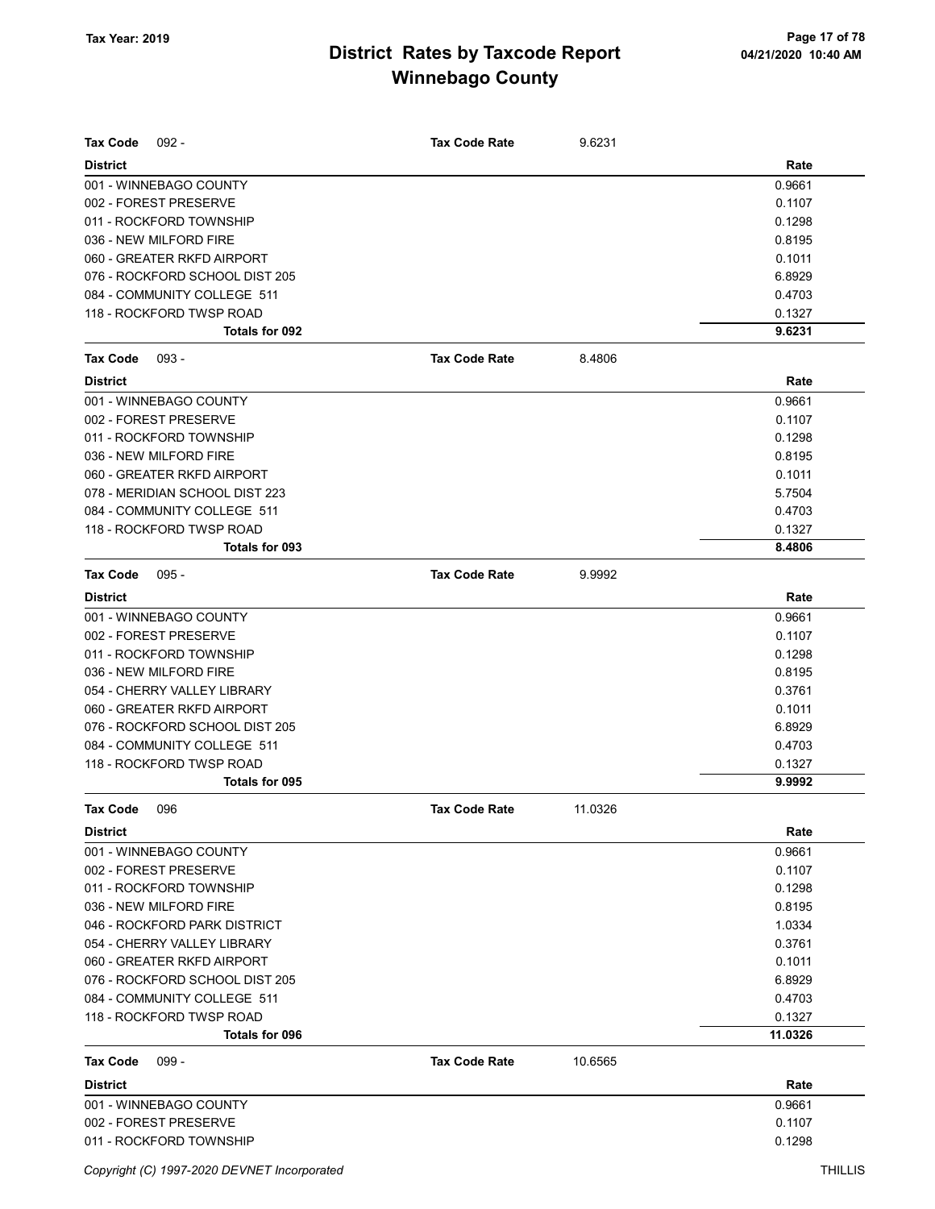# District Rates by Taxcode Report
# Winnebago County

Tax Year: 2019

| Tax Code 092 - | Tax Code Rate 9.6231 |
|---|---|
| **District** | **Rate** |
| 001 - WINNEBAGO COUNTY | 0.9661 |
| 002 - FOREST PRESERVE | 0.1107 |
| 011 - ROCKFORD TOWNSHIP | 0.1298 |
| 036 - NEW MILFORD FIRE | 0.8195 |
| 060 - GREATER RKFD AIRPORT | 0.1011 |
| 076 - ROCKFORD SCHOOL DIST 205 | 6.8929 |
| 084 - COMMUNITY COLLEGE 511 | 0.4703 |
| 118 - ROCKFORD TWSP ROAD | 0.1327 |
| **Totals for 092** | **9.6231** |

| Tax Code 093 - | Tax Code Rate 8.4806 |
|---|---|
| **District** | **Rate** |
| 001 - WINNEBAGO COUNTY | 0.9661 |
| 002 - FOREST PRESERVE | 0.1107 |
| 011 - ROCKFORD TOWNSHIP | 0.1298 |
| 036 - NEW MILFORD FIRE | 0.8195 |
| 060 - GREATER RKFD AIRPORT | 0.1011 |
| 078 - MERIDIAN SCHOOL DIST 223 | 5.7504 |
| 084 - COMMUNITY COLLEGE 511 | 0.4703 |
| 118 - ROCKFORD TWSP ROAD | 0.1327 |
| **Totals for 093** | **8.4806** |

| Tax Code 095 - | Tax Code Rate 9.9992 |
|---|---|
| **District** | **Rate** |
| 001 - WINNEBAGO COUNTY | 0.9661 |
| 002 - FOREST PRESERVE | 0.1107 |
| 011 - ROCKFORD TOWNSHIP | 0.1298 |
| 036 - NEW MILFORD FIRE | 0.8195 |
| 054 - CHERRY VALLEY LIBRARY | 0.3761 |
| 060 - GREATER RKFD AIRPORT | 0.1011 |
| 076 - ROCKFORD SCHOOL DIST 205 | 6.8929 |
| 084 - COMMUNITY COLLEGE 511 | 0.4703 |
| 118 - ROCKFORD TWSP ROAD | 0.1327 |
| **Totals for 095** | **9.9992** |

| Tax Code 096 | Tax Code Rate 11.0326 |
|---|---|
| **District** | **Rate** |
| 001 - WINNEBAGO COUNTY | 0.9661 |
| 002 - FOREST PRESERVE | 0.1107 |
| 011 - ROCKFORD TOWNSHIP | 0.1298 |
| 036 - NEW MILFORD FIRE | 0.8195 |
| 046 - ROCKFORD PARK DISTRICT | 1.0334 |
| 054 - CHERRY VALLEY LIBRARY | 0.3761 |
| 060 - GREATER RKFD AIRPORT | 0.1011 |
| 076 - ROCKFORD SCHOOL DIST 205 | 6.8929 |
| 084 - COMMUNITY COLLEGE 511 | 0.4703 |
| 118 - ROCKFORD TWSP ROAD | 0.1327 |
| **Totals for 096** | **11.0326** |

| Tax Code 099 - | Tax Code Rate 10.6565 |
|---|---|
| **District** | **Rate** |
| 001 - WINNEBAGO COUNTY | 0.9661 |
| 002 - FOREST PRESERVE | 0.1107 |
| 011 - ROCKFORD TOWNSHIP | 0.1298 |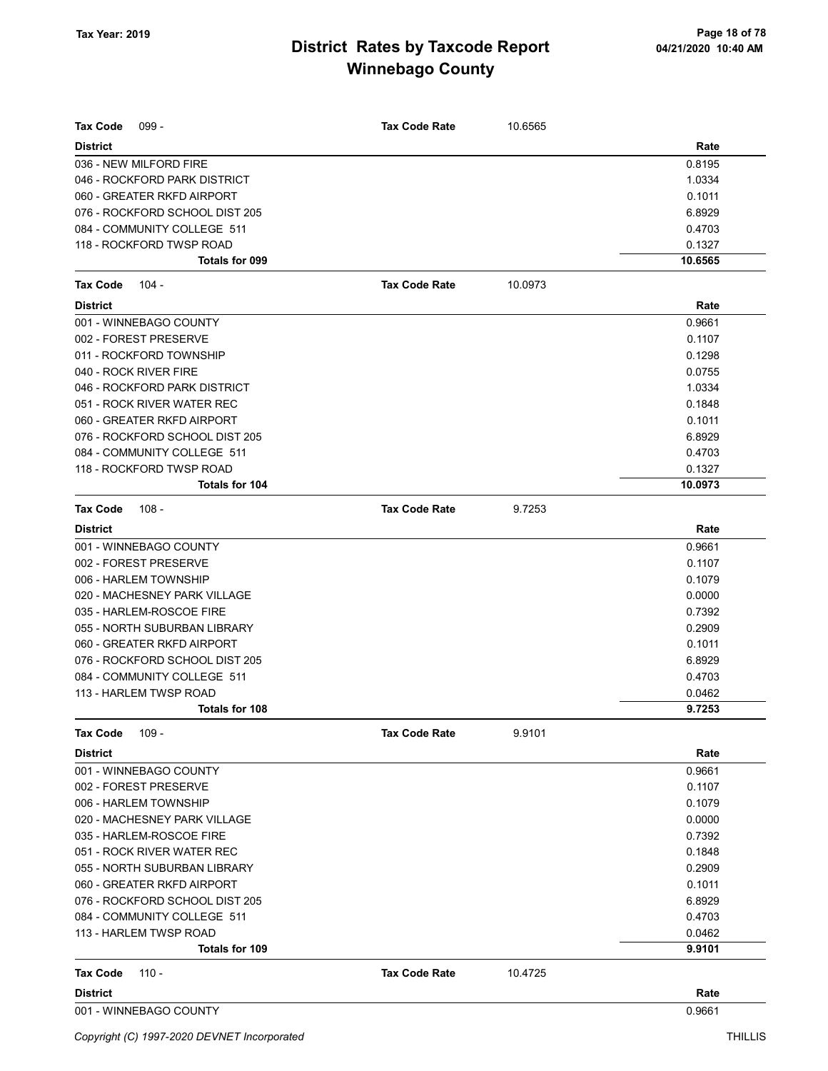# District Rates by Taxcode Report
## Winnebago County

Tax Year: 2019

**Tax Code** 099 - **Tax Code Rate** 10.6565

| District | Rate |
|---|---|
| 036 - NEW MILFORD FIRE | 0.8195 |
| 046 - ROCKFORD PARK DISTRICT | 1.0334 |
| 060 - GREATER RKFD AIRPORT | 0.1011 |
| 076 - ROCKFORD SCHOOL DIST 205 | 6.8929 |
| 084 - COMMUNITY COLLEGE 511 | 0.4703 |
| 118 - ROCKFORD TWSP ROAD | 0.1327 |
| **Totals for 099** | **10.6565** |

**Tax Code** 104 - **Tax Code Rate** 10.0973

| District | Rate |
|---|---|
| 001 - WINNEBAGO COUNTY | 0.9661 |
| 002 - FOREST PRESERVE | 0.1107 |
| 011 - ROCKFORD TOWNSHIP | 0.1298 |
| 040 - ROCK RIVER FIRE | 0.0755 |
| 046 - ROCKFORD PARK DISTRICT | 1.0334 |
| 051 - ROCK RIVER WATER REC | 0.1848 |
| 060 - GREATER RKFD AIRPORT | 0.1011 |
| 076 - ROCKFORD SCHOOL DIST 205 | 6.8929 |
| 084 - COMMUNITY COLLEGE 511 | 0.4703 |
| 118 - ROCKFORD TWSP ROAD | 0.1327 |
| **Totals for 104** | **10.0973** |

**Tax Code** 108 - **Tax Code Rate** 9.7253

| District | Rate |
|---|---|
| 001 - WINNEBAGO COUNTY | 0.9661 |
| 002 - FOREST PRESERVE | 0.1107 |
| 006 - HARLEM TOWNSHIP | 0.1079 |
| 020 - MACHESNEY PARK VILLAGE | 0.0000 |
| 035 - HARLEM-ROSCOE FIRE | 0.7392 |
| 055 - NORTH SUBURBAN LIBRARY | 0.2909 |
| 060 - GREATER RKFD AIRPORT | 0.1011 |
| 076 - ROCKFORD SCHOOL DIST 205 | 6.8929 |
| 084 - COMMUNITY COLLEGE 511 | 0.4703 |
| 113 - HARLEM TWSP ROAD | 0.0462 |
| **Totals for 108** | **9.7253** |

**Tax Code** 109 - **Tax Code Rate** 9.9101

| District | Rate |
|---|---|
| 001 - WINNEBAGO COUNTY | 0.9661 |
| 002 - FOREST PRESERVE | 0.1107 |
| 006 - HARLEM TOWNSHIP | 0.1079 |
| 020 - MACHESNEY PARK VILLAGE | 0.0000 |
| 035 - HARLEM-ROSCOE FIRE | 0.7392 |
| 051 - ROCK RIVER WATER REC | 0.1848 |
| 055 - NORTH SUBURBAN LIBRARY | 0.2909 |
| 060 - GREATER RKFD AIRPORT | 0.1011 |
| 076 - ROCKFORD SCHOOL DIST 205 | 6.8929 |
| 084 - COMMUNITY COLLEGE 511 | 0.4703 |
| 113 - HARLEM TWSP ROAD | 0.0462 |
| **Totals for 109** | **9.9101** |

**Tax Code** 110 - **Tax Code Rate** 10.4725

| District | Rate |
|---|---|
| 001 - WINNEBAGO COUNTY | 0.9661 |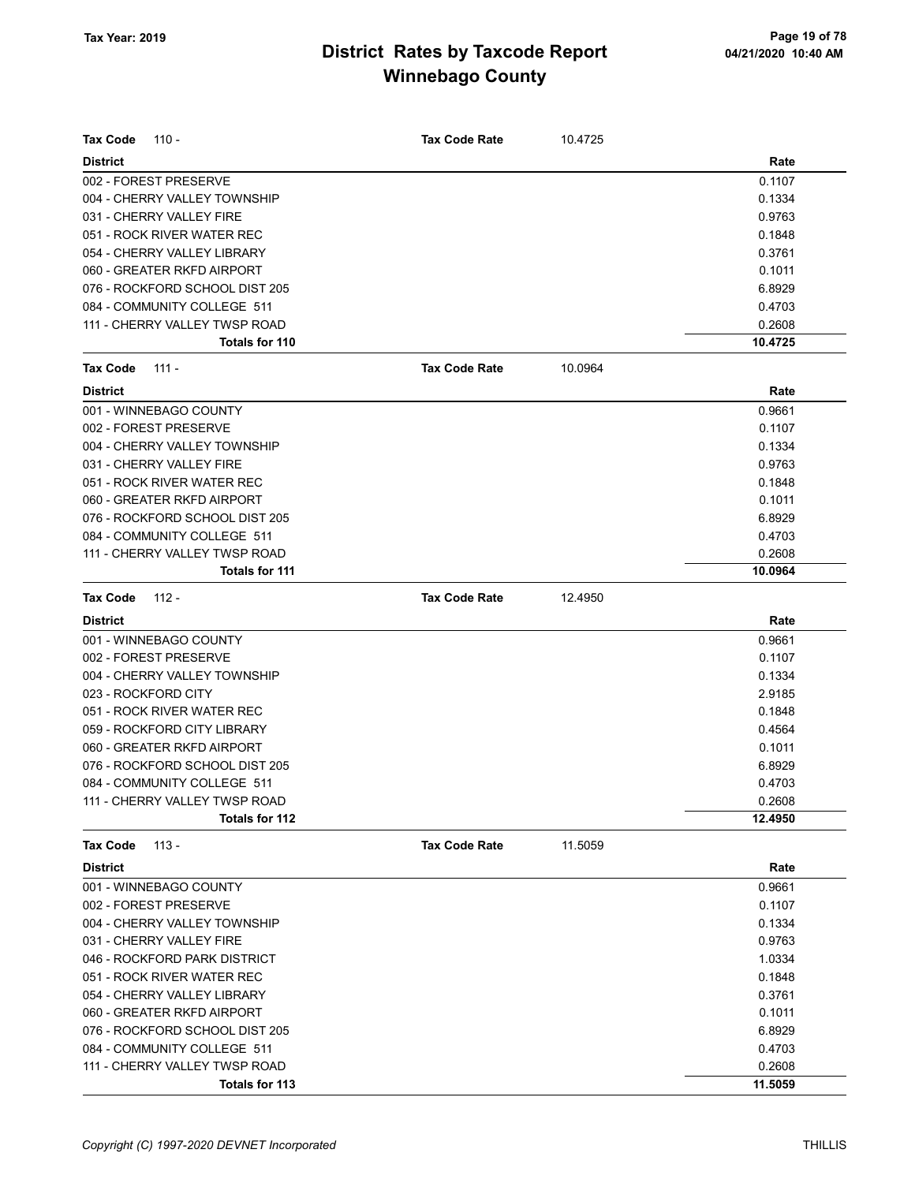# District Rates by Taxcode Report
## Winnebago County

Tax Year: 2019

| Tax Code 110 - | Tax Code Rate | 10.4725 |
|---|---|---|
| **District** | | **Rate** |
| 002 - FOREST PRESERVE | | 0.1107 |
| 004 - CHERRY VALLEY TOWNSHIP | | 0.1334 |
| 031 - CHERRY VALLEY FIRE | | 0.9763 |
| 051 - ROCK RIVER WATER REC | | 0.1848 |
| 054 - CHERRY VALLEY LIBRARY | | 0.3761 |
| 060 - GREATER RKFD AIRPORT | | 0.1011 |
| 076 - ROCKFORD SCHOOL DIST 205 | | 6.8929 |
| 084 - COMMUNITY COLLEGE 511 | | 0.4703 |
| 111 - CHERRY VALLEY TWSP ROAD | | 0.2608 |
| **Totals for 110** | | **10.4725** |

| Tax Code 111 - | Tax Code Rate | 10.0964 |
|---|---|---|
| **District** | | **Rate** |
| 001 - WINNEBAGO COUNTY | | 0.9661 |
| 002 - FOREST PRESERVE | | 0.1107 |
| 004 - CHERRY VALLEY TOWNSHIP | | 0.1334 |
| 031 - CHERRY VALLEY FIRE | | 0.9763 |
| 051 - ROCK RIVER WATER REC | | 0.1848 |
| 060 - GREATER RKFD AIRPORT | | 0.1011 |
| 076 - ROCKFORD SCHOOL DIST 205 | | 6.8929 |
| 084 - COMMUNITY COLLEGE 511 | | 0.4703 |
| 111 - CHERRY VALLEY TWSP ROAD | | 0.2608 |
| **Totals for 111** | | **10.0964** |

| Tax Code 112 - | Tax Code Rate | 12.4950 |
|---|---|---|
| **District** | | **Rate** |
| 001 - WINNEBAGO COUNTY | | 0.9661 |
| 002 - FOREST PRESERVE | | 0.1107 |
| 004 - CHERRY VALLEY TOWNSHIP | | 0.1334 |
| 023 - ROCKFORD CITY | | 2.9185 |
| 051 - ROCK RIVER WATER REC | | 0.1848 |
| 059 - ROCKFORD CITY LIBRARY | | 0.4564 |
| 060 - GREATER RKFD AIRPORT | | 0.1011 |
| 076 - ROCKFORD SCHOOL DIST 205 | | 6.8929 |
| 084 - COMMUNITY COLLEGE 511 | | 0.4703 |
| 111 - CHERRY VALLEY TWSP ROAD | | 0.2608 |
| **Totals for 112** | | **12.4950** |

| Tax Code 113 - | Tax Code Rate | 11.5059 |
|---|---|---|
| **District** | | **Rate** |
| 001 - WINNEBAGO COUNTY | | 0.9661 |
| 002 - FOREST PRESERVE | | 0.1107 |
| 004 - CHERRY VALLEY TOWNSHIP | | 0.1334 |
| 031 - CHERRY VALLEY FIRE | | 0.9763 |
| 046 - ROCKFORD PARK DISTRICT | | 1.0334 |
| 051 - ROCK RIVER WATER REC | | 0.1848 |
| 054 - CHERRY VALLEY LIBRARY | | 0.3761 |
| 060 - GREATER RKFD AIRPORT | | 0.1011 |
| 076 - ROCKFORD SCHOOL DIST 205 | | 6.8929 |
| 084 - COMMUNITY COLLEGE 511 | | 0.4703 |
| 111 - CHERRY VALLEY TWSP ROAD | | 0.2608 |
| **Totals for 113** | | **11.5059** |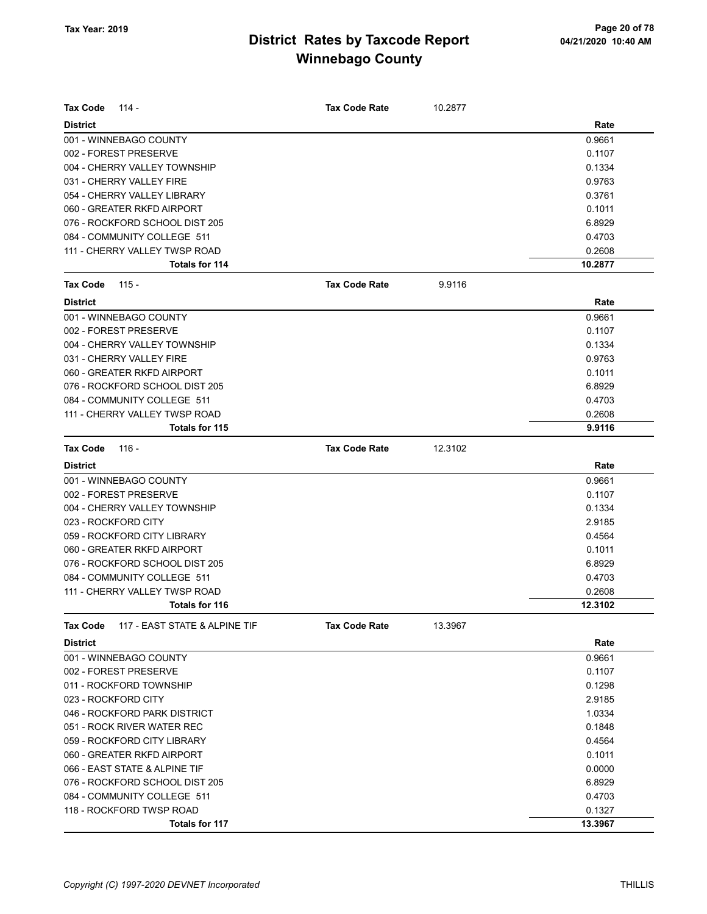# District Rates by Taxcode Report
## Winnebago County

Tax Year: 2019

**Tax Code** 114 - | **Tax Code Rate** 10.2877

| District | Rate |
|---|---|
| 001 - WINNEBAGO COUNTY | 0.9661 |
| 002 - FOREST PRESERVE | 0.1107 |
| 004 - CHERRY VALLEY TOWNSHIP | 0.1334 |
| 031 - CHERRY VALLEY FIRE | 0.9763 |
| 054 - CHERRY VALLEY LIBRARY | 0.3761 |
| 060 - GREATER RKFD AIRPORT | 0.1011 |
| 076 - ROCKFORD SCHOOL DIST 205 | 6.8929 |
| 084 - COMMUNITY COLLEGE 511 | 0.4703 |
| 111 - CHERRY VALLEY TWSP ROAD | 0.2608 |
| **Totals for 114** | **10.2877** |

**Tax Code** 115 - | **Tax Code Rate** 9.9116

| District | Rate |
|---|---|
| 001 - WINNEBAGO COUNTY | 0.9661 |
| 002 - FOREST PRESERVE | 0.1107 |
| 004 - CHERRY VALLEY TOWNSHIP | 0.1334 |
| 031 - CHERRY VALLEY FIRE | 0.9763 |
| 060 - GREATER RKFD AIRPORT | 0.1011 |
| 076 - ROCKFORD SCHOOL DIST 205 | 6.8929 |
| 084 - COMMUNITY COLLEGE 511 | 0.4703 |
| 111 - CHERRY VALLEY TWSP ROAD | 0.2608 |
| **Totals for 115** | **9.9116** |

**Tax Code** 116 - | **Tax Code Rate** 12.3102

| District | Rate |
|---|---|
| 001 - WINNEBAGO COUNTY | 0.9661 |
| 002 - FOREST PRESERVE | 0.1107 |
| 004 - CHERRY VALLEY TOWNSHIP | 0.1334 |
| 023 - ROCKFORD CITY | 2.9185 |
| 059 - ROCKFORD CITY LIBRARY | 0.4564 |
| 060 - GREATER RKFD AIRPORT | 0.1011 |
| 076 - ROCKFORD SCHOOL DIST 205 | 6.8929 |
| 084 - COMMUNITY COLLEGE 511 | 0.4703 |
| 111 - CHERRY VALLEY TWSP ROAD | 0.2608 |
| **Totals for 116** | **12.3102** |

**Tax Code** 117 - EAST STATE & ALPINE TIF | **Tax Code Rate** 13.3967

| District | Rate |
|---|---|
| 001 - WINNEBAGO COUNTY | 0.9661 |
| 002 - FOREST PRESERVE | 0.1107 |
| 011 - ROCKFORD TOWNSHIP | 0.1298 |
| 023 - ROCKFORD CITY | 2.9185 |
| 046 - ROCKFORD PARK DISTRICT | 1.0334 |
| 051 - ROCK RIVER WATER REC | 0.1848 |
| 059 - ROCKFORD CITY LIBRARY | 0.4564 |
| 060 - GREATER RKFD AIRPORT | 0.1011 |
| 066 - EAST STATE & ALPINE TIF | 0.0000 |
| 076 - ROCKFORD SCHOOL DIST 205 | 6.8929 |
| 084 - COMMUNITY COLLEGE 511 | 0.4703 |
| 118 - ROCKFORD TWSP ROAD | 0.1327 |
| **Totals for 117** | **13.3967** |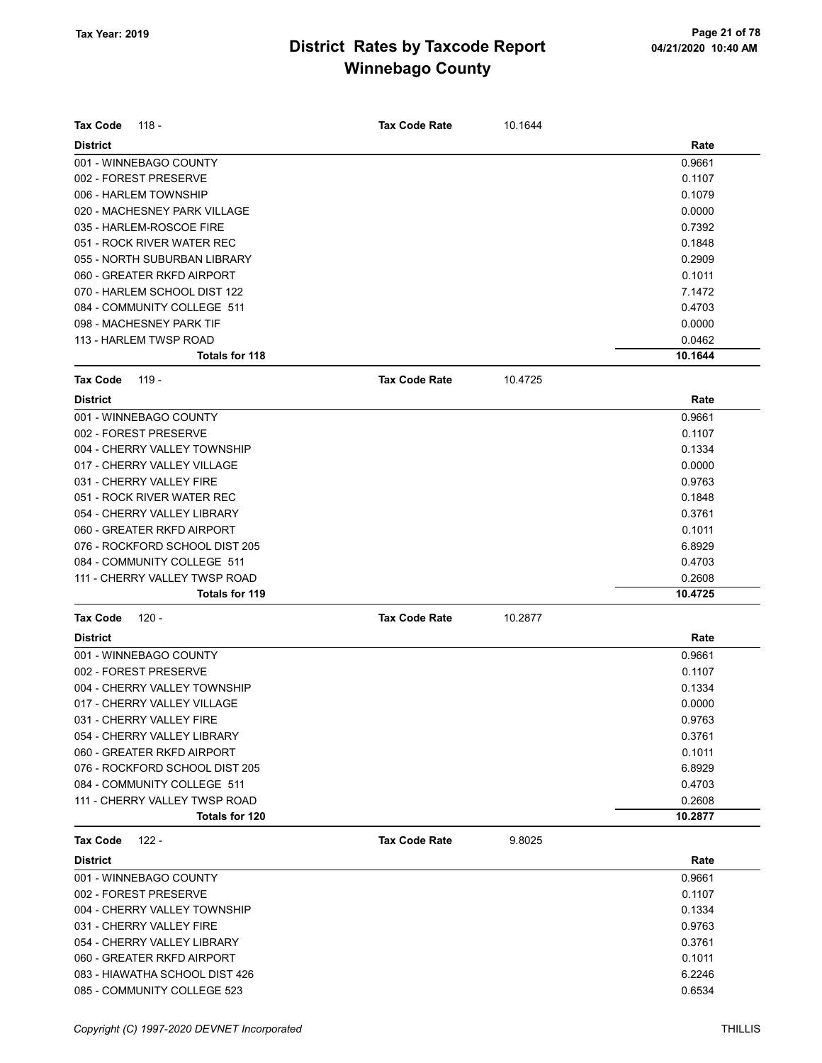# District Rates by Taxcode Report
## Winnebago County

Tax Year: 2019

**Tax Code** 118 - **Tax Code Rate** 10.1644

| District | Rate |
|---|---|
| 001 - WINNEBAGO COUNTY | 0.9661 |
| 002 - FOREST PRESERVE | 0.1107 |
| 006 - HARLEM TOWNSHIP | 0.1079 |
| 020 - MACHESNEY PARK VILLAGE | 0.0000 |
| 035 - HARLEM-ROSCOE FIRE | 0.7392 |
| 051 - ROCK RIVER WATER REC | 0.1848 |
| 055 - NORTH SUBURBAN LIBRARY | 0.2909 |
| 060 - GREATER RKFD AIRPORT | 0.1011 |
| 070 - HARLEM SCHOOL DIST 122 | 7.1472 |
| 084 - COMMUNITY COLLEGE 511 | 0.4703 |
| 098 - MACHESNEY PARK TIF | 0.0000 |
| 113 - HARLEM TWSP ROAD | 0.0462 |
| **Totals for 118** | **10.1644** |

**Tax Code** 119 - **Tax Code Rate** 10.4725

| District | Rate |
|---|---|
| 001 - WINNEBAGO COUNTY | 0.9661 |
| 002 - FOREST PRESERVE | 0.1107 |
| 004 - CHERRY VALLEY TOWNSHIP | 0.1334 |
| 017 - CHERRY VALLEY VILLAGE | 0.0000 |
| 031 - CHERRY VALLEY FIRE | 0.9763 |
| 051 - ROCK RIVER WATER REC | 0.1848 |
| 054 - CHERRY VALLEY LIBRARY | 0.3761 |
| 060 - GREATER RKFD AIRPORT | 0.1011 |
| 076 - ROCKFORD SCHOOL DIST 205 | 6.8929 |
| 084 - COMMUNITY COLLEGE 511 | 0.4703 |
| 111 - CHERRY VALLEY TWSP ROAD | 0.2608 |
| **Totals for 119** | **10.4725** |

**Tax Code** 120 - **Tax Code Rate** 10.2877

| District | Rate |
|---|---|
| 001 - WINNEBAGO COUNTY | 0.9661 |
| 002 - FOREST PRESERVE | 0.1107 |
| 004 - CHERRY VALLEY TOWNSHIP | 0.1334 |
| 017 - CHERRY VALLEY VILLAGE | 0.0000 |
| 031 - CHERRY VALLEY FIRE | 0.9763 |
| 054 - CHERRY VALLEY LIBRARY | 0.3761 |
| 060 - GREATER RKFD AIRPORT | 0.1011 |
| 076 - ROCKFORD SCHOOL DIST 205 | 6.8929 |
| 084 - COMMUNITY COLLEGE 511 | 0.4703 |
| 111 - CHERRY VALLEY TWSP ROAD | 0.2608 |
| **Totals for 120** | **10.2877** |

**Tax Code** 122 - **Tax Code Rate** 9.8025

| District | Rate |
|---|---|
| 001 - WINNEBAGO COUNTY | 0.9661 |
| 002 - FOREST PRESERVE | 0.1107 |
| 004 - CHERRY VALLEY TOWNSHIP | 0.1334 |
| 031 - CHERRY VALLEY FIRE | 0.9763 |
| 054 - CHERRY VALLEY LIBRARY | 0.3761 |
| 060 - GREATER RKFD AIRPORT | 0.1011 |
| 083 - HIAWATHA SCHOOL DIST 426 | 6.2246 |
| 085 - COMMUNITY COLLEGE 523 | 0.6534 |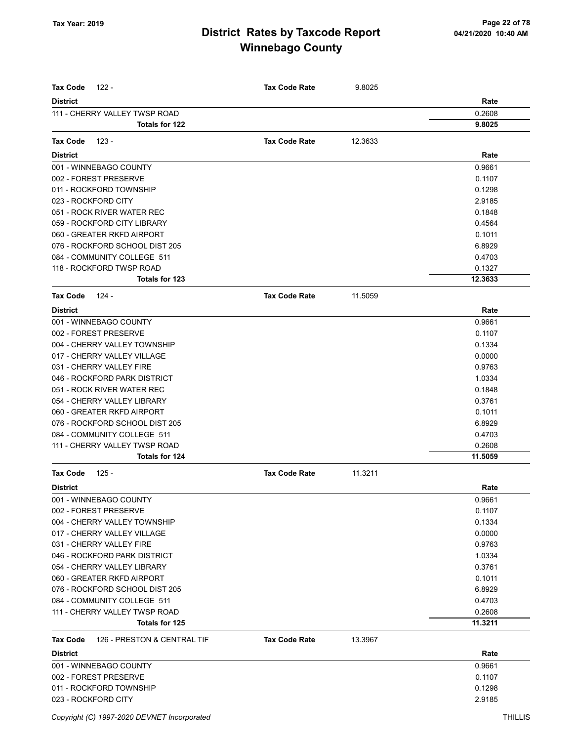# District Rates by Taxcode Report
## Winnebago County

Tax Year: 2019

| Tax Code 122 - | Tax Code Rate | 9.8025 |
|---|---|---|
| **District** | | **Rate** |
| 111 - CHERRY VALLEY TWSP ROAD | | 0.2608 |
| **Totals for 122** | | **9.8025** |

| Tax Code 123 - | Tax Code Rate | 12.3633 |
|---|---|---|
| **District** | | **Rate** |
| 001 - WINNEBAGO COUNTY | | 0.9661 |
| 002 - FOREST PRESERVE | | 0.1107 |
| 011 - ROCKFORD TOWNSHIP | | 0.1298 |
| 023 - ROCKFORD CITY | | 2.9185 |
| 051 - ROCK RIVER WATER REC | | 0.1848 |
| 059 - ROCKFORD CITY LIBRARY | | 0.4564 |
| 060 - GREATER RKFD AIRPORT | | 0.1011 |
| 076 - ROCKFORD SCHOOL DIST 205 | | 6.8929 |
| 084 - COMMUNITY COLLEGE 511 | | 0.4703 |
| 118 - ROCKFORD TWSP ROAD | | 0.1327 |
| **Totals for 123** | | **12.3633** |

| Tax Code 124 - | Tax Code Rate | 11.5059 |
|---|---|---|
| **District** | | **Rate** |
| 001 - WINNEBAGO COUNTY | | 0.9661 |
| 002 - FOREST PRESERVE | | 0.1107 |
| 004 - CHERRY VALLEY TOWNSHIP | | 0.1334 |
| 017 - CHERRY VALLEY VILLAGE | | 0.0000 |
| 031 - CHERRY VALLEY FIRE | | 0.9763 |
| 046 - ROCKFORD PARK DISTRICT | | 1.0334 |
| 051 - ROCK RIVER WATER REC | | 0.1848 |
| 054 - CHERRY VALLEY LIBRARY | | 0.3761 |
| 060 - GREATER RKFD AIRPORT | | 0.1011 |
| 076 - ROCKFORD SCHOOL DIST 205 | | 6.8929 |
| 084 - COMMUNITY COLLEGE 511 | | 0.4703 |
| 111 - CHERRY VALLEY TWSP ROAD | | 0.2608 |
| **Totals for 124** | | **11.5059** |

| Tax Code 125 - | Tax Code Rate | 11.3211 |
|---|---|---|
| **District** | | **Rate** |
| 001 - WINNEBAGO COUNTY | | 0.9661 |
| 002 - FOREST PRESERVE | | 0.1107 |
| 004 - CHERRY VALLEY TOWNSHIP | | 0.1334 |
| 017 - CHERRY VALLEY VILLAGE | | 0.0000 |
| 031 - CHERRY VALLEY FIRE | | 0.9763 |
| 046 - ROCKFORD PARK DISTRICT | | 1.0334 |
| 054 - CHERRY VALLEY LIBRARY | | 0.3761 |
| 060 - GREATER RKFD AIRPORT | | 0.1011 |
| 076 - ROCKFORD SCHOOL DIST 205 | | 6.8929 |
| 084 - COMMUNITY COLLEGE 511 | | 0.4703 |
| 111 - CHERRY VALLEY TWSP ROAD | | 0.2608 |
| **Totals for 125** | | **11.3211** |

| Tax Code 126 - PRESTON & CENTRAL TIF | Tax Code Rate | 13.3967 |
|---|---|---|
| **District** | | **Rate** |
| 001 - WINNEBAGO COUNTY | | 0.9661 |
| 002 - FOREST PRESERVE | | 0.1107 |
| 011 - ROCKFORD TOWNSHIP | | 0.1298 |
| 023 - ROCKFORD CITY | | 2.9185 |

Copyright (C) 1997-2020 DEVNET Incorporated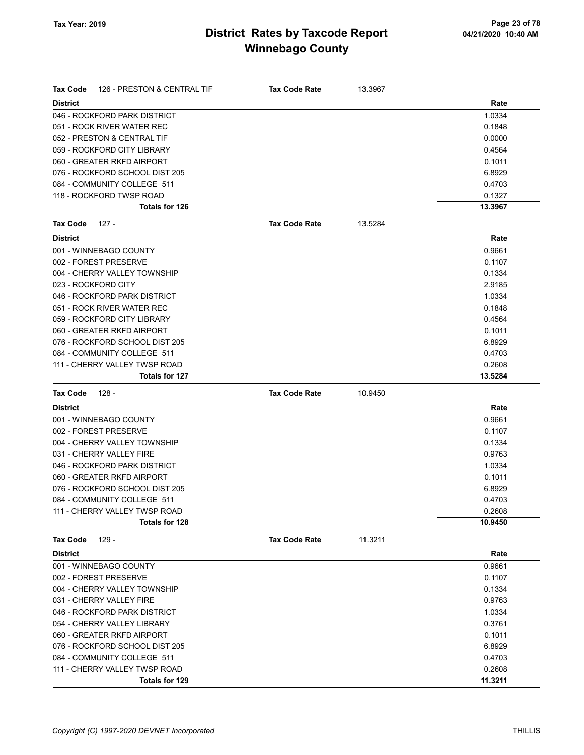# District Rates by Taxcode Report
## Winnebago County

Tax Year: 2019

04/21/2020 10:40 AM

**Tax Code** 126 - PRESTON & CENTRAL TIF — **Tax Code Rate** 13.3967

| District | Rate |
|---|---|
| 046 - ROCKFORD PARK DISTRICT | 1.0334 |
| 051 - ROCK RIVER WATER REC | 0.1848 |
| 052 - PRESTON & CENTRAL TIF | 0.0000 |
| 059 - ROCKFORD CITY LIBRARY | 0.4564 |
| 060 - GREATER RKFD AIRPORT | 0.1011 |
| 076 - ROCKFORD SCHOOL DIST 205 | 6.8929 |
| 084 - COMMUNITY COLLEGE 511 | 0.4703 |
| 118 - ROCKFORD TWSP ROAD | 0.1327 |
| **Totals for 126** | **13.3967** |

**Tax Code** 127 - — **Tax Code Rate** 13.5284

| District | Rate |
|---|---|
| 001 - WINNEBAGO COUNTY | 0.9661 |
| 002 - FOREST PRESERVE | 0.1107 |
| 004 - CHERRY VALLEY TOWNSHIP | 0.1334 |
| 023 - ROCKFORD CITY | 2.9185 |
| 046 - ROCKFORD PARK DISTRICT | 1.0334 |
| 051 - ROCK RIVER WATER REC | 0.1848 |
| 059 - ROCKFORD CITY LIBRARY | 0.4564 |
| 060 - GREATER RKFD AIRPORT | 0.1011 |
| 076 - ROCKFORD SCHOOL DIST 205 | 6.8929 |
| 084 - COMMUNITY COLLEGE 511 | 0.4703 |
| 111 - CHERRY VALLEY TWSP ROAD | 0.2608 |
| **Totals for 127** | **13.5284** |

**Tax Code** 128 - — **Tax Code Rate** 10.9450

| District | Rate |
|---|---|
| 001 - WINNEBAGO COUNTY | 0.9661 |
| 002 - FOREST PRESERVE | 0.1107 |
| 004 - CHERRY VALLEY TOWNSHIP | 0.1334 |
| 031 - CHERRY VALLEY FIRE | 0.9763 |
| 046 - ROCKFORD PARK DISTRICT | 1.0334 |
| 060 - GREATER RKFD AIRPORT | 0.1011 |
| 076 - ROCKFORD SCHOOL DIST 205 | 6.8929 |
| 084 - COMMUNITY COLLEGE 511 | 0.4703 |
| 111 - CHERRY VALLEY TWSP ROAD | 0.2608 |
| **Totals for 128** | **10.9450** |

**Tax Code** 129 - — **Tax Code Rate** 11.3211

| District | Rate |
|---|---|
| 001 - WINNEBAGO COUNTY | 0.9661 |
| 002 - FOREST PRESERVE | 0.1107 |
| 004 - CHERRY VALLEY TOWNSHIP | 0.1334 |
| 031 - CHERRY VALLEY FIRE | 0.9763 |
| 046 - ROCKFORD PARK DISTRICT | 1.0334 |
| 054 - CHERRY VALLEY LIBRARY | 0.3761 |
| 060 - GREATER RKFD AIRPORT | 0.1011 |
| 076 - ROCKFORD SCHOOL DIST 205 | 6.8929 |
| 084 - COMMUNITY COLLEGE 511 | 0.4703 |
| 111 - CHERRY VALLEY TWSP ROAD | 0.2608 |
| **Totals for 129** | **11.3211** |

*Copyright (C) 1997-2020 DEVNET Incorporated* THILLIS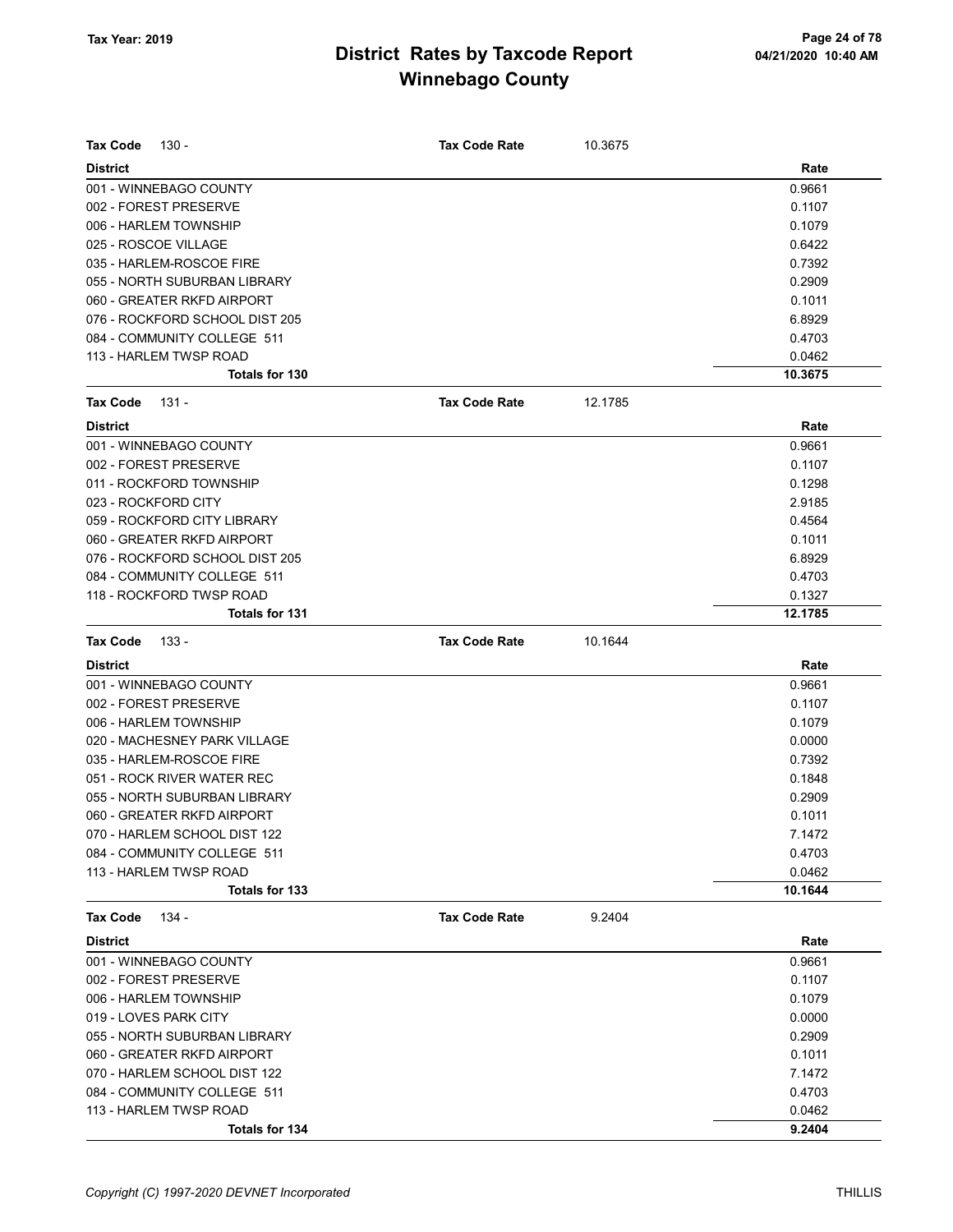# District Rates by Taxcode Report
# Winnebago County

Tax Year: 2019

04/21/2020 10:40 AM

**Tax Code** 130 - **Tax Code Rate** 10.3675

| District | Rate |
|---|---|
| 001 - WINNEBAGO COUNTY | 0.9661 |
| 002 - FOREST PRESERVE | 0.1107 |
| 006 - HARLEM TOWNSHIP | 0.1079 |
| 025 - ROSCOE VILLAGE | 0.6422 |
| 035 - HARLEM-ROSCOE FIRE | 0.7392 |
| 055 - NORTH SUBURBAN LIBRARY | 0.2909 |
| 060 - GREATER RKFD AIRPORT | 0.1011 |
| 076 - ROCKFORD SCHOOL DIST 205 | 6.8929 |
| 084 - COMMUNITY COLLEGE 511 | 0.4703 |
| 113 - HARLEM TWSP ROAD | 0.0462 |
| **Totals for 130** | **10.3675** |

**Tax Code** 131 - **Tax Code Rate** 12.1785

| District | Rate |
|---|---|
| 001 - WINNEBAGO COUNTY | 0.9661 |
| 002 - FOREST PRESERVE | 0.1107 |
| 011 - ROCKFORD TOWNSHIP | 0.1298 |
| 023 - ROCKFORD CITY | 2.9185 |
| 059 - ROCKFORD CITY LIBRARY | 0.4564 |
| 060 - GREATER RKFD AIRPORT | 0.1011 |
| 076 - ROCKFORD SCHOOL DIST 205 | 6.8929 |
| 084 - COMMUNITY COLLEGE 511 | 0.4703 |
| 118 - ROCKFORD TWSP ROAD | 0.1327 |
| **Totals for 131** | **12.1785** |

**Tax Code** 133 - **Tax Code Rate** 10.1644

| District | Rate |
|---|---|
| 001 - WINNEBAGO COUNTY | 0.9661 |
| 002 - FOREST PRESERVE | 0.1107 |
| 006 - HARLEM TOWNSHIP | 0.1079 |
| 020 - MACHESNEY PARK VILLAGE | 0.0000 |
| 035 - HARLEM-ROSCOE FIRE | 0.7392 |
| 051 - ROCK RIVER WATER REC | 0.1848 |
| 055 - NORTH SUBURBAN LIBRARY | 0.2909 |
| 060 - GREATER RKFD AIRPORT | 0.1011 |
| 070 - HARLEM SCHOOL DIST 122 | 7.1472 |
| 084 - COMMUNITY COLLEGE 511 | 0.4703 |
| 113 - HARLEM TWSP ROAD | 0.0462 |
| **Totals for 133** | **10.1644** |

**Tax Code** 134 - **Tax Code Rate** 9.2404

| District | Rate |
|---|---|
| 001 - WINNEBAGO COUNTY | 0.9661 |
| 002 - FOREST PRESERVE | 0.1107 |
| 006 - HARLEM TOWNSHIP | 0.1079 |
| 019 - LOVES PARK CITY | 0.0000 |
| 055 - NORTH SUBURBAN LIBRARY | 0.2909 |
| 060 - GREATER RKFD AIRPORT | 0.1011 |
| 070 - HARLEM SCHOOL DIST 122 | 7.1472 |
| 084 - COMMUNITY COLLEGE 511 | 0.4703 |
| 113 - HARLEM TWSP ROAD | 0.0462 |
| **Totals for 134** | **9.2404** |

*Copyright (C) 1997-2020 DEVNET Incorporated* THILLIS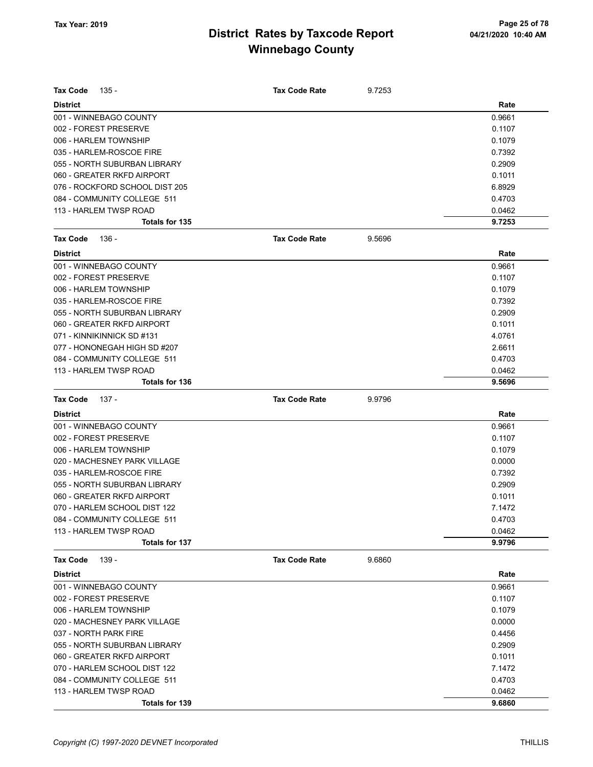# District Rates by Taxcode Report
# Winnebago County

Tax Year: 2019

| Tax Code 135 - | Tax Code Rate | 9.7253 |
|---|---|---|
| **District** | | **Rate** |
| 001 - WINNEBAGO COUNTY | | 0.9661 |
| 002 - FOREST PRESERVE | | 0.1107 |
| 006 - HARLEM TOWNSHIP | | 0.1079 |
| 035 - HARLEM-ROSCOE FIRE | | 0.7392 |
| 055 - NORTH SUBURBAN LIBRARY | | 0.2909 |
| 060 - GREATER RKFD AIRPORT | | 0.1011 |
| 076 - ROCKFORD SCHOOL DIST 205 | | 6.8929 |
| 084 - COMMUNITY COLLEGE 511 | | 0.4703 |
| 113 - HARLEM TWSP ROAD | | 0.0462 |
| **Totals for 135** | | **9.7253** |

| Tax Code 136 - | Tax Code Rate | 9.5696 |
|---|---|---|
| **District** | | **Rate** |
| 001 - WINNEBAGO COUNTY | | 0.9661 |
| 002 - FOREST PRESERVE | | 0.1107 |
| 006 - HARLEM TOWNSHIP | | 0.1079 |
| 035 - HARLEM-ROSCOE FIRE | | 0.7392 |
| 055 - NORTH SUBURBAN LIBRARY | | 0.2909 |
| 060 - GREATER RKFD AIRPORT | | 0.1011 |
| 071 - KINNIKINNICK SD #131 | | 4.0761 |
| 077 - HONONEGAH HIGH SD #207 | | 2.6611 |
| 084 - COMMUNITY COLLEGE 511 | | 0.4703 |
| 113 - HARLEM TWSP ROAD | | 0.0462 |
| **Totals for 136** | | **9.5696** |

| Tax Code 137 - | Tax Code Rate | 9.9796 |
|---|---|---|
| **District** | | **Rate** |
| 001 - WINNEBAGO COUNTY | | 0.9661 |
| 002 - FOREST PRESERVE | | 0.1107 |
| 006 - HARLEM TOWNSHIP | | 0.1079 |
| 020 - MACHESNEY PARK VILLAGE | | 0.0000 |
| 035 - HARLEM-ROSCOE FIRE | | 0.7392 |
| 055 - NORTH SUBURBAN LIBRARY | | 0.2909 |
| 060 - GREATER RKFD AIRPORT | | 0.1011 |
| 070 - HARLEM SCHOOL DIST 122 | | 7.1472 |
| 084 - COMMUNITY COLLEGE 511 | | 0.4703 |
| 113 - HARLEM TWSP ROAD | | 0.0462 |
| **Totals for 137** | | **9.9796** |

| Tax Code 139 - | Tax Code Rate | 9.6860 |
|---|---|---|
| **District** | | **Rate** |
| 001 - WINNEBAGO COUNTY | | 0.9661 |
| 002 - FOREST PRESERVE | | 0.1107 |
| 006 - HARLEM TOWNSHIP | | 0.1079 |
| 020 - MACHESNEY PARK VILLAGE | | 0.0000 |
| 037 - NORTH PARK FIRE | | 0.4456 |
| 055 - NORTH SUBURBAN LIBRARY | | 0.2909 |
| 060 - GREATER RKFD AIRPORT | | 0.1011 |
| 070 - HARLEM SCHOOL DIST 122 | | 7.1472 |
| 084 - COMMUNITY COLLEGE 511 | | 0.4703 |
| 113 - HARLEM TWSP ROAD | | 0.0462 |
| **Totals for 139** | | **9.6860** |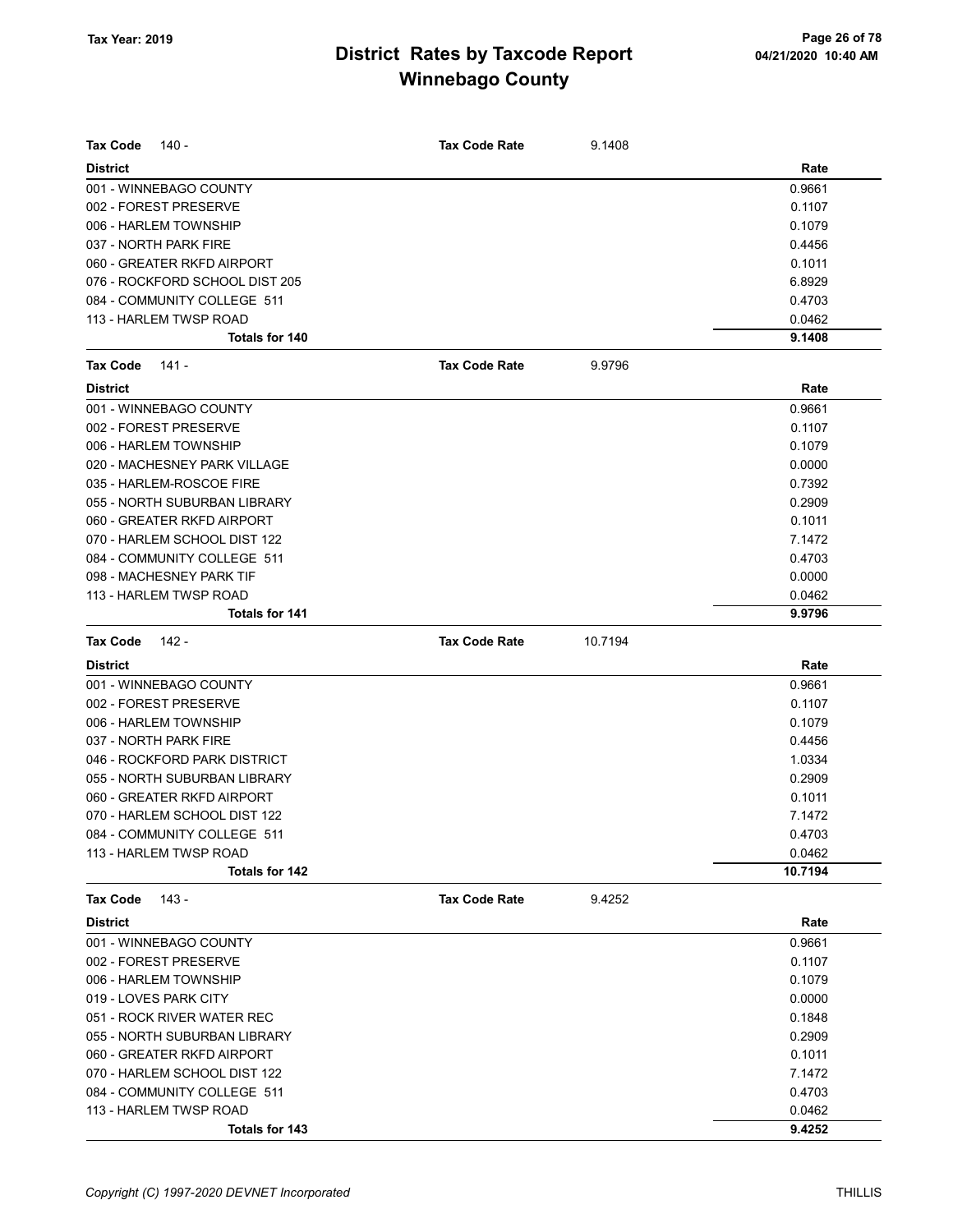# District Rates by Taxcode Report
## Winnebago County

Tax Year: 2019

**Tax Code** 140 - **Tax Code Rate** 9.1408

| District | Rate |
|---|---|
| 001 - WINNEBAGO COUNTY | 0.9661 |
| 002 - FOREST PRESERVE | 0.1107 |
| 006 - HARLEM TOWNSHIP | 0.1079 |
| 037 - NORTH PARK FIRE | 0.4456 |
| 060 - GREATER RKFD AIRPORT | 0.1011 |
| 076 - ROCKFORD SCHOOL DIST 205 | 6.8929 |
| 084 - COMMUNITY COLLEGE 511 | 0.4703 |
| 113 - HARLEM TWSP ROAD | 0.0462 |
| **Totals for 140** | **9.1408** |

**Tax Code** 141 - **Tax Code Rate** 9.9796

| District | Rate |
|---|---|
| 001 - WINNEBAGO COUNTY | 0.9661 |
| 002 - FOREST PRESERVE | 0.1107 |
| 006 - HARLEM TOWNSHIP | 0.1079 |
| 020 - MACHESNEY PARK VILLAGE | 0.0000 |
| 035 - HARLEM-ROSCOE FIRE | 0.7392 |
| 055 - NORTH SUBURBAN LIBRARY | 0.2909 |
| 060 - GREATER RKFD AIRPORT | 0.1011 |
| 070 - HARLEM SCHOOL DIST 122 | 7.1472 |
| 084 - COMMUNITY COLLEGE 511 | 0.4703 |
| 098 - MACHESNEY PARK TIF | 0.0000 |
| 113 - HARLEM TWSP ROAD | 0.0462 |
| **Totals for 141** | **9.9796** |

**Tax Code** 142 - **Tax Code Rate** 10.7194

| District | Rate |
|---|---|
| 001 - WINNEBAGO COUNTY | 0.9661 |
| 002 - FOREST PRESERVE | 0.1107 |
| 006 - HARLEM TOWNSHIP | 0.1079 |
| 037 - NORTH PARK FIRE | 0.4456 |
| 046 - ROCKFORD PARK DISTRICT | 1.0334 |
| 055 - NORTH SUBURBAN LIBRARY | 0.2909 |
| 060 - GREATER RKFD AIRPORT | 0.1011 |
| 070 - HARLEM SCHOOL DIST 122 | 7.1472 |
| 084 - COMMUNITY COLLEGE 511 | 0.4703 |
| 113 - HARLEM TWSP ROAD | 0.0462 |
| **Totals for 142** | **10.7194** |

**Tax Code** 143 - **Tax Code Rate** 9.4252

| District | Rate |
|---|---|
| 001 - WINNEBAGO COUNTY | 0.9661 |
| 002 - FOREST PRESERVE | 0.1107 |
| 006 - HARLEM TOWNSHIP | 0.1079 |
| 019 - LOVES PARK CITY | 0.0000 |
| 051 - ROCK RIVER WATER REC | 0.1848 |
| 055 - NORTH SUBURBAN LIBRARY | 0.2909 |
| 060 - GREATER RKFD AIRPORT | 0.1011 |
| 070 - HARLEM SCHOOL DIST 122 | 7.1472 |
| 084 - COMMUNITY COLLEGE 511 | 0.4703 |
| 113 - HARLEM TWSP ROAD | 0.0462 |
| **Totals for 143** | **9.4252** |

*Copyright (C) 1997-2020 DEVNET Incorporated*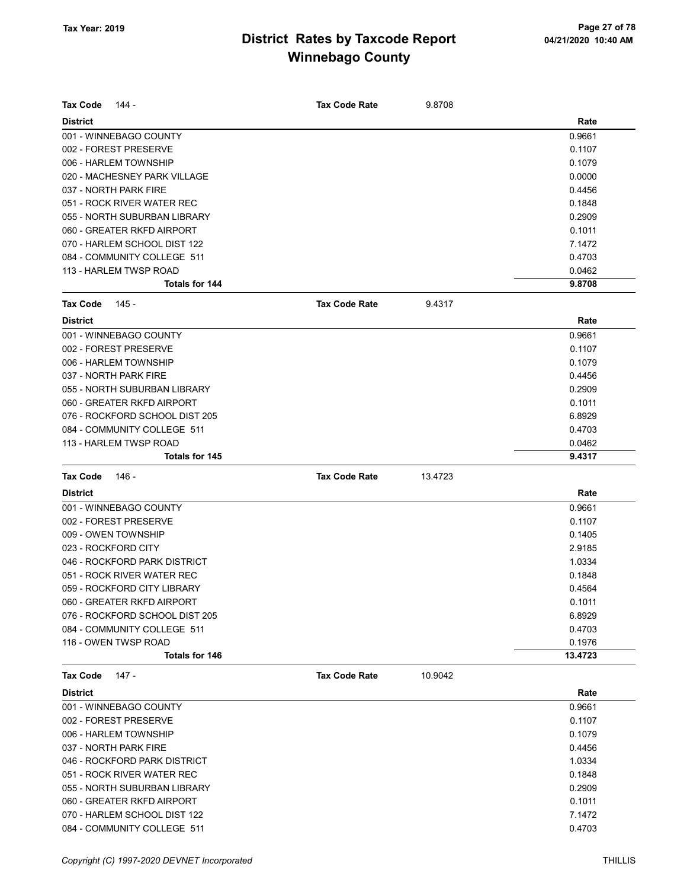# District Rates by Taxcode Report
## Winnebago County

Tax Year: 2019

| Tax Code 144 - | Tax Code Rate | 9.8708 |
|---|---|---|
| **District** | | **Rate** |
| 001 - WINNEBAGO COUNTY | | 0.9661 |
| 002 - FOREST PRESERVE | | 0.1107 |
| 006 - HARLEM TOWNSHIP | | 0.1079 |
| 020 - MACHESNEY PARK VILLAGE | | 0.0000 |
| 037 - NORTH PARK FIRE | | 0.4456 |
| 051 - ROCK RIVER WATER REC | | 0.1848 |
| 055 - NORTH SUBURBAN LIBRARY | | 0.2909 |
| 060 - GREATER RKFD AIRPORT | | 0.1011 |
| 070 - HARLEM SCHOOL DIST 122 | | 7.1472 |
| 084 - COMMUNITY COLLEGE 511 | | 0.4703 |
| 113 - HARLEM TWSP ROAD | | 0.0462 |
| **Totals for 144** | | **9.8708** |

| Tax Code 145 - | Tax Code Rate | 9.4317 |
|---|---|---|
| **District** | | **Rate** |
| 001 - WINNEBAGO COUNTY | | 0.9661 |
| 002 - FOREST PRESERVE | | 0.1107 |
| 006 - HARLEM TOWNSHIP | | 0.1079 |
| 037 - NORTH PARK FIRE | | 0.4456 |
| 055 - NORTH SUBURBAN LIBRARY | | 0.2909 |
| 060 - GREATER RKFD AIRPORT | | 0.1011 |
| 076 - ROCKFORD SCHOOL DIST 205 | | 6.8929 |
| 084 - COMMUNITY COLLEGE 511 | | 0.4703 |
| 113 - HARLEM TWSP ROAD | | 0.0462 |
| **Totals for 145** | | **9.4317** |

| Tax Code 146 - | Tax Code Rate | 13.4723 |
|---|---|---|
| **District** | | **Rate** |
| 001 - WINNEBAGO COUNTY | | 0.9661 |
| 002 - FOREST PRESERVE | | 0.1107 |
| 009 - OWEN TOWNSHIP | | 0.1405 |
| 023 - ROCKFORD CITY | | 2.9185 |
| 046 - ROCKFORD PARK DISTRICT | | 1.0334 |
| 051 - ROCK RIVER WATER REC | | 0.1848 |
| 059 - ROCKFORD CITY LIBRARY | | 0.4564 |
| 060 - GREATER RKFD AIRPORT | | 0.1011 |
| 076 - ROCKFORD SCHOOL DIST 205 | | 6.8929 |
| 084 - COMMUNITY COLLEGE 511 | | 0.4703 |
| 116 - OWEN TWSP ROAD | | 0.1976 |
| **Totals for 146** | | **13.4723** |

| Tax Code 147 - | Tax Code Rate | 10.9042 |
|---|---|---|
| **District** | | **Rate** |
| 001 - WINNEBAGO COUNTY | | 0.9661 |
| 002 - FOREST PRESERVE | | 0.1107 |
| 006 - HARLEM TOWNSHIP | | 0.1079 |
| 037 - NORTH PARK FIRE | | 0.4456 |
| 046 - ROCKFORD PARK DISTRICT | | 1.0334 |
| 051 - ROCK RIVER WATER REC | | 0.1848 |
| 055 - NORTH SUBURBAN LIBRARY | | 0.2909 |
| 060 - GREATER RKFD AIRPORT | | 0.1011 |
| 070 - HARLEM SCHOOL DIST 122 | | 7.1472 |
| 084 - COMMUNITY COLLEGE 511 | | 0.4703 |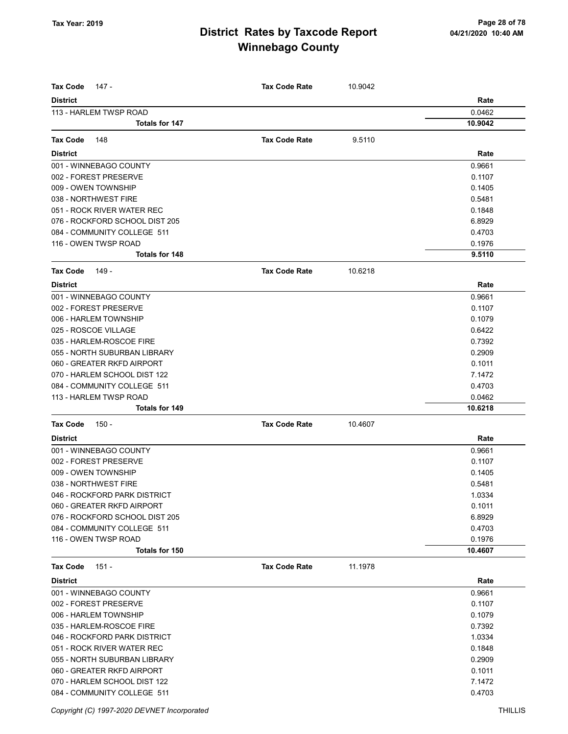| Tax Code 147 - | Tax Code Rate | 10.9042 |
|---|---|---|
| **District** | | **Rate** |
| 113 - HARLEM TWSP ROAD | | 0.0462 |
| **Totals for 147** | | **10.9042** |

| Tax Code 148 | Tax Code Rate | 9.5110 |
|---|---|---|
| **District** | | **Rate** |
| 001 - WINNEBAGO COUNTY | | 0.9661 |
| 002 - FOREST PRESERVE | | 0.1107 |
| 009 - OWEN TOWNSHIP | | 0.1405 |
| 038 - NORTHWEST FIRE | | 0.5481 |
| 051 - ROCK RIVER WATER REC | | 0.1848 |
| 076 - ROCKFORD SCHOOL DIST 205 | | 6.8929 |
| 084 - COMMUNITY COLLEGE 511 | | 0.4703 |
| 116 - OWEN TWSP ROAD | | 0.1976 |
| **Totals for 148** | | **9.5110** |

| Tax Code 149 - | Tax Code Rate | 10.6218 |
|---|---|---|
| **District** | | **Rate** |
| 001 - WINNEBAGO COUNTY | | 0.9661 |
| 002 - FOREST PRESERVE | | 0.1107 |
| 006 - HARLEM TOWNSHIP | | 0.1079 |
| 025 - ROSCOE VILLAGE | | 0.6422 |
| 035 - HARLEM-ROSCOE FIRE | | 0.7392 |
| 055 - NORTH SUBURBAN LIBRARY | | 0.2909 |
| 060 - GREATER RKFD AIRPORT | | 0.1011 |
| 070 - HARLEM SCHOOL DIST 122 | | 7.1472 |
| 084 - COMMUNITY COLLEGE 511 | | 0.4703 |
| 113 - HARLEM TWSP ROAD | | 0.0462 |
| **Totals for 149** | | **10.6218** |

| Tax Code 150 - | Tax Code Rate | 10.4607 |
|---|---|---|
| **District** | | **Rate** |
| 001 - WINNEBAGO COUNTY | | 0.9661 |
| 002 - FOREST PRESERVE | | 0.1107 |
| 009 - OWEN TOWNSHIP | | 0.1405 |
| 038 - NORTHWEST FIRE | | 0.5481 |
| 046 - ROCKFORD PARK DISTRICT | | 1.0334 |
| 060 - GREATER RKFD AIRPORT | | 0.1011 |
| 076 - ROCKFORD SCHOOL DIST 205 | | 6.8929 |
| 084 - COMMUNITY COLLEGE 511 | | 0.4703 |
| 116 - OWEN TWSP ROAD | | 0.1976 |
| **Totals for 150** | | **10.4607** |

| Tax Code 151 - | Tax Code Rate | 11.1978 |
|---|---|---|
| **District** | | **Rate** |
| 001 - WINNEBAGO COUNTY | | 0.9661 |
| 002 - FOREST PRESERVE | | 0.1107 |
| 006 - HARLEM TOWNSHIP | | 0.1079 |
| 035 - HARLEM-ROSCOE FIRE | | 0.7392 |
| 046 - ROCKFORD PARK DISTRICT | | 1.0334 |
| 051 - ROCK RIVER WATER REC | | 0.1848 |
| 055 - NORTH SUBURBAN LIBRARY | | 0.2909 |
| 060 - GREATER RKFD AIRPORT | | 0.1011 |
| 070 - HARLEM SCHOOL DIST 122 | | 7.1472 |
| 084 - COMMUNITY COLLEGE 511 | | 0.4703 |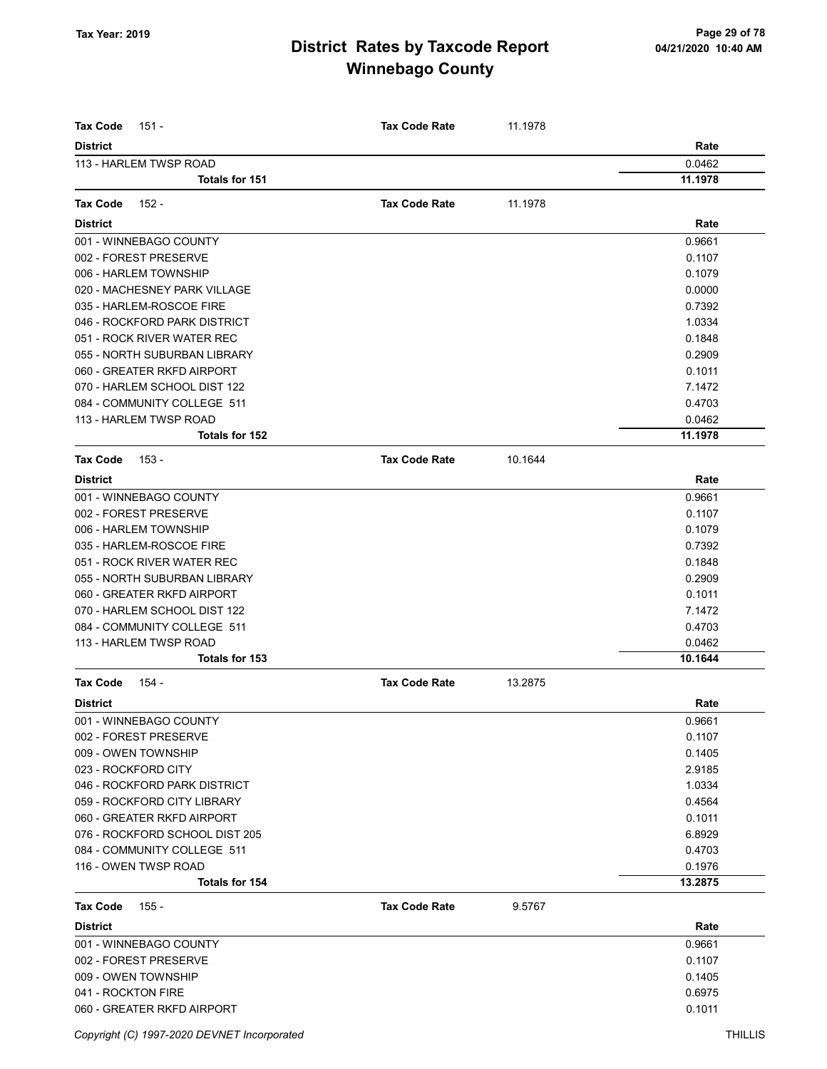# District Rates by Taxcode Report
## Winnebago County

Tax Year: 2019

04/21/2020 10:40 AM

**Tax Code** 151 - **Tax Code Rate** 11.1978

| District | Rate |
|---|---|
| 113 - HARLEM TWSP ROAD | 0.0462 |
| **Totals for 151** | **11.1978** |

**Tax Code** 152 - **Tax Code Rate** 11.1978

| District | Rate |
|---|---|
| 001 - WINNEBAGO COUNTY | 0.9661 |
| 002 - FOREST PRESERVE | 0.1107 |
| 006 - HARLEM TOWNSHIP | 0.1079 |
| 020 - MACHESNEY PARK VILLAGE | 0.0000 |
| 035 - HARLEM-ROSCOE FIRE | 0.7392 |
| 046 - ROCKFORD PARK DISTRICT | 1.0334 |
| 051 - ROCK RIVER WATER REC | 0.1848 |
| 055 - NORTH SUBURBAN LIBRARY | 0.2909 |
| 060 - GREATER RKFD AIRPORT | 0.1011 |
| 070 - HARLEM SCHOOL DIST 122 | 7.1472 |
| 084 - COMMUNITY COLLEGE 511 | 0.4703 |
| 113 - HARLEM TWSP ROAD | 0.0462 |
| **Totals for 152** | **11.1978** |

**Tax Code** 153 - **Tax Code Rate** 10.1644

| District | Rate |
|---|---|
| 001 - WINNEBAGO COUNTY | 0.9661 |
| 002 - FOREST PRESERVE | 0.1107 |
| 006 - HARLEM TOWNSHIP | 0.1079 |
| 035 - HARLEM-ROSCOE FIRE | 0.7392 |
| 051 - ROCK RIVER WATER REC | 0.1848 |
| 055 - NORTH SUBURBAN LIBRARY | 0.2909 |
| 060 - GREATER RKFD AIRPORT | 0.1011 |
| 070 - HARLEM SCHOOL DIST 122 | 7.1472 |
| 084 - COMMUNITY COLLEGE 511 | 0.4703 |
| 113 - HARLEM TWSP ROAD | 0.0462 |
| **Totals for 153** | **10.1644** |

**Tax Code** 154 - **Tax Code Rate** 13.2875

| District | Rate |
|---|---|
| 001 - WINNEBAGO COUNTY | 0.9661 |
| 002 - FOREST PRESERVE | 0.1107 |
| 009 - OWEN TOWNSHIP | 0.1405 |
| 023 - ROCKFORD CITY | 2.9185 |
| 046 - ROCKFORD PARK DISTRICT | 1.0334 |
| 059 - ROCKFORD CITY LIBRARY | 0.4564 |
| 060 - GREATER RKFD AIRPORT | 0.1011 |
| 076 - ROCKFORD SCHOOL DIST 205 | 6.8929 |
| 084 - COMMUNITY COLLEGE 511 | 0.4703 |
| 116 - OWEN TWSP ROAD | 0.1976 |
| **Totals for 154** | **13.2875** |

**Tax Code** 155 - **Tax Code Rate** 9.5767

| District | Rate |
|---|---|
| 001 - WINNEBAGO COUNTY | 0.9661 |
| 002 - FOREST PRESERVE | 0.1107 |
| 009 - OWEN TOWNSHIP | 0.1405 |
| 041 - ROCKTON FIRE | 0.6975 |
| 060 - GREATER RKFD AIRPORT | 0.1011 |

Copyright (C) 1997-2020 DEVNET Incorporated THILLIS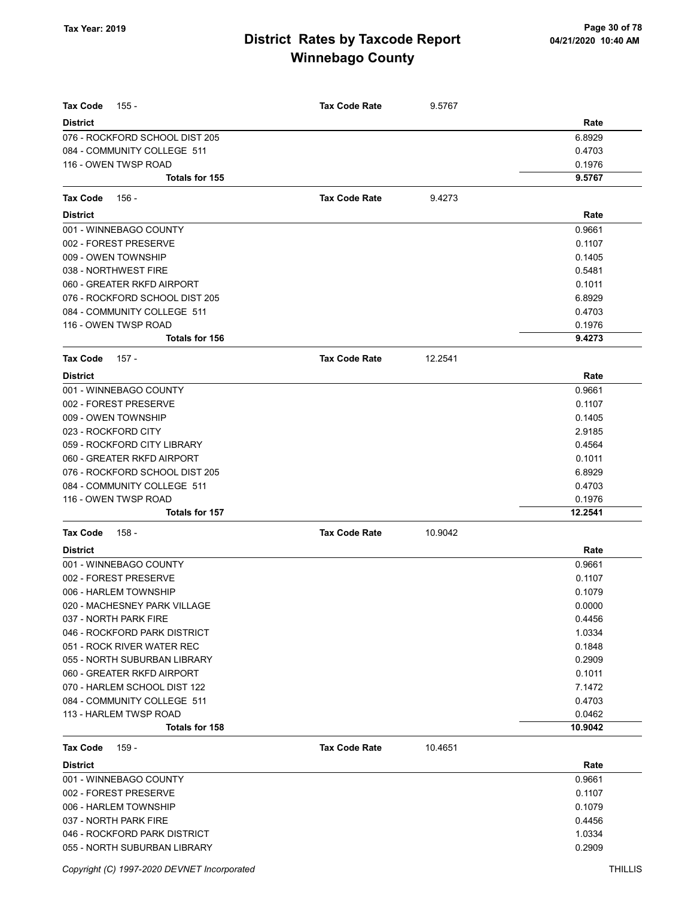# District Rates by Taxcode Report
## Winnebago County

Tax Year: 2019

| Tax Code 155 - | Tax Code Rate | 9.5767 |
|---|---|---|
| **District** | | **Rate** |
| 076 - ROCKFORD SCHOOL DIST 205 | | 6.8929 |
| 084 - COMMUNITY COLLEGE 511 | | 0.4703 |
| 116 - OWEN TWSP ROAD | | 0.1976 |
| **Totals for 155** | | **9.5767** |

| Tax Code 156 - | Tax Code Rate | 9.4273 |
|---|---|---|
| **District** | | **Rate** |
| 001 - WINNEBAGO COUNTY | | 0.9661 |
| 002 - FOREST PRESERVE | | 0.1107 |
| 009 - OWEN TOWNSHIP | | 0.1405 |
| 038 - NORTHWEST FIRE | | 0.5481 |
| 060 - GREATER RKFD AIRPORT | | 0.1011 |
| 076 - ROCKFORD SCHOOL DIST 205 | | 6.8929 |
| 084 - COMMUNITY COLLEGE 511 | | 0.4703 |
| 116 - OWEN TWSP ROAD | | 0.1976 |
| **Totals for 156** | | **9.4273** |

| Tax Code 157 - | Tax Code Rate | 12.2541 |
|---|---|---|
| **District** | | **Rate** |
| 001 - WINNEBAGO COUNTY | | 0.9661 |
| 002 - FOREST PRESERVE | | 0.1107 |
| 009 - OWEN TOWNSHIP | | 0.1405 |
| 023 - ROCKFORD CITY | | 2.9185 |
| 059 - ROCKFORD CITY LIBRARY | | 0.4564 |
| 060 - GREATER RKFD AIRPORT | | 0.1011 |
| 076 - ROCKFORD SCHOOL DIST 205 | | 6.8929 |
| 084 - COMMUNITY COLLEGE 511 | | 0.4703 |
| 116 - OWEN TWSP ROAD | | 0.1976 |
| **Totals for 157** | | **12.2541** |

| Tax Code 158 - | Tax Code Rate | 10.9042 |
|---|---|---|
| **District** | | **Rate** |
| 001 - WINNEBAGO COUNTY | | 0.9661 |
| 002 - FOREST PRESERVE | | 0.1107 |
| 006 - HARLEM TOWNSHIP | | 0.1079 |
| 020 - MACHESNEY PARK VILLAGE | | 0.0000 |
| 037 - NORTH PARK FIRE | | 0.4456 |
| 046 - ROCKFORD PARK DISTRICT | | 1.0334 |
| 051 - ROCK RIVER WATER REC | | 0.1848 |
| 055 - NORTH SUBURBAN LIBRARY | | 0.2909 |
| 060 - GREATER RKFD AIRPORT | | 0.1011 |
| 070 - HARLEM SCHOOL DIST 122 | | 7.1472 |
| 084 - COMMUNITY COLLEGE 511 | | 0.4703 |
| 113 - HARLEM TWSP ROAD | | 0.0462 |
| **Totals for 158** | | **10.9042** |

| Tax Code 159 - | Tax Code Rate | 10.4651 |
|---|---|---|
| **District** | | **Rate** |
| 001 - WINNEBAGO COUNTY | | 0.9661 |
| 002 - FOREST PRESERVE | | 0.1107 |
| 006 - HARLEM TOWNSHIP | | 0.1079 |
| 037 - NORTH PARK FIRE | | 0.4456 |
| 046 - ROCKFORD PARK DISTRICT | | 1.0334 |
| 055 - NORTH SUBURBAN LIBRARY | | 0.2909 |

Copyright (C) 1997-2020 DEVNET Incorporated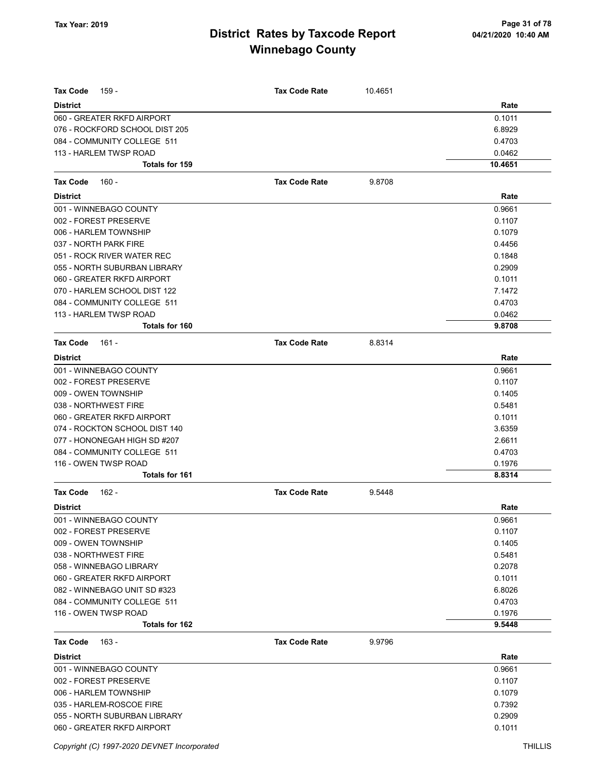# District Rates by Taxcode Report
## Winnebago County

Tax Year: 2019

| Tax Code 159 - | Tax Code Rate | 10.4651 |
|---|---|---|
| **District** | | **Rate** |
| 060 - GREATER RKFD AIRPORT | | 0.1011 |
| 076 - ROCKFORD SCHOOL DIST 205 | | 6.8929 |
| 084 - COMMUNITY COLLEGE 511 | | 0.4703 |
| 113 - HARLEM TWSP ROAD | | 0.0462 |
| **Totals for 159** | | **10.4651** |

| Tax Code 160 - | Tax Code Rate | 9.8708 |
|---|---|---|
| **District** | | **Rate** |
| 001 - WINNEBAGO COUNTY | | 0.9661 |
| 002 - FOREST PRESERVE | | 0.1107 |
| 006 - HARLEM TOWNSHIP | | 0.1079 |
| 037 - NORTH PARK FIRE | | 0.4456 |
| 051 - ROCK RIVER WATER REC | | 0.1848 |
| 055 - NORTH SUBURBAN LIBRARY | | 0.2909 |
| 060 - GREATER RKFD AIRPORT | | 0.1011 |
| 070 - HARLEM SCHOOL DIST 122 | | 7.1472 |
| 084 - COMMUNITY COLLEGE 511 | | 0.4703 |
| 113 - HARLEM TWSP ROAD | | 0.0462 |
| **Totals for 160** | | **9.8708** |

| Tax Code 161 - | Tax Code Rate | 8.8314 |
|---|---|---|
| **District** | | **Rate** |
| 001 - WINNEBAGO COUNTY | | 0.9661 |
| 002 - FOREST PRESERVE | | 0.1107 |
| 009 - OWEN TOWNSHIP | | 0.1405 |
| 038 - NORTHWEST FIRE | | 0.5481 |
| 060 - GREATER RKFD AIRPORT | | 0.1011 |
| 074 - ROCKTON SCHOOL DIST 140 | | 3.6359 |
| 077 - HONONEGAH HIGH SD #207 | | 2.6611 |
| 084 - COMMUNITY COLLEGE 511 | | 0.4703 |
| 116 - OWEN TWSP ROAD | | 0.1976 |
| **Totals for 161** | | **8.8314** |

| Tax Code 162 - | Tax Code Rate | 9.5448 |
|---|---|---|
| **District** | | **Rate** |
| 001 - WINNEBAGO COUNTY | | 0.9661 |
| 002 - FOREST PRESERVE | | 0.1107 |
| 009 - OWEN TOWNSHIP | | 0.1405 |
| 038 - NORTHWEST FIRE | | 0.5481 |
| 058 - WINNEBAGO LIBRARY | | 0.2078 |
| 060 - GREATER RKFD AIRPORT | | 0.1011 |
| 082 - WINNEBAGO UNIT SD #323 | | 6.8026 |
| 084 - COMMUNITY COLLEGE 511 | | 0.4703 |
| 116 - OWEN TWSP ROAD | | 0.1976 |
| **Totals for 162** | | **9.5448** |

| Tax Code 163 - | Tax Code Rate | 9.9796 |
|---|---|---|
| **District** | | **Rate** |
| 001 - WINNEBAGO COUNTY | | 0.9661 |
| 002 - FOREST PRESERVE | | 0.1107 |
| 006 - HARLEM TOWNSHIP | | 0.1079 |
| 035 - HARLEM-ROSCOE FIRE | | 0.7392 |
| 055 - NORTH SUBURBAN LIBRARY | | 0.2909 |
| 060 - GREATER RKFD AIRPORT | | 0.1011 |

Copyright (C) 1997-2020 DEVNET Incorporated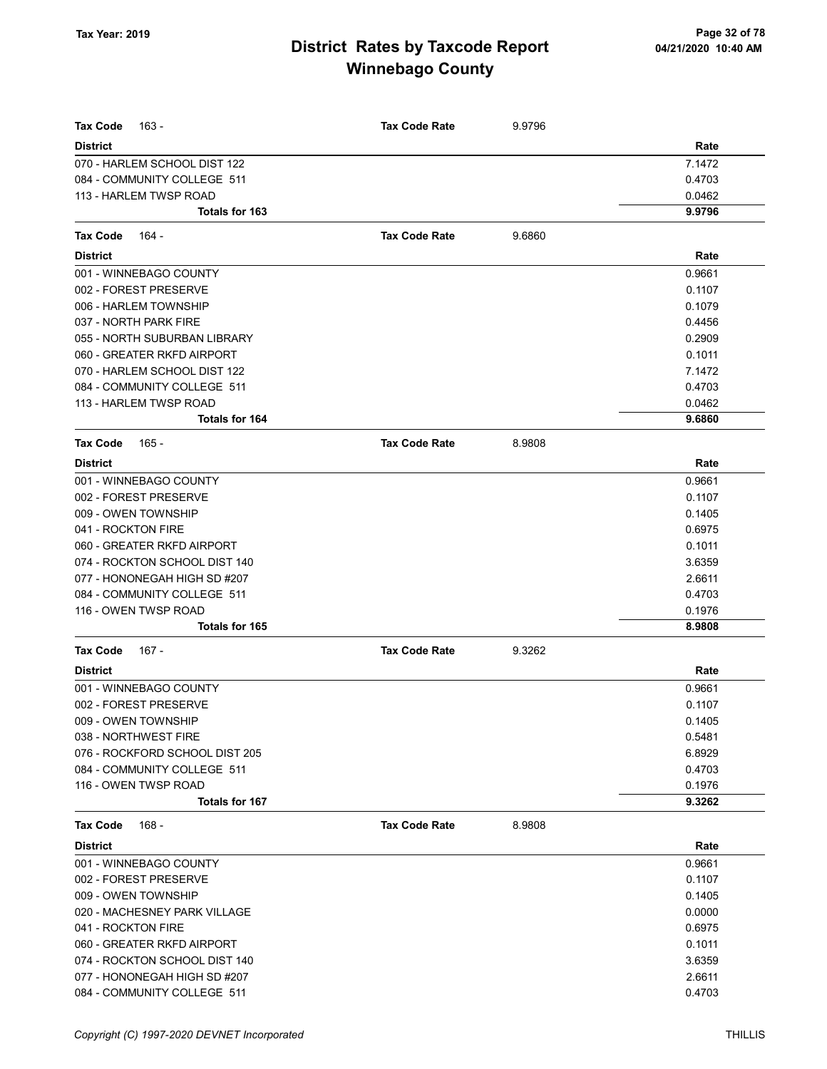# District Rates by Taxcode Report
## Winnebago County

Tax Year: 2019

04/21/2020 10:40 AM

| Tax Code 163 - | Tax Code Rate | 9.9796 |
|---|---|---|
| **District** | | **Rate** |
| 070 - HARLEM SCHOOL DIST 122 | | 7.1472 |
| 084 - COMMUNITY COLLEGE 511 | | 0.4703 |
| 113 - HARLEM TWSP ROAD | | 0.0462 |
| **Totals for 163** | | **9.9796** |

| Tax Code 164 - | Tax Code Rate | 9.6860 |
|---|---|---|
| **District** | | **Rate** |
| 001 - WINNEBAGO COUNTY | | 0.9661 |
| 002 - FOREST PRESERVE | | 0.1107 |
| 006 - HARLEM TOWNSHIP | | 0.1079 |
| 037 - NORTH PARK FIRE | | 0.4456 |
| 055 - NORTH SUBURBAN LIBRARY | | 0.2909 |
| 060 - GREATER RKFD AIRPORT | | 0.1011 |
| 070 - HARLEM SCHOOL DIST 122 | | 7.1472 |
| 084 - COMMUNITY COLLEGE 511 | | 0.4703 |
| 113 - HARLEM TWSP ROAD | | 0.0462 |
| **Totals for 164** | | **9.6860** |

| Tax Code 165 - | Tax Code Rate | 8.9808 |
|---|---|---|
| **District** | | **Rate** |
| 001 - WINNEBAGO COUNTY | | 0.9661 |
| 002 - FOREST PRESERVE | | 0.1107 |
| 009 - OWEN TOWNSHIP | | 0.1405 |
| 041 - ROCKTON FIRE | | 0.6975 |
| 060 - GREATER RKFD AIRPORT | | 0.1011 |
| 074 - ROCKTON SCHOOL DIST 140 | | 3.6359 |
| 077 - HONONEGAH HIGH SD #207 | | 2.6611 |
| 084 - COMMUNITY COLLEGE 511 | | 0.4703 |
| 116 - OWEN TWSP ROAD | | 0.1976 |
| **Totals for 165** | | **8.9808** |

| Tax Code 167 - | Tax Code Rate | 9.3262 |
|---|---|---|
| **District** | | **Rate** |
| 001 - WINNEBAGO COUNTY | | 0.9661 |
| 002 - FOREST PRESERVE | | 0.1107 |
| 009 - OWEN TOWNSHIP | | 0.1405 |
| 038 - NORTHWEST FIRE | | 0.5481 |
| 076 - ROCKFORD SCHOOL DIST 205 | | 6.8929 |
| 084 - COMMUNITY COLLEGE 511 | | 0.4703 |
| 116 - OWEN TWSP ROAD | | 0.1976 |
| **Totals for 167** | | **9.3262** |

| Tax Code 168 - | Tax Code Rate | 8.9808 |
|---|---|---|
| **District** | | **Rate** |
| 001 - WINNEBAGO COUNTY | | 0.9661 |
| 002 - FOREST PRESERVE | | 0.1107 |
| 009 - OWEN TOWNSHIP | | 0.1405 |
| 020 - MACHESNEY PARK VILLAGE | | 0.0000 |
| 041 - ROCKTON FIRE | | 0.6975 |
| 060 - GREATER RKFD AIRPORT | | 0.1011 |
| 074 - ROCKTON SCHOOL DIST 140 | | 3.6359 |
| 077 - HONONEGAH HIGH SD #207 | | 2.6611 |
| 084 - COMMUNITY COLLEGE 511 | | 0.4703 |

Copyright (C) 1997-2020 DEVNET Incorporated — THILLIS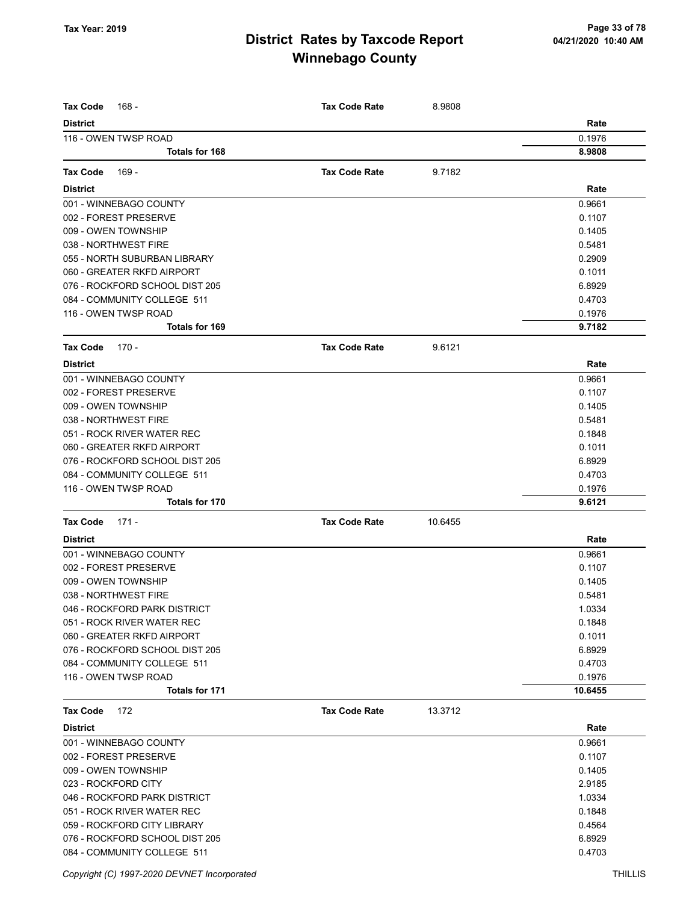# District Rates by Taxcode Report
# Winnebago County

Tax Year: 2019

**Tax Code** 168 - **Tax Code Rate** 8.9808

| District | Rate |
|---|---|
| 116 - OWEN TWSP ROAD | 0.1976 |
| **Totals for 168** | **8.9808** |

**Tax Code** 169 - **Tax Code Rate** 9.7182

| District | Rate |
|---|---|
| 001 - WINNEBAGO COUNTY | 0.9661 |
| 002 - FOREST PRESERVE | 0.1107 |
| 009 - OWEN TOWNSHIP | 0.1405 |
| 038 - NORTHWEST FIRE | 0.5481 |
| 055 - NORTH SUBURBAN LIBRARY | 0.2909 |
| 060 - GREATER RKFD AIRPORT | 0.1011 |
| 076 - ROCKFORD SCHOOL DIST 205 | 6.8929 |
| 084 - COMMUNITY COLLEGE 511 | 0.4703 |
| 116 - OWEN TWSP ROAD | 0.1976 |
| **Totals for 169** | **9.7182** |

**Tax Code** 170 - **Tax Code Rate** 9.6121

| District | Rate |
|---|---|
| 001 - WINNEBAGO COUNTY | 0.9661 |
| 002 - FOREST PRESERVE | 0.1107 |
| 009 - OWEN TOWNSHIP | 0.1405 |
| 038 - NORTHWEST FIRE | 0.5481 |
| 051 - ROCK RIVER WATER REC | 0.1848 |
| 060 - GREATER RKFD AIRPORT | 0.1011 |
| 076 - ROCKFORD SCHOOL DIST 205 | 6.8929 |
| 084 - COMMUNITY COLLEGE 511 | 0.4703 |
| 116 - OWEN TWSP ROAD | 0.1976 |
| **Totals for 170** | **9.6121** |

**Tax Code** 171 - **Tax Code Rate** 10.6455

| District | Rate |
|---|---|
| 001 - WINNEBAGO COUNTY | 0.9661 |
| 002 - FOREST PRESERVE | 0.1107 |
| 009 - OWEN TOWNSHIP | 0.1405 |
| 038 - NORTHWEST FIRE | 0.5481 |
| 046 - ROCKFORD PARK DISTRICT | 1.0334 |
| 051 - ROCK RIVER WATER REC | 0.1848 |
| 060 - GREATER RKFD AIRPORT | 0.1011 |
| 076 - ROCKFORD SCHOOL DIST 205 | 6.8929 |
| 084 - COMMUNITY COLLEGE 511 | 0.4703 |
| 116 - OWEN TWSP ROAD | 0.1976 |
| **Totals for 171** | **10.6455** |

**Tax Code** 172 **Tax Code Rate** 13.3712

| District | Rate |
|---|---|
| 001 - WINNEBAGO COUNTY | 0.9661 |
| 002 - FOREST PRESERVE | 0.1107 |
| 009 - OWEN TOWNSHIP | 0.1405 |
| 023 - ROCKFORD CITY | 2.9185 |
| 046 - ROCKFORD PARK DISTRICT | 1.0334 |
| 051 - ROCK RIVER WATER REC | 0.1848 |
| 059 - ROCKFORD CITY LIBRARY | 0.4564 |
| 076 - ROCKFORD SCHOOL DIST 205 | 6.8929 |
| 084 - COMMUNITY COLLEGE 511 | 0.4703 |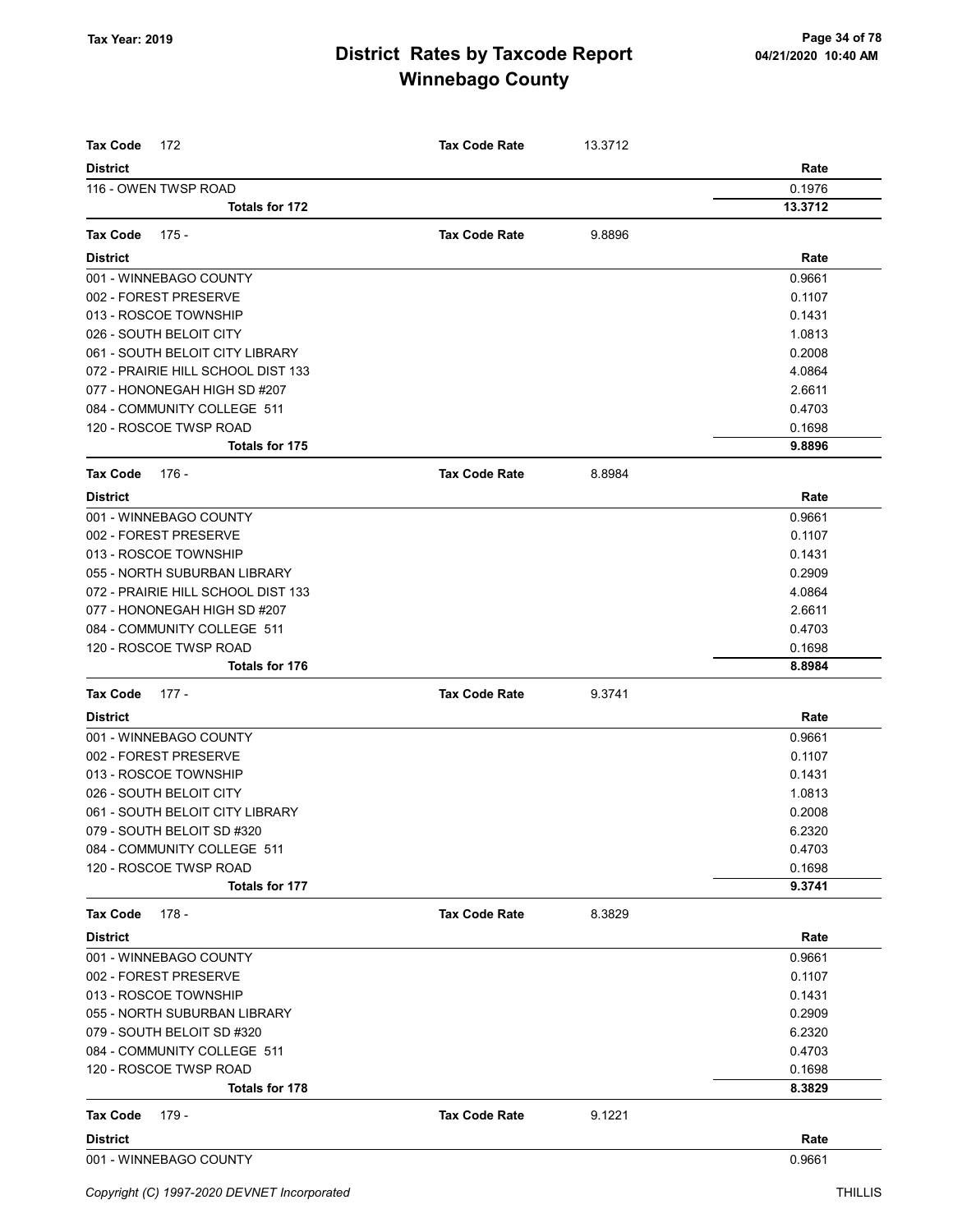| Tax Code 172 | Tax Code Rate | 13.3712 |
|---|---|---|
| **District** | | **Rate** |
| 116 - OWEN TWSP ROAD | | 0.1976 |
| **Totals for 172** | | **13.3712** |

| Tax Code 175 - | Tax Code Rate | 9.8896 |
|---|---|---|
| **District** | | **Rate** |
| 001 - WINNEBAGO COUNTY | | 0.9661 |
| 002 - FOREST PRESERVE | | 0.1107 |
| 013 - ROSCOE TOWNSHIP | | 0.1431 |
| 026 - SOUTH BELOIT CITY | | 1.0813 |
| 061 - SOUTH BELOIT CITY LIBRARY | | 0.2008 |
| 072 - PRAIRIE HILL SCHOOL DIST 133 | | 4.0864 |
| 077 - HONONEGAH HIGH SD #207 | | 2.6611 |
| 084 - COMMUNITY COLLEGE 511 | | 0.4703 |
| 120 - ROSCOE TWSP ROAD | | 0.1698 |
| **Totals for 175** | | **9.8896** |

| Tax Code 176 - | Tax Code Rate | 8.8984 |
|---|---|---|
| **District** | | **Rate** |
| 001 - WINNEBAGO COUNTY | | 0.9661 |
| 002 - FOREST PRESERVE | | 0.1107 |
| 013 - ROSCOE TOWNSHIP | | 0.1431 |
| 055 - NORTH SUBURBAN LIBRARY | | 0.2909 |
| 072 - PRAIRIE HILL SCHOOL DIST 133 | | 4.0864 |
| 077 - HONONEGAH HIGH SD #207 | | 2.6611 |
| 084 - COMMUNITY COLLEGE 511 | | 0.4703 |
| 120 - ROSCOE TWSP ROAD | | 0.1698 |
| **Totals for 176** | | **8.8984** |

| Tax Code 177 - | Tax Code Rate | 9.3741 |
|---|---|---|
| **District** | | **Rate** |
| 001 - WINNEBAGO COUNTY | | 0.9661 |
| 002 - FOREST PRESERVE | | 0.1107 |
| 013 - ROSCOE TOWNSHIP | | 0.1431 |
| 026 - SOUTH BELOIT CITY | | 1.0813 |
| 061 - SOUTH BELOIT CITY LIBRARY | | 0.2008 |
| 079 - SOUTH BELOIT SD #320 | | 6.2320 |
| 084 - COMMUNITY COLLEGE 511 | | 0.4703 |
| 120 - ROSCOE TWSP ROAD | | 0.1698 |
| **Totals for 177** | | **9.3741** |

| Tax Code 178 - | Tax Code Rate | 8.3829 |
|---|---|---|
| **District** | | **Rate** |
| 001 - WINNEBAGO COUNTY | | 0.9661 |
| 002 - FOREST PRESERVE | | 0.1107 |
| 013 - ROSCOE TOWNSHIP | | 0.1431 |
| 055 - NORTH SUBURBAN LIBRARY | | 0.2909 |
| 079 - SOUTH BELOIT SD #320 | | 6.2320 |
| 084 - COMMUNITY COLLEGE 511 | | 0.4703 |
| 120 - ROSCOE TWSP ROAD | | 0.1698 |
| **Totals for 178** | | **8.3829** |

| Tax Code 179 - | Tax Code Rate | 9.1221 |
|---|---|---|
| **District** | | **Rate** |
| 001 - WINNEBAGO COUNTY | | 0.9661 |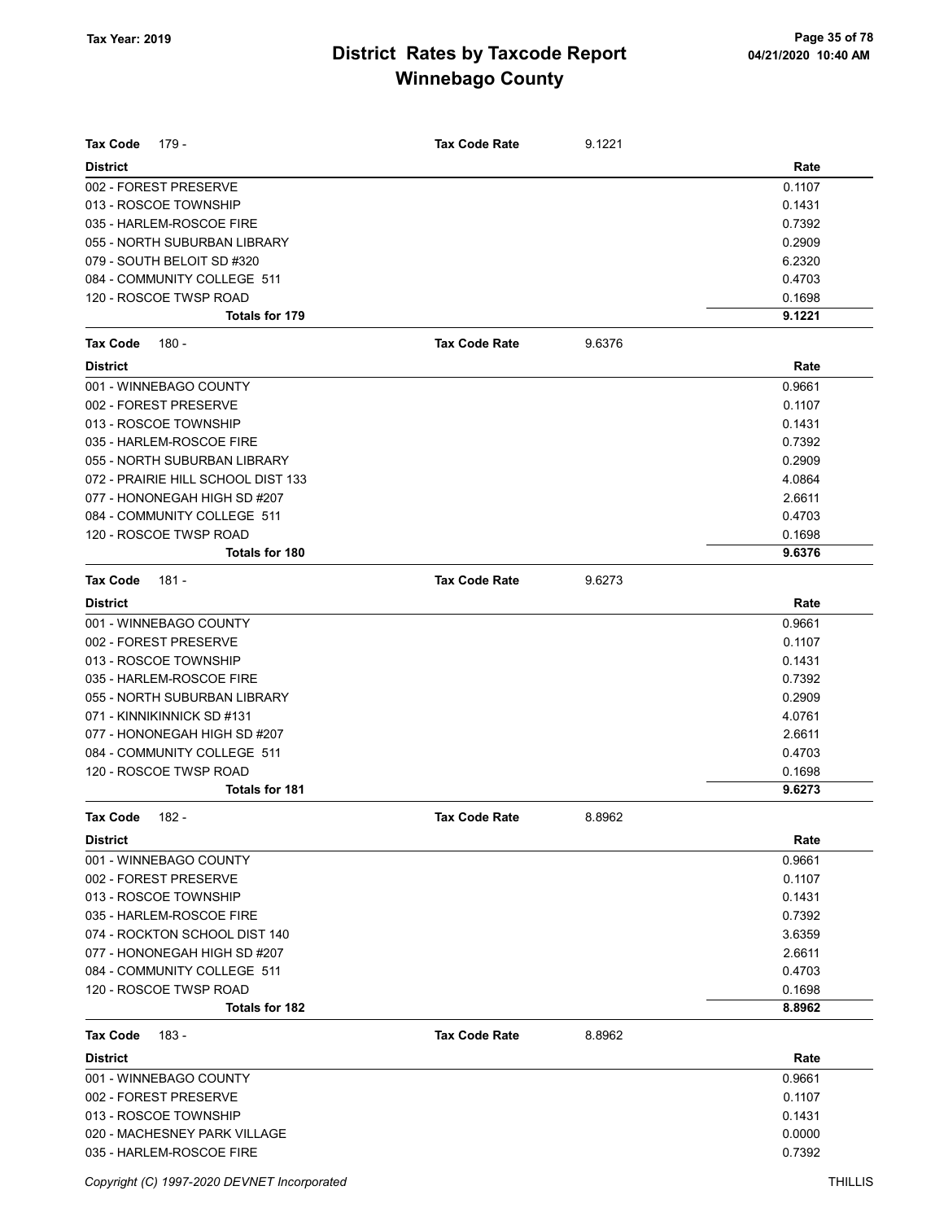# District Rates by Taxcode Report
# Winnebago County

Tax Year: 2019

| Tax Code 179 - | Tax Code Rate | 9.1221 |
|---|---|---|
| **District** | | **Rate** |
| 002 - FOREST PRESERVE | | 0.1107 |
| 013 - ROSCOE TOWNSHIP | | 0.1431 |
| 035 - HARLEM-ROSCOE FIRE | | 0.7392 |
| 055 - NORTH SUBURBAN LIBRARY | | 0.2909 |
| 079 - SOUTH BELOIT SD #320 | | 6.2320 |
| 084 - COMMUNITY COLLEGE 511 | | 0.4703 |
| 120 - ROSCOE TWSP ROAD | | 0.1698 |
| **Totals for 179** | | **9.1221** |

| Tax Code 180 - | Tax Code Rate | 9.6376 |
|---|---|---|
| **District** | | **Rate** |
| 001 - WINNEBAGO COUNTY | | 0.9661 |
| 002 - FOREST PRESERVE | | 0.1107 |
| 013 - ROSCOE TOWNSHIP | | 0.1431 |
| 035 - HARLEM-ROSCOE FIRE | | 0.7392 |
| 055 - NORTH SUBURBAN LIBRARY | | 0.2909 |
| 072 - PRAIRIE HILL SCHOOL DIST 133 | | 4.0864 |
| 077 - HONONEGAH HIGH SD #207 | | 2.6611 |
| 084 - COMMUNITY COLLEGE 511 | | 0.4703 |
| 120 - ROSCOE TWSP ROAD | | 0.1698 |
| **Totals for 180** | | **9.6376** |

| Tax Code 181 - | Tax Code Rate | 9.6273 |
|---|---|---|
| **District** | | **Rate** |
| 001 - WINNEBAGO COUNTY | | 0.9661 |
| 002 - FOREST PRESERVE | | 0.1107 |
| 013 - ROSCOE TOWNSHIP | | 0.1431 |
| 035 - HARLEM-ROSCOE FIRE | | 0.7392 |
| 055 - NORTH SUBURBAN LIBRARY | | 0.2909 |
| 071 - KINNIKINNICK SD #131 | | 4.0761 |
| 077 - HONONEGAH HIGH SD #207 | | 2.6611 |
| 084 - COMMUNITY COLLEGE 511 | | 0.4703 |
| 120 - ROSCOE TWSP ROAD | | 0.1698 |
| **Totals for 181** | | **9.6273** |

| Tax Code 182 - | Tax Code Rate | 8.8962 |
|---|---|---|
| **District** | | **Rate** |
| 001 - WINNEBAGO COUNTY | | 0.9661 |
| 002 - FOREST PRESERVE | | 0.1107 |
| 013 - ROSCOE TOWNSHIP | | 0.1431 |
| 035 - HARLEM-ROSCOE FIRE | | 0.7392 |
| 074 - ROCKTON SCHOOL DIST 140 | | 3.6359 |
| 077 - HONONEGAH HIGH SD #207 | | 2.6611 |
| 084 - COMMUNITY COLLEGE 511 | | 0.4703 |
| 120 - ROSCOE TWSP ROAD | | 0.1698 |
| **Totals for 182** | | **8.8962** |

| Tax Code 183 - | Tax Code Rate | 8.8962 |
|---|---|---|
| **District** | | **Rate** |
| 001 - WINNEBAGO COUNTY | | 0.9661 |
| 002 - FOREST PRESERVE | | 0.1107 |
| 013 - ROSCOE TOWNSHIP | | 0.1431 |
| 020 - MACHESNEY PARK VILLAGE | | 0.0000 |
| 035 - HARLEM-ROSCOE FIRE | | 0.7392 |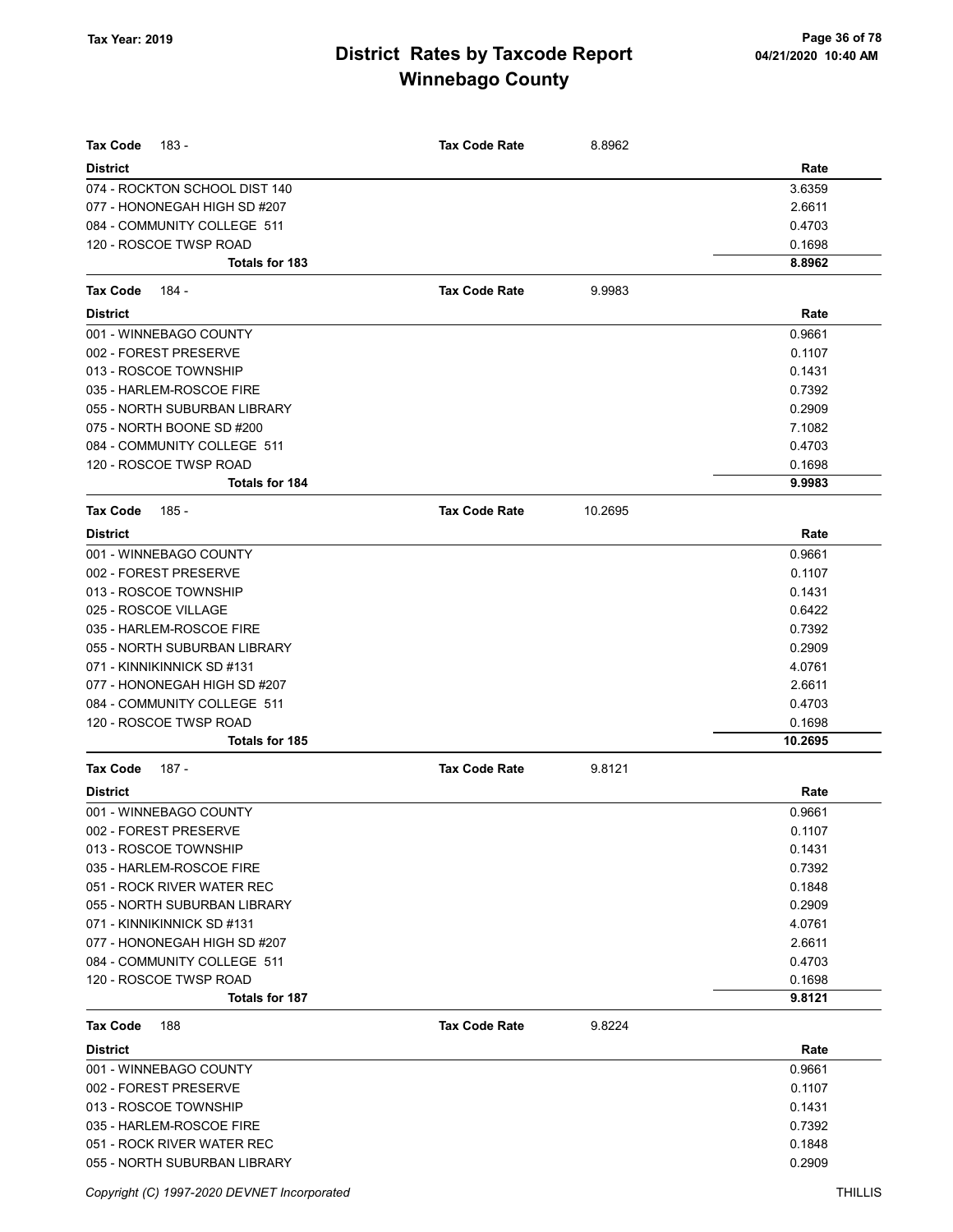# District Rates by Taxcode Report
## Winnebago County

Tax Year: 2019

04/21/2020 10:40 AM

| **Tax Code** 183 - | **Tax Code Rate** 8.8962 |
|---|---|
| **District** | **Rate** |
| 074 - ROCKTON SCHOOL DIST 140 | 3.6359 |
| 077 - HONONEGAH HIGH SD #207 | 2.6611 |
| 084 - COMMUNITY COLLEGE 511 | 0.4703 |
| 120 - ROSCOE TWSP ROAD | 0.1698 |
| **Totals for 183** | **8.8962** |

| **Tax Code** 184 - | **Tax Code Rate** 9.9983 |
|---|---|
| **District** | **Rate** |
| 001 - WINNEBAGO COUNTY | 0.9661 |
| 002 - FOREST PRESERVE | 0.1107 |
| 013 - ROSCOE TOWNSHIP | 0.1431 |
| 035 - HARLEM-ROSCOE FIRE | 0.7392 |
| 055 - NORTH SUBURBAN LIBRARY | 0.2909 |
| 075 - NORTH BOONE SD #200 | 7.1082 |
| 084 - COMMUNITY COLLEGE 511 | 0.4703 |
| 120 - ROSCOE TWSP ROAD | 0.1698 |
| **Totals for 184** | **9.9983** |

| **Tax Code** 185 - | **Tax Code Rate** 10.2695 |
|---|---|
| **District** | **Rate** |
| 001 - WINNEBAGO COUNTY | 0.9661 |
| 002 - FOREST PRESERVE | 0.1107 |
| 013 - ROSCOE TOWNSHIP | 0.1431 |
| 025 - ROSCOE VILLAGE | 0.6422 |
| 035 - HARLEM-ROSCOE FIRE | 0.7392 |
| 055 - NORTH SUBURBAN LIBRARY | 0.2909 |
| 071 - KINNIKINNICK SD #131 | 4.0761 |
| 077 - HONONEGAH HIGH SD #207 | 2.6611 |
| 084 - COMMUNITY COLLEGE 511 | 0.4703 |
| 120 - ROSCOE TWSP ROAD | 0.1698 |
| **Totals for 185** | **10.2695** |

| **Tax Code** 187 - | **Tax Code Rate** 9.8121 |
|---|---|
| **District** | **Rate** |
| 001 - WINNEBAGO COUNTY | 0.9661 |
| 002 - FOREST PRESERVE | 0.1107 |
| 013 - ROSCOE TOWNSHIP | 0.1431 |
| 035 - HARLEM-ROSCOE FIRE | 0.7392 |
| 051 - ROCK RIVER WATER REC | 0.1848 |
| 055 - NORTH SUBURBAN LIBRARY | 0.2909 |
| 071 - KINNIKINNICK SD #131 | 4.0761 |
| 077 - HONONEGAH HIGH SD #207 | 2.6611 |
| 084 - COMMUNITY COLLEGE 511 | 0.4703 |
| 120 - ROSCOE TWSP ROAD | 0.1698 |
| **Totals for 187** | **9.8121** |

| **Tax Code** 188 | **Tax Code Rate** 9.8224 |
|---|---|
| **District** | **Rate** |
| 001 - WINNEBAGO COUNTY | 0.9661 |
| 002 - FOREST PRESERVE | 0.1107 |
| 013 - ROSCOE TOWNSHIP | 0.1431 |
| 035 - HARLEM-ROSCOE FIRE | 0.7392 |
| 051 - ROCK RIVER WATER REC | 0.1848 |
| 055 - NORTH SUBURBAN LIBRARY | 0.2909 |

Copyright (C) 1997-2020 DEVNET Incorporated THILLIS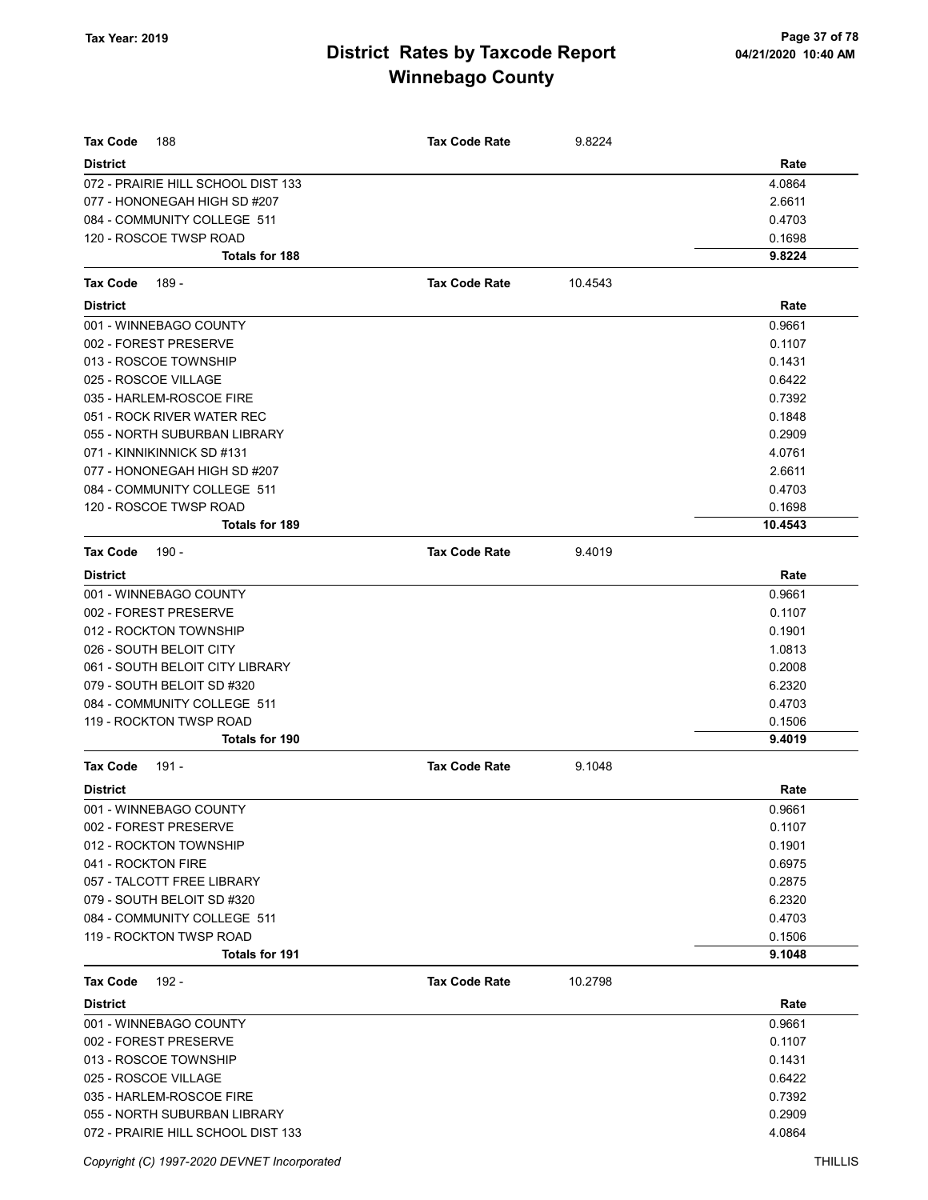# District Rates by Taxcode Report
## Winnebago County

Tax Year: 2019

04/21/2020 10:40 AM

| Tax Code 188 | Tax Code Rate | 9.8224 |
|---|---|---|
| **District** | | **Rate** |
| 072 - PRAIRIE HILL SCHOOL DIST 133 | | 4.0864 |
| 077 - HONONEGAH HIGH SD #207 | | 2.6611 |
| 084 - COMMUNITY COLLEGE 511 | | 0.4703 |
| 120 - ROSCOE TWSP ROAD | | 0.1698 |
| **Totals for 188** | | **9.8224** |

| Tax Code 189 - | Tax Code Rate | 10.4543 |
|---|---|---|
| **District** | | **Rate** |
| 001 - WINNEBAGO COUNTY | | 0.9661 |
| 002 - FOREST PRESERVE | | 0.1107 |
| 013 - ROSCOE TOWNSHIP | | 0.1431 |
| 025 - ROSCOE VILLAGE | | 0.6422 |
| 035 - HARLEM-ROSCOE FIRE | | 0.7392 |
| 051 - ROCK RIVER WATER REC | | 0.1848 |
| 055 - NORTH SUBURBAN LIBRARY | | 0.2909 |
| 071 - KINNIKINNICK SD #131 | | 4.0761 |
| 077 - HONONEGAH HIGH SD #207 | | 2.6611 |
| 084 - COMMUNITY COLLEGE 511 | | 0.4703 |
| 120 - ROSCOE TWSP ROAD | | 0.1698 |
| **Totals for 189** | | **10.4543** |

| Tax Code 190 - | Tax Code Rate | 9.4019 |
|---|---|---|
| **District** | | **Rate** |
| 001 - WINNEBAGO COUNTY | | 0.9661 |
| 002 - FOREST PRESERVE | | 0.1107 |
| 012 - ROCKTON TOWNSHIP | | 0.1901 |
| 026 - SOUTH BELOIT CITY | | 1.0813 |
| 061 - SOUTH BELOIT CITY LIBRARY | | 0.2008 |
| 079 - SOUTH BELOIT SD #320 | | 6.2320 |
| 084 - COMMUNITY COLLEGE 511 | | 0.4703 |
| 119 - ROCKTON TWSP ROAD | | 0.1506 |
| **Totals for 190** | | **9.4019** |

| Tax Code 191 - | Tax Code Rate | 9.1048 |
|---|---|---|
| **District** | | **Rate** |
| 001 - WINNEBAGO COUNTY | | 0.9661 |
| 002 - FOREST PRESERVE | | 0.1107 |
| 012 - ROCKTON TOWNSHIP | | 0.1901 |
| 041 - ROCKTON FIRE | | 0.6975 |
| 057 - TALCOTT FREE LIBRARY | | 0.2875 |
| 079 - SOUTH BELOIT SD #320 | | 6.2320 |
| 084 - COMMUNITY COLLEGE 511 | | 0.4703 |
| 119 - ROCKTON TWSP ROAD | | 0.1506 |
| **Totals for 191** | | **9.1048** |

| Tax Code 192 - | Tax Code Rate | 10.2798 |
|---|---|---|
| **District** | | **Rate** |
| 001 - WINNEBAGO COUNTY | | 0.9661 |
| 002 - FOREST PRESERVE | | 0.1107 |
| 013 - ROSCOE TOWNSHIP | | 0.1431 |
| 025 - ROSCOE VILLAGE | | 0.6422 |
| 035 - HARLEM-ROSCOE FIRE | | 0.7392 |
| 055 - NORTH SUBURBAN LIBRARY | | 0.2909 |
| 072 - PRAIRIE HILL SCHOOL DIST 133 | | 4.0864 |

Copyright (C) 1997-2020 DEVNET Incorporated

THILLIS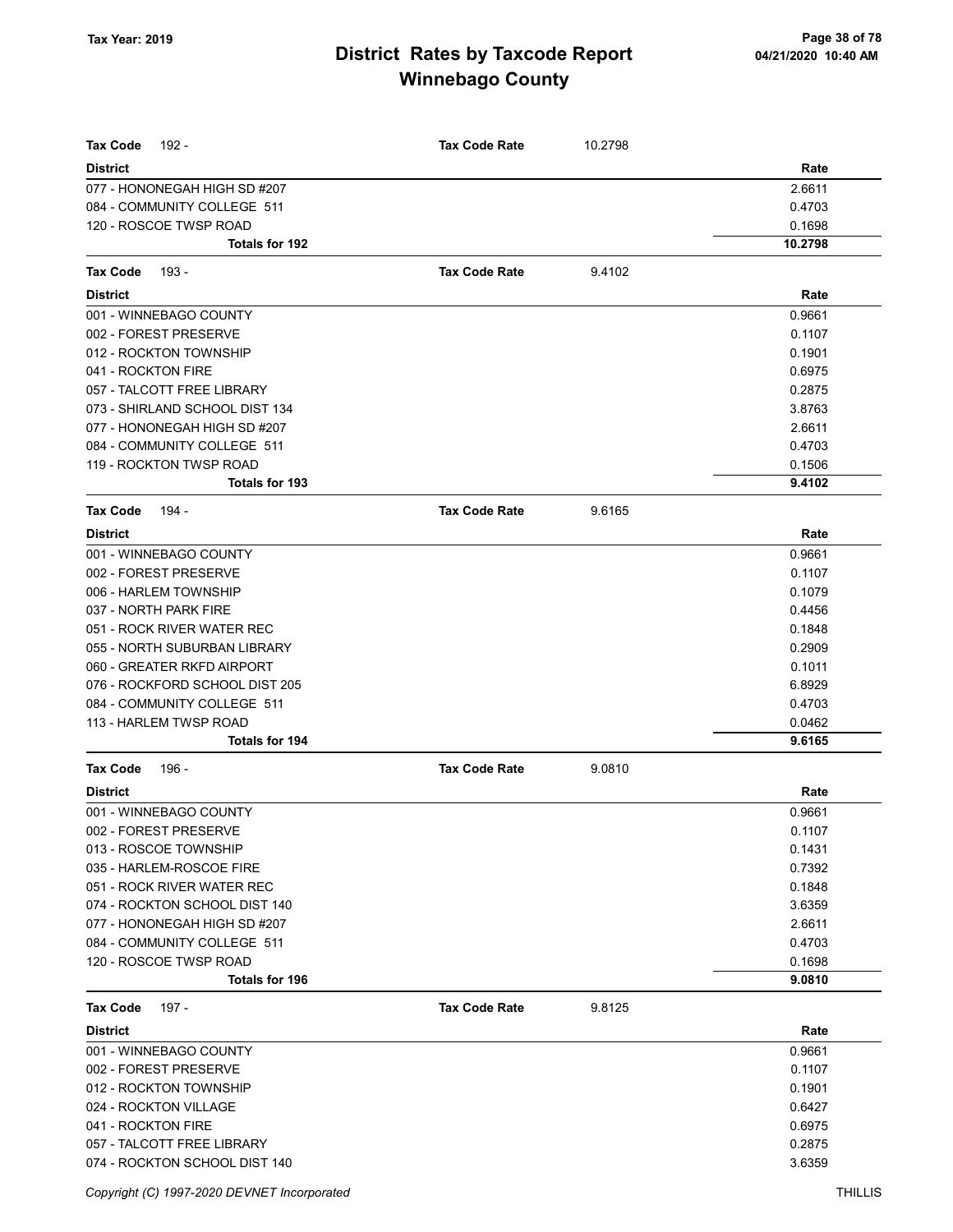# District Rates by Taxcode Report
## Winnebago County

Tax Year: 2019

04/21/2020 10:40 AM

**Tax Code** 192 - **Tax Code Rate** 10.2798

| District | Rate |
|---|---|
| 077 - HONONEGAH HIGH SD #207 | 2.6611 |
| 084 - COMMUNITY COLLEGE 511 | 0.4703 |
| 120 - ROSCOE TWSP ROAD | 0.1698 |
| **Totals for 192** | **10.2798** |

**Tax Code** 193 - **Tax Code Rate** 9.4102

| District | Rate |
|---|---|
| 001 - WINNEBAGO COUNTY | 0.9661 |
| 002 - FOREST PRESERVE | 0.1107 |
| 012 - ROCKTON TOWNSHIP | 0.1901 |
| 041 - ROCKTON FIRE | 0.6975 |
| 057 - TALCOTT FREE LIBRARY | 0.2875 |
| 073 - SHIRLAND SCHOOL DIST 134 | 3.8763 |
| 077 - HONONEGAH HIGH SD #207 | 2.6611 |
| 084 - COMMUNITY COLLEGE 511 | 0.4703 |
| 119 - ROCKTON TWSP ROAD | 0.1506 |
| **Totals for 193** | **9.4102** |

**Tax Code** 194 - **Tax Code Rate** 9.6165

| District | Rate |
|---|---|
| 001 - WINNEBAGO COUNTY | 0.9661 |
| 002 - FOREST PRESERVE | 0.1107 |
| 006 - HARLEM TOWNSHIP | 0.1079 |
| 037 - NORTH PARK FIRE | 0.4456 |
| 051 - ROCK RIVER WATER REC | 0.1848 |
| 055 - NORTH SUBURBAN LIBRARY | 0.2909 |
| 060 - GREATER RKFD AIRPORT | 0.1011 |
| 076 - ROCKFORD SCHOOL DIST 205 | 6.8929 |
| 084 - COMMUNITY COLLEGE 511 | 0.4703 |
| 113 - HARLEM TWSP ROAD | 0.0462 |
| **Totals for 194** | **9.6165** |

**Tax Code** 196 - **Tax Code Rate** 9.0810

| District | Rate |
|---|---|
| 001 - WINNEBAGO COUNTY | 0.9661 |
| 002 - FOREST PRESERVE | 0.1107 |
| 013 - ROSCOE TOWNSHIP | 0.1431 |
| 035 - HARLEM-ROSCOE FIRE | 0.7392 |
| 051 - ROCK RIVER WATER REC | 0.1848 |
| 074 - ROCKTON SCHOOL DIST 140 | 3.6359 |
| 077 - HONONEGAH HIGH SD #207 | 2.6611 |
| 084 - COMMUNITY COLLEGE 511 | 0.4703 |
| 120 - ROSCOE TWSP ROAD | 0.1698 |
| **Totals for 196** | **9.0810** |

**Tax Code** 197 - **Tax Code Rate** 9.8125

| District | Rate |
|---|---|
| 001 - WINNEBAGO COUNTY | 0.9661 |
| 002 - FOREST PRESERVE | 0.1107 |
| 012 - ROCKTON TOWNSHIP | 0.1901 |
| 024 - ROCKTON VILLAGE | 0.6427 |
| 041 - ROCKTON FIRE | 0.6975 |
| 057 - TALCOTT FREE LIBRARY | 0.2875 |
| 074 - ROCKTON SCHOOL DIST 140 | 3.6359 |

Copyright (C) 1997-2020 DEVNET Incorporated

THILLIS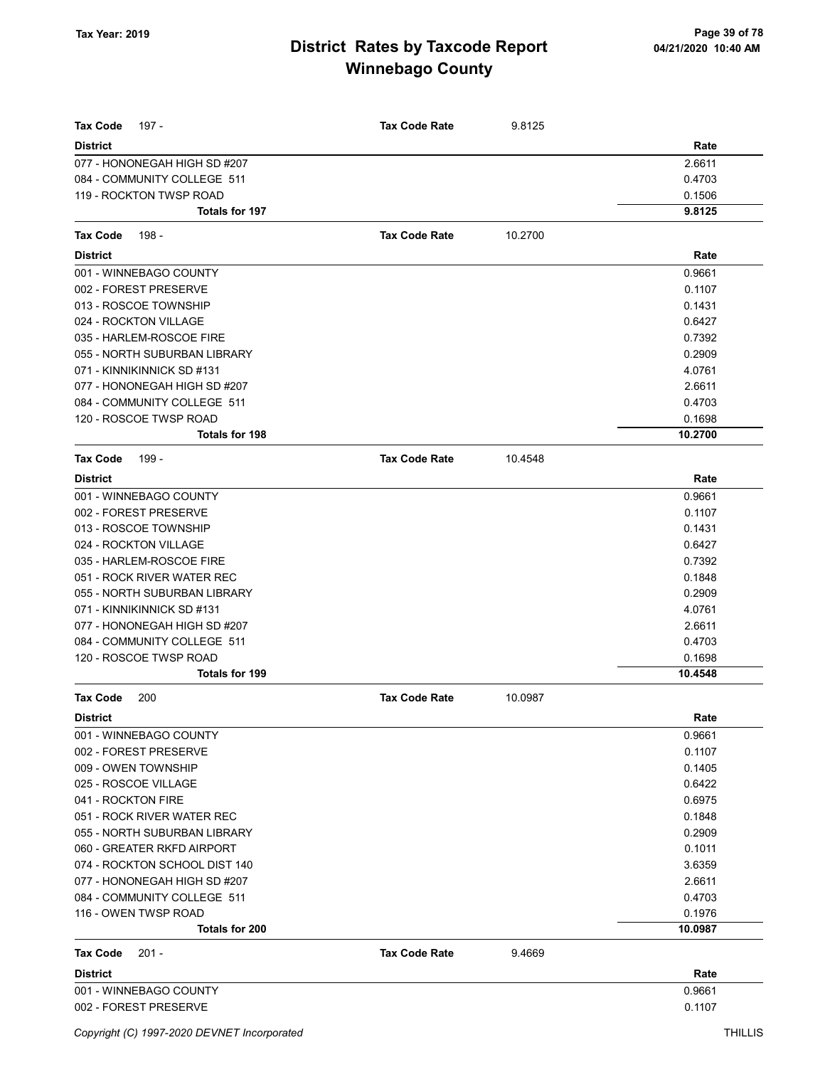# District Rates by Taxcode Report
# Winnebago County

Tax Year: 2019

**Tax Code** 197 - **Tax Code Rate** 9.8125

| District | Rate |
|---|---|
| 077 - HONONEGAH HIGH SD #207 | 2.6611 |
| 084 - COMMUNITY COLLEGE 511 | 0.4703 |
| 119 - ROCKTON TWSP ROAD | 0.1506 |
| **Totals for 197** | **9.8125** |

**Tax Code** 198 - **Tax Code Rate** 10.2700

| District | Rate |
|---|---|
| 001 - WINNEBAGO COUNTY | 0.9661 |
| 002 - FOREST PRESERVE | 0.1107 |
| 013 - ROSCOE TOWNSHIP | 0.1431 |
| 024 - ROCKTON VILLAGE | 0.6427 |
| 035 - HARLEM-ROSCOE FIRE | 0.7392 |
| 055 - NORTH SUBURBAN LIBRARY | 0.2909 |
| 071 - KINNIKINNICK SD #131 | 4.0761 |
| 077 - HONONEGAH HIGH SD #207 | 2.6611 |
| 084 - COMMUNITY COLLEGE 511 | 0.4703 |
| 120 - ROSCOE TWSP ROAD | 0.1698 |
| **Totals for 198** | **10.2700** |

**Tax Code** 199 - **Tax Code Rate** 10.4548

| District | Rate |
|---|---|
| 001 - WINNEBAGO COUNTY | 0.9661 |
| 002 - FOREST PRESERVE | 0.1107 |
| 013 - ROSCOE TOWNSHIP | 0.1431 |
| 024 - ROCKTON VILLAGE | 0.6427 |
| 035 - HARLEM-ROSCOE FIRE | 0.7392 |
| 051 - ROCK RIVER WATER REC | 0.1848 |
| 055 - NORTH SUBURBAN LIBRARY | 0.2909 |
| 071 - KINNIKINNICK SD #131 | 4.0761 |
| 077 - HONONEGAH HIGH SD #207 | 2.6611 |
| 084 - COMMUNITY COLLEGE 511 | 0.4703 |
| 120 - ROSCOE TWSP ROAD | 0.1698 |
| **Totals for 199** | **10.4548** |

**Tax Code** 200 **Tax Code Rate** 10.0987

| District | Rate |
|---|---|
| 001 - WINNEBAGO COUNTY | 0.9661 |
| 002 - FOREST PRESERVE | 0.1107 |
| 009 - OWEN TOWNSHIP | 0.1405 |
| 025 - ROSCOE VILLAGE | 0.6422 |
| 041 - ROCKTON FIRE | 0.6975 |
| 051 - ROCK RIVER WATER REC | 0.1848 |
| 055 - NORTH SUBURBAN LIBRARY | 0.2909 |
| 060 - GREATER RKFD AIRPORT | 0.1011 |
| 074 - ROCKTON SCHOOL DIST 140 | 3.6359 |
| 077 - HONONEGAH HIGH SD #207 | 2.6611 |
| 084 - COMMUNITY COLLEGE 511 | 0.4703 |
| 116 - OWEN TWSP ROAD | 0.1976 |
| **Totals for 200** | **10.0987** |

**Tax Code** 201 - **Tax Code Rate** 9.4669

| District | Rate |
|---|---|
| 001 - WINNEBAGO COUNTY | 0.9661 |
| 002 - FOREST PRESERVE | 0.1107 |

Copyright (C) 1997-2020 DEVNET Incorporated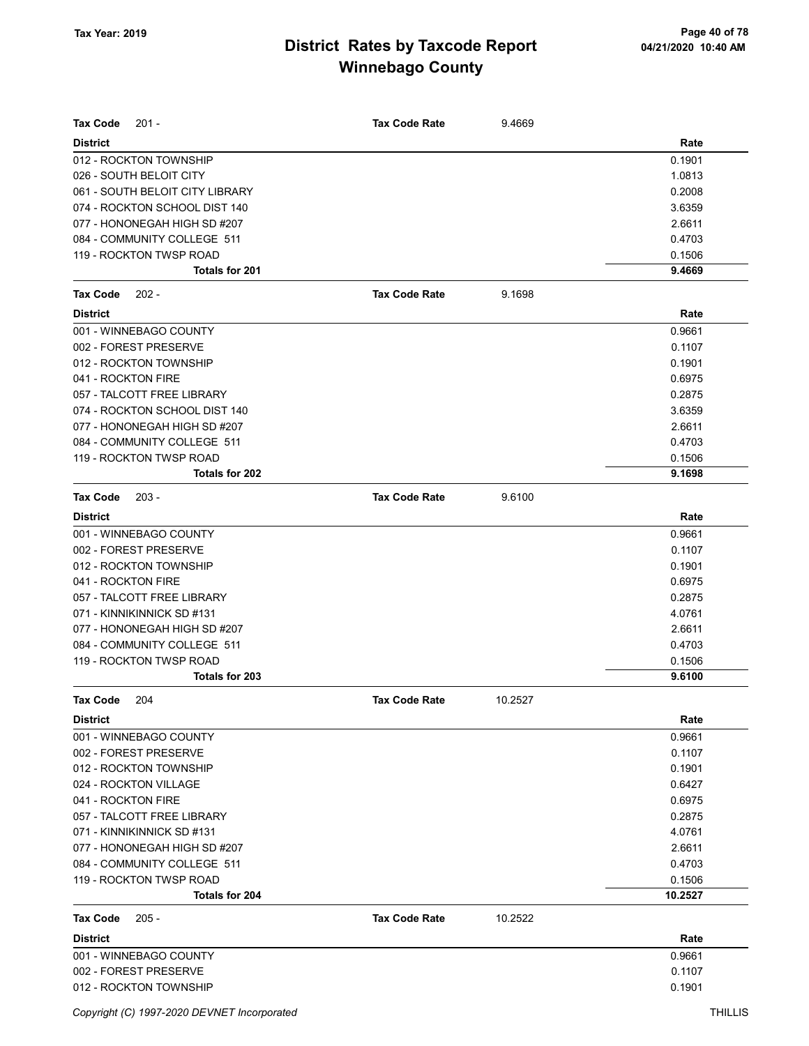# District Rates by Taxcode Report
# Winnebago County

Tax Year: 2019

**Tax Code** 201 - **Tax Code Rate** 9.4669

| District | Rate |
|---|---|
| 012 - ROCKTON TOWNSHIP | 0.1901 |
| 026 - SOUTH BELOIT CITY | 1.0813 |
| 061 - SOUTH BELOIT CITY LIBRARY | 0.2008 |
| 074 - ROCKTON SCHOOL DIST 140 | 3.6359 |
| 077 - HONONEGAH HIGH SD #207 | 2.6611 |
| 084 - COMMUNITY COLLEGE 511 | 0.4703 |
| 119 - ROCKTON TWSP ROAD | 0.1506 |
| **Totals for 201** | **9.4669** |

**Tax Code** 202 - **Tax Code Rate** 9.1698

| District | Rate |
|---|---|
| 001 - WINNEBAGO COUNTY | 0.9661 |
| 002 - FOREST PRESERVE | 0.1107 |
| 012 - ROCKTON TOWNSHIP | 0.1901 |
| 041 - ROCKTON FIRE | 0.6975 |
| 057 - TALCOTT FREE LIBRARY | 0.2875 |
| 074 - ROCKTON SCHOOL DIST 140 | 3.6359 |
| 077 - HONONEGAH HIGH SD #207 | 2.6611 |
| 084 - COMMUNITY COLLEGE 511 | 0.4703 |
| 119 - ROCKTON TWSP ROAD | 0.1506 |
| **Totals for 202** | **9.1698** |

**Tax Code** 203 - **Tax Code Rate** 9.6100

| District | Rate |
|---|---|
| 001 - WINNEBAGO COUNTY | 0.9661 |
| 002 - FOREST PRESERVE | 0.1107 |
| 012 - ROCKTON TOWNSHIP | 0.1901 |
| 041 - ROCKTON FIRE | 0.6975 |
| 057 - TALCOTT FREE LIBRARY | 0.2875 |
| 071 - KINNIKINNICK SD #131 | 4.0761 |
| 077 - HONONEGAH HIGH SD #207 | 2.6611 |
| 084 - COMMUNITY COLLEGE 511 | 0.4703 |
| 119 - ROCKTON TWSP ROAD | 0.1506 |
| **Totals for 203** | **9.6100** |

**Tax Code** 204 **Tax Code Rate** 10.2527

| District | Rate |
|---|---|
| 001 - WINNEBAGO COUNTY | 0.9661 |
| 002 - FOREST PRESERVE | 0.1107 |
| 012 - ROCKTON TOWNSHIP | 0.1901 |
| 024 - ROCKTON VILLAGE | 0.6427 |
| 041 - ROCKTON FIRE | 0.6975 |
| 057 - TALCOTT FREE LIBRARY | 0.2875 |
| 071 - KINNIKINNICK SD #131 | 4.0761 |
| 077 - HONONEGAH HIGH SD #207 | 2.6611 |
| 084 - COMMUNITY COLLEGE 511 | 0.4703 |
| 119 - ROCKTON TWSP ROAD | 0.1506 |
| **Totals for 204** | **10.2527** |

**Tax Code** 205 - **Tax Code Rate** 10.2522

| District | Rate |
|---|---|
| 001 - WINNEBAGO COUNTY | 0.9661 |
| 002 - FOREST PRESERVE | 0.1107 |
| 012 - ROCKTON TOWNSHIP | 0.1901 |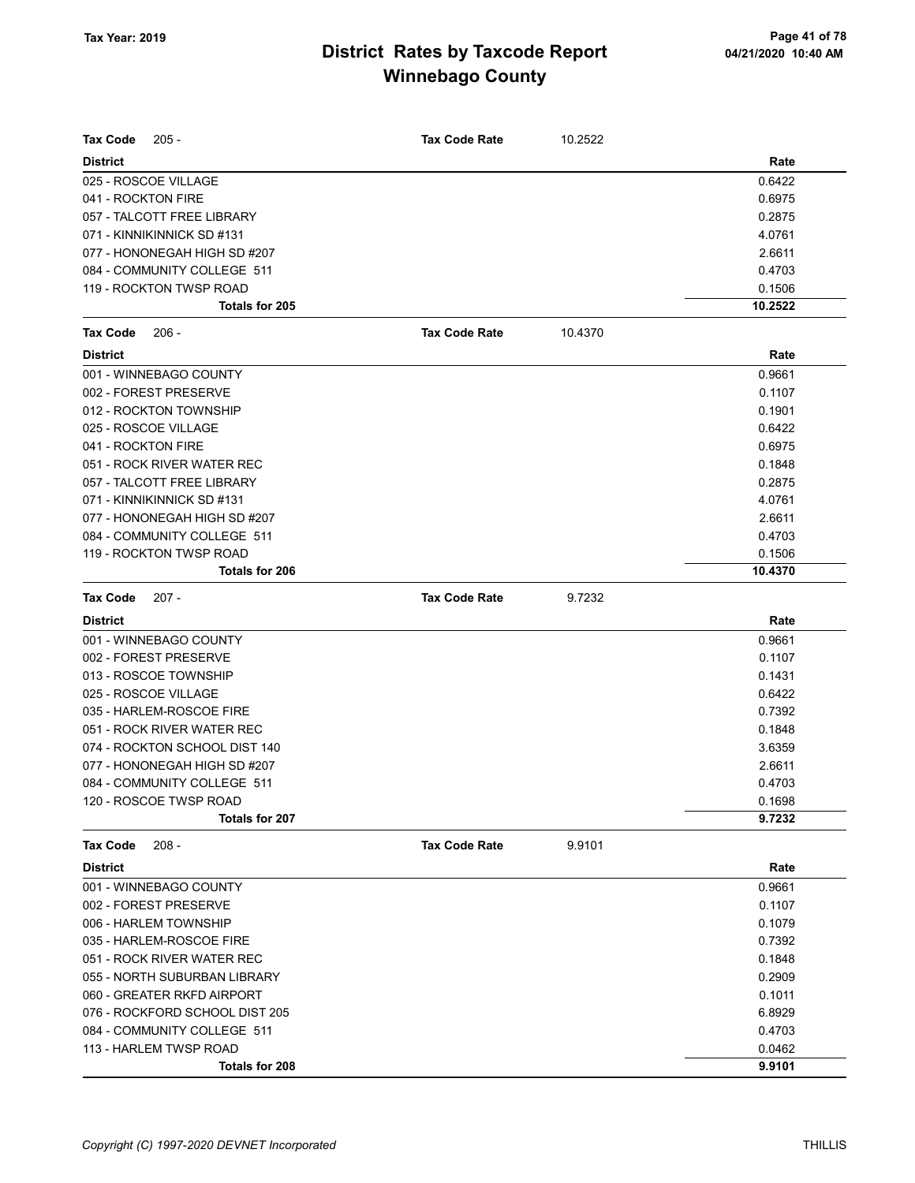# District Rates by Taxcode Report
# Winnebago County

Tax Year: 2019

**Tax Code** 205 - **Tax Code Rate** 10.2522

| District | Rate |
|---|---|
| 025 - ROSCOE VILLAGE | 0.6422 |
| 041 - ROCKTON FIRE | 0.6975 |
| 057 - TALCOTT FREE LIBRARY | 0.2875 |
| 071 - KINNIKINNICK SD #131 | 4.0761 |
| 077 - HONONEGAH HIGH SD #207 | 2.6611 |
| 084 - COMMUNITY COLLEGE 511 | 0.4703 |
| 119 - ROCKTON TWSP ROAD | 0.1506 |
| **Totals for 205** | **10.2522** |

**Tax Code** 206 - **Tax Code Rate** 10.4370

| District | Rate |
|---|---|
| 001 - WINNEBAGO COUNTY | 0.9661 |
| 002 - FOREST PRESERVE | 0.1107 |
| 012 - ROCKTON TOWNSHIP | 0.1901 |
| 025 - ROSCOE VILLAGE | 0.6422 |
| 041 - ROCKTON FIRE | 0.6975 |
| 051 - ROCK RIVER WATER REC | 0.1848 |
| 057 - TALCOTT FREE LIBRARY | 0.2875 |
| 071 - KINNIKINNICK SD #131 | 4.0761 |
| 077 - HONONEGAH HIGH SD #207 | 2.6611 |
| 084 - COMMUNITY COLLEGE 511 | 0.4703 |
| 119 - ROCKTON TWSP ROAD | 0.1506 |
| **Totals for 206** | **10.4370** |

**Tax Code** 207 - **Tax Code Rate** 9.7232

| District | Rate |
|---|---|
| 001 - WINNEBAGO COUNTY | 0.9661 |
| 002 - FOREST PRESERVE | 0.1107 |
| 013 - ROSCOE TOWNSHIP | 0.1431 |
| 025 - ROSCOE VILLAGE | 0.6422 |
| 035 - HARLEM-ROSCOE FIRE | 0.7392 |
| 051 - ROCK RIVER WATER REC | 0.1848 |
| 074 - ROCKTON SCHOOL DIST 140 | 3.6359 |
| 077 - HONONEGAH HIGH SD #207 | 2.6611 |
| 084 - COMMUNITY COLLEGE 511 | 0.4703 |
| 120 - ROSCOE TWSP ROAD | 0.1698 |
| **Totals for 207** | **9.7232** |

**Tax Code** 208 - **Tax Code Rate** 9.9101

| District | Rate |
|---|---|
| 001 - WINNEBAGO COUNTY | 0.9661 |
| 002 - FOREST PRESERVE | 0.1107 |
| 006 - HARLEM TOWNSHIP | 0.1079 |
| 035 - HARLEM-ROSCOE FIRE | 0.7392 |
| 051 - ROCK RIVER WATER REC | 0.1848 |
| 055 - NORTH SUBURBAN LIBRARY | 0.2909 |
| 060 - GREATER RKFD AIRPORT | 0.1011 |
| 076 - ROCKFORD SCHOOL DIST 205 | 6.8929 |
| 084 - COMMUNITY COLLEGE 511 | 0.4703 |
| 113 - HARLEM TWSP ROAD | 0.0462 |
| **Totals for 208** | **9.9101** |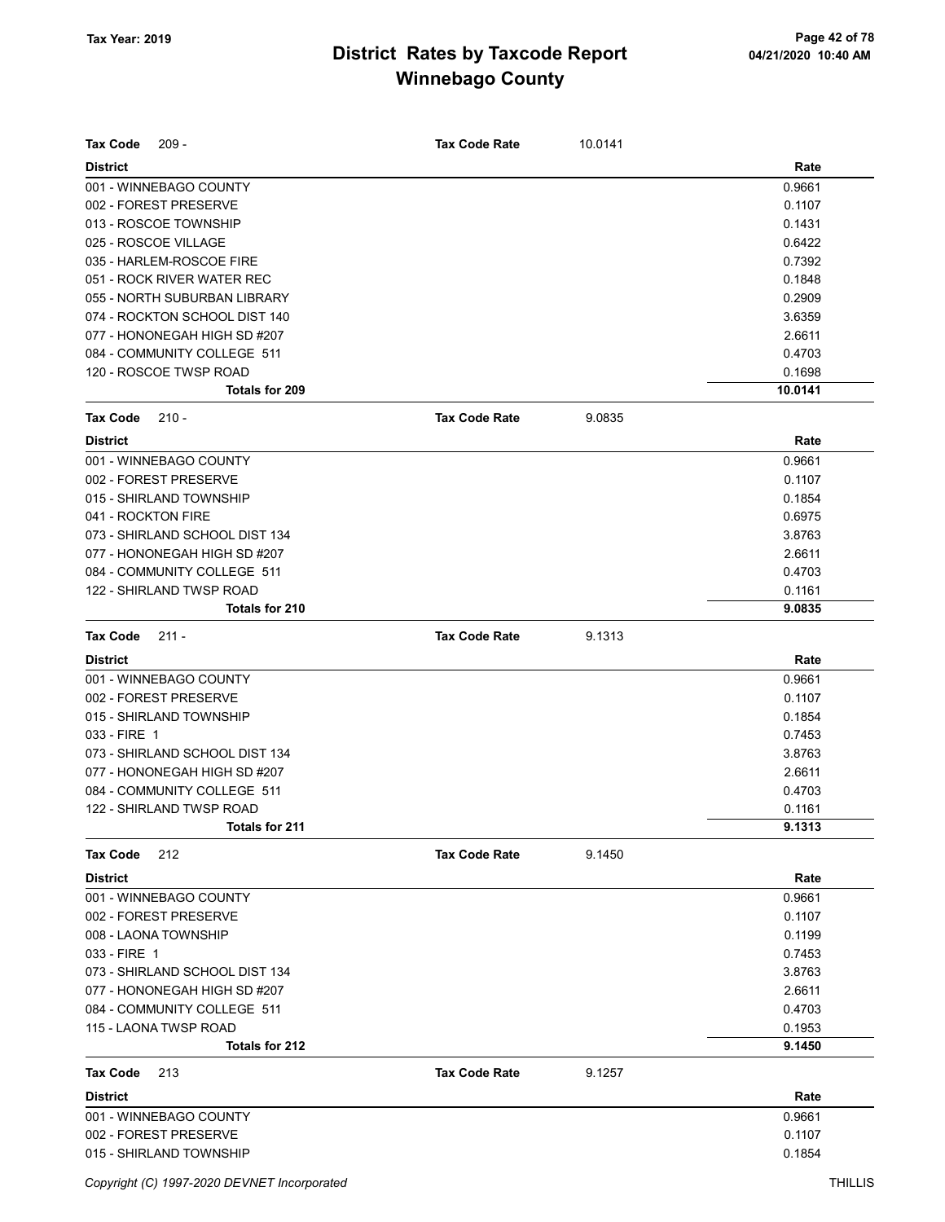# District Rates by Taxcode Report
# Winnebago County

Tax Year: 2019

**Tax Code** 209 - **Tax Code Rate** 10.0141

| District | Rate |
|---|---|
| 001 - WINNEBAGO COUNTY | 0.9661 |
| 002 - FOREST PRESERVE | 0.1107 |
| 013 - ROSCOE TOWNSHIP | 0.1431 |
| 025 - ROSCOE VILLAGE | 0.6422 |
| 035 - HARLEM-ROSCOE FIRE | 0.7392 |
| 051 - ROCK RIVER WATER REC | 0.1848 |
| 055 - NORTH SUBURBAN LIBRARY | 0.2909 |
| 074 - ROCKTON SCHOOL DIST 140 | 3.6359 |
| 077 - HONONEGAH HIGH SD #207 | 2.6611 |
| 084 - COMMUNITY COLLEGE 511 | 0.4703 |
| 120 - ROSCOE TWSP ROAD | 0.1698 |
| **Totals for 209** | **10.0141** |

**Tax Code** 210 - **Tax Code Rate** 9.0835

| District | Rate |
|---|---|
| 001 - WINNEBAGO COUNTY | 0.9661 |
| 002 - FOREST PRESERVE | 0.1107 |
| 015 - SHIRLAND TOWNSHIP | 0.1854 |
| 041 - ROCKTON FIRE | 0.6975 |
| 073 - SHIRLAND SCHOOL DIST 134 | 3.8763 |
| 077 - HONONEGAH HIGH SD #207 | 2.6611 |
| 084 - COMMUNITY COLLEGE 511 | 0.4703 |
| 122 - SHIRLAND TWSP ROAD | 0.1161 |
| **Totals for 210** | **9.0835** |

**Tax Code** 211 - **Tax Code Rate** 9.1313

| District | Rate |
|---|---|
| 001 - WINNEBAGO COUNTY | 0.9661 |
| 002 - FOREST PRESERVE | 0.1107 |
| 015 - SHIRLAND TOWNSHIP | 0.1854 |
| 033 - FIRE 1 | 0.7453 |
| 073 - SHIRLAND SCHOOL DIST 134 | 3.8763 |
| 077 - HONONEGAH HIGH SD #207 | 2.6611 |
| 084 - COMMUNITY COLLEGE 511 | 0.4703 |
| 122 - SHIRLAND TWSP ROAD | 0.1161 |
| **Totals for 211** | **9.1313** |

**Tax Code** 212 **Tax Code Rate** 9.1450

| District | Rate |
|---|---|
| 001 - WINNEBAGO COUNTY | 0.9661 |
| 002 - FOREST PRESERVE | 0.1107 |
| 008 - LAONA TOWNSHIP | 0.1199 |
| 033 - FIRE 1 | 0.7453 |
| 073 - SHIRLAND SCHOOL DIST 134 | 3.8763 |
| 077 - HONONEGAH HIGH SD #207 | 2.6611 |
| 084 - COMMUNITY COLLEGE 511 | 0.4703 |
| 115 - LAONA TWSP ROAD | 0.1953 |
| **Totals for 212** | **9.1450** |

**Tax Code** 213 **Tax Code Rate** 9.1257

| District | Rate |
|---|---|
| 001 - WINNEBAGO COUNTY | 0.9661 |
| 002 - FOREST PRESERVE | 0.1107 |
| 015 - SHIRLAND TOWNSHIP | 0.1854 |

Copyright (C) 1997-2020 DEVNET Incorporated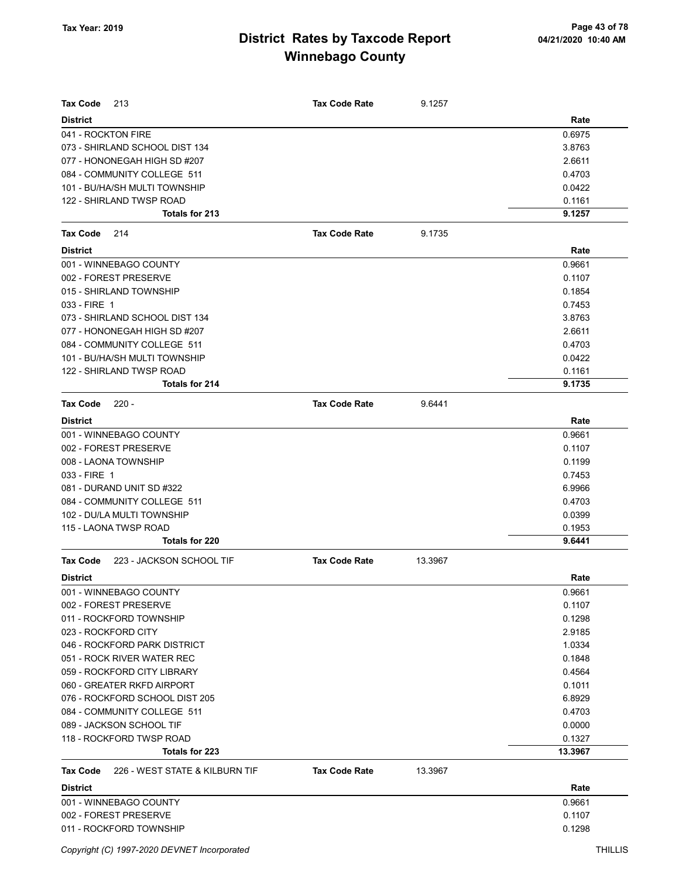# District Rates by Taxcode Report
## Winnebago County

Tax Year: 2019

**Tax Code** 213 — **Tax Code Rate** 9.1257

| District | Rate |
|---|---|
| 041 - ROCKTON FIRE | 0.6975 |
| 073 - SHIRLAND SCHOOL DIST 134 | 3.8763 |
| 077 - HONONEGAH HIGH SD #207 | 2.6611 |
| 084 - COMMUNITY COLLEGE 511 | 0.4703 |
| 101 - BU/HA/SH MULTI TOWNSHIP | 0.0422 |
| 122 - SHIRLAND TWSP ROAD | 0.1161 |
| **Totals for 213** | **9.1257** |

**Tax Code** 214 — **Tax Code Rate** 9.1735

| District | Rate |
|---|---|
| 001 - WINNEBAGO COUNTY | 0.9661 |
| 002 - FOREST PRESERVE | 0.1107 |
| 015 - SHIRLAND TOWNSHIP | 0.1854 |
| 033 - FIRE 1 | 0.7453 |
| 073 - SHIRLAND SCHOOL DIST 134 | 3.8763 |
| 077 - HONONEGAH HIGH SD #207 | 2.6611 |
| 084 - COMMUNITY COLLEGE 511 | 0.4703 |
| 101 - BU/HA/SH MULTI TOWNSHIP | 0.0422 |
| 122 - SHIRLAND TWSP ROAD | 0.1161 |
| **Totals for 214** | **9.1735** |

**Tax Code** 220 - — **Tax Code Rate** 9.6441

| District | Rate |
|---|---|
| 001 - WINNEBAGO COUNTY | 0.9661 |
| 002 - FOREST PRESERVE | 0.1107 |
| 008 - LAONA TOWNSHIP | 0.1199 |
| 033 - FIRE 1 | 0.7453 |
| 081 - DURAND UNIT SD #322 | 6.9966 |
| 084 - COMMUNITY COLLEGE 511 | 0.4703 |
| 102 - DU/LA MULTI TOWNSHIP | 0.0399 |
| 115 - LAONA TWSP ROAD | 0.1953 |
| **Totals for 220** | **9.6441** |

**Tax Code** 223 - JACKSON SCHOOL TIF — **Tax Code Rate** 13.3967

| District | Rate |
|---|---|
| 001 - WINNEBAGO COUNTY | 0.9661 |
| 002 - FOREST PRESERVE | 0.1107 |
| 011 - ROCKFORD TOWNSHIP | 0.1298 |
| 023 - ROCKFORD CITY | 2.9185 |
| 046 - ROCKFORD PARK DISTRICT | 1.0334 |
| 051 - ROCK RIVER WATER REC | 0.1848 |
| 059 - ROCKFORD CITY LIBRARY | 0.4564 |
| 060 - GREATER RKFD AIRPORT | 0.1011 |
| 076 - ROCKFORD SCHOOL DIST 205 | 6.8929 |
| 084 - COMMUNITY COLLEGE 511 | 0.4703 |
| 089 - JACKSON SCHOOL TIF | 0.0000 |
| 118 - ROCKFORD TWSP ROAD | 0.1327 |
| **Totals for 223** | **13.3967** |

**Tax Code** 226 - WEST STATE & KILBURN TIF — **Tax Code Rate** 13.3967

| District | Rate |
|---|---|
| 001 - WINNEBAGO COUNTY | 0.9661 |
| 002 - FOREST PRESERVE | 0.1107 |
| 011 - ROCKFORD TOWNSHIP | 0.1298 |

Copyright (C) 1997-2020 DEVNET Incorporated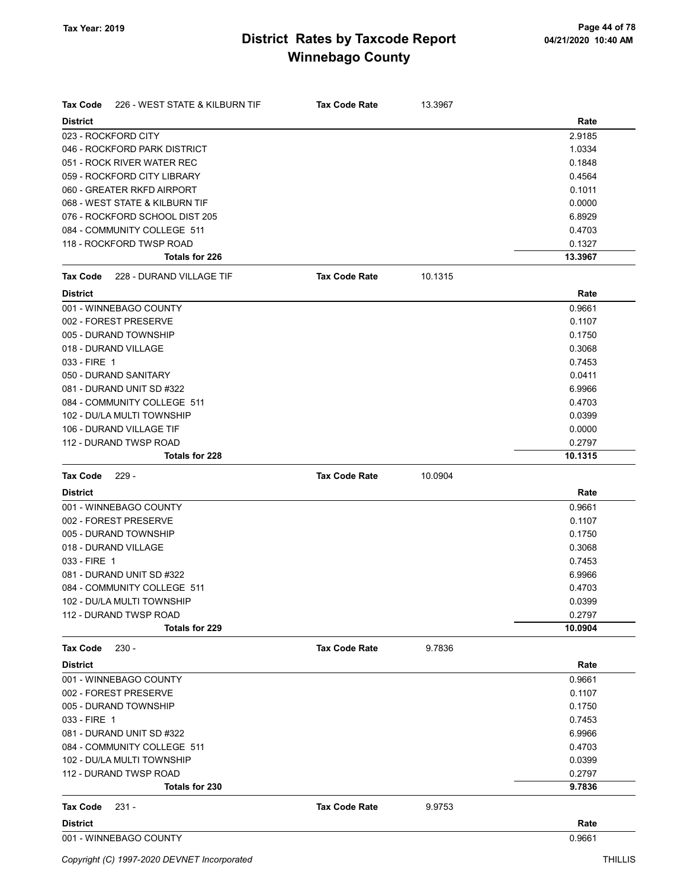# District Rates by Taxcode Report
## Winnebago County

Tax Year: 2019

**Tax Code** 226 - WEST STATE & KILBURN TIF — **Tax Code Rate** 13.3967

| District | Rate |
|---|---|
| 023 - ROCKFORD CITY | 2.9185 |
| 046 - ROCKFORD PARK DISTRICT | 1.0334 |
| 051 - ROCK RIVER WATER REC | 0.1848 |
| 059 - ROCKFORD CITY LIBRARY | 0.4564 |
| 060 - GREATER RKFD AIRPORT | 0.1011 |
| 068 - WEST STATE & KILBURN TIF | 0.0000 |
| 076 - ROCKFORD SCHOOL DIST 205 | 6.8929 |
| 084 - COMMUNITY COLLEGE 511 | 0.4703 |
| 118 - ROCKFORD TWSP ROAD | 0.1327 |
| **Totals for 226** | **13.3967** |

**Tax Code** 228 - DURAND VILLAGE TIF — **Tax Code Rate** 10.1315

| District | Rate |
|---|---|
| 001 - WINNEBAGO COUNTY | 0.9661 |
| 002 - FOREST PRESERVE | 0.1107 |
| 005 - DURAND TOWNSHIP | 0.1750 |
| 018 - DURAND VILLAGE | 0.3068 |
| 033 - FIRE 1 | 0.7453 |
| 050 - DURAND SANITARY | 0.0411 |
| 081 - DURAND UNIT SD #322 | 6.9966 |
| 084 - COMMUNITY COLLEGE 511 | 0.4703 |
| 102 - DU/LA MULTI TOWNSHIP | 0.0399 |
| 106 - DURAND VILLAGE TIF | 0.0000 |
| 112 - DURAND TWSP ROAD | 0.2797 |
| **Totals for 228** | **10.1315** |

**Tax Code** 229 - — **Tax Code Rate** 10.0904

| District | Rate |
|---|---|
| 001 - WINNEBAGO COUNTY | 0.9661 |
| 002 - FOREST PRESERVE | 0.1107 |
| 005 - DURAND TOWNSHIP | 0.1750 |
| 018 - DURAND VILLAGE | 0.3068 |
| 033 - FIRE 1 | 0.7453 |
| 081 - DURAND UNIT SD #322 | 6.9966 |
| 084 - COMMUNITY COLLEGE 511 | 0.4703 |
| 102 - DU/LA MULTI TOWNSHIP | 0.0399 |
| 112 - DURAND TWSP ROAD | 0.2797 |
| **Totals for 229** | **10.0904** |

**Tax Code** 230 - — **Tax Code Rate** 9.7836

| District | Rate |
|---|---|
| 001 - WINNEBAGO COUNTY | 0.9661 |
| 002 - FOREST PRESERVE | 0.1107 |
| 005 - DURAND TOWNSHIP | 0.1750 |
| 033 - FIRE 1 | 0.7453 |
| 081 - DURAND UNIT SD #322 | 6.9966 |
| 084 - COMMUNITY COLLEGE 511 | 0.4703 |
| 102 - DU/LA MULTI TOWNSHIP | 0.0399 |
| 112 - DURAND TWSP ROAD | 0.2797 |
| **Totals for 230** | **9.7836** |

**Tax Code** 231 - — **Tax Code Rate** 9.9753

| District | Rate |
|---|---|
| 001 - WINNEBAGO COUNTY | 0.9661 |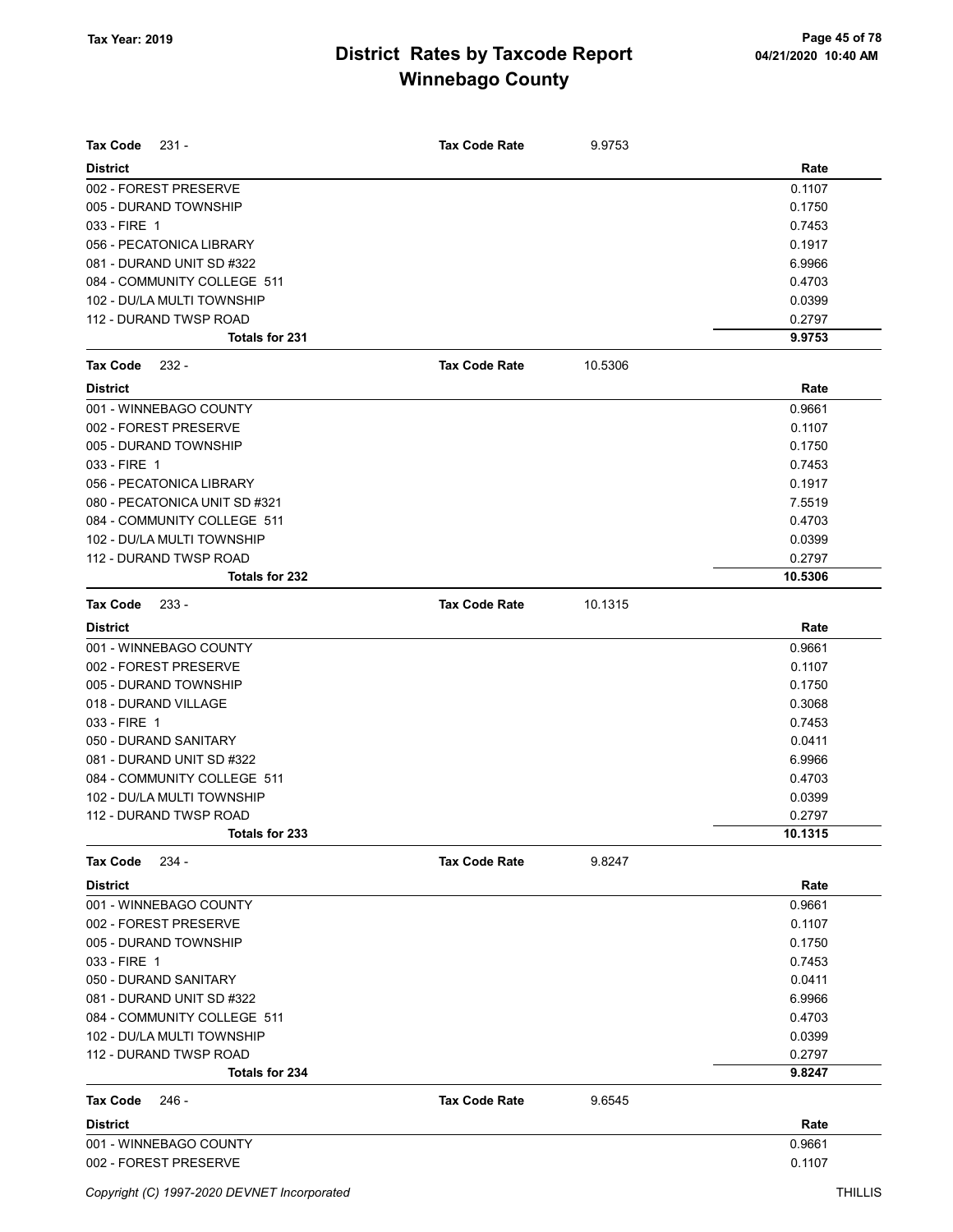# District Rates by Taxcode Report
## Winnebago County

Tax Year: 2019

| Tax Code 231 - | Tax Code Rate | 9.9753 |
|---|---|---|
| **District** | | **Rate** |
| 002 - FOREST PRESERVE | | 0.1107 |
| 005 - DURAND TOWNSHIP | | 0.1750 |
| 033 - FIRE 1 | | 0.7453 |
| 056 - PECATONICA LIBRARY | | 0.1917 |
| 081 - DURAND UNIT SD #322 | | 6.9966 |
| 084 - COMMUNITY COLLEGE 511 | | 0.4703 |
| 102 - DU/LA MULTI TOWNSHIP | | 0.0399 |
| 112 - DURAND TWSP ROAD | | 0.2797 |
| **Totals for 231** | | **9.9753** |

| Tax Code 232 - | Tax Code Rate | 10.5306 |
|---|---|---|
| **District** | | **Rate** |
| 001 - WINNEBAGO COUNTY | | 0.9661 |
| 002 - FOREST PRESERVE | | 0.1107 |
| 005 - DURAND TOWNSHIP | | 0.1750 |
| 033 - FIRE 1 | | 0.7453 |
| 056 - PECATONICA LIBRARY | | 0.1917 |
| 080 - PECATONICA UNIT SD #321 | | 7.5519 |
| 084 - COMMUNITY COLLEGE 511 | | 0.4703 |
| 102 - DU/LA MULTI TOWNSHIP | | 0.0399 |
| 112 - DURAND TWSP ROAD | | 0.2797 |
| **Totals for 232** | | **10.5306** |

| Tax Code 233 - | Tax Code Rate | 10.1315 |
|---|---|---|
| **District** | | **Rate** |
| 001 - WINNEBAGO COUNTY | | 0.9661 |
| 002 - FOREST PRESERVE | | 0.1107 |
| 005 - DURAND TOWNSHIP | | 0.1750 |
| 018 - DURAND VILLAGE | | 0.3068 |
| 033 - FIRE 1 | | 0.7453 |
| 050 - DURAND SANITARY | | 0.0411 |
| 081 - DURAND UNIT SD #322 | | 6.9966 |
| 084 - COMMUNITY COLLEGE 511 | | 0.4703 |
| 102 - DU/LA MULTI TOWNSHIP | | 0.0399 |
| 112 - DURAND TWSP ROAD | | 0.2797 |
| **Totals for 233** | | **10.1315** |

| Tax Code 234 - | Tax Code Rate | 9.8247 |
|---|---|---|
| **District** | | **Rate** |
| 001 - WINNEBAGO COUNTY | | 0.9661 |
| 002 - FOREST PRESERVE | | 0.1107 |
| 005 - DURAND TOWNSHIP | | 0.1750 |
| 033 - FIRE 1 | | 0.7453 |
| 050 - DURAND SANITARY | | 0.0411 |
| 081 - DURAND UNIT SD #322 | | 6.9966 |
| 084 - COMMUNITY COLLEGE 511 | | 0.4703 |
| 102 - DU/LA MULTI TOWNSHIP | | 0.0399 |
| 112 - DURAND TWSP ROAD | | 0.2797 |
| **Totals for 234** | | **9.8247** |

| Tax Code 246 - | Tax Code Rate | 9.6545 |
|---|---|---|
| **District** | | **Rate** |
| 001 - WINNEBAGO COUNTY | | 0.9661 |
| 002 - FOREST PRESERVE | | 0.1107 |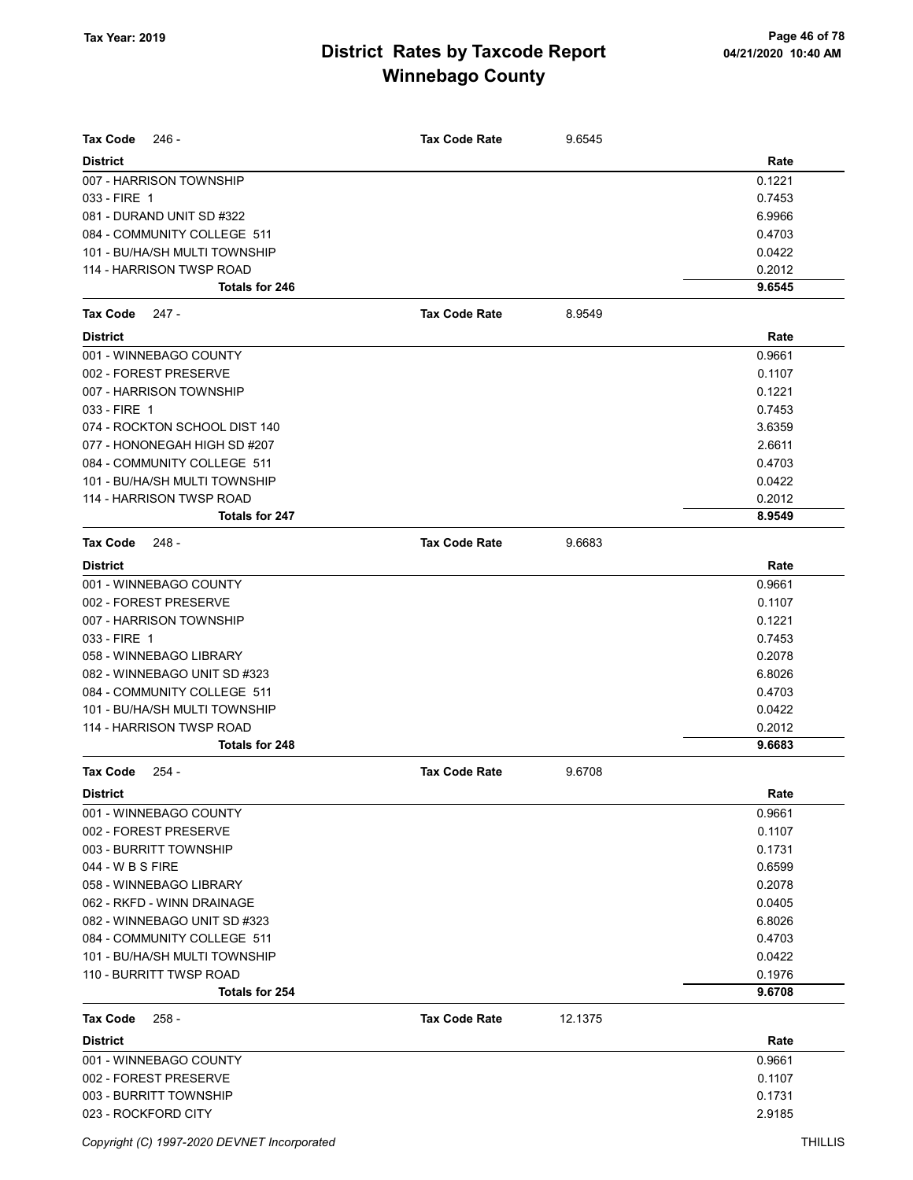# District Rates by Taxcode Report
# Winnebago County

Tax Year: 2019

**Tax Code** 246 - **Tax Code Rate** 9.6545

| District | Rate |
|---|---|
| 007 - HARRISON TOWNSHIP | 0.1221 |
| 033 - FIRE 1 | 0.7453 |
| 081 - DURAND UNIT SD #322 | 6.9966 |
| 084 - COMMUNITY COLLEGE 511 | 0.4703 |
| 101 - BU/HA/SH MULTI TOWNSHIP | 0.0422 |
| 114 - HARRISON TWSP ROAD | 0.2012 |
| **Totals for 246** | **9.6545** |

**Tax Code** 247 - **Tax Code Rate** 8.9549

| District | Rate |
|---|---|
| 001 - WINNEBAGO COUNTY | 0.9661 |
| 002 - FOREST PRESERVE | 0.1107 |
| 007 - HARRISON TOWNSHIP | 0.1221 |
| 033 - FIRE 1 | 0.7453 |
| 074 - ROCKTON SCHOOL DIST 140 | 3.6359 |
| 077 - HONONEGAH HIGH SD #207 | 2.6611 |
| 084 - COMMUNITY COLLEGE 511 | 0.4703 |
| 101 - BU/HA/SH MULTI TOWNSHIP | 0.0422 |
| 114 - HARRISON TWSP ROAD | 0.2012 |
| **Totals for 247** | **8.9549** |

**Tax Code** 248 - **Tax Code Rate** 9.6683

| District | Rate |
|---|---|
| 001 - WINNEBAGO COUNTY | 0.9661 |
| 002 - FOREST PRESERVE | 0.1107 |
| 007 - HARRISON TOWNSHIP | 0.1221 |
| 033 - FIRE 1 | 0.7453 |
| 058 - WINNEBAGO LIBRARY | 0.2078 |
| 082 - WINNEBAGO UNIT SD #323 | 6.8026 |
| 084 - COMMUNITY COLLEGE 511 | 0.4703 |
| 101 - BU/HA/SH MULTI TOWNSHIP | 0.0422 |
| 114 - HARRISON TWSP ROAD | 0.2012 |
| **Totals for 248** | **9.6683** |

**Tax Code** 254 - **Tax Code Rate** 9.6708

| District | Rate |
|---|---|
| 001 - WINNEBAGO COUNTY | 0.9661 |
| 002 - FOREST PRESERVE | 0.1107 |
| 003 - BURRITT TOWNSHIP | 0.1731 |
| 044 - W B S FIRE | 0.6599 |
| 058 - WINNEBAGO LIBRARY | 0.2078 |
| 062 - RKFD - WINN DRAINAGE | 0.0405 |
| 082 - WINNEBAGO UNIT SD #323 | 6.8026 |
| 084 - COMMUNITY COLLEGE 511 | 0.4703 |
| 101 - BU/HA/SH MULTI TOWNSHIP | 0.0422 |
| 110 - BURRITT TWSP ROAD | 0.1976 |
| **Totals for 254** | **9.6708** |

**Tax Code** 258 - **Tax Code Rate** 12.1375

| District | Rate |
|---|---|
| 001 - WINNEBAGO COUNTY | 0.9661 |
| 002 - FOREST PRESERVE | 0.1107 |
| 003 - BURRITT TOWNSHIP | 0.1731 |
| 023 - ROCKFORD CITY | 2.9185 |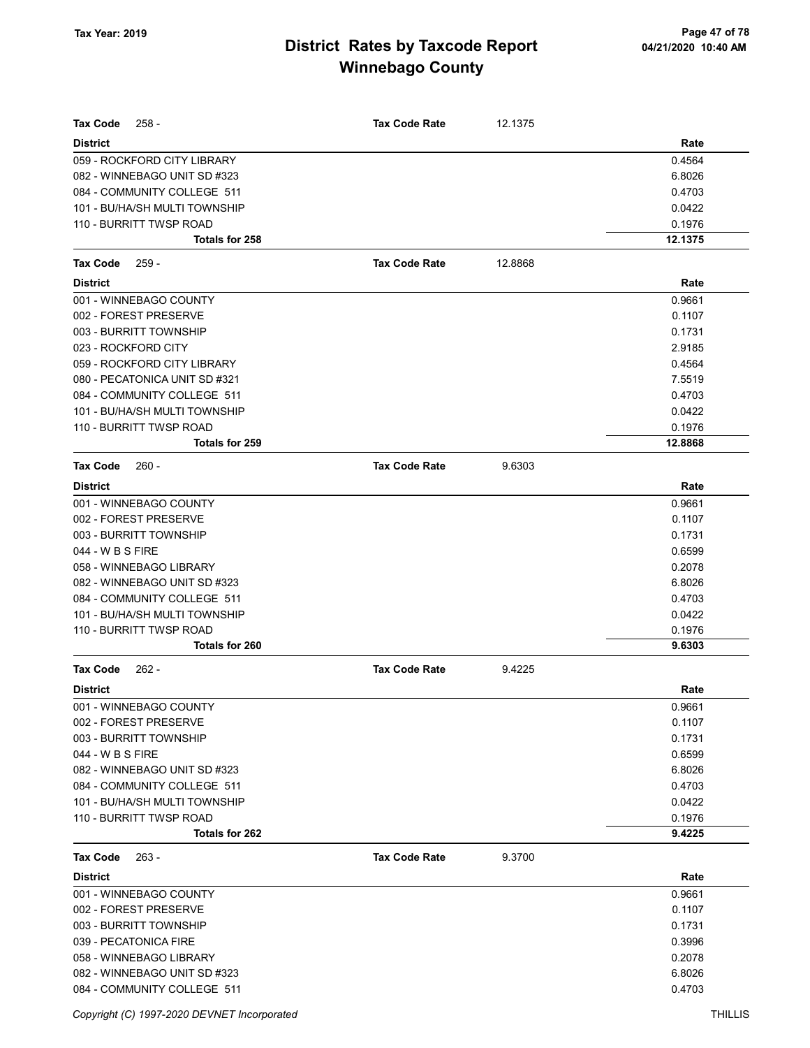# District Rates by Taxcode Report
# Winnebago County

Tax Year: 2019

| Tax Code 258 - | Tax Code Rate | 12.1375 |
|---|---|---|
| **District** | | **Rate** |
| 059 - ROCKFORD CITY LIBRARY | | 0.4564 |
| 082 - WINNEBAGO UNIT SD #323 | | 6.8026 |
| 084 - COMMUNITY COLLEGE 511 | | 0.4703 |
| 101 - BU/HA/SH MULTI TOWNSHIP | | 0.0422 |
| 110 - BURRITT TWSP ROAD | | 0.1976 |
| **Totals for 258** | | **12.1375** |

| Tax Code 259 - | Tax Code Rate | 12.8868 |
|---|---|---|
| **District** | | **Rate** |
| 001 - WINNEBAGO COUNTY | | 0.9661 |
| 002 - FOREST PRESERVE | | 0.1107 |
| 003 - BURRITT TOWNSHIP | | 0.1731 |
| 023 - ROCKFORD CITY | | 2.9185 |
| 059 - ROCKFORD CITY LIBRARY | | 0.4564 |
| 080 - PECATONICA UNIT SD #321 | | 7.5519 |
| 084 - COMMUNITY COLLEGE 511 | | 0.4703 |
| 101 - BU/HA/SH MULTI TOWNSHIP | | 0.0422 |
| 110 - BURRITT TWSP ROAD | | 0.1976 |
| **Totals for 259** | | **12.8868** |

| Tax Code 260 - | Tax Code Rate | 9.6303 |
|---|---|---|
| **District** | | **Rate** |
| 001 - WINNEBAGO COUNTY | | 0.9661 |
| 002 - FOREST PRESERVE | | 0.1107 |
| 003 - BURRITT TOWNSHIP | | 0.1731 |
| 044 - W B S FIRE | | 0.6599 |
| 058 - WINNEBAGO LIBRARY | | 0.2078 |
| 082 - WINNEBAGO UNIT SD #323 | | 6.8026 |
| 084 - COMMUNITY COLLEGE 511 | | 0.4703 |
| 101 - BU/HA/SH MULTI TOWNSHIP | | 0.0422 |
| 110 - BURRITT TWSP ROAD | | 0.1976 |
| **Totals for 260** | | **9.6303** |

| Tax Code 262 - | Tax Code Rate | 9.4225 |
|---|---|---|
| **District** | | **Rate** |
| 001 - WINNEBAGO COUNTY | | 0.9661 |
| 002 - FOREST PRESERVE | | 0.1107 |
| 003 - BURRITT TOWNSHIP | | 0.1731 |
| 044 - W B S FIRE | | 0.6599 |
| 082 - WINNEBAGO UNIT SD #323 | | 6.8026 |
| 084 - COMMUNITY COLLEGE 511 | | 0.4703 |
| 101 - BU/HA/SH MULTI TOWNSHIP | | 0.0422 |
| 110 - BURRITT TWSP ROAD | | 0.1976 |
| **Totals for 262** | | **9.4225** |

| Tax Code 263 - | Tax Code Rate | 9.3700 |
|---|---|---|
| **District** | | **Rate** |
| 001 - WINNEBAGO COUNTY | | 0.9661 |
| 002 - FOREST PRESERVE | | 0.1107 |
| 003 - BURRITT TOWNSHIP | | 0.1731 |
| 039 - PECATONICA FIRE | | 0.3996 |
| 058 - WINNEBAGO LIBRARY | | 0.2078 |
| 082 - WINNEBAGO UNIT SD #323 | | 6.8026 |
| 084 - COMMUNITY COLLEGE 511 | | 0.4703 |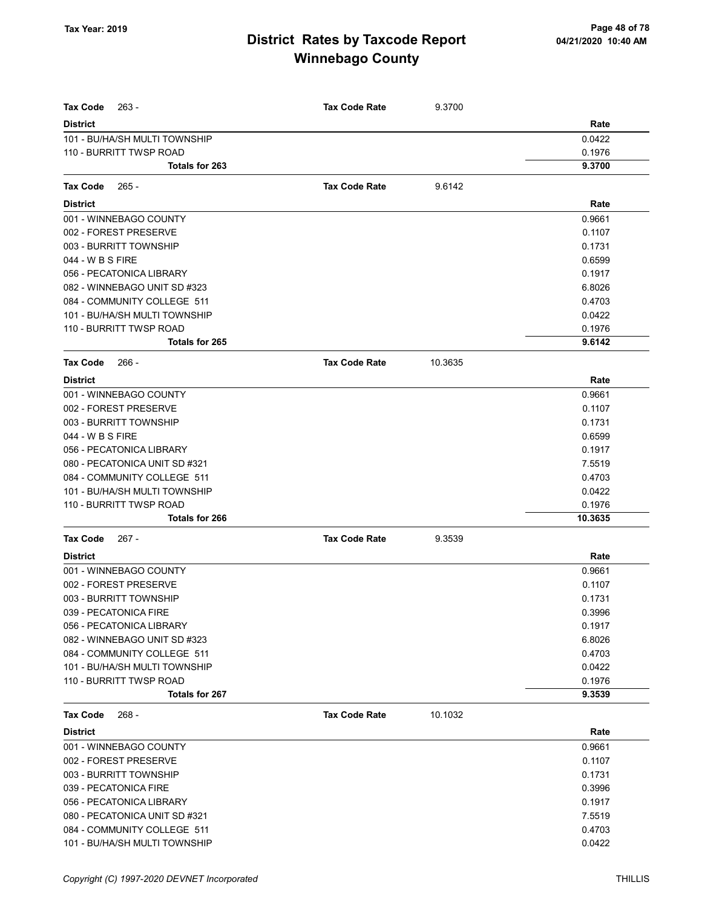# District Rates by Taxcode Report
## Winnebago County

Tax Year: 2019

**Tax Code** 263 - **Tax Code Rate** 9.3700

| District | Rate |
|---|---|
| 101 - BU/HA/SH MULTI TOWNSHIP | 0.0422 |
| 110 - BURRITT TWSP ROAD | 0.1976 |
| **Totals for 263** | **9.3700** |

**Tax Code** 265 - **Tax Code Rate** 9.6142

| District | Rate |
|---|---|
| 001 - WINNEBAGO COUNTY | 0.9661 |
| 002 - FOREST PRESERVE | 0.1107 |
| 003 - BURRITT TOWNSHIP | 0.1731 |
| 044 - W B S FIRE | 0.6599 |
| 056 - PECATONICA LIBRARY | 0.1917 |
| 082 - WINNEBAGO UNIT SD #323 | 6.8026 |
| 084 - COMMUNITY COLLEGE 511 | 0.4703 |
| 101 - BU/HA/SH MULTI TOWNSHIP | 0.0422 |
| 110 - BURRITT TWSP ROAD | 0.1976 |
| **Totals for 265** | **9.6142** |

**Tax Code** 266 - **Tax Code Rate** 10.3635

| District | Rate |
|---|---|
| 001 - WINNEBAGO COUNTY | 0.9661 |
| 002 - FOREST PRESERVE | 0.1107 |
| 003 - BURRITT TOWNSHIP | 0.1731 |
| 044 - W B S FIRE | 0.6599 |
| 056 - PECATONICA LIBRARY | 0.1917 |
| 080 - PECATONICA UNIT SD #321 | 7.5519 |
| 084 - COMMUNITY COLLEGE 511 | 0.4703 |
| 101 - BU/HA/SH MULTI TOWNSHIP | 0.0422 |
| 110 - BURRITT TWSP ROAD | 0.1976 |
| **Totals for 266** | **10.3635** |

**Tax Code** 267 - **Tax Code Rate** 9.3539

| District | Rate |
|---|---|
| 001 - WINNEBAGO COUNTY | 0.9661 |
| 002 - FOREST PRESERVE | 0.1107 |
| 003 - BURRITT TOWNSHIP | 0.1731 |
| 039 - PECATONICA FIRE | 0.3996 |
| 056 - PECATONICA LIBRARY | 0.1917 |
| 082 - WINNEBAGO UNIT SD #323 | 6.8026 |
| 084 - COMMUNITY COLLEGE 511 | 0.4703 |
| 101 - BU/HA/SH MULTI TOWNSHIP | 0.0422 |
| 110 - BURRITT TWSP ROAD | 0.1976 |
| **Totals for 267** | **9.3539** |

**Tax Code** 268 - **Tax Code Rate** 10.1032

| District | Rate |
|---|---|
| 001 - WINNEBAGO COUNTY | 0.9661 |
| 002 - FOREST PRESERVE | 0.1107 |
| 003 - BURRITT TOWNSHIP | 0.1731 |
| 039 - PECATONICA FIRE | 0.3996 |
| 056 - PECATONICA LIBRARY | 0.1917 |
| 080 - PECATONICA UNIT SD #321 | 7.5519 |
| 084 - COMMUNITY COLLEGE 511 | 0.4703 |
| 101 - BU/HA/SH MULTI TOWNSHIP | 0.0422 |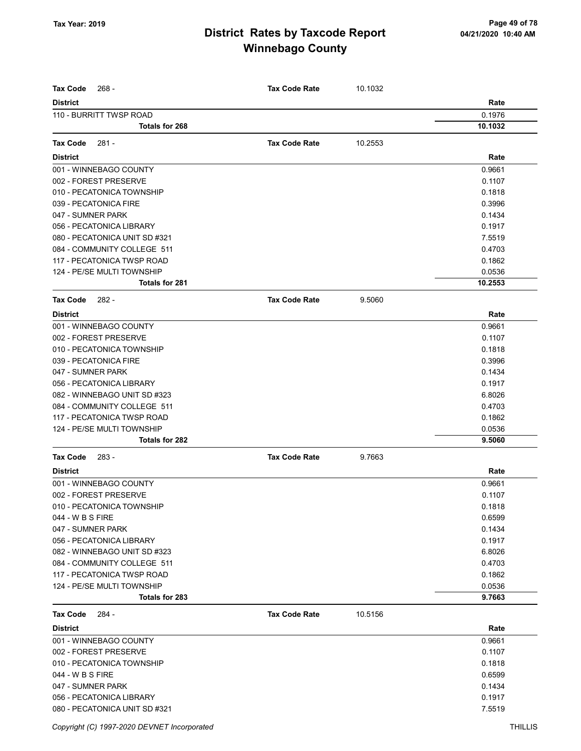# District Rates by Taxcode Report
## Winnebago County

**Tax Year: 2019**

04/21/2020 10:40 AM

**Tax Code** 268 - **Tax Code Rate** 10.1032

| District | Rate |
|---|---|
| 110 - BURRITT TWSP ROAD | 0.1976 |
| **Totals for 268** | **10.1032** |

**Tax Code** 281 - **Tax Code Rate** 10.2553

| District | Rate |
|---|---|
| 001 - WINNEBAGO COUNTY | 0.9661 |
| 002 - FOREST PRESERVE | 0.1107 |
| 010 - PECATONICA TOWNSHIP | 0.1818 |
| 039 - PECATONICA FIRE | 0.3996 |
| 047 - SUMNER PARK | 0.1434 |
| 056 - PECATONICA LIBRARY | 0.1917 |
| 080 - PECATONICA UNIT SD #321 | 7.5519 |
| 084 - COMMUNITY COLLEGE 511 | 0.4703 |
| 117 - PECATONICA TWSP ROAD | 0.1862 |
| 124 - PE/SE MULTI TOWNSHIP | 0.0536 |
| **Totals for 281** | **10.2553** |

**Tax Code** 282 - **Tax Code Rate** 9.5060

| District | Rate |
|---|---|
| 001 - WINNEBAGO COUNTY | 0.9661 |
| 002 - FOREST PRESERVE | 0.1107 |
| 010 - PECATONICA TOWNSHIP | 0.1818 |
| 039 - PECATONICA FIRE | 0.3996 |
| 047 - SUMNER PARK | 0.1434 |
| 056 - PECATONICA LIBRARY | 0.1917 |
| 082 - WINNEBAGO UNIT SD #323 | 6.8026 |
| 084 - COMMUNITY COLLEGE 511 | 0.4703 |
| 117 - PECATONICA TWSP ROAD | 0.1862 |
| 124 - PE/SE MULTI TOWNSHIP | 0.0536 |
| **Totals for 282** | **9.5060** |

**Tax Code** 283 - **Tax Code Rate** 9.7663

| District | Rate |
|---|---|
| 001 - WINNEBAGO COUNTY | 0.9661 |
| 002 - FOREST PRESERVE | 0.1107 |
| 010 - PECATONICA TOWNSHIP | 0.1818 |
| 044 - W B S FIRE | 0.6599 |
| 047 - SUMNER PARK | 0.1434 |
| 056 - PECATONICA LIBRARY | 0.1917 |
| 082 - WINNEBAGO UNIT SD #323 | 6.8026 |
| 084 - COMMUNITY COLLEGE 511 | 0.4703 |
| 117 - PECATONICA TWSP ROAD | 0.1862 |
| 124 - PE/SE MULTI TOWNSHIP | 0.0536 |
| **Totals for 283** | **9.7663** |

**Tax Code** 284 - **Tax Code Rate** 10.5156

| District | Rate |
|---|---|
| 001 - WINNEBAGO COUNTY | 0.9661 |
| 002 - FOREST PRESERVE | 0.1107 |
| 010 - PECATONICA TOWNSHIP | 0.1818 |
| 044 - W B S FIRE | 0.6599 |
| 047 - SUMNER PARK | 0.1434 |
| 056 - PECATONICA LIBRARY | 0.1917 |
| 080 - PECATONICA UNIT SD #321 | 7.5519 |

Copyright (C) 1997-2020 DEVNET Incorporated — THILLIS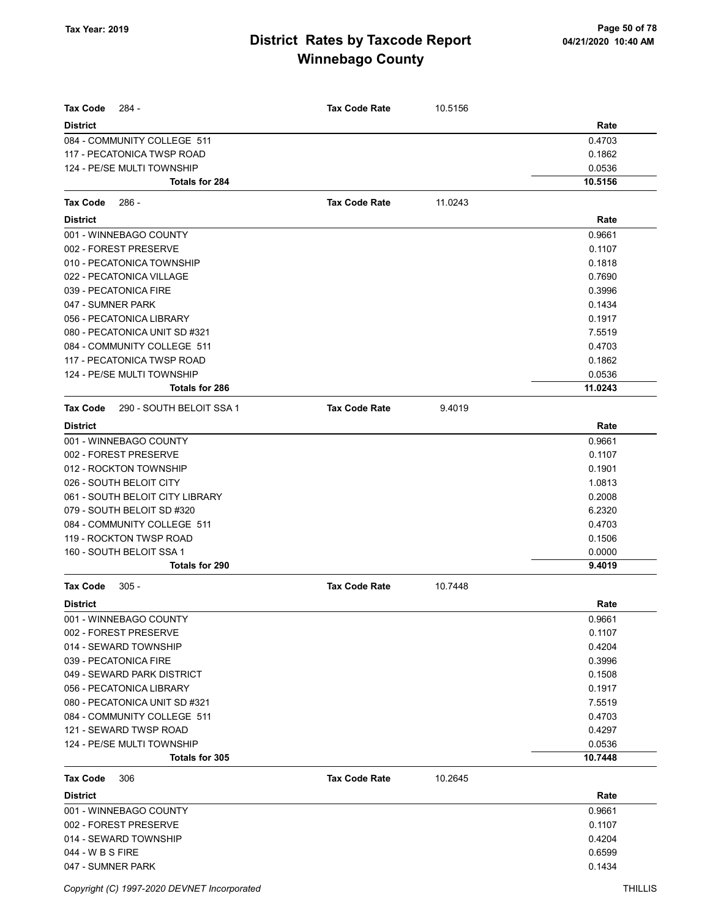# District Rates by Taxcode Report
# Winnebago County

Tax Year: 2019

| Tax Code 284 - | Tax Code Rate | 10.5156 |
|---|---|---|
| **District** | | **Rate** |
| 084 - COMMUNITY COLLEGE 511 | | 0.4703 |
| 117 - PECATONICA TWSP ROAD | | 0.1862 |
| 124 - PE/SE MULTI TOWNSHIP | | 0.0536 |
| **Totals for 284** | | **10.5156** |

| Tax Code 286 - | Tax Code Rate | 11.0243 |
|---|---|---|
| **District** | | **Rate** |
| 001 - WINNEBAGO COUNTY | | 0.9661 |
| 002 - FOREST PRESERVE | | 0.1107 |
| 010 - PECATONICA TOWNSHIP | | 0.1818 |
| 022 - PECATONICA VILLAGE | | 0.7690 |
| 039 - PECATONICA FIRE | | 0.3996 |
| 047 - SUMNER PARK | | 0.1434 |
| 056 - PECATONICA LIBRARY | | 0.1917 |
| 080 - PECATONICA UNIT SD #321 | | 7.5519 |
| 084 - COMMUNITY COLLEGE 511 | | 0.4703 |
| 117 - PECATONICA TWSP ROAD | | 0.1862 |
| 124 - PE/SE MULTI TOWNSHIP | | 0.0536 |
| **Totals for 286** | | **11.0243** |

| Tax Code 290 - SOUTH BELOIT SSA 1 | Tax Code Rate | 9.4019 |
|---|---|---|
| **District** | | **Rate** |
| 001 - WINNEBAGO COUNTY | | 0.9661 |
| 002 - FOREST PRESERVE | | 0.1107 |
| 012 - ROCKTON TOWNSHIP | | 0.1901 |
| 026 - SOUTH BELOIT CITY | | 1.0813 |
| 061 - SOUTH BELOIT CITY LIBRARY | | 0.2008 |
| 079 - SOUTH BELOIT SD #320 | | 6.2320 |
| 084 - COMMUNITY COLLEGE 511 | | 0.4703 |
| 119 - ROCKTON TWSP ROAD | | 0.1506 |
| 160 - SOUTH BELOIT SSA 1 | | 0.0000 |
| **Totals for 290** | | **9.4019** |

| Tax Code 305 - | Tax Code Rate | 10.7448 |
|---|---|---|
| **District** | | **Rate** |
| 001 - WINNEBAGO COUNTY | | 0.9661 |
| 002 - FOREST PRESERVE | | 0.1107 |
| 014 - SEWARD TOWNSHIP | | 0.4204 |
| 039 - PECATONICA FIRE | | 0.3996 |
| 049 - SEWARD PARK DISTRICT | | 0.1508 |
| 056 - PECATONICA LIBRARY | | 0.1917 |
| 080 - PECATONICA UNIT SD #321 | | 7.5519 |
| 084 - COMMUNITY COLLEGE 511 | | 0.4703 |
| 121 - SEWARD TWSP ROAD | | 0.4297 |
| 124 - PE/SE MULTI TOWNSHIP | | 0.0536 |
| **Totals for 305** | | **10.7448** |

| Tax Code 306 | Tax Code Rate | 10.2645 |
|---|---|---|
| **District** | | **Rate** |
| 001 - WINNEBAGO COUNTY | | 0.9661 |
| 002 - FOREST PRESERVE | | 0.1107 |
| 014 - SEWARD TOWNSHIP | | 0.4204 |
| 044 - W B S FIRE | | 0.6599 |
| 047 - SUMNER PARK | | 0.1434 |

Copyright (C) 1997-2020 DEVNET Incorporated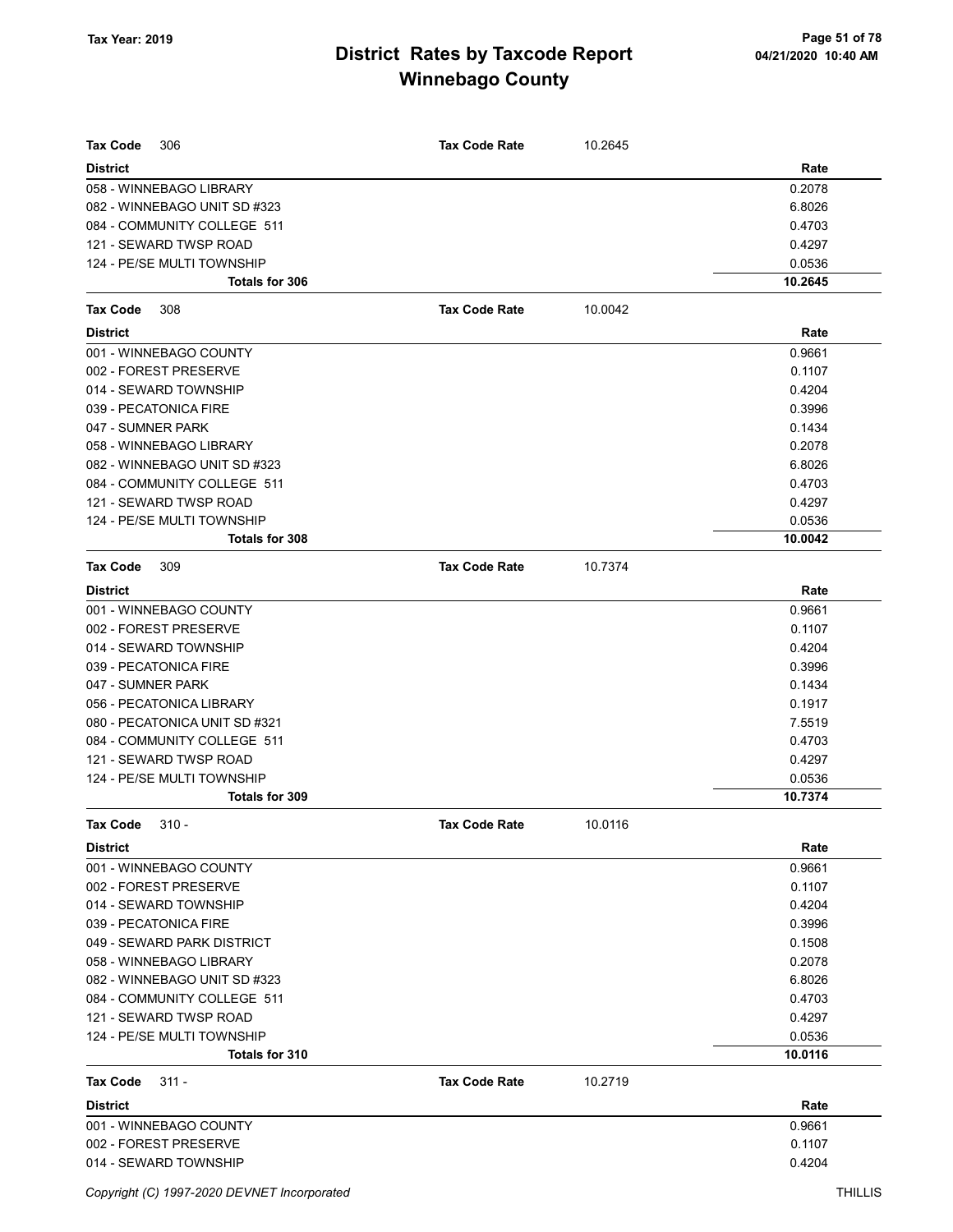# District Rates by Taxcode Report
## Winnebago County

Tax Year: 2019

| Tax Code 306 | Tax Code Rate | 10.2645 |
|---|---|---|
| **District** | | **Rate** |
| 058 - WINNEBAGO LIBRARY | | 0.2078 |
| 082 - WINNEBAGO UNIT SD #323 | | 6.8026 |
| 084 - COMMUNITY COLLEGE 511 | | 0.4703 |
| 121 - SEWARD TWSP ROAD | | 0.4297 |
| 124 - PE/SE MULTI TOWNSHIP | | 0.0536 |
| **Totals for 306** | | **10.2645** |

| Tax Code 308 | Tax Code Rate | 10.0042 |
|---|---|---|
| **District** | | **Rate** |
| 001 - WINNEBAGO COUNTY | | 0.9661 |
| 002 - FOREST PRESERVE | | 0.1107 |
| 014 - SEWARD TOWNSHIP | | 0.4204 |
| 039 - PECATONICA FIRE | | 0.3996 |
| 047 - SUMNER PARK | | 0.1434 |
| 058 - WINNEBAGO LIBRARY | | 0.2078 |
| 082 - WINNEBAGO UNIT SD #323 | | 6.8026 |
| 084 - COMMUNITY COLLEGE 511 | | 0.4703 |
| 121 - SEWARD TWSP ROAD | | 0.4297 |
| 124 - PE/SE MULTI TOWNSHIP | | 0.0536 |
| **Totals for 308** | | **10.0042** |

| Tax Code 309 | Tax Code Rate | 10.7374 |
|---|---|---|
| **District** | | **Rate** |
| 001 - WINNEBAGO COUNTY | | 0.9661 |
| 002 - FOREST PRESERVE | | 0.1107 |
| 014 - SEWARD TOWNSHIP | | 0.4204 |
| 039 - PECATONICA FIRE | | 0.3996 |
| 047 - SUMNER PARK | | 0.1434 |
| 056 - PECATONICA LIBRARY | | 0.1917 |
| 080 - PECATONICA UNIT SD #321 | | 7.5519 |
| 084 - COMMUNITY COLLEGE 511 | | 0.4703 |
| 121 - SEWARD TWSP ROAD | | 0.4297 |
| 124 - PE/SE MULTI TOWNSHIP | | 0.0536 |
| **Totals for 309** | | **10.7374** |

| Tax Code 310 - | Tax Code Rate | 10.0116 |
|---|---|---|
| **District** | | **Rate** |
| 001 - WINNEBAGO COUNTY | | 0.9661 |
| 002 - FOREST PRESERVE | | 0.1107 |
| 014 - SEWARD TOWNSHIP | | 0.4204 |
| 039 - PECATONICA FIRE | | 0.3996 |
| 049 - SEWARD PARK DISTRICT | | 0.1508 |
| 058 - WINNEBAGO LIBRARY | | 0.2078 |
| 082 - WINNEBAGO UNIT SD #323 | | 6.8026 |
| 084 - COMMUNITY COLLEGE 511 | | 0.4703 |
| 121 - SEWARD TWSP ROAD | | 0.4297 |
| 124 - PE/SE MULTI TOWNSHIP | | 0.0536 |
| **Totals for 310** | | **10.0116** |

| Tax Code 311 - | Tax Code Rate | 10.2719 |
|---|---|---|
| **District** | | **Rate** |
| 001 - WINNEBAGO COUNTY | | 0.9661 |
| 002 - FOREST PRESERVE | | 0.1107 |
| 014 - SEWARD TOWNSHIP | | 0.4204 |

Copyright (C) 1997-2020 DEVNET Incorporated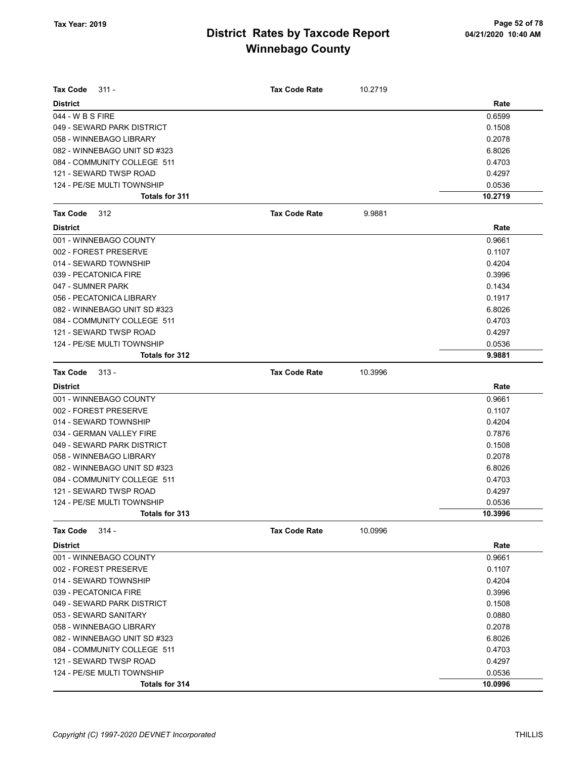# District Rates by Taxcode Report
## Winnebago County

Tax Year: 2019

04/21/2020 10:40 AM

| Tax Code 311 - | Tax Code Rate | 10.2719 |
|---|---|---|
| **District** | | **Rate** |
| 044 - W B S FIRE | | 0.6599 |
| 049 - SEWARD PARK DISTRICT | | 0.1508 |
| 058 - WINNEBAGO LIBRARY | | 0.2078 |
| 082 - WINNEBAGO UNIT SD #323 | | 6.8026 |
| 084 - COMMUNITY COLLEGE 511 | | 0.4703 |
| 121 - SEWARD TWSP ROAD | | 0.4297 |
| 124 - PE/SE MULTI TOWNSHIP | | 0.0536 |
| **Totals for 311** | | **10.2719** |

| Tax Code 312 | Tax Code Rate | 9.9881 |
|---|---|---|
| **District** | | **Rate** |
| 001 - WINNEBAGO COUNTY | | 0.9661 |
| 002 - FOREST PRESERVE | | 0.1107 |
| 014 - SEWARD TOWNSHIP | | 0.4204 |
| 039 - PECATONICA FIRE | | 0.3996 |
| 047 - SUMNER PARK | | 0.1434 |
| 056 - PECATONICA LIBRARY | | 0.1917 |
| 082 - WINNEBAGO UNIT SD #323 | | 6.8026 |
| 084 - COMMUNITY COLLEGE 511 | | 0.4703 |
| 121 - SEWARD TWSP ROAD | | 0.4297 |
| 124 - PE/SE MULTI TOWNSHIP | | 0.0536 |
| **Totals for 312** | | **9.9881** |

| Tax Code 313 - | Tax Code Rate | 10.3996 |
|---|---|---|
| **District** | | **Rate** |
| 001 - WINNEBAGO COUNTY | | 0.9661 |
| 002 - FOREST PRESERVE | | 0.1107 |
| 014 - SEWARD TOWNSHIP | | 0.4204 |
| 034 - GERMAN VALLEY FIRE | | 0.7876 |
| 049 - SEWARD PARK DISTRICT | | 0.1508 |
| 058 - WINNEBAGO LIBRARY | | 0.2078 |
| 082 - WINNEBAGO UNIT SD #323 | | 6.8026 |
| 084 - COMMUNITY COLLEGE 511 | | 0.4703 |
| 121 - SEWARD TWSP ROAD | | 0.4297 |
| 124 - PE/SE MULTI TOWNSHIP | | 0.0536 |
| **Totals for 313** | | **10.3996** |

| Tax Code 314 - | Tax Code Rate | 10.0996 |
|---|---|---|
| **District** | | **Rate** |
| 001 - WINNEBAGO COUNTY | | 0.9661 |
| 002 - FOREST PRESERVE | | 0.1107 |
| 014 - SEWARD TOWNSHIP | | 0.4204 |
| 039 - PECATONICA FIRE | | 0.3996 |
| 049 - SEWARD PARK DISTRICT | | 0.1508 |
| 053 - SEWARD SANITARY | | 0.0880 |
| 058 - WINNEBAGO LIBRARY | | 0.2078 |
| 082 - WINNEBAGO UNIT SD #323 | | 6.8026 |
| 084 - COMMUNITY COLLEGE 511 | | 0.4703 |
| 121 - SEWARD TWSP ROAD | | 0.4297 |
| 124 - PE/SE MULTI TOWNSHIP | | 0.0536 |
| **Totals for 314** | | **10.0996** |

*Copyright (C) 1997-2020 DEVNET Incorporated* THILLIS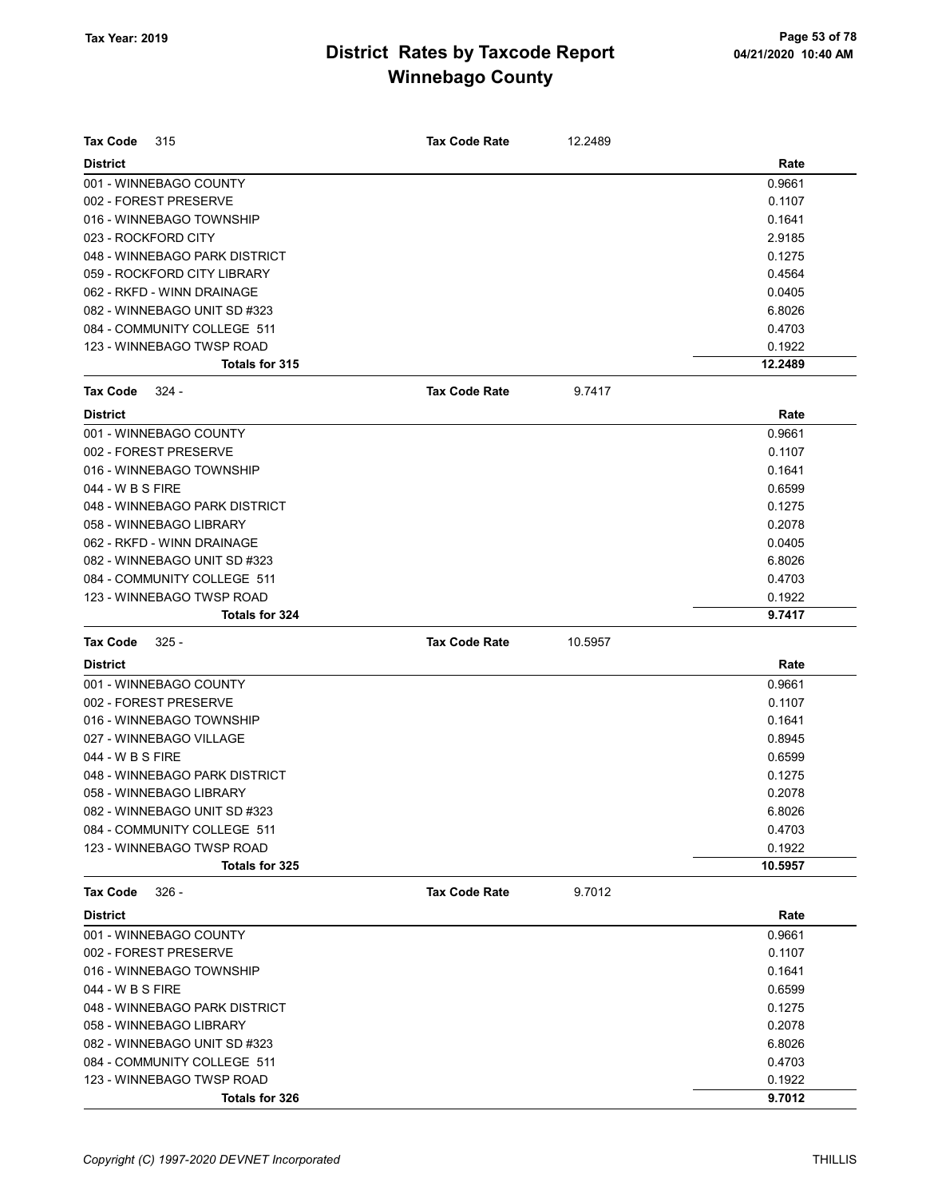# District Rates by Taxcode Report
# Winnebago County

Tax Year: 2019

04/21/2020 10:40 AM

| **Tax Code** 315 | **Tax Code Rate** 12.2489 |
|---|---|
| **District** | **Rate** |
| 001 - WINNEBAGO COUNTY | 0.9661 |
| 002 - FOREST PRESERVE | 0.1107 |
| 016 - WINNEBAGO TOWNSHIP | 0.1641 |
| 023 - ROCKFORD CITY | 2.9185 |
| 048 - WINNEBAGO PARK DISTRICT | 0.1275 |
| 059 - ROCKFORD CITY LIBRARY | 0.4564 |
| 062 - RKFD - WINN DRAINAGE | 0.0405 |
| 082 - WINNEBAGO UNIT SD #323 | 6.8026 |
| 084 - COMMUNITY COLLEGE 511 | 0.4703 |
| 123 - WINNEBAGO TWSP ROAD | 0.1922 |
| **Totals for 315** | **12.2489** |

| **Tax Code** 324 - | **Tax Code Rate** 9.7417 |
|---|---|
| **District** | **Rate** |
| 001 - WINNEBAGO COUNTY | 0.9661 |
| 002 - FOREST PRESERVE | 0.1107 |
| 016 - WINNEBAGO TOWNSHIP | 0.1641 |
| 044 - W B S FIRE | 0.6599 |
| 048 - WINNEBAGO PARK DISTRICT | 0.1275 |
| 058 - WINNEBAGO LIBRARY | 0.2078 |
| 062 - RKFD - WINN DRAINAGE | 0.0405 |
| 082 - WINNEBAGO UNIT SD #323 | 6.8026 |
| 084 - COMMUNITY COLLEGE 511 | 0.4703 |
| 123 - WINNEBAGO TWSP ROAD | 0.1922 |
| **Totals for 324** | **9.7417** |

| **Tax Code** 325 - | **Tax Code Rate** 10.5957 |
|---|---|
| **District** | **Rate** |
| 001 - WINNEBAGO COUNTY | 0.9661 |
| 002 - FOREST PRESERVE | 0.1107 |
| 016 - WINNEBAGO TOWNSHIP | 0.1641 |
| 027 - WINNEBAGO VILLAGE | 0.8945 |
| 044 - W B S FIRE | 0.6599 |
| 048 - WINNEBAGO PARK DISTRICT | 0.1275 |
| 058 - WINNEBAGO LIBRARY | 0.2078 |
| 082 - WINNEBAGO UNIT SD #323 | 6.8026 |
| 084 - COMMUNITY COLLEGE 511 | 0.4703 |
| 123 - WINNEBAGO TWSP ROAD | 0.1922 |
| **Totals for 325** | **10.5957** |

| **Tax Code** 326 - | **Tax Code Rate** 9.7012 |
|---|---|
| **District** | **Rate** |
| 001 - WINNEBAGO COUNTY | 0.9661 |
| 002 - FOREST PRESERVE | 0.1107 |
| 016 - WINNEBAGO TOWNSHIP | 0.1641 |
| 044 - W B S FIRE | 0.6599 |
| 048 - WINNEBAGO PARK DISTRICT | 0.1275 |
| 058 - WINNEBAGO LIBRARY | 0.2078 |
| 082 - WINNEBAGO UNIT SD #323 | 6.8026 |
| 084 - COMMUNITY COLLEGE 511 | 0.4703 |
| 123 - WINNEBAGO TWSP ROAD | 0.1922 |
| **Totals for 326** | **9.7012** |

*Copyright (C) 1997-2020 DEVNET Incorporated* THILLIS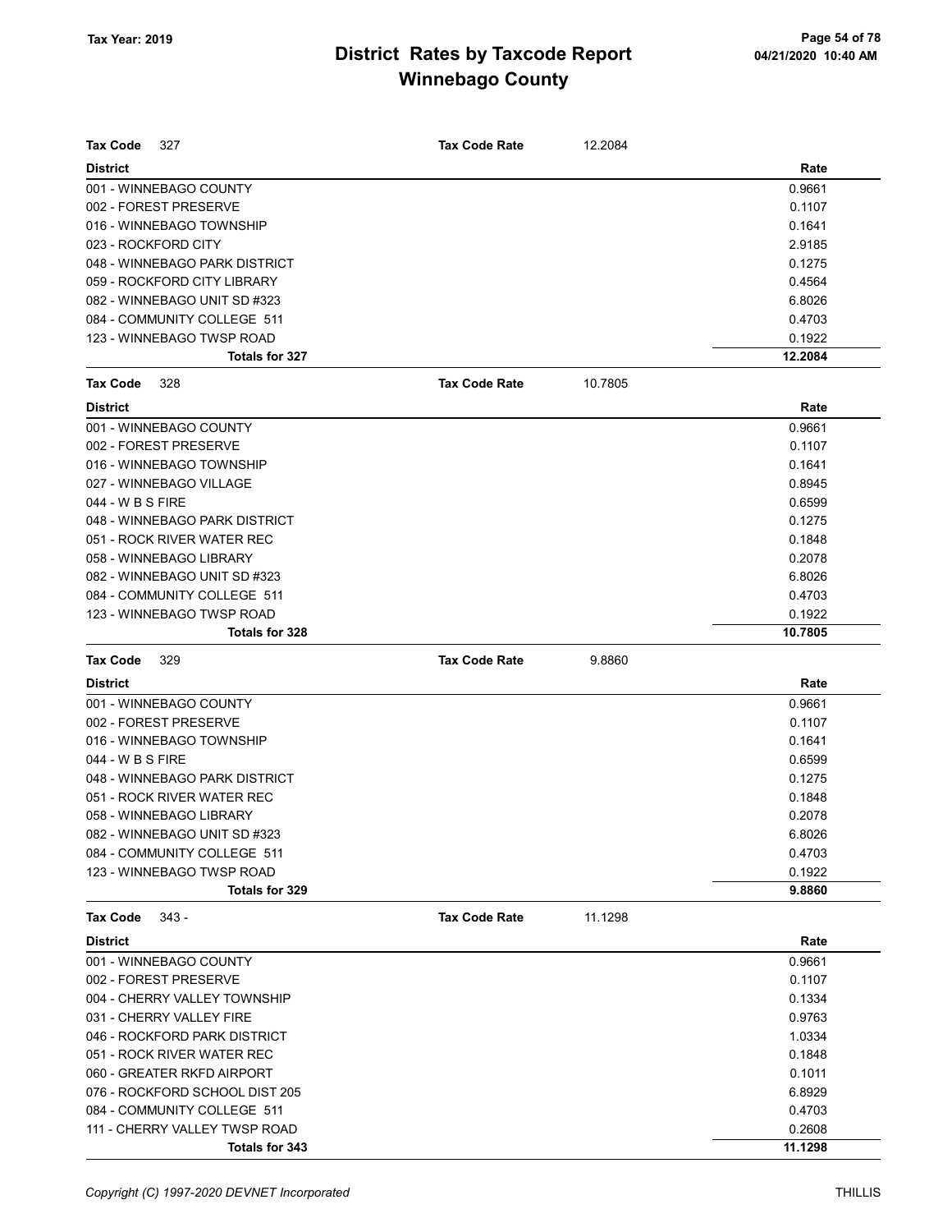# District Rates by Taxcode Report
# Winnebago County

Tax Year: 2019

**Tax Code** 327 — **Tax Code Rate** 12.2084

| District | Rate |
|---|---|
| 001 - WINNEBAGO COUNTY | 0.9661 |
| 002 - FOREST PRESERVE | 0.1107 |
| 016 - WINNEBAGO TOWNSHIP | 0.1641 |
| 023 - ROCKFORD CITY | 2.9185 |
| 048 - WINNEBAGO PARK DISTRICT | 0.1275 |
| 059 - ROCKFORD CITY LIBRARY | 0.4564 |
| 082 - WINNEBAGO UNIT SD #323 | 6.8026 |
| 084 - COMMUNITY COLLEGE 511 | 0.4703 |
| 123 - WINNEBAGO TWSP ROAD | 0.1922 |
| **Totals for 327** | **12.2084** |

**Tax Code** 328 — **Tax Code Rate** 10.7805

| District | Rate |
|---|---|
| 001 - WINNEBAGO COUNTY | 0.9661 |
| 002 - FOREST PRESERVE | 0.1107 |
| 016 - WINNEBAGO TOWNSHIP | 0.1641 |
| 027 - WINNEBAGO VILLAGE | 0.8945 |
| 044 - W B S FIRE | 0.6599 |
| 048 - WINNEBAGO PARK DISTRICT | 0.1275 |
| 051 - ROCK RIVER WATER REC | 0.1848 |
| 058 - WINNEBAGO LIBRARY | 0.2078 |
| 082 - WINNEBAGO UNIT SD #323 | 6.8026 |
| 084 - COMMUNITY COLLEGE 511 | 0.4703 |
| 123 - WINNEBAGO TWSP ROAD | 0.1922 |
| **Totals for 328** | **10.7805** |

**Tax Code** 329 — **Tax Code Rate** 9.8860

| District | Rate |
|---|---|
| 001 - WINNEBAGO COUNTY | 0.9661 |
| 002 - FOREST PRESERVE | 0.1107 |
| 016 - WINNEBAGO TOWNSHIP | 0.1641 |
| 044 - W B S FIRE | 0.6599 |
| 048 - WINNEBAGO PARK DISTRICT | 0.1275 |
| 051 - ROCK RIVER WATER REC | 0.1848 |
| 058 - WINNEBAGO LIBRARY | 0.2078 |
| 082 - WINNEBAGO UNIT SD #323 | 6.8026 |
| 084 - COMMUNITY COLLEGE 511 | 0.4703 |
| 123 - WINNEBAGO TWSP ROAD | 0.1922 |
| **Totals for 329** | **9.8860** |

**Tax Code** 343 - — **Tax Code Rate** 11.1298

| District | Rate |
|---|---|
| 001 - WINNEBAGO COUNTY | 0.9661 |
| 002 - FOREST PRESERVE | 0.1107 |
| 004 - CHERRY VALLEY TOWNSHIP | 0.1334 |
| 031 - CHERRY VALLEY FIRE | 0.9763 |
| 046 - ROCKFORD PARK DISTRICT | 1.0334 |
| 051 - ROCK RIVER WATER REC | 0.1848 |
| 060 - GREATER RKFD AIRPORT | 0.1011 |
| 076 - ROCKFORD SCHOOL DIST 205 | 6.8929 |
| 084 - COMMUNITY COLLEGE 511 | 0.4703 |
| 111 - CHERRY VALLEY TWSP ROAD | 0.2608 |
| **Totals for 343** | **11.1298** |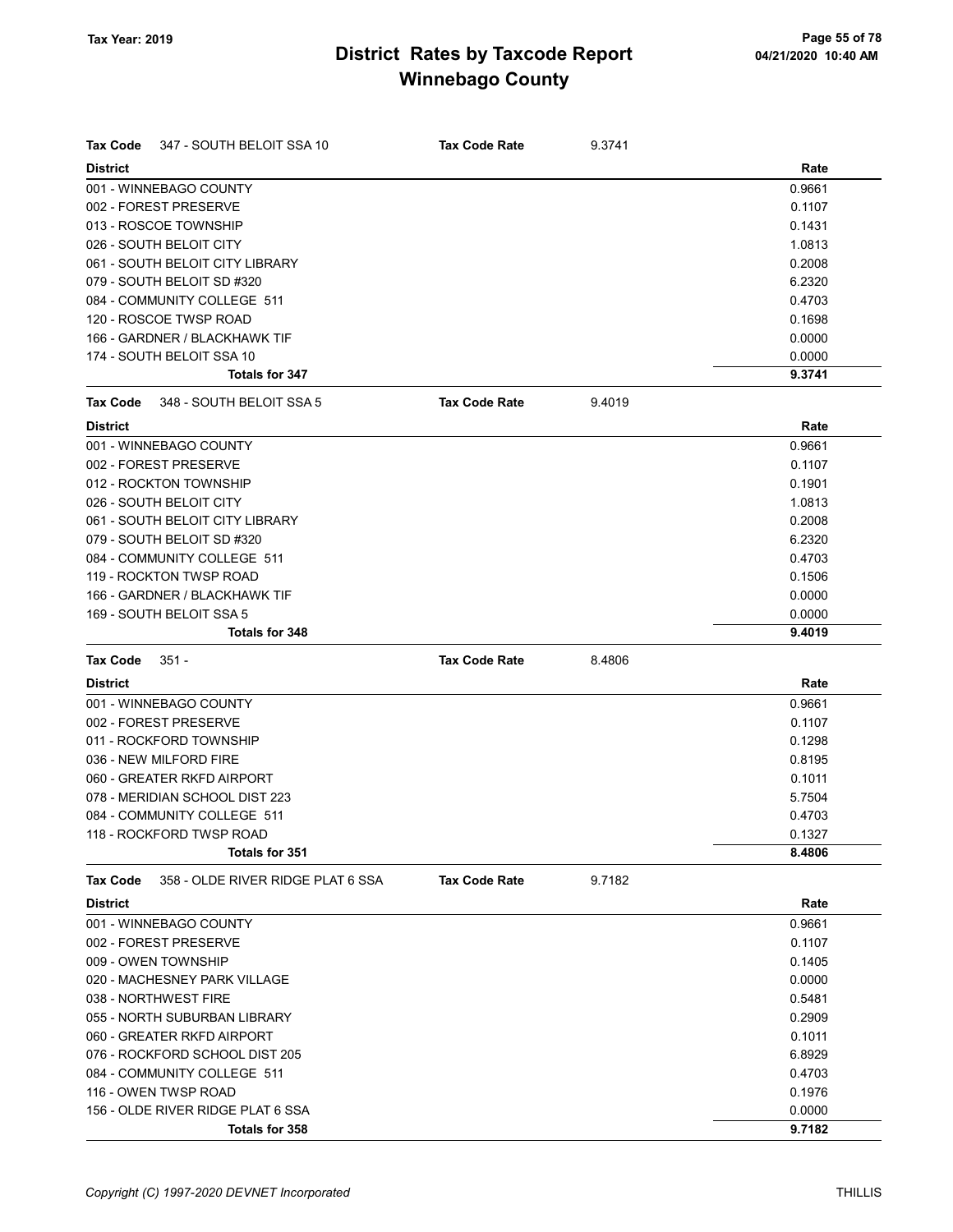# District Rates by Taxcode Report
## Winnebago County

Tax Year: 2019

04/21/2020 10:40 AM

**Tax Code** 347 - SOUTH BELOIT SSA 10 | **Tax Code Rate** 9.3741

| District | Rate |
|---|---|
| 001 - WINNEBAGO COUNTY | 0.9661 |
| 002 - FOREST PRESERVE | 0.1107 |
| 013 - ROSCOE TOWNSHIP | 0.1431 |
| 026 - SOUTH BELOIT CITY | 1.0813 |
| 061 - SOUTH BELOIT CITY LIBRARY | 0.2008 |
| 079 - SOUTH BELOIT SD #320 | 6.2320 |
| 084 - COMMUNITY COLLEGE 511 | 0.4703 |
| 120 - ROSCOE TWSP ROAD | 0.1698 |
| 166 - GARDNER / BLACKHAWK TIF | 0.0000 |
| 174 - SOUTH BELOIT SSA 10 | 0.0000 |
| **Totals for 347** | **9.3741** |

**Tax Code** 348 - SOUTH BELOIT SSA 5 | **Tax Code Rate** 9.4019

| District | Rate |
|---|---|
| 001 - WINNEBAGO COUNTY | 0.9661 |
| 002 - FOREST PRESERVE | 0.1107 |
| 012 - ROCKTON TOWNSHIP | 0.1901 |
| 026 - SOUTH BELOIT CITY | 1.0813 |
| 061 - SOUTH BELOIT CITY LIBRARY | 0.2008 |
| 079 - SOUTH BELOIT SD #320 | 6.2320 |
| 084 - COMMUNITY COLLEGE 511 | 0.4703 |
| 119 - ROCKTON TWSP ROAD | 0.1506 |
| 166 - GARDNER / BLACKHAWK TIF | 0.0000 |
| 169 - SOUTH BELOIT SSA 5 | 0.0000 |
| **Totals for 348** | **9.4019** |

**Tax Code** 351 - | **Tax Code Rate** 8.4806

| District | Rate |
|---|---|
| 001 - WINNEBAGO COUNTY | 0.9661 |
| 002 - FOREST PRESERVE | 0.1107 |
| 011 - ROCKFORD TOWNSHIP | 0.1298 |
| 036 - NEW MILFORD FIRE | 0.8195 |
| 060 - GREATER RKFD AIRPORT | 0.1011 |
| 078 - MERIDIAN SCHOOL DIST 223 | 5.7504 |
| 084 - COMMUNITY COLLEGE 511 | 0.4703 |
| 118 - ROCKFORD TWSP ROAD | 0.1327 |
| **Totals for 351** | **8.4806** |

**Tax Code** 358 - OLDE RIVER RIDGE PLAT 6 SSA | **Tax Code Rate** 9.7182

| District | Rate |
|---|---|
| 001 - WINNEBAGO COUNTY | 0.9661 |
| 002 - FOREST PRESERVE | 0.1107 |
| 009 - OWEN TOWNSHIP | 0.1405 |
| 020 - MACHESNEY PARK VILLAGE | 0.0000 |
| 038 - NORTHWEST FIRE | 0.5481 |
| 055 - NORTH SUBURBAN LIBRARY | 0.2909 |
| 060 - GREATER RKFD AIRPORT | 0.1011 |
| 076 - ROCKFORD SCHOOL DIST 205 | 6.8929 |
| 084 - COMMUNITY COLLEGE 511 | 0.4703 |
| 116 - OWEN TWSP ROAD | 0.1976 |
| 156 - OLDE RIVER RIDGE PLAT 6 SSA | 0.0000 |
| **Totals for 358** | **9.7182** |

*Copyright (C) 1997-2020 DEVNET Incorporated*

THILLIS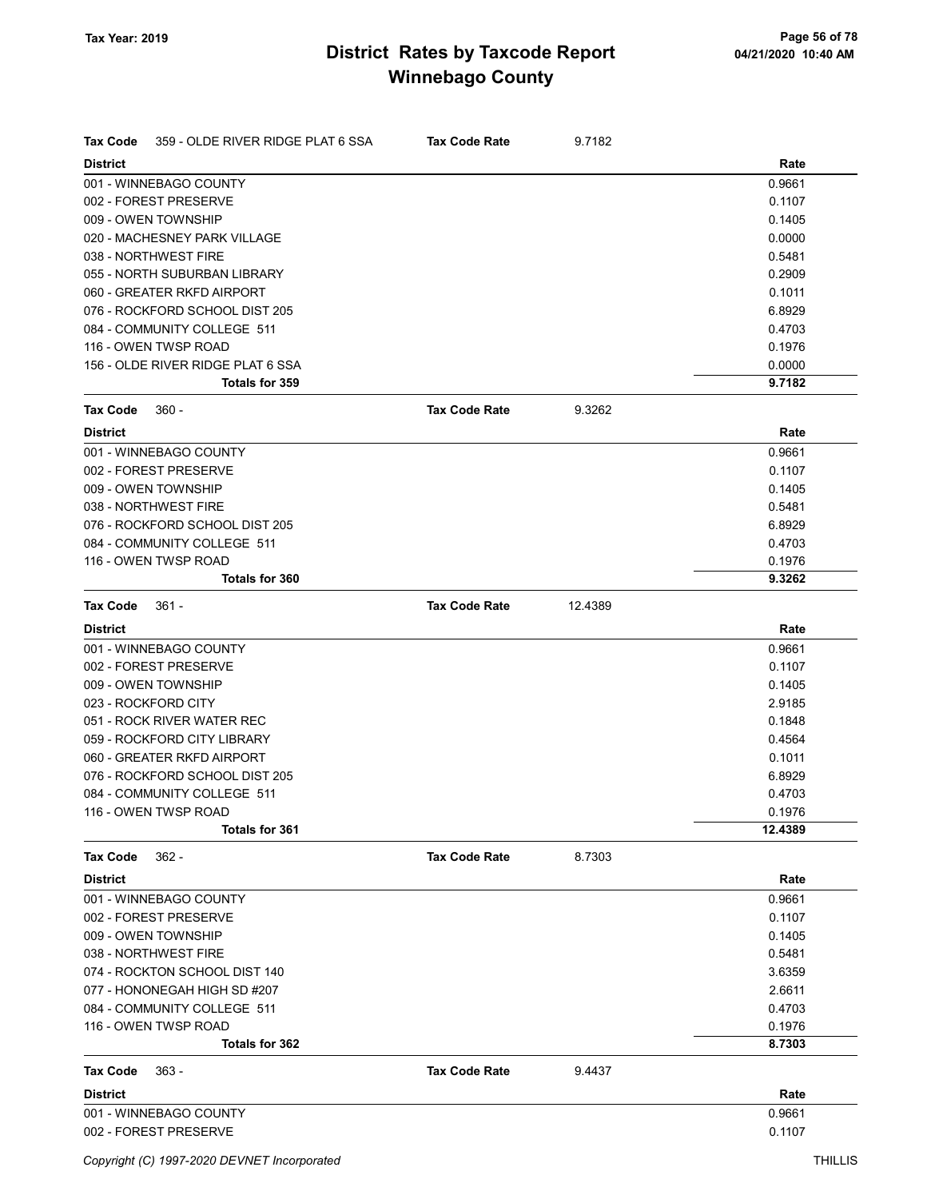# District Rates by Taxcode Report
## Winnebago County

Tax Year: 2019

**Tax Code** 359 - OLDE RIVER RIDGE PLAT 6 SSA — **Tax Code Rate** 9.7182

| District | Rate |
|---|---|
| 001 - WINNEBAGO COUNTY | 0.9661 |
| 002 - FOREST PRESERVE | 0.1107 |
| 009 - OWEN TOWNSHIP | 0.1405 |
| 020 - MACHESNEY PARK VILLAGE | 0.0000 |
| 038 - NORTHWEST FIRE | 0.5481 |
| 055 - NORTH SUBURBAN LIBRARY | 0.2909 |
| 060 - GREATER RKFD AIRPORT | 0.1011 |
| 076 - ROCKFORD SCHOOL DIST 205 | 6.8929 |
| 084 - COMMUNITY COLLEGE 511 | 0.4703 |
| 116 - OWEN TWSP ROAD | 0.1976 |
| 156 - OLDE RIVER RIDGE PLAT 6 SSA | 0.0000 |
| **Totals for 359** | **9.7182** |

**Tax Code** 360 - — **Tax Code Rate** 9.3262

| District | Rate |
|---|---|
| 001 - WINNEBAGO COUNTY | 0.9661 |
| 002 - FOREST PRESERVE | 0.1107 |
| 009 - OWEN TOWNSHIP | 0.1405 |
| 038 - NORTHWEST FIRE | 0.5481 |
| 076 - ROCKFORD SCHOOL DIST 205 | 6.8929 |
| 084 - COMMUNITY COLLEGE 511 | 0.4703 |
| 116 - OWEN TWSP ROAD | 0.1976 |
| **Totals for 360** | **9.3262** |

**Tax Code** 361 - — **Tax Code Rate** 12.4389

| District | Rate |
|---|---|
| 001 - WINNEBAGO COUNTY | 0.9661 |
| 002 - FOREST PRESERVE | 0.1107 |
| 009 - OWEN TOWNSHIP | 0.1405 |
| 023 - ROCKFORD CITY | 2.9185 |
| 051 - ROCK RIVER WATER REC | 0.1848 |
| 059 - ROCKFORD CITY LIBRARY | 0.4564 |
| 060 - GREATER RKFD AIRPORT | 0.1011 |
| 076 - ROCKFORD SCHOOL DIST 205 | 6.8929 |
| 084 - COMMUNITY COLLEGE 511 | 0.4703 |
| 116 - OWEN TWSP ROAD | 0.1976 |
| **Totals for 361** | **12.4389** |

**Tax Code** 362 - — **Tax Code Rate** 8.7303

| District | Rate |
|---|---|
| 001 - WINNEBAGO COUNTY | 0.9661 |
| 002 - FOREST PRESERVE | 0.1107 |
| 009 - OWEN TOWNSHIP | 0.1405 |
| 038 - NORTHWEST FIRE | 0.5481 |
| 074 - ROCKTON SCHOOL DIST 140 | 3.6359 |
| 077 - HONONEGAH HIGH SD #207 | 2.6611 |
| 084 - COMMUNITY COLLEGE 511 | 0.4703 |
| 116 - OWEN TWSP ROAD | 0.1976 |
| **Totals for 362** | **8.7303** |

**Tax Code** 363 - — **Tax Code Rate** 9.4437

| District | Rate |
|---|---|
| 001 - WINNEBAGO COUNTY | 0.9661 |
| 002 - FOREST PRESERVE | 0.1107 |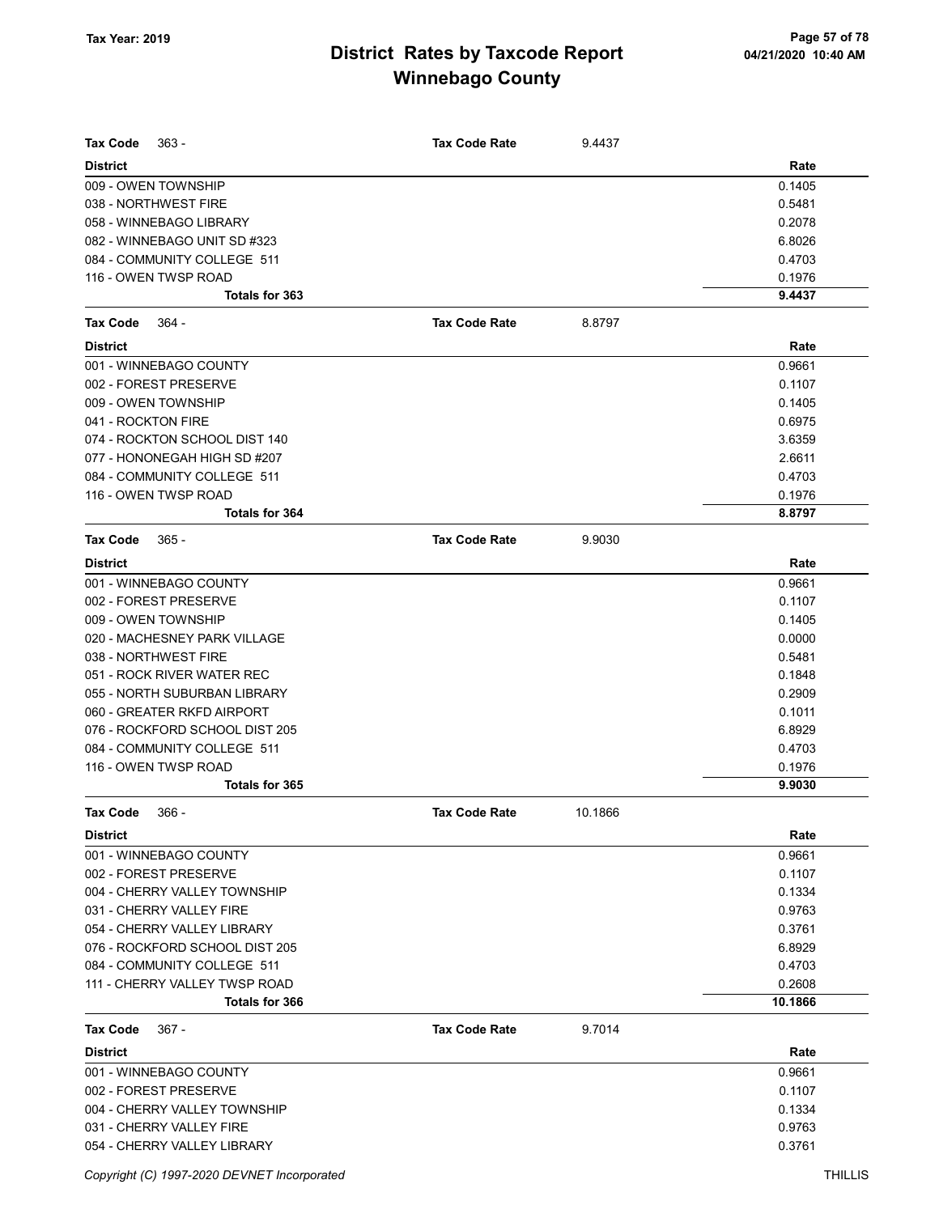# District Rates by Taxcode Report
# Winnebago County

Tax Year: 2019

**Tax Code** 363 - **Tax Code Rate** 9.4437

| District | Rate |
|---|---|
| 009 - OWEN TOWNSHIP | 0.1405 |
| 038 - NORTHWEST FIRE | 0.5481 |
| 058 - WINNEBAGO LIBRARY | 0.2078 |
| 082 - WINNEBAGO UNIT SD #323 | 6.8026 |
| 084 - COMMUNITY COLLEGE 511 | 0.4703 |
| 116 - OWEN TWSP ROAD | 0.1976 |
| **Totals for 363** | **9.4437** |

**Tax Code** 364 - **Tax Code Rate** 8.8797

| District | Rate |
|---|---|
| 001 - WINNEBAGO COUNTY | 0.9661 |
| 002 - FOREST PRESERVE | 0.1107 |
| 009 - OWEN TOWNSHIP | 0.1405 |
| 041 - ROCKTON FIRE | 0.6975 |
| 074 - ROCKTON SCHOOL DIST 140 | 3.6359 |
| 077 - HONONEGAH HIGH SD #207 | 2.6611 |
| 084 - COMMUNITY COLLEGE 511 | 0.4703 |
| 116 - OWEN TWSP ROAD | 0.1976 |
| **Totals for 364** | **8.8797** |

**Tax Code** 365 - **Tax Code Rate** 9.9030

| District | Rate |
|---|---|
| 001 - WINNEBAGO COUNTY | 0.9661 |
| 002 - FOREST PRESERVE | 0.1107 |
| 009 - OWEN TOWNSHIP | 0.1405 |
| 020 - MACHESNEY PARK VILLAGE | 0.0000 |
| 038 - NORTHWEST FIRE | 0.5481 |
| 051 - ROCK RIVER WATER REC | 0.1848 |
| 055 - NORTH SUBURBAN LIBRARY | 0.2909 |
| 060 - GREATER RKFD AIRPORT | 0.1011 |
| 076 - ROCKFORD SCHOOL DIST 205 | 6.8929 |
| 084 - COMMUNITY COLLEGE 511 | 0.4703 |
| 116 - OWEN TWSP ROAD | 0.1976 |
| **Totals for 365** | **9.9030** |

**Tax Code** 366 - **Tax Code Rate** 10.1866

| District | Rate |
|---|---|
| 001 - WINNEBAGO COUNTY | 0.9661 |
| 002 - FOREST PRESERVE | 0.1107 |
| 004 - CHERRY VALLEY TOWNSHIP | 0.1334 |
| 031 - CHERRY VALLEY FIRE | 0.9763 |
| 054 - CHERRY VALLEY LIBRARY | 0.3761 |
| 076 - ROCKFORD SCHOOL DIST 205 | 6.8929 |
| 084 - COMMUNITY COLLEGE 511 | 0.4703 |
| 111 - CHERRY VALLEY TWSP ROAD | 0.2608 |
| **Totals for 366** | **10.1866** |

**Tax Code** 367 - **Tax Code Rate** 9.7014

| District | Rate |
|---|---|
| 001 - WINNEBAGO COUNTY | 0.9661 |
| 002 - FOREST PRESERVE | 0.1107 |
| 004 - CHERRY VALLEY TOWNSHIP | 0.1334 |
| 031 - CHERRY VALLEY FIRE | 0.9763 |
| 054 - CHERRY VALLEY LIBRARY | 0.3761 |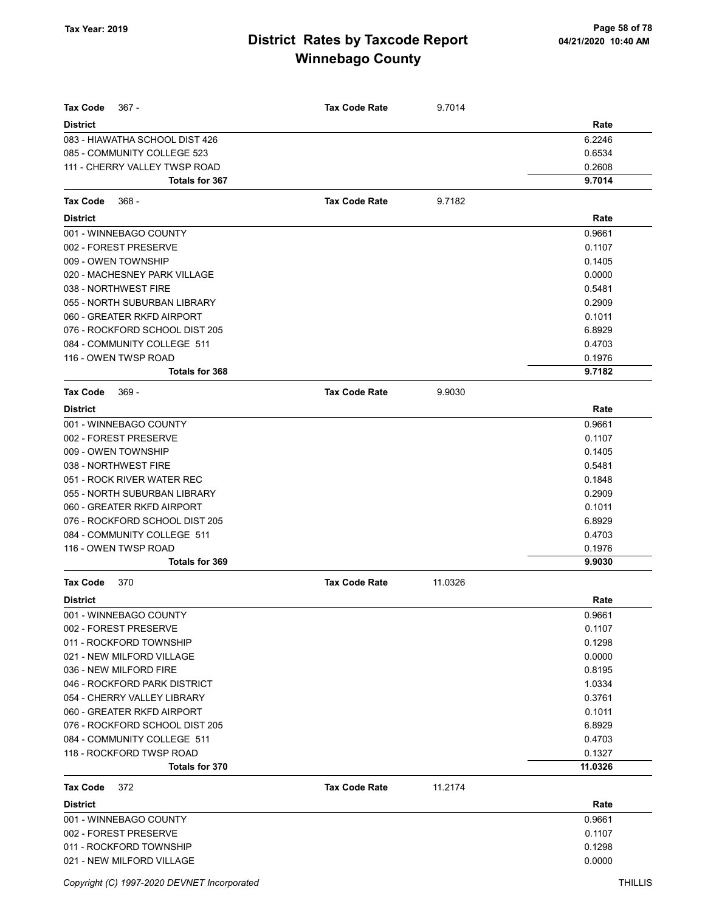# District Rates by Taxcode Report
# Winnebago County

Tax Year: 2019

**Tax Code** 367 - **Tax Code Rate** 9.7014

| District | Rate |
|---|---|
| 083 - HIAWATHA SCHOOL DIST 426 | 6.2246 |
| 085 - COMMUNITY COLLEGE 523 | 0.6534 |
| 111 - CHERRY VALLEY TWSP ROAD | 0.2608 |
| **Totals for 367** | **9.7014** |

**Tax Code** 368 - **Tax Code Rate** 9.7182

| District | Rate |
|---|---|
| 001 - WINNEBAGO COUNTY | 0.9661 |
| 002 - FOREST PRESERVE | 0.1107 |
| 009 - OWEN TOWNSHIP | 0.1405 |
| 020 - MACHESNEY PARK VILLAGE | 0.0000 |
| 038 - NORTHWEST FIRE | 0.5481 |
| 055 - NORTH SUBURBAN LIBRARY | 0.2909 |
| 060 - GREATER RKFD AIRPORT | 0.1011 |
| 076 - ROCKFORD SCHOOL DIST 205 | 6.8929 |
| 084 - COMMUNITY COLLEGE 511 | 0.4703 |
| 116 - OWEN TWSP ROAD | 0.1976 |
| **Totals for 368** | **9.7182** |

**Tax Code** 369 - **Tax Code Rate** 9.9030

| District | Rate |
|---|---|
| 001 - WINNEBAGO COUNTY | 0.9661 |
| 002 - FOREST PRESERVE | 0.1107 |
| 009 - OWEN TOWNSHIP | 0.1405 |
| 038 - NORTHWEST FIRE | 0.5481 |
| 051 - ROCK RIVER WATER REC | 0.1848 |
| 055 - NORTH SUBURBAN LIBRARY | 0.2909 |
| 060 - GREATER RKFD AIRPORT | 0.1011 |
| 076 - ROCKFORD SCHOOL DIST 205 | 6.8929 |
| 084 - COMMUNITY COLLEGE 511 | 0.4703 |
| 116 - OWEN TWSP ROAD | 0.1976 |
| **Totals for 369** | **9.9030** |

**Tax Code** 370 **Tax Code Rate** 11.0326

| District | Rate |
|---|---|
| 001 - WINNEBAGO COUNTY | 0.9661 |
| 002 - FOREST PRESERVE | 0.1107 |
| 011 - ROCKFORD TOWNSHIP | 0.1298 |
| 021 - NEW MILFORD VILLAGE | 0.0000 |
| 036 - NEW MILFORD FIRE | 0.8195 |
| 046 - ROCKFORD PARK DISTRICT | 1.0334 |
| 054 - CHERRY VALLEY LIBRARY | 0.3761 |
| 060 - GREATER RKFD AIRPORT | 0.1011 |
| 076 - ROCKFORD SCHOOL DIST 205 | 6.8929 |
| 084 - COMMUNITY COLLEGE 511 | 0.4703 |
| 118 - ROCKFORD TWSP ROAD | 0.1327 |
| **Totals for 370** | **11.0326** |

**Tax Code** 372 **Tax Code Rate** 11.2174

| District | Rate |
|---|---|
| 001 - WINNEBAGO COUNTY | 0.9661 |
| 002 - FOREST PRESERVE | 0.1107 |
| 011 - ROCKFORD TOWNSHIP | 0.1298 |
| 021 - NEW MILFORD VILLAGE | 0.0000 |

Copyright (C) 1997-2020 DEVNET Incorporated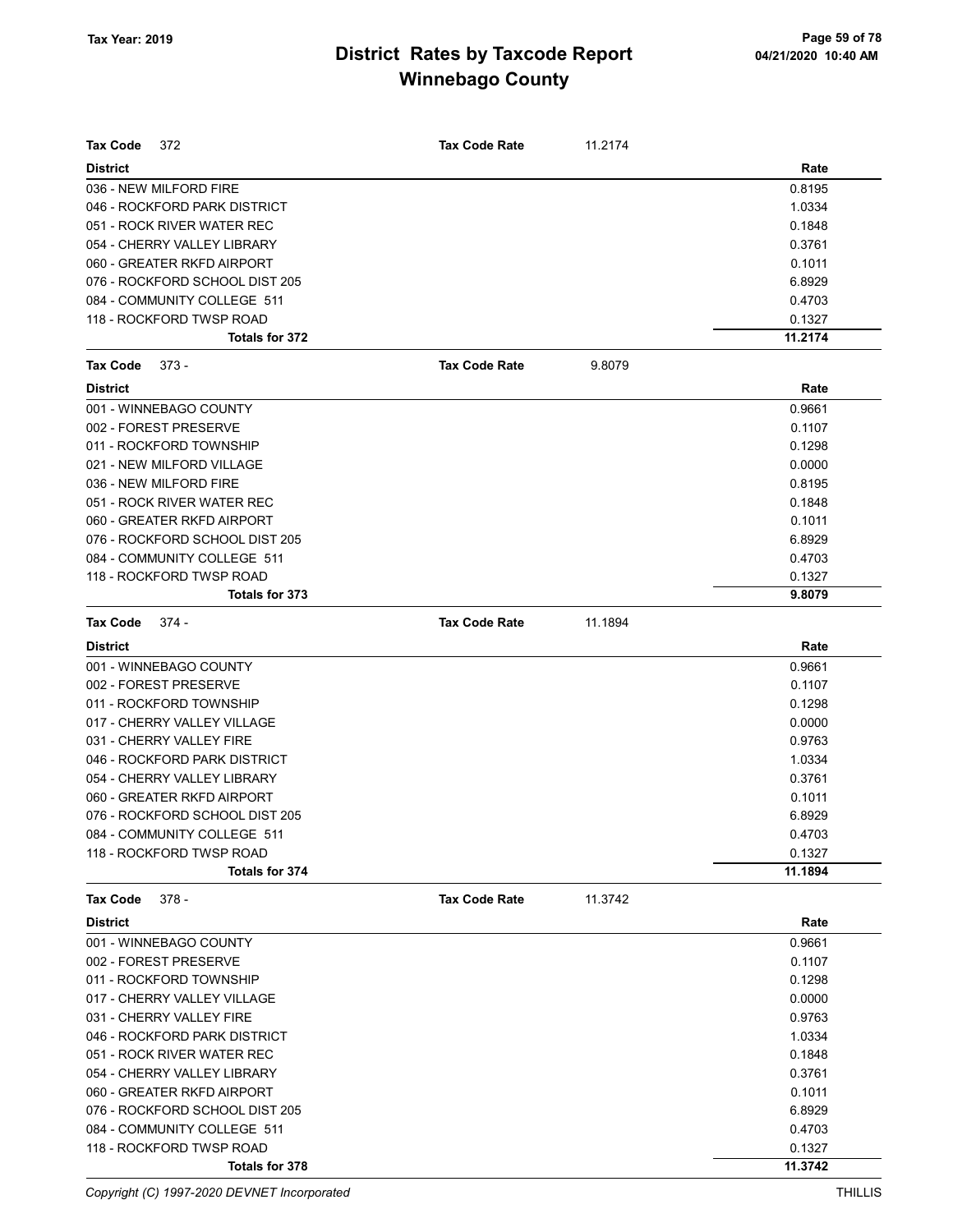# District Rates by Taxcode Report
## Winnebago County

Tax Year: 2019

**Tax Code** 372 **Tax Code Rate** 11.2174

| District | Rate |
|---|---|
| 036 - NEW MILFORD FIRE | 0.8195 |
| 046 - ROCKFORD PARK DISTRICT | 1.0334 |
| 051 - ROCK RIVER WATER REC | 0.1848 |
| 054 - CHERRY VALLEY LIBRARY | 0.3761 |
| 060 - GREATER RKFD AIRPORT | 0.1011 |
| 076 - ROCKFORD SCHOOL DIST 205 | 6.8929 |
| 084 - COMMUNITY COLLEGE 511 | 0.4703 |
| 118 - ROCKFORD TWSP ROAD | 0.1327 |
| **Totals for 372** | **11.2174** |

**Tax Code** 373 - **Tax Code Rate** 9.8079

| District | Rate |
|---|---|
| 001 - WINNEBAGO COUNTY | 0.9661 |
| 002 - FOREST PRESERVE | 0.1107 |
| 011 - ROCKFORD TOWNSHIP | 0.1298 |
| 021 - NEW MILFORD VILLAGE | 0.0000 |
| 036 - NEW MILFORD FIRE | 0.8195 |
| 051 - ROCK RIVER WATER REC | 0.1848 |
| 060 - GREATER RKFD AIRPORT | 0.1011 |
| 076 - ROCKFORD SCHOOL DIST 205 | 6.8929 |
| 084 - COMMUNITY COLLEGE 511 | 0.4703 |
| 118 - ROCKFORD TWSP ROAD | 0.1327 |
| **Totals for 373** | **9.8079** |

**Tax Code** 374 - **Tax Code Rate** 11.1894

| District | Rate |
|---|---|
| 001 - WINNEBAGO COUNTY | 0.9661 |
| 002 - FOREST PRESERVE | 0.1107 |
| 011 - ROCKFORD TOWNSHIP | 0.1298 |
| 017 - CHERRY VALLEY VILLAGE | 0.0000 |
| 031 - CHERRY VALLEY FIRE | 0.9763 |
| 046 - ROCKFORD PARK DISTRICT | 1.0334 |
| 054 - CHERRY VALLEY LIBRARY | 0.3761 |
| 060 - GREATER RKFD AIRPORT | 0.1011 |
| 076 - ROCKFORD SCHOOL DIST 205 | 6.8929 |
| 084 - COMMUNITY COLLEGE 511 | 0.4703 |
| 118 - ROCKFORD TWSP ROAD | 0.1327 |
| **Totals for 374** | **11.1894** |

**Tax Code** 378 - **Tax Code Rate** 11.3742

| District | Rate |
|---|---|
| 001 - WINNEBAGO COUNTY | 0.9661 |
| 002 - FOREST PRESERVE | 0.1107 |
| 011 - ROCKFORD TOWNSHIP | 0.1298 |
| 017 - CHERRY VALLEY VILLAGE | 0.0000 |
| 031 - CHERRY VALLEY FIRE | 0.9763 |
| 046 - ROCKFORD PARK DISTRICT | 1.0334 |
| 051 - ROCK RIVER WATER REC | 0.1848 |
| 054 - CHERRY VALLEY LIBRARY | 0.3761 |
| 060 - GREATER RKFD AIRPORT | 0.1011 |
| 076 - ROCKFORD SCHOOL DIST 205 | 6.8929 |
| 084 - COMMUNITY COLLEGE 511 | 0.4703 |
| 118 - ROCKFORD TWSP ROAD | 0.1327 |
| **Totals for 378** | **11.3742** |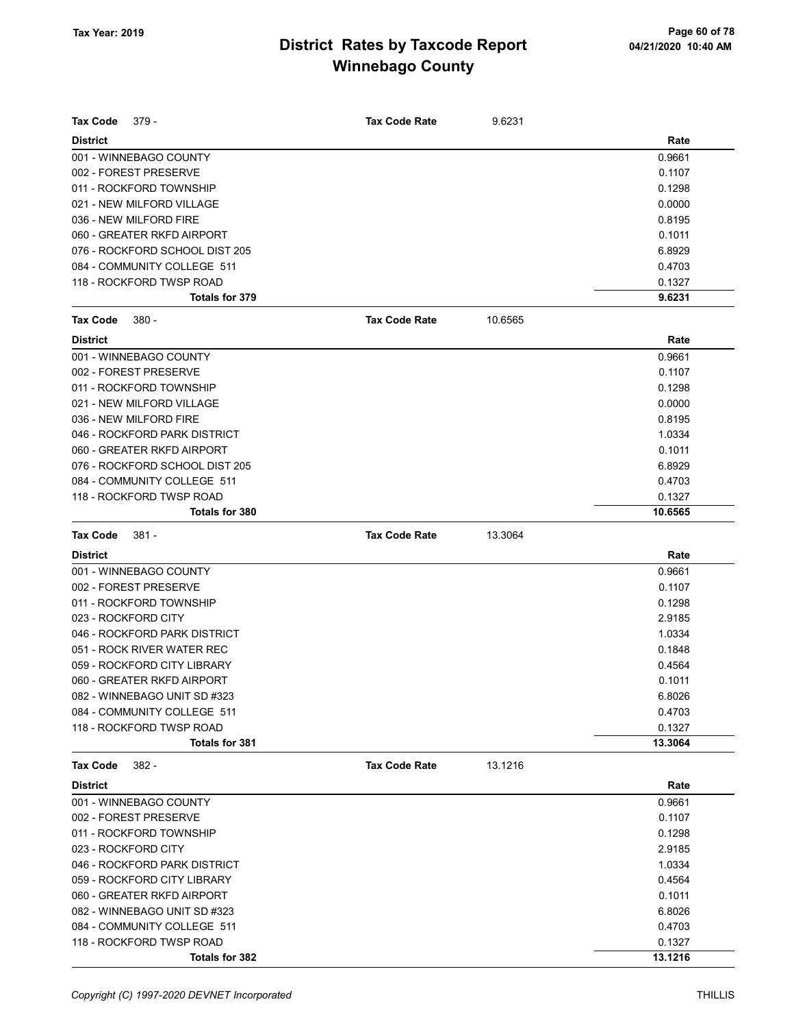# District Rates by Taxcode Report
## Winnebago County

Tax Year: 2019

**Tax Code** 379 - **Tax Code Rate** 9.6231

| District | Rate |
|---|---|
| 001 - WINNEBAGO COUNTY | 0.9661 |
| 002 - FOREST PRESERVE | 0.1107 |
| 011 - ROCKFORD TOWNSHIP | 0.1298 |
| 021 - NEW MILFORD VILLAGE | 0.0000 |
| 036 - NEW MILFORD FIRE | 0.8195 |
| 060 - GREATER RKFD AIRPORT | 0.1011 |
| 076 - ROCKFORD SCHOOL DIST 205 | 6.8929 |
| 084 - COMMUNITY COLLEGE 511 | 0.4703 |
| 118 - ROCKFORD TWSP ROAD | 0.1327 |
| **Totals for 379** | **9.6231** |

**Tax Code** 380 - **Tax Code Rate** 10.6565

| District | Rate |
|---|---|
| 001 - WINNEBAGO COUNTY | 0.9661 |
| 002 - FOREST PRESERVE | 0.1107 |
| 011 - ROCKFORD TOWNSHIP | 0.1298 |
| 021 - NEW MILFORD VILLAGE | 0.0000 |
| 036 - NEW MILFORD FIRE | 0.8195 |
| 046 - ROCKFORD PARK DISTRICT | 1.0334 |
| 060 - GREATER RKFD AIRPORT | 0.1011 |
| 076 - ROCKFORD SCHOOL DIST 205 | 6.8929 |
| 084 - COMMUNITY COLLEGE 511 | 0.4703 |
| 118 - ROCKFORD TWSP ROAD | 0.1327 |
| **Totals for 380** | **10.6565** |

**Tax Code** 381 - **Tax Code Rate** 13.3064

| District | Rate |
|---|---|
| 001 - WINNEBAGO COUNTY | 0.9661 |
| 002 - FOREST PRESERVE | 0.1107 |
| 011 - ROCKFORD TOWNSHIP | 0.1298 |
| 023 - ROCKFORD CITY | 2.9185 |
| 046 - ROCKFORD PARK DISTRICT | 1.0334 |
| 051 - ROCK RIVER WATER REC | 0.1848 |
| 059 - ROCKFORD CITY LIBRARY | 0.4564 |
| 060 - GREATER RKFD AIRPORT | 0.1011 |
| 082 - WINNEBAGO UNIT SD #323 | 6.8026 |
| 084 - COMMUNITY COLLEGE 511 | 0.4703 |
| 118 - ROCKFORD TWSP ROAD | 0.1327 |
| **Totals for 381** | **13.3064** |

**Tax Code** 382 - **Tax Code Rate** 13.1216

| District | Rate |
|---|---|
| 001 - WINNEBAGO COUNTY | 0.9661 |
| 002 - FOREST PRESERVE | 0.1107 |
| 011 - ROCKFORD TOWNSHIP | 0.1298 |
| 023 - ROCKFORD CITY | 2.9185 |
| 046 - ROCKFORD PARK DISTRICT | 1.0334 |
| 059 - ROCKFORD CITY LIBRARY | 0.4564 |
| 060 - GREATER RKFD AIRPORT | 0.1011 |
| 082 - WINNEBAGO UNIT SD #323 | 6.8026 |
| 084 - COMMUNITY COLLEGE 511 | 0.4703 |
| 118 - ROCKFORD TWSP ROAD | 0.1327 |
| **Totals for 382** | **13.1216** |

*Copyright (C) 1997-2020 DEVNET Incorporated* THILLIS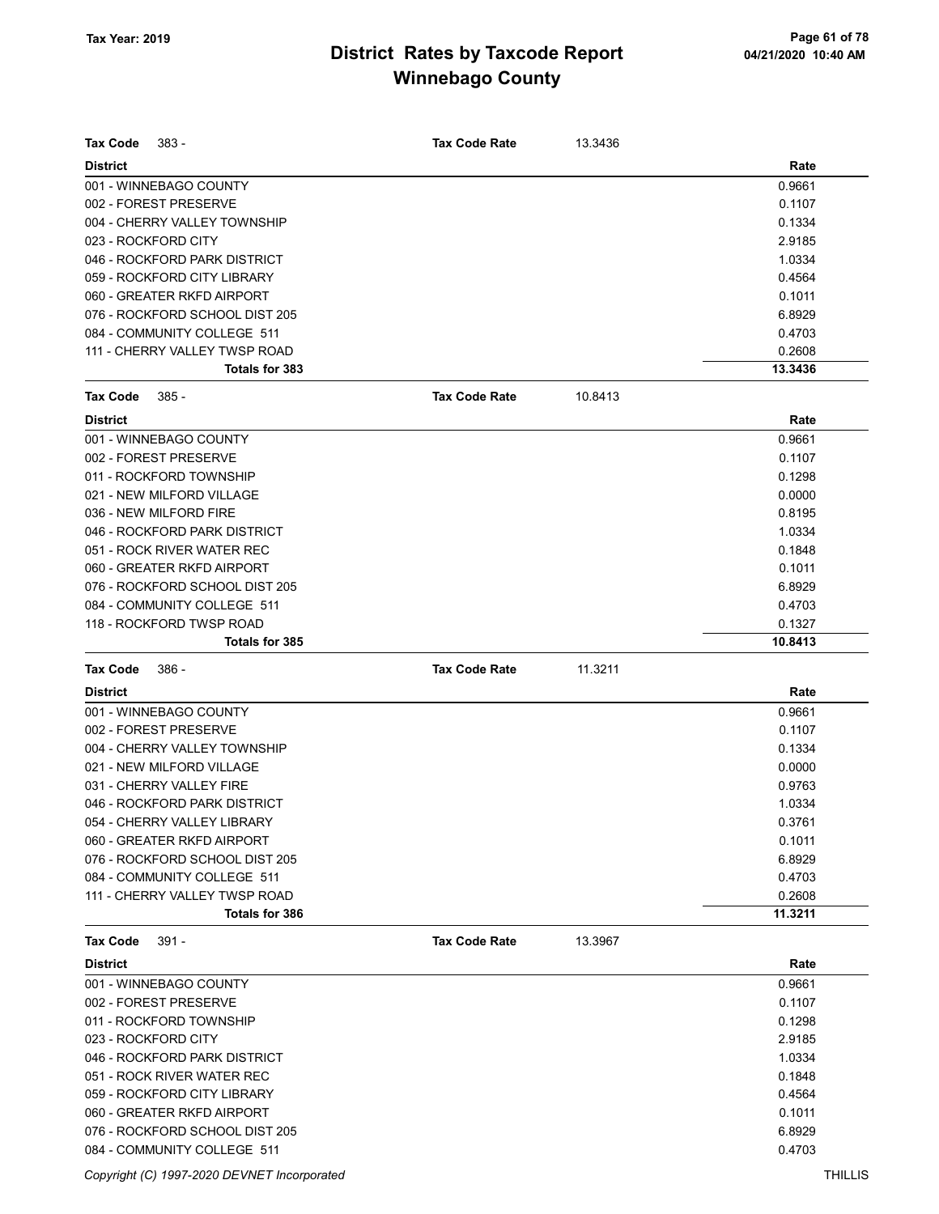## District Rates by Taxcode Report
## Winnebago County

Tax Year: 2019

**Tax Code** 383 - **Tax Code Rate** 13.3436

| District | Rate |
|---|---|
| 001 - WINNEBAGO COUNTY | 0.9661 |
| 002 - FOREST PRESERVE | 0.1107 |
| 004 - CHERRY VALLEY TOWNSHIP | 0.1334 |
| 023 - ROCKFORD CITY | 2.9185 |
| 046 - ROCKFORD PARK DISTRICT | 1.0334 |
| 059 - ROCKFORD CITY LIBRARY | 0.4564 |
| 060 - GREATER RKFD AIRPORT | 0.1011 |
| 076 - ROCKFORD SCHOOL DIST 205 | 6.8929 |
| 084 - COMMUNITY COLLEGE 511 | 0.4703 |
| 111 - CHERRY VALLEY TWSP ROAD | 0.2608 |
| **Totals for 383** | **13.3436** |

**Tax Code** 385 - **Tax Code Rate** 10.8413

| District | Rate |
|---|---|
| 001 - WINNEBAGO COUNTY | 0.9661 |
| 002 - FOREST PRESERVE | 0.1107 |
| 011 - ROCKFORD TOWNSHIP | 0.1298 |
| 021 - NEW MILFORD VILLAGE | 0.0000 |
| 036 - NEW MILFORD FIRE | 0.8195 |
| 046 - ROCKFORD PARK DISTRICT | 1.0334 |
| 051 - ROCK RIVER WATER REC | 0.1848 |
| 060 - GREATER RKFD AIRPORT | 0.1011 |
| 076 - ROCKFORD SCHOOL DIST 205 | 6.8929 |
| 084 - COMMUNITY COLLEGE 511 | 0.4703 |
| 118 - ROCKFORD TWSP ROAD | 0.1327 |
| **Totals for 385** | **10.8413** |

**Tax Code** 386 - **Tax Code Rate** 11.3211

| District | Rate |
|---|---|
| 001 - WINNEBAGO COUNTY | 0.9661 |
| 002 - FOREST PRESERVE | 0.1107 |
| 004 - CHERRY VALLEY TOWNSHIP | 0.1334 |
| 021 - NEW MILFORD VILLAGE | 0.0000 |
| 031 - CHERRY VALLEY FIRE | 0.9763 |
| 046 - ROCKFORD PARK DISTRICT | 1.0334 |
| 054 - CHERRY VALLEY LIBRARY | 0.3761 |
| 060 - GREATER RKFD AIRPORT | 0.1011 |
| 076 - ROCKFORD SCHOOL DIST 205 | 6.8929 |
| 084 - COMMUNITY COLLEGE 511 | 0.4703 |
| 111 - CHERRY VALLEY TWSP ROAD | 0.2608 |
| **Totals for 386** | **11.3211** |

**Tax Code** 391 - **Tax Code Rate** 13.3967

| District | Rate |
|---|---|
| 001 - WINNEBAGO COUNTY | 0.9661 |
| 002 - FOREST PRESERVE | 0.1107 |
| 011 - ROCKFORD TOWNSHIP | 0.1298 |
| 023 - ROCKFORD CITY | 2.9185 |
| 046 - ROCKFORD PARK DISTRICT | 1.0334 |
| 051 - ROCK RIVER WATER REC | 0.1848 |
| 059 - ROCKFORD CITY LIBRARY | 0.4564 |
| 060 - GREATER RKFD AIRPORT | 0.1011 |
| 076 - ROCKFORD SCHOOL DIST 205 | 6.8929 |
| 084 - COMMUNITY COLLEGE 511 | 0.4703 |

Copyright (C) 1997-2020 DEVNET Incorporated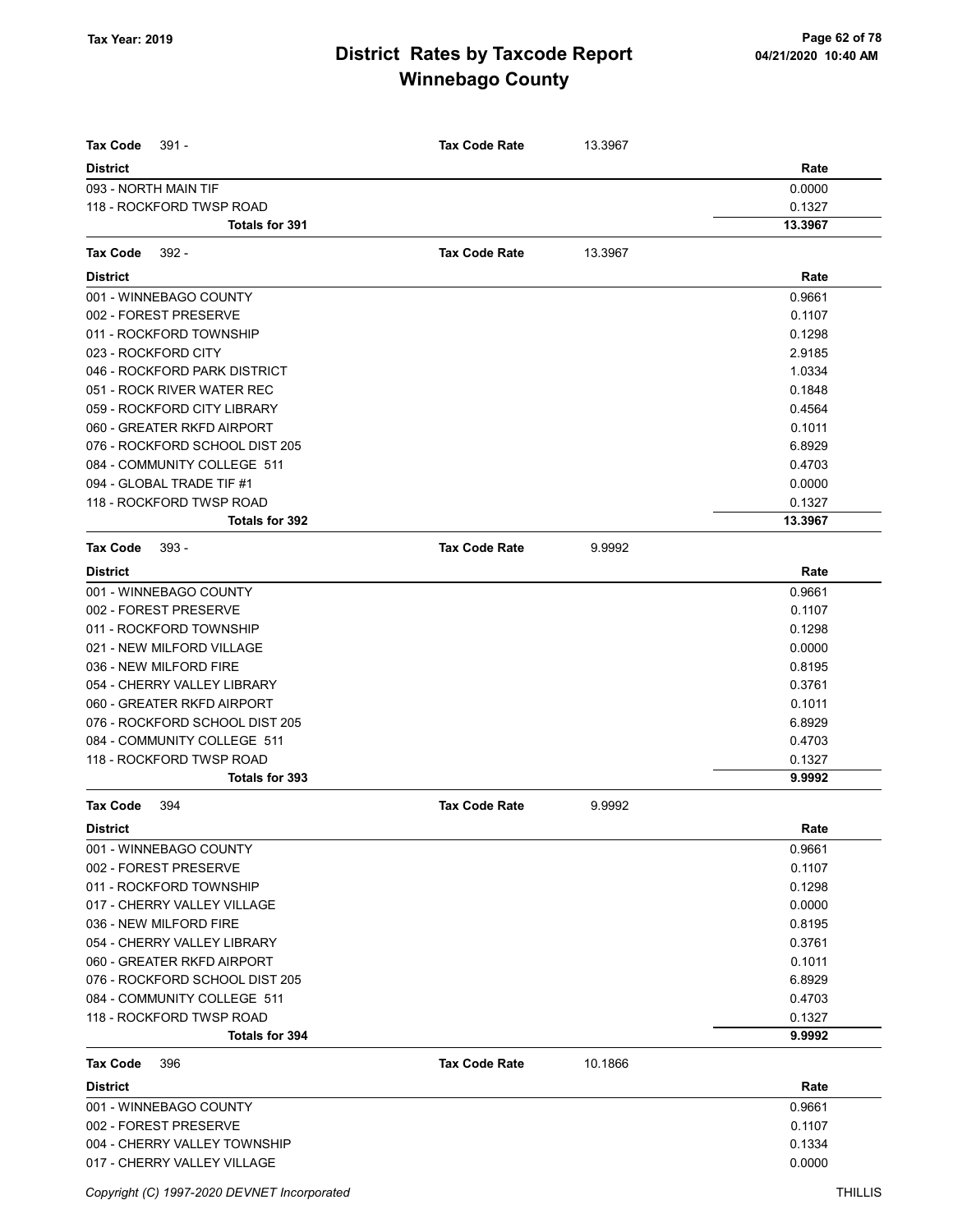# District Rates by Taxcode Report
## Winnebago County

Tax Year: 2019

| Tax Code 391 - | Tax Code Rate | 13.3967 |
|---|---|---|
| **District** | | **Rate** |
| 093 - NORTH MAIN TIF | | 0.0000 |
| 118 - ROCKFORD TWSP ROAD | | 0.1327 |
| **Totals for 391** | | **13.3967** |

| Tax Code 392 - | Tax Code Rate | 13.3967 |
|---|---|---|
| **District** | | **Rate** |
| 001 - WINNEBAGO COUNTY | | 0.9661 |
| 002 - FOREST PRESERVE | | 0.1107 |
| 011 - ROCKFORD TOWNSHIP | | 0.1298 |
| 023 - ROCKFORD CITY | | 2.9185 |
| 046 - ROCKFORD PARK DISTRICT | | 1.0334 |
| 051 - ROCK RIVER WATER REC | | 0.1848 |
| 059 - ROCKFORD CITY LIBRARY | | 0.4564 |
| 060 - GREATER RKFD AIRPORT | | 0.1011 |
| 076 - ROCKFORD SCHOOL DIST 205 | | 6.8929 |
| 084 - COMMUNITY COLLEGE 511 | | 0.4703 |
| 094 - GLOBAL TRADE TIF #1 | | 0.0000 |
| 118 - ROCKFORD TWSP ROAD | | 0.1327 |
| **Totals for 392** | | **13.3967** |

| Tax Code 393 - | Tax Code Rate | 9.9992 |
|---|---|---|
| **District** | | **Rate** |
| 001 - WINNEBAGO COUNTY | | 0.9661 |
| 002 - FOREST PRESERVE | | 0.1107 |
| 011 - ROCKFORD TOWNSHIP | | 0.1298 |
| 021 - NEW MILFORD VILLAGE | | 0.0000 |
| 036 - NEW MILFORD FIRE | | 0.8195 |
| 054 - CHERRY VALLEY LIBRARY | | 0.3761 |
| 060 - GREATER RKFD AIRPORT | | 0.1011 |
| 076 - ROCKFORD SCHOOL DIST 205 | | 6.8929 |
| 084 - COMMUNITY COLLEGE 511 | | 0.4703 |
| 118 - ROCKFORD TWSP ROAD | | 0.1327 |
| **Totals for 393** | | **9.9992** |

| Tax Code 394 | Tax Code Rate | 9.9992 |
|---|---|---|
| **District** | | **Rate** |
| 001 - WINNEBAGO COUNTY | | 0.9661 |
| 002 - FOREST PRESERVE | | 0.1107 |
| 011 - ROCKFORD TOWNSHIP | | 0.1298 |
| 017 - CHERRY VALLEY VILLAGE | | 0.0000 |
| 036 - NEW MILFORD FIRE | | 0.8195 |
| 054 - CHERRY VALLEY LIBRARY | | 0.3761 |
| 060 - GREATER RKFD AIRPORT | | 0.1011 |
| 076 - ROCKFORD SCHOOL DIST 205 | | 6.8929 |
| 084 - COMMUNITY COLLEGE 511 | | 0.4703 |
| 118 - ROCKFORD TWSP ROAD | | 0.1327 |
| **Totals for 394** | | **9.9992** |

| Tax Code 396 | Tax Code Rate | 10.1866 |
|---|---|---|
| **District** | | **Rate** |
| 001 - WINNEBAGO COUNTY | | 0.9661 |
| 002 - FOREST PRESERVE | | 0.1107 |
| 004 - CHERRY VALLEY TOWNSHIP | | 0.1334 |
| 017 - CHERRY VALLEY VILLAGE | | 0.0000 |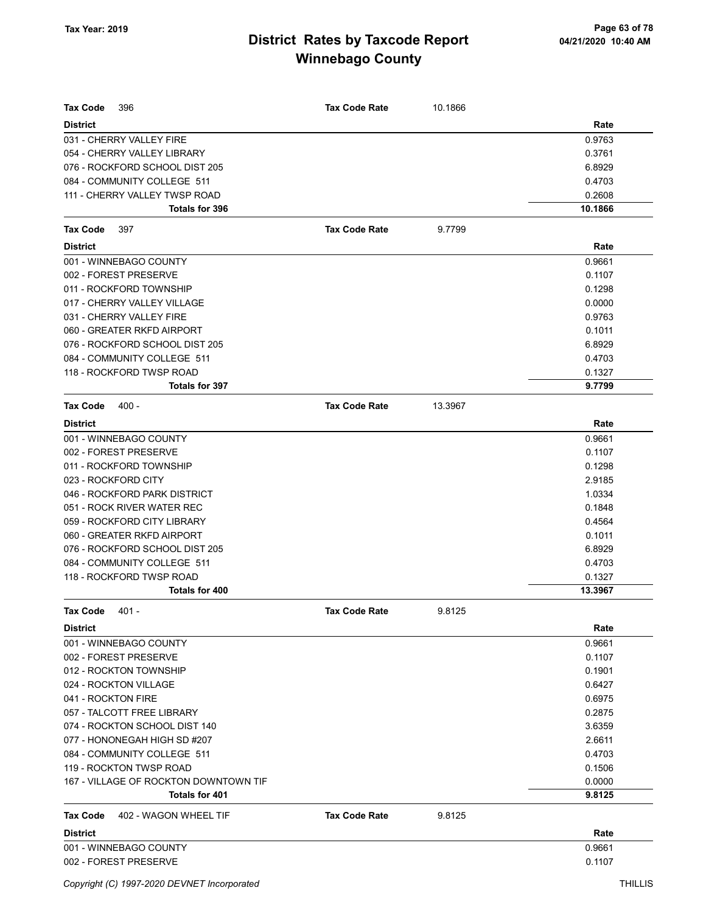# District Rates by Taxcode Report
# Winnebago County

Tax Year: 2019

| Tax Code 396 | Tax Code Rate | 10.1866 |
|---|---|---|
| **District** | | **Rate** |
| 031 - CHERRY VALLEY FIRE | | 0.9763 |
| 054 - CHERRY VALLEY LIBRARY | | 0.3761 |
| 076 - ROCKFORD SCHOOL DIST 205 | | 6.8929 |
| 084 - COMMUNITY COLLEGE 511 | | 0.4703 |
| 111 - CHERRY VALLEY TWSP ROAD | | 0.2608 |
| **Totals for 396** | | **10.1866** |

| Tax Code 397 | Tax Code Rate | 9.7799 |
|---|---|---|
| **District** | | **Rate** |
| 001 - WINNEBAGO COUNTY | | 0.9661 |
| 002 - FOREST PRESERVE | | 0.1107 |
| 011 - ROCKFORD TOWNSHIP | | 0.1298 |
| 017 - CHERRY VALLEY VILLAGE | | 0.0000 |
| 031 - CHERRY VALLEY FIRE | | 0.9763 |
| 060 - GREATER RKFD AIRPORT | | 0.1011 |
| 076 - ROCKFORD SCHOOL DIST 205 | | 6.8929 |
| 084 - COMMUNITY COLLEGE 511 | | 0.4703 |
| 118 - ROCKFORD TWSP ROAD | | 0.1327 |
| **Totals for 397** | | **9.7799** |

| Tax Code 400 - | Tax Code Rate | 13.3967 |
|---|---|---|
| **District** | | **Rate** |
| 001 - WINNEBAGO COUNTY | | 0.9661 |
| 002 - FOREST PRESERVE | | 0.1107 |
| 011 - ROCKFORD TOWNSHIP | | 0.1298 |
| 023 - ROCKFORD CITY | | 2.9185 |
| 046 - ROCKFORD PARK DISTRICT | | 1.0334 |
| 051 - ROCK RIVER WATER REC | | 0.1848 |
| 059 - ROCKFORD CITY LIBRARY | | 0.4564 |
| 060 - GREATER RKFD AIRPORT | | 0.1011 |
| 076 - ROCKFORD SCHOOL DIST 205 | | 6.8929 |
| 084 - COMMUNITY COLLEGE 511 | | 0.4703 |
| 118 - ROCKFORD TWSP ROAD | | 0.1327 |
| **Totals for 400** | | **13.3967** |

| Tax Code 401 - | Tax Code Rate | 9.8125 |
|---|---|---|
| **District** | | **Rate** |
| 001 - WINNEBAGO COUNTY | | 0.9661 |
| 002 - FOREST PRESERVE | | 0.1107 |
| 012 - ROCKTON TOWNSHIP | | 0.1901 |
| 024 - ROCKTON VILLAGE | | 0.6427 |
| 041 - ROCKTON FIRE | | 0.6975 |
| 057 - TALCOTT FREE LIBRARY | | 0.2875 |
| 074 - ROCKTON SCHOOL DIST 140 | | 3.6359 |
| 077 - HONONEGAH HIGH SD #207 | | 2.6611 |
| 084 - COMMUNITY COLLEGE 511 | | 0.4703 |
| 119 - ROCKTON TWSP ROAD | | 0.1506 |
| 167 - VILLAGE OF ROCKTON DOWNTOWN TIF | | 0.0000 |
| **Totals for 401** | | **9.8125** |

| Tax Code 402 - WAGON WHEEL TIF | Tax Code Rate | 9.8125 |
|---|---|---|
| **District** | | **Rate** |
| 001 - WINNEBAGO COUNTY | | 0.9661 |
| 002 - FOREST PRESERVE | | 0.1107 |

Copyright (C) 1997-2020 DEVNET Incorporated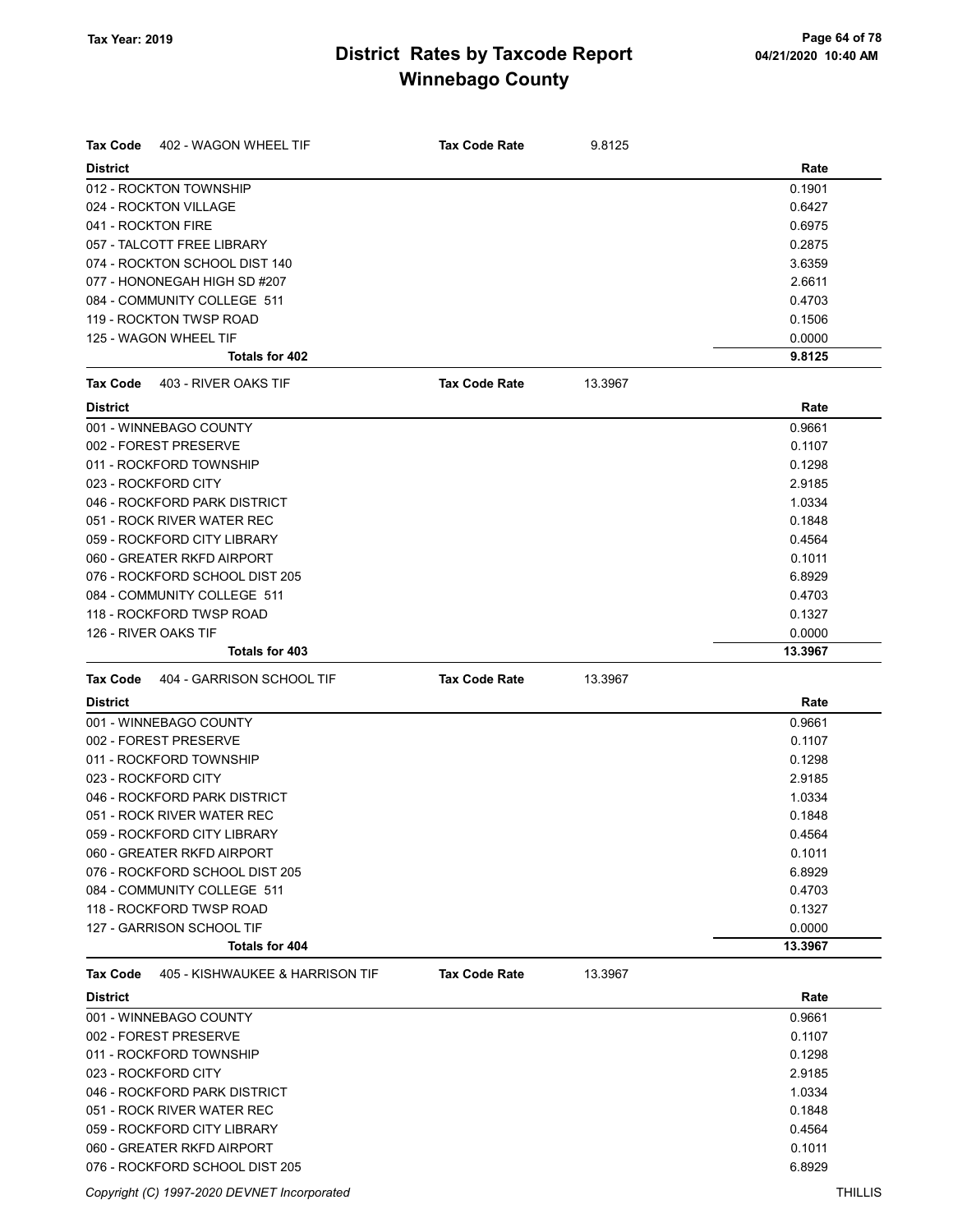# District Rates by Taxcode Report
## Winnebago County

Tax Year: 2019

| **Tax Code** 402 - WAGON WHEEL TIF | **Tax Code Rate** 9.8125 |
|---|---|
| **District** | **Rate** |
| 012 - ROCKTON TOWNSHIP | 0.1901 |
| 024 - ROCKTON VILLAGE | 0.6427 |
| 041 - ROCKTON FIRE | 0.6975 |
| 057 - TALCOTT FREE LIBRARY | 0.2875 |
| 074 - ROCKTON SCHOOL DIST 140 | 3.6359 |
| 077 - HONONEGAH HIGH SD #207 | 2.6611 |
| 084 - COMMUNITY COLLEGE 511 | 0.4703 |
| 119 - ROCKTON TWSP ROAD | 0.1506 |
| 125 - WAGON WHEEL TIF | 0.0000 |
| **Totals for 402** | **9.8125** |

| **Tax Code** 403 - RIVER OAKS TIF | **Tax Code Rate** 13.3967 |
|---|---|
| **District** | **Rate** |
| 001 - WINNEBAGO COUNTY | 0.9661 |
| 002 - FOREST PRESERVE | 0.1107 |
| 011 - ROCKFORD TOWNSHIP | 0.1298 |
| 023 - ROCKFORD CITY | 2.9185 |
| 046 - ROCKFORD PARK DISTRICT | 1.0334 |
| 051 - ROCK RIVER WATER REC | 0.1848 |
| 059 - ROCKFORD CITY LIBRARY | 0.4564 |
| 060 - GREATER RKFD AIRPORT | 0.1011 |
| 076 - ROCKFORD SCHOOL DIST 205 | 6.8929 |
| 084 - COMMUNITY COLLEGE 511 | 0.4703 |
| 118 - ROCKFORD TWSP ROAD | 0.1327 |
| 126 - RIVER OAKS TIF | 0.0000 |
| **Totals for 403** | **13.3967** |

| **Tax Code** 404 - GARRISON SCHOOL TIF | **Tax Code Rate** 13.3967 |
|---|---|
| **District** | **Rate** |
| 001 - WINNEBAGO COUNTY | 0.9661 |
| 002 - FOREST PRESERVE | 0.1107 |
| 011 - ROCKFORD TOWNSHIP | 0.1298 |
| 023 - ROCKFORD CITY | 2.9185 |
| 046 - ROCKFORD PARK DISTRICT | 1.0334 |
| 051 - ROCK RIVER WATER REC | 0.1848 |
| 059 - ROCKFORD CITY LIBRARY | 0.4564 |
| 060 - GREATER RKFD AIRPORT | 0.1011 |
| 076 - ROCKFORD SCHOOL DIST 205 | 6.8929 |
| 084 - COMMUNITY COLLEGE 511 | 0.4703 |
| 118 - ROCKFORD TWSP ROAD | 0.1327 |
| 127 - GARRISON SCHOOL TIF | 0.0000 |
| **Totals for 404** | **13.3967** |

| **Tax Code** 405 - KISHWAUKEE & HARRISON TIF | **Tax Code Rate** 13.3967 |
|---|---|
| **District** | **Rate** |
| 001 - WINNEBAGO COUNTY | 0.9661 |
| 002 - FOREST PRESERVE | 0.1107 |
| 011 - ROCKFORD TOWNSHIP | 0.1298 |
| 023 - ROCKFORD CITY | 2.9185 |
| 046 - ROCKFORD PARK DISTRICT | 1.0334 |
| 051 - ROCK RIVER WATER REC | 0.1848 |
| 059 - ROCKFORD CITY LIBRARY | 0.4564 |
| 060 - GREATER RKFD AIRPORT | 0.1011 |
| 076 - ROCKFORD SCHOOL DIST 205 | 6.8929 |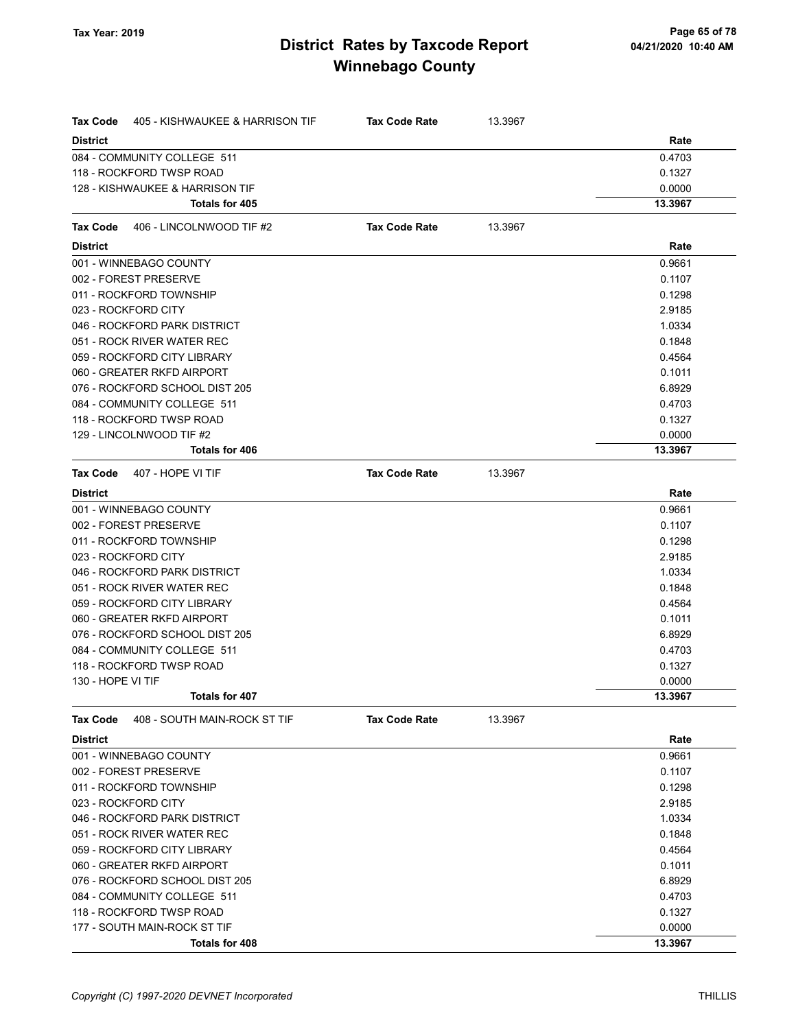**Tax Year: 2019**

# District Rates by Taxcode Report
## Winnebago County

04/21/2020 10:40 AM

| Tax Code 405 - KISHWAUKEE & HARRISON TIF | Tax Code Rate | 13.3967 |
|---|---|---|
| **District** | | **Rate** |
| 084 - COMMUNITY COLLEGE 511 | | 0.4703 |
| 118 - ROCKFORD TWSP ROAD | | 0.1327 |
| 128 - KISHWAUKEE & HARRISON TIF | | 0.0000 |
| **Totals for 405** | | **13.3967** |

| Tax Code 406 - LINCOLNWOOD TIF #2 | Tax Code Rate | 13.3967 |
|---|---|---|
| **District** | | **Rate** |
| 001 - WINNEBAGO COUNTY | | 0.9661 |
| 002 - FOREST PRESERVE | | 0.1107 |
| 011 - ROCKFORD TOWNSHIP | | 0.1298 |
| 023 - ROCKFORD CITY | | 2.9185 |
| 046 - ROCKFORD PARK DISTRICT | | 1.0334 |
| 051 - ROCK RIVER WATER REC | | 0.1848 |
| 059 - ROCKFORD CITY LIBRARY | | 0.4564 |
| 060 - GREATER RKFD AIRPORT | | 0.1011 |
| 076 - ROCKFORD SCHOOL DIST 205 | | 6.8929 |
| 084 - COMMUNITY COLLEGE 511 | | 0.4703 |
| 118 - ROCKFORD TWSP ROAD | | 0.1327 |
| 129 - LINCOLNWOOD TIF #2 | | 0.0000 |
| **Totals for 406** | | **13.3967** |

| Tax Code 407 - HOPE VI TIF | Tax Code Rate | 13.3967 |
|---|---|---|
| **District** | | **Rate** |
| 001 - WINNEBAGO COUNTY | | 0.9661 |
| 002 - FOREST PRESERVE | | 0.1107 |
| 011 - ROCKFORD TOWNSHIP | | 0.1298 |
| 023 - ROCKFORD CITY | | 2.9185 |
| 046 - ROCKFORD PARK DISTRICT | | 1.0334 |
| 051 - ROCK RIVER WATER REC | | 0.1848 |
| 059 - ROCKFORD CITY LIBRARY | | 0.4564 |
| 060 - GREATER RKFD AIRPORT | | 0.1011 |
| 076 - ROCKFORD SCHOOL DIST 205 | | 6.8929 |
| 084 - COMMUNITY COLLEGE 511 | | 0.4703 |
| 118 - ROCKFORD TWSP ROAD | | 0.1327 |
| 130 - HOPE VI TIF | | 0.0000 |
| **Totals for 407** | | **13.3967** |

| Tax Code 408 - SOUTH MAIN-ROCK ST TIF | Tax Code Rate | 13.3967 |
|---|---|---|
| **District** | | **Rate** |
| 001 - WINNEBAGO COUNTY | | 0.9661 |
| 002 - FOREST PRESERVE | | 0.1107 |
| 011 - ROCKFORD TOWNSHIP | | 0.1298 |
| 023 - ROCKFORD CITY | | 2.9185 |
| 046 - ROCKFORD PARK DISTRICT | | 1.0334 |
| 051 - ROCK RIVER WATER REC | | 0.1848 |
| 059 - ROCKFORD CITY LIBRARY | | 0.4564 |
| 060 - GREATER RKFD AIRPORT | | 0.1011 |
| 076 - ROCKFORD SCHOOL DIST 205 | | 6.8929 |
| 084 - COMMUNITY COLLEGE 511 | | 0.4703 |
| 118 - ROCKFORD TWSP ROAD | | 0.1327 |
| 177 - SOUTH MAIN-ROCK ST TIF | | 0.0000 |
| **Totals for 408** | | **13.3967** |

*Copyright (C) 1997-2020 DEVNET Incorporated* THILLIS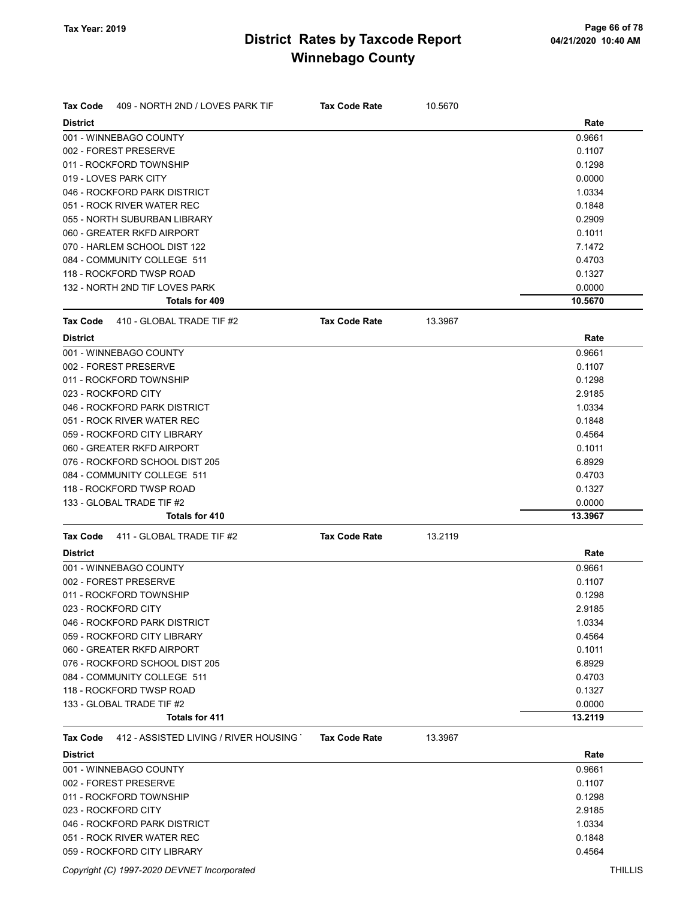# District Rates by Taxcode Report
## Winnebago County

Tax Year: 2019

| Tax Code | 409 - NORTH 2ND / LOVES PARK TIF | Tax Code Rate | 10.5670 |
|---|---|---|---|

| District | Rate |
|---|---|
| 001 - WINNEBAGO COUNTY | 0.9661 |
| 002 - FOREST PRESERVE | 0.1107 |
| 011 - ROCKFORD TOWNSHIP | 0.1298 |
| 019 - LOVES PARK CITY | 0.0000 |
| 046 - ROCKFORD PARK DISTRICT | 1.0334 |
| 051 - ROCK RIVER WATER REC | 0.1848 |
| 055 - NORTH SUBURBAN LIBRARY | 0.2909 |
| 060 - GREATER RKFD AIRPORT | 0.1011 |
| 070 - HARLEM SCHOOL DIST 122 | 7.1472 |
| 084 - COMMUNITY COLLEGE 511 | 0.4703 |
| 118 - ROCKFORD TWSP ROAD | 0.1327 |
| 132 - NORTH 2ND TIF LOVES PARK | 0.0000 |
| **Totals for 409** | **10.5670** |

| Tax Code | 410 - GLOBAL TRADE TIF #2 | Tax Code Rate | 13.3967 |
|---|---|---|---|

| District | Rate |
|---|---|
| 001 - WINNEBAGO COUNTY | 0.9661 |
| 002 - FOREST PRESERVE | 0.1107 |
| 011 - ROCKFORD TOWNSHIP | 0.1298 |
| 023 - ROCKFORD CITY | 2.9185 |
| 046 - ROCKFORD PARK DISTRICT | 1.0334 |
| 051 - ROCK RIVER WATER REC | 0.1848 |
| 059 - ROCKFORD CITY LIBRARY | 0.4564 |
| 060 - GREATER RKFD AIRPORT | 0.1011 |
| 076 - ROCKFORD SCHOOL DIST 205 | 6.8929 |
| 084 - COMMUNITY COLLEGE 511 | 0.4703 |
| 118 - ROCKFORD TWSP ROAD | 0.1327 |
| 133 - GLOBAL TRADE TIF #2 | 0.0000 |
| **Totals for 410** | **13.3967** |

| Tax Code | 411 - GLOBAL TRADE TIF #2 | Tax Code Rate | 13.2119 |
|---|---|---|---|

| District | Rate |
|---|---|
| 001 - WINNEBAGO COUNTY | 0.9661 |
| 002 - FOREST PRESERVE | 0.1107 |
| 011 - ROCKFORD TOWNSHIP | 0.1298 |
| 023 - ROCKFORD CITY | 2.9185 |
| 046 - ROCKFORD PARK DISTRICT | 1.0334 |
| 059 - ROCKFORD CITY LIBRARY | 0.4564 |
| 060 - GREATER RKFD AIRPORT | 0.1011 |
| 076 - ROCKFORD SCHOOL DIST 205 | 6.8929 |
| 084 - COMMUNITY COLLEGE 511 | 0.4703 |
| 118 - ROCKFORD TWSP ROAD | 0.1327 |
| 133 - GLOBAL TRADE TIF #2 | 0.0000 |
| **Totals for 411** | **13.2119** |

| Tax Code | 412 - ASSISTED LIVING / RIVER HOUSING | Tax Code Rate | 13.3967 |
|---|---|---|---|

| District | Rate |
|---|---|
| 001 - WINNEBAGO COUNTY | 0.9661 |
| 002 - FOREST PRESERVE | 0.1107 |
| 011 - ROCKFORD TOWNSHIP | 0.1298 |
| 023 - ROCKFORD CITY | 2.9185 |
| 046 - ROCKFORD PARK DISTRICT | 1.0334 |
| 051 - ROCK RIVER WATER REC | 0.1848 |
| 059 - ROCKFORD CITY LIBRARY | 0.4564 |

Copyright (C) 1997-2020 DEVNET Incorporated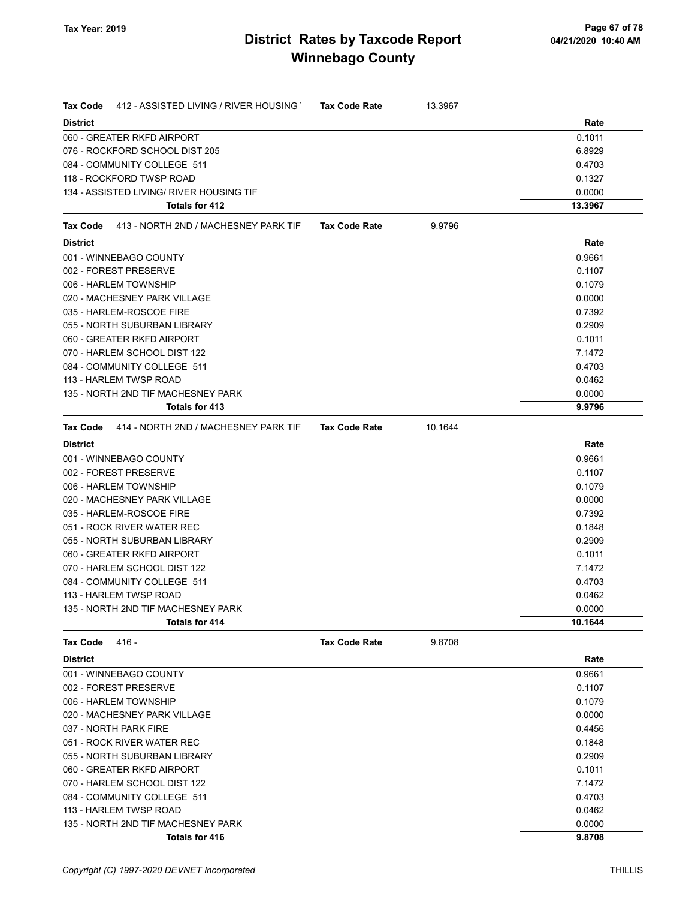# District Rates by Taxcode Report
# Winnebago County

Tax Year: 2019

**Tax Code** 412 - ASSISTED LIVING / RIVER HOUSING **Tax Code Rate** 13.3967

| District | Rate |
|---|---|
| 060 - GREATER RKFD AIRPORT | 0.1011 |
| 076 - ROCKFORD SCHOOL DIST 205 | 6.8929 |
| 084 - COMMUNITY COLLEGE 511 | 0.4703 |
| 118 - ROCKFORD TWSP ROAD | 0.1327 |
| 134 - ASSISTED LIVING/ RIVER HOUSING TIF | 0.0000 |
| **Totals for 412** | **13.3967** |

**Tax Code** 413 - NORTH 2ND / MACHESNEY PARK TIF **Tax Code Rate** 9.9796

| District | Rate |
|---|---|
| 001 - WINNEBAGO COUNTY | 0.9661 |
| 002 - FOREST PRESERVE | 0.1107 |
| 006 - HARLEM TOWNSHIP | 0.1079 |
| 020 - MACHESNEY PARK VILLAGE | 0.0000 |
| 035 - HARLEM-ROSCOE FIRE | 0.7392 |
| 055 - NORTH SUBURBAN LIBRARY | 0.2909 |
| 060 - GREATER RKFD AIRPORT | 0.1011 |
| 070 - HARLEM SCHOOL DIST 122 | 7.1472 |
| 084 - COMMUNITY COLLEGE 511 | 0.4703 |
| 113 - HARLEM TWSP ROAD | 0.0462 |
| 135 - NORTH 2ND TIF MACHESNEY PARK | 0.0000 |
| **Totals for 413** | **9.9796** |

**Tax Code** 414 - NORTH 2ND / MACHESNEY PARK TIF **Tax Code Rate** 10.1644

| District | Rate |
|---|---|
| 001 - WINNEBAGO COUNTY | 0.9661 |
| 002 - FOREST PRESERVE | 0.1107 |
| 006 - HARLEM TOWNSHIP | 0.1079 |
| 020 - MACHESNEY PARK VILLAGE | 0.0000 |
| 035 - HARLEM-ROSCOE FIRE | 0.7392 |
| 051 - ROCK RIVER WATER REC | 0.1848 |
| 055 - NORTH SUBURBAN LIBRARY | 0.2909 |
| 060 - GREATER RKFD AIRPORT | 0.1011 |
| 070 - HARLEM SCHOOL DIST 122 | 7.1472 |
| 084 - COMMUNITY COLLEGE 511 | 0.4703 |
| 113 - HARLEM TWSP ROAD | 0.0462 |
| 135 - NORTH 2ND TIF MACHESNEY PARK | 0.0000 |
| **Totals for 414** | **10.1644** |

**Tax Code** 416 - **Tax Code Rate** 9.8708

| District | Rate |
|---|---|
| 001 - WINNEBAGO COUNTY | 0.9661 |
| 002 - FOREST PRESERVE | 0.1107 |
| 006 - HARLEM TOWNSHIP | 0.1079 |
| 020 - MACHESNEY PARK VILLAGE | 0.0000 |
| 037 - NORTH PARK FIRE | 0.4456 |
| 051 - ROCK RIVER WATER REC | 0.1848 |
| 055 - NORTH SUBURBAN LIBRARY | 0.2909 |
| 060 - GREATER RKFD AIRPORT | 0.1011 |
| 070 - HARLEM SCHOOL DIST 122 | 7.1472 |
| 084 - COMMUNITY COLLEGE 511 | 0.4703 |
| 113 - HARLEM TWSP ROAD | 0.0462 |
| 135 - NORTH 2ND TIF MACHESNEY PARK | 0.0000 |
| **Totals for 416** | **9.8708** |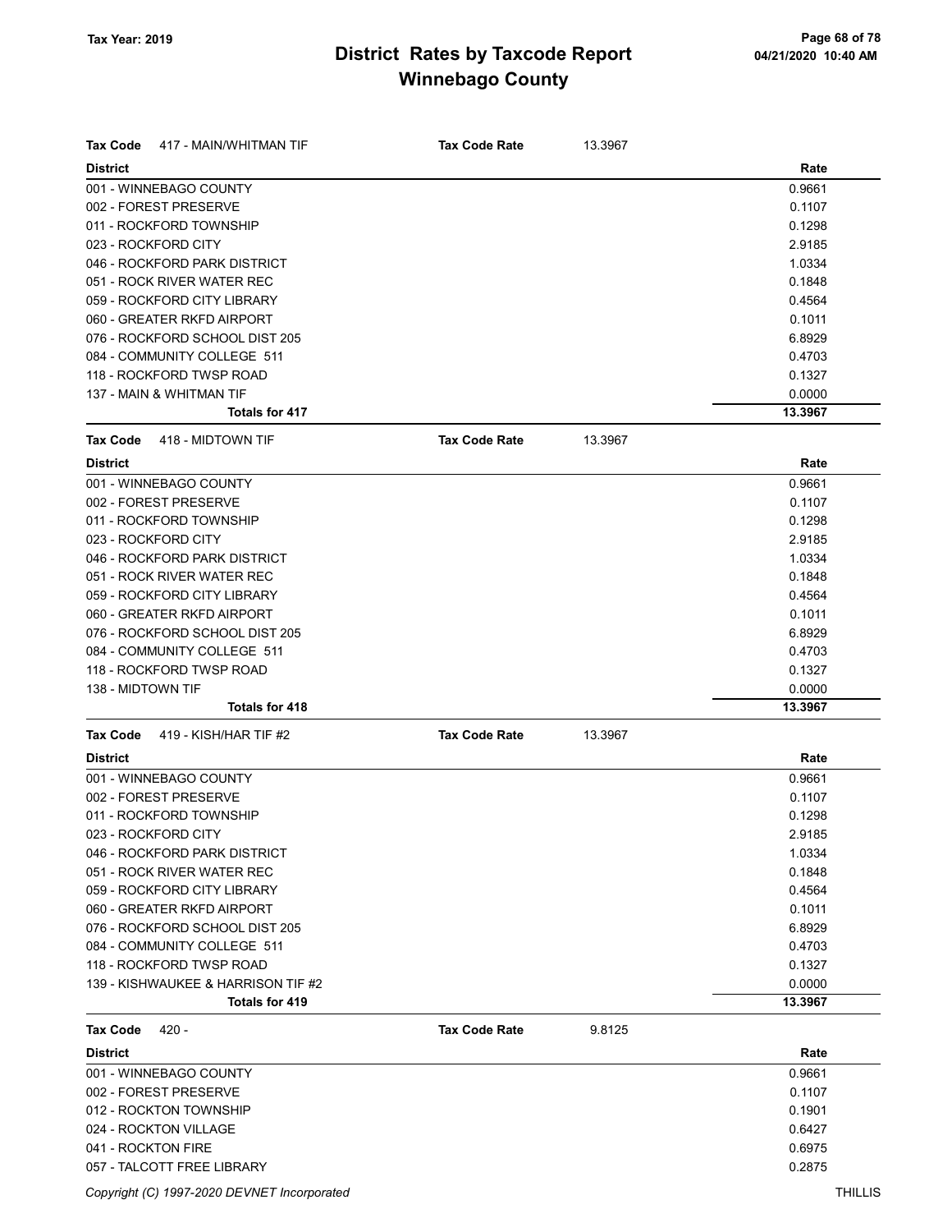# District Rates by Taxcode Report
## Winnebago County

Tax Year: 2019

04/21/2020 10:40 AM

**Tax Code** 417 - MAIN/WHITMAN TIF — **Tax Code Rate** 13.3967

| District | Rate |
|---|---|
| 001 - WINNEBAGO COUNTY | 0.9661 |
| 002 - FOREST PRESERVE | 0.1107 |
| 011 - ROCKFORD TOWNSHIP | 0.1298 |
| 023 - ROCKFORD CITY | 2.9185 |
| 046 - ROCKFORD PARK DISTRICT | 1.0334 |
| 051 - ROCK RIVER WATER REC | 0.1848 |
| 059 - ROCKFORD CITY LIBRARY | 0.4564 |
| 060 - GREATER RKFD AIRPORT | 0.1011 |
| 076 - ROCKFORD SCHOOL DIST 205 | 6.8929 |
| 084 - COMMUNITY COLLEGE 511 | 0.4703 |
| 118 - ROCKFORD TWSP ROAD | 0.1327 |
| 137 - MAIN & WHITMAN TIF | 0.0000 |
| **Totals for 417** | **13.3967** |

**Tax Code** 418 - MIDTOWN TIF — **Tax Code Rate** 13.3967

| District | Rate |
|---|---|
| 001 - WINNEBAGO COUNTY | 0.9661 |
| 002 - FOREST PRESERVE | 0.1107 |
| 011 - ROCKFORD TOWNSHIP | 0.1298 |
| 023 - ROCKFORD CITY | 2.9185 |
| 046 - ROCKFORD PARK DISTRICT | 1.0334 |
| 051 - ROCK RIVER WATER REC | 0.1848 |
| 059 - ROCKFORD CITY LIBRARY | 0.4564 |
| 060 - GREATER RKFD AIRPORT | 0.1011 |
| 076 - ROCKFORD SCHOOL DIST 205 | 6.8929 |
| 084 - COMMUNITY COLLEGE 511 | 0.4703 |
| 118 - ROCKFORD TWSP ROAD | 0.1327 |
| 138 - MIDTOWN TIF | 0.0000 |
| **Totals for 418** | **13.3967** |

**Tax Code** 419 - KISH/HAR TIF #2 — **Tax Code Rate** 13.3967

| District | Rate |
|---|---|
| 001 - WINNEBAGO COUNTY | 0.9661 |
| 002 - FOREST PRESERVE | 0.1107 |
| 011 - ROCKFORD TOWNSHIP | 0.1298 |
| 023 - ROCKFORD CITY | 2.9185 |
| 046 - ROCKFORD PARK DISTRICT | 1.0334 |
| 051 - ROCK RIVER WATER REC | 0.1848 |
| 059 - ROCKFORD CITY LIBRARY | 0.4564 |
| 060 - GREATER RKFD AIRPORT | 0.1011 |
| 076 - ROCKFORD SCHOOL DIST 205 | 6.8929 |
| 084 - COMMUNITY COLLEGE 511 | 0.4703 |
| 118 - ROCKFORD TWSP ROAD | 0.1327 |
| 139 - KISHWAUKEE & HARRISON TIF #2 | 0.0000 |
| **Totals for 419** | **13.3967** |

**Tax Code** 420 - — **Tax Code Rate** 9.8125

| District | Rate |
|---|---|
| 001 - WINNEBAGO COUNTY | 0.9661 |
| 002 - FOREST PRESERVE | 0.1107 |
| 012 - ROCKTON TOWNSHIP | 0.1901 |
| 024 - ROCKTON VILLAGE | 0.6427 |
| 041 - ROCKTON FIRE | 0.6975 |
| 057 - TALCOTT FREE LIBRARY | 0.2875 |

Copyright (C) 1997-2020 DEVNET Incorporated — THILLIS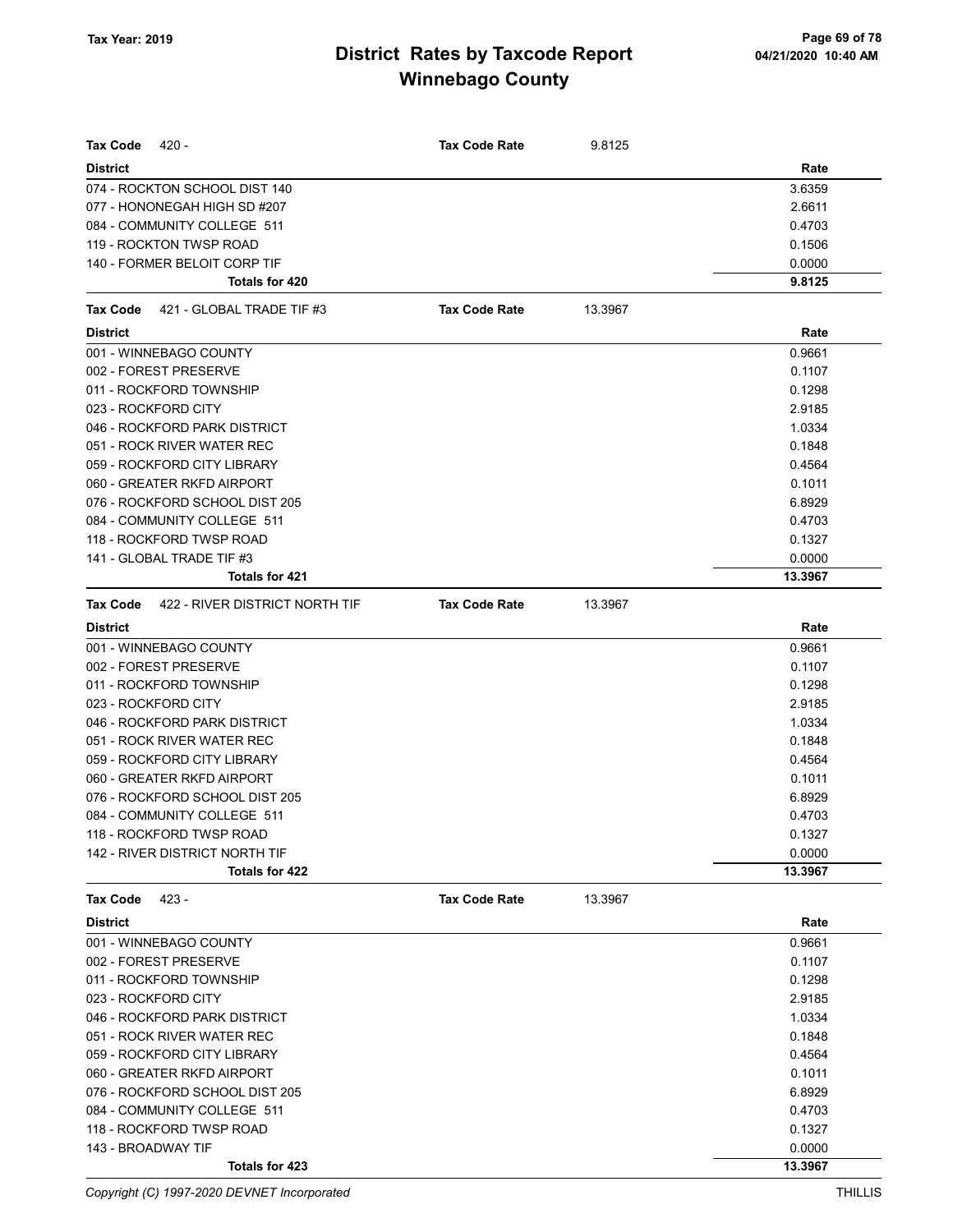# District Rates by Taxcode Report
# Winnebago County

Tax Year: 2019

**Tax Code** 420 - **Tax Code Rate** 9.8125

| District | Rate |
|---|---|
| 074 - ROCKTON SCHOOL DIST 140 | 3.6359 |
| 077 - HONONEGAH HIGH SD #207 | 2.6611 |
| 084 - COMMUNITY COLLEGE 511 | 0.4703 |
| 119 - ROCKTON TWSP ROAD | 0.1506 |
| 140 - FORMER BELOIT CORP TIF | 0.0000 |
| **Totals for 420** | **9.8125** |

**Tax Code** 421 - GLOBAL TRADE TIF #3 **Tax Code Rate** 13.3967

| District | Rate |
|---|---|
| 001 - WINNEBAGO COUNTY | 0.9661 |
| 002 - FOREST PRESERVE | 0.1107 |
| 011 - ROCKFORD TOWNSHIP | 0.1298 |
| 023 - ROCKFORD CITY | 2.9185 |
| 046 - ROCKFORD PARK DISTRICT | 1.0334 |
| 051 - ROCK RIVER WATER REC | 0.1848 |
| 059 - ROCKFORD CITY LIBRARY | 0.4564 |
| 060 - GREATER RKFD AIRPORT | 0.1011 |
| 076 - ROCKFORD SCHOOL DIST 205 | 6.8929 |
| 084 - COMMUNITY COLLEGE 511 | 0.4703 |
| 118 - ROCKFORD TWSP ROAD | 0.1327 |
| 141 - GLOBAL TRADE TIF #3 | 0.0000 |
| **Totals for 421** | **13.3967** |

**Tax Code** 422 - RIVER DISTRICT NORTH TIF **Tax Code Rate** 13.3967

| District | Rate |
|---|---|
| 001 - WINNEBAGO COUNTY | 0.9661 |
| 002 - FOREST PRESERVE | 0.1107 |
| 011 - ROCKFORD TOWNSHIP | 0.1298 |
| 023 - ROCKFORD CITY | 2.9185 |
| 046 - ROCKFORD PARK DISTRICT | 1.0334 |
| 051 - ROCK RIVER WATER REC | 0.1848 |
| 059 - ROCKFORD CITY LIBRARY | 0.4564 |
| 060 - GREATER RKFD AIRPORT | 0.1011 |
| 076 - ROCKFORD SCHOOL DIST 205 | 6.8929 |
| 084 - COMMUNITY COLLEGE 511 | 0.4703 |
| 118 - ROCKFORD TWSP ROAD | 0.1327 |
| 142 - RIVER DISTRICT NORTH TIF | 0.0000 |
| **Totals for 422** | **13.3967** |

**Tax Code** 423 - **Tax Code Rate** 13.3967

| District | Rate |
|---|---|
| 001 - WINNEBAGO COUNTY | 0.9661 |
| 002 - FOREST PRESERVE | 0.1107 |
| 011 - ROCKFORD TOWNSHIP | 0.1298 |
| 023 - ROCKFORD CITY | 2.9185 |
| 046 - ROCKFORD PARK DISTRICT | 1.0334 |
| 051 - ROCK RIVER WATER REC | 0.1848 |
| 059 - ROCKFORD CITY LIBRARY | 0.4564 |
| 060 - GREATER RKFD AIRPORT | 0.1011 |
| 076 - ROCKFORD SCHOOL DIST 205 | 6.8929 |
| 084 - COMMUNITY COLLEGE 511 | 0.4703 |
| 118 - ROCKFORD TWSP ROAD | 0.1327 |
| 143 - BROADWAY TIF | 0.0000 |
| **Totals for 423** | **13.3967** |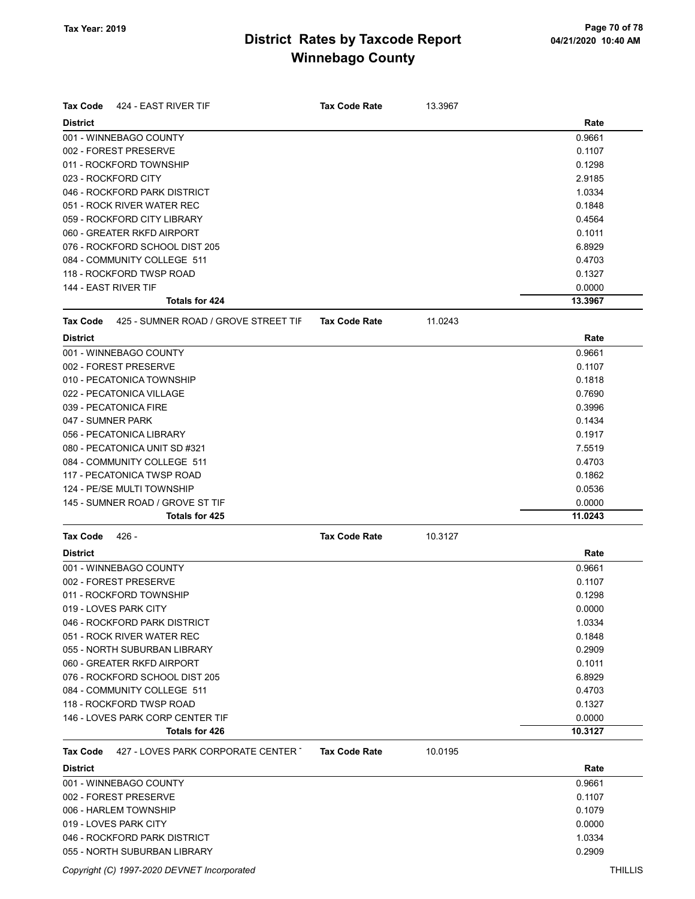# District Rates by Taxcode Report
## Winnebago County

Tax Year: 2019

04/21/2020 10:40 AM

**Tax Code** 424 - EAST RIVER TIF **Tax Code Rate** 13.3967

| District | Rate |
|---|---|
| 001 - WINNEBAGO COUNTY | 0.9661 |
| 002 - FOREST PRESERVE | 0.1107 |
| 011 - ROCKFORD TOWNSHIP | 0.1298 |
| 023 - ROCKFORD CITY | 2.9185 |
| 046 - ROCKFORD PARK DISTRICT | 1.0334 |
| 051 - ROCK RIVER WATER REC | 0.1848 |
| 059 - ROCKFORD CITY LIBRARY | 0.4564 |
| 060 - GREATER RKFD AIRPORT | 0.1011 |
| 076 - ROCKFORD SCHOOL DIST 205 | 6.8929 |
| 084 - COMMUNITY COLLEGE 511 | 0.4703 |
| 118 - ROCKFORD TWSP ROAD | 0.1327 |
| 144 - EAST RIVER TIF | 0.0000 |
| **Totals for 424** | **13.3967** |

**Tax Code** 425 - SUMNER ROAD / GROVE STREET TIF **Tax Code Rate** 11.0243

| District | Rate |
|---|---|
| 001 - WINNEBAGO COUNTY | 0.9661 |
| 002 - FOREST PRESERVE | 0.1107 |
| 010 - PECATONICA TOWNSHIP | 0.1818 |
| 022 - PECATONICA VILLAGE | 0.7690 |
| 039 - PECATONICA FIRE | 0.3996 |
| 047 - SUMNER PARK | 0.1434 |
| 056 - PECATONICA LIBRARY | 0.1917 |
| 080 - PECATONICA UNIT SD #321 | 7.5519 |
| 084 - COMMUNITY COLLEGE 511 | 0.4703 |
| 117 - PECATONICA TWSP ROAD | 0.1862 |
| 124 - PE/SE MULTI TOWNSHIP | 0.0536 |
| 145 - SUMNER ROAD / GROVE ST TIF | 0.0000 |
| **Totals for 425** | **11.0243** |

**Tax Code** 426 - **Tax Code Rate** 10.3127

| District | Rate |
|---|---|
| 001 - WINNEBAGO COUNTY | 0.9661 |
| 002 - FOREST PRESERVE | 0.1107 |
| 011 - ROCKFORD TOWNSHIP | 0.1298 |
| 019 - LOVES PARK CITY | 0.0000 |
| 046 - ROCKFORD PARK DISTRICT | 1.0334 |
| 051 - ROCK RIVER WATER REC | 0.1848 |
| 055 - NORTH SUBURBAN LIBRARY | 0.2909 |
| 060 - GREATER RKFD AIRPORT | 0.1011 |
| 076 - ROCKFORD SCHOOL DIST 205 | 6.8929 |
| 084 - COMMUNITY COLLEGE 511 | 0.4703 |
| 118 - ROCKFORD TWSP ROAD | 0.1327 |
| 146 - LOVES PARK CORP CENTER TIF | 0.0000 |
| **Totals for 426** | **10.3127** |

**Tax Code** 427 - LOVES PARK CORPORATE CENTER T **Tax Code Rate** 10.0195

| District | Rate |
|---|---|
| 001 - WINNEBAGO COUNTY | 0.9661 |
| 002 - FOREST PRESERVE | 0.1107 |
| 006 - HARLEM TOWNSHIP | 0.1079 |
| 019 - LOVES PARK CITY | 0.0000 |
| 046 - ROCKFORD PARK DISTRICT | 1.0334 |
| 055 - NORTH SUBURBAN LIBRARY | 0.2909 |

Copyright (C) 1997-2020 DEVNET Incorporated THILLIS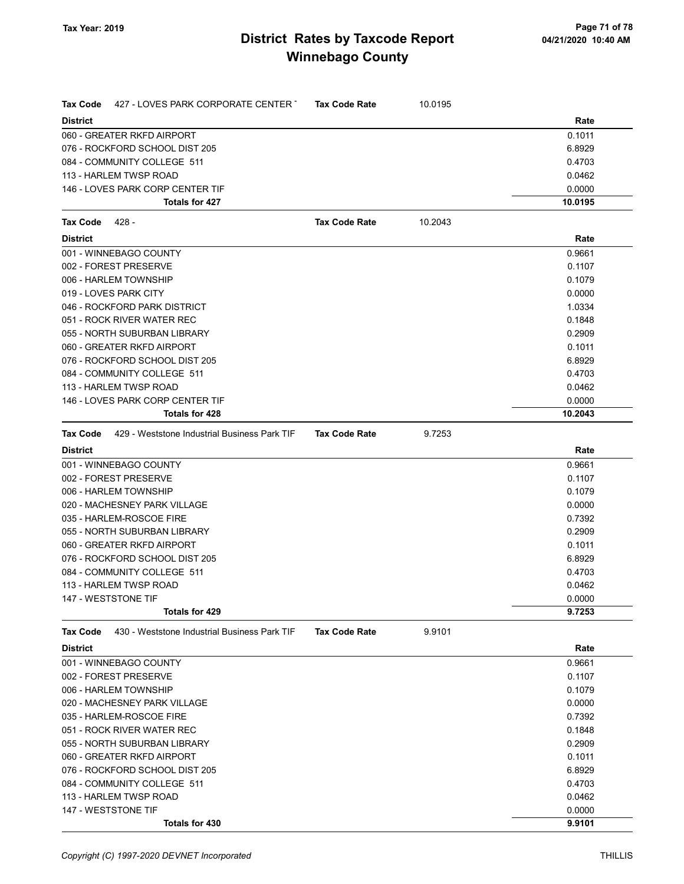# District Rates by Taxcode Report
# Winnebago County

Tax Year: 2019

04/21/2020 10:40 AM

**Tax Code** 427 - LOVES PARK CORPORATE CENTER T **Tax Code Rate** 10.0195

| District | Rate |
|---|---|
| 060 - GREATER RKFD AIRPORT | 0.1011 |
| 076 - ROCKFORD SCHOOL DIST 205 | 6.8929 |
| 084 - COMMUNITY COLLEGE 511 | 0.4703 |
| 113 - HARLEM TWSP ROAD | 0.0462 |
| 146 - LOVES PARK CORP CENTER TIF | 0.0000 |
| **Totals for 427** | **10.0195** |

**Tax Code** 428 - **Tax Code Rate** 10.2043

| District | Rate |
|---|---|
| 001 - WINNEBAGO COUNTY | 0.9661 |
| 002 - FOREST PRESERVE | 0.1107 |
| 006 - HARLEM TOWNSHIP | 0.1079 |
| 019 - LOVES PARK CITY | 0.0000 |
| 046 - ROCKFORD PARK DISTRICT | 1.0334 |
| 051 - ROCK RIVER WATER REC | 0.1848 |
| 055 - NORTH SUBURBAN LIBRARY | 0.2909 |
| 060 - GREATER RKFD AIRPORT | 0.1011 |
| 076 - ROCKFORD SCHOOL DIST 205 | 6.8929 |
| 084 - COMMUNITY COLLEGE 511 | 0.4703 |
| 113 - HARLEM TWSP ROAD | 0.0462 |
| 146 - LOVES PARK CORP CENTER TIF | 0.0000 |
| **Totals for 428** | **10.2043** |

**Tax Code** 429 - Weststone Industrial Business Park TIF **Tax Code Rate** 9.7253

| District | Rate |
|---|---|
| 001 - WINNEBAGO COUNTY | 0.9661 |
| 002 - FOREST PRESERVE | 0.1107 |
| 006 - HARLEM TOWNSHIP | 0.1079 |
| 020 - MACHESNEY PARK VILLAGE | 0.0000 |
| 035 - HARLEM-ROSCOE FIRE | 0.7392 |
| 055 - NORTH SUBURBAN LIBRARY | 0.2909 |
| 060 - GREATER RKFD AIRPORT | 0.1011 |
| 076 - ROCKFORD SCHOOL DIST 205 | 6.8929 |
| 084 - COMMUNITY COLLEGE 511 | 0.4703 |
| 113 - HARLEM TWSP ROAD | 0.0462 |
| 147 - WESTSTONE TIF | 0.0000 |
| **Totals for 429** | **9.7253** |

**Tax Code** 430 - Weststone Industrial Business Park TIF **Tax Code Rate** 9.9101

| District | Rate |
|---|---|
| 001 - WINNEBAGO COUNTY | 0.9661 |
| 002 - FOREST PRESERVE | 0.1107 |
| 006 - HARLEM TOWNSHIP | 0.1079 |
| 020 - MACHESNEY PARK VILLAGE | 0.0000 |
| 035 - HARLEM-ROSCOE FIRE | 0.7392 |
| 051 - ROCK RIVER WATER REC | 0.1848 |
| 055 - NORTH SUBURBAN LIBRARY | 0.2909 |
| 060 - GREATER RKFD AIRPORT | 0.1011 |
| 076 - ROCKFORD SCHOOL DIST 205 | 6.8929 |
| 084 - COMMUNITY COLLEGE 511 | 0.4703 |
| 113 - HARLEM TWSP ROAD | 0.0462 |
| 147 - WESTSTONE TIF | 0.0000 |
| **Totals for 430** | **9.9101** |

*Copyright (C) 1997-2020 DEVNET Incorporated* THILLIS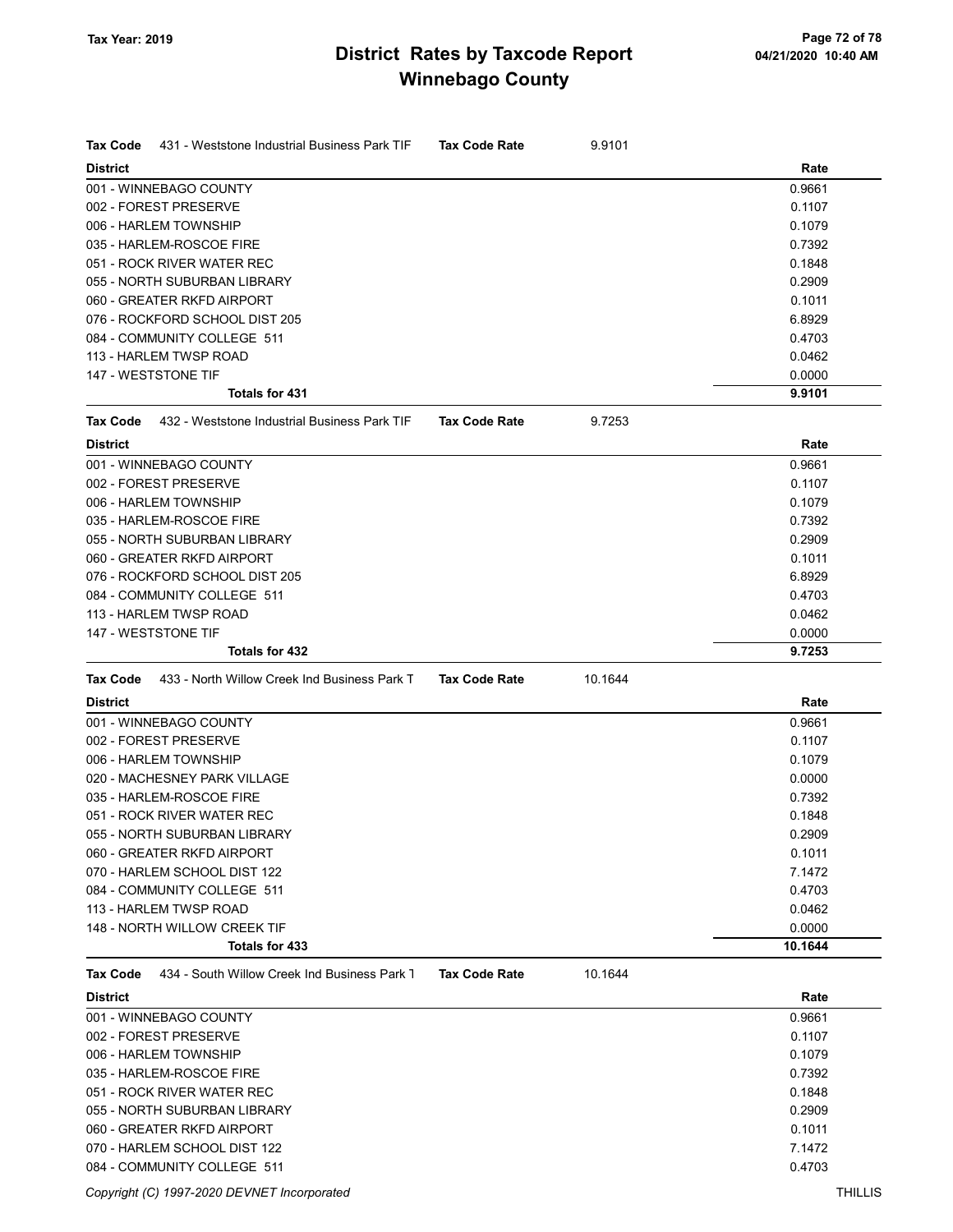# District Rates by Taxcode Report
## Winnebago County

Tax Year: 2019

**Tax Code** 431 - Weststone Industrial Business Park TIF **Tax Code Rate** 9.9101

| District | Rate |
| --- | --- |
| 001 - WINNEBAGO COUNTY | 0.9661 |
| 002 - FOREST PRESERVE | 0.1107 |
| 006 - HARLEM TOWNSHIP | 0.1079 |
| 035 - HARLEM-ROSCOE FIRE | 0.7392 |
| 051 - ROCK RIVER WATER REC | 0.1848 |
| 055 - NORTH SUBURBAN LIBRARY | 0.2909 |
| 060 - GREATER RKFD AIRPORT | 0.1011 |
| 076 - ROCKFORD SCHOOL DIST 205 | 6.8929 |
| 084 - COMMUNITY COLLEGE 511 | 0.4703 |
| 113 - HARLEM TWSP ROAD | 0.0462 |
| 147 - WESTSTONE TIF | 0.0000 |
| **Totals for 431** | **9.9101** |

**Tax Code** 432 - Weststone Industrial Business Park TIF **Tax Code Rate** 9.7253

| District | Rate |
| --- | --- |
| 001 - WINNEBAGO COUNTY | 0.9661 |
| 002 - FOREST PRESERVE | 0.1107 |
| 006 - HARLEM TOWNSHIP | 0.1079 |
| 035 - HARLEM-ROSCOE FIRE | 0.7392 |
| 055 - NORTH SUBURBAN LIBRARY | 0.2909 |
| 060 - GREATER RKFD AIRPORT | 0.1011 |
| 076 - ROCKFORD SCHOOL DIST 205 | 6.8929 |
| 084 - COMMUNITY COLLEGE 511 | 0.4703 |
| 113 - HARLEM TWSP ROAD | 0.0462 |
| 147 - WESTSTONE TIF | 0.0000 |
| **Totals for 432** | **9.7253** |

**Tax Code** 433 - North Willow Creek Ind Business Park T **Tax Code Rate** 10.1644

| District | Rate |
| --- | --- |
| 001 - WINNEBAGO COUNTY | 0.9661 |
| 002 - FOREST PRESERVE | 0.1107 |
| 006 - HARLEM TOWNSHIP | 0.1079 |
| 020 - MACHESNEY PARK VILLAGE | 0.0000 |
| 035 - HARLEM-ROSCOE FIRE | 0.7392 |
| 051 - ROCK RIVER WATER REC | 0.1848 |
| 055 - NORTH SUBURBAN LIBRARY | 0.2909 |
| 060 - GREATER RKFD AIRPORT | 0.1011 |
| 070 - HARLEM SCHOOL DIST 122 | 7.1472 |
| 084 - COMMUNITY COLLEGE 511 | 0.4703 |
| 113 - HARLEM TWSP ROAD | 0.0462 |
| 148 - NORTH WILLOW CREEK TIF | 0.0000 |
| **Totals for 433** | **10.1644** |

**Tax Code** 434 - South Willow Creek Ind Business Park T **Tax Code Rate** 10.1644

| District | Rate |
| --- | --- |
| 001 - WINNEBAGO COUNTY | 0.9661 |
| 002 - FOREST PRESERVE | 0.1107 |
| 006 - HARLEM TOWNSHIP | 0.1079 |
| 035 - HARLEM-ROSCOE FIRE | 0.7392 |
| 051 - ROCK RIVER WATER REC | 0.1848 |
| 055 - NORTH SUBURBAN LIBRARY | 0.2909 |
| 060 - GREATER RKFD AIRPORT | 0.1011 |
| 070 - HARLEM SCHOOL DIST 122 | 7.1472 |
| 084 - COMMUNITY COLLEGE 511 | 0.4703 |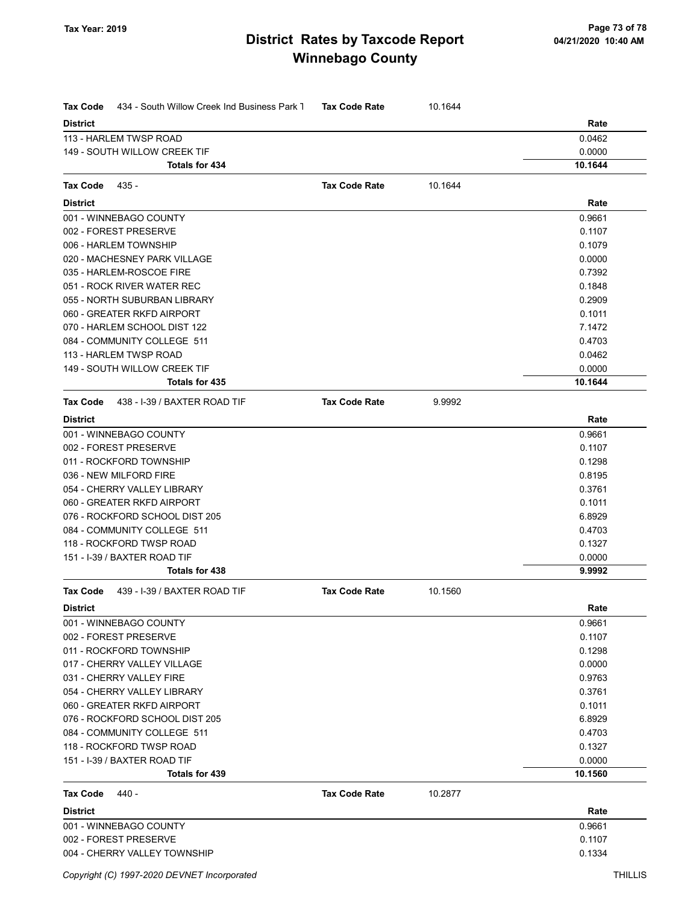# District Rates by Taxcode Report

## Winnebago County

Tax Year: 2019

| **Tax Code** 434 - South Willow Creek Ind Business Park T | **Tax Code Rate** 10.1644 |
|---|---|
| **District** | **Rate** |
| 113 - HARLEM TWSP ROAD | 0.0462 |
| 149 - SOUTH WILLOW CREEK TIF | 0.0000 |
| **Totals for 434** | **10.1644** |

| **Tax Code** 435 - | **Tax Code Rate** 10.1644 |
|---|---|
| **District** | **Rate** |
| 001 - WINNEBAGO COUNTY | 0.9661 |
| 002 - FOREST PRESERVE | 0.1107 |
| 006 - HARLEM TOWNSHIP | 0.1079 |
| 020 - MACHESNEY PARK VILLAGE | 0.0000 |
| 035 - HARLEM-ROSCOE FIRE | 0.7392 |
| 051 - ROCK RIVER WATER REC | 0.1848 |
| 055 - NORTH SUBURBAN LIBRARY | 0.2909 |
| 060 - GREATER RKFD AIRPORT | 0.1011 |
| 070 - HARLEM SCHOOL DIST 122 | 7.1472 |
| 084 - COMMUNITY COLLEGE 511 | 0.4703 |
| 113 - HARLEM TWSP ROAD | 0.0462 |
| 149 - SOUTH WILLOW CREEK TIF | 0.0000 |
| **Totals for 435** | **10.1644** |

| **Tax Code** 438 - I-39 / BAXTER ROAD TIF | **Tax Code Rate** 9.9992 |
|---|---|
| **District** | **Rate** |
| 001 - WINNEBAGO COUNTY | 0.9661 |
| 002 - FOREST PRESERVE | 0.1107 |
| 011 - ROCKFORD TOWNSHIP | 0.1298 |
| 036 - NEW MILFORD FIRE | 0.8195 |
| 054 - CHERRY VALLEY LIBRARY | 0.3761 |
| 060 - GREATER RKFD AIRPORT | 0.1011 |
| 076 - ROCKFORD SCHOOL DIST 205 | 6.8929 |
| 084 - COMMUNITY COLLEGE 511 | 0.4703 |
| 118 - ROCKFORD TWSP ROAD | 0.1327 |
| 151 - I-39 / BAXTER ROAD TIF | 0.0000 |
| **Totals for 438** | **9.9992** |

| **Tax Code** 439 - I-39 / BAXTER ROAD TIF | **Tax Code Rate** 10.1560 |
|---|---|
| **District** | **Rate** |
| 001 - WINNEBAGO COUNTY | 0.9661 |
| 002 - FOREST PRESERVE | 0.1107 |
| 011 - ROCKFORD TOWNSHIP | 0.1298 |
| 017 - CHERRY VALLEY VILLAGE | 0.0000 |
| 031 - CHERRY VALLEY FIRE | 0.9763 |
| 054 - CHERRY VALLEY LIBRARY | 0.3761 |
| 060 - GREATER RKFD AIRPORT | 0.1011 |
| 076 - ROCKFORD SCHOOL DIST 205 | 6.8929 |
| 084 - COMMUNITY COLLEGE 511 | 0.4703 |
| 118 - ROCKFORD TWSP ROAD | 0.1327 |
| 151 - I-39 / BAXTER ROAD TIF | 0.0000 |
| **Totals for 439** | **10.1560** |

| **Tax Code** 440 - | **Tax Code Rate** 10.2877 |
|---|---|
| **District** | **Rate** |
| 001 - WINNEBAGO COUNTY | 0.9661 |
| 002 - FOREST PRESERVE | 0.1107 |
| 004 - CHERRY VALLEY TOWNSHIP | 0.1334 |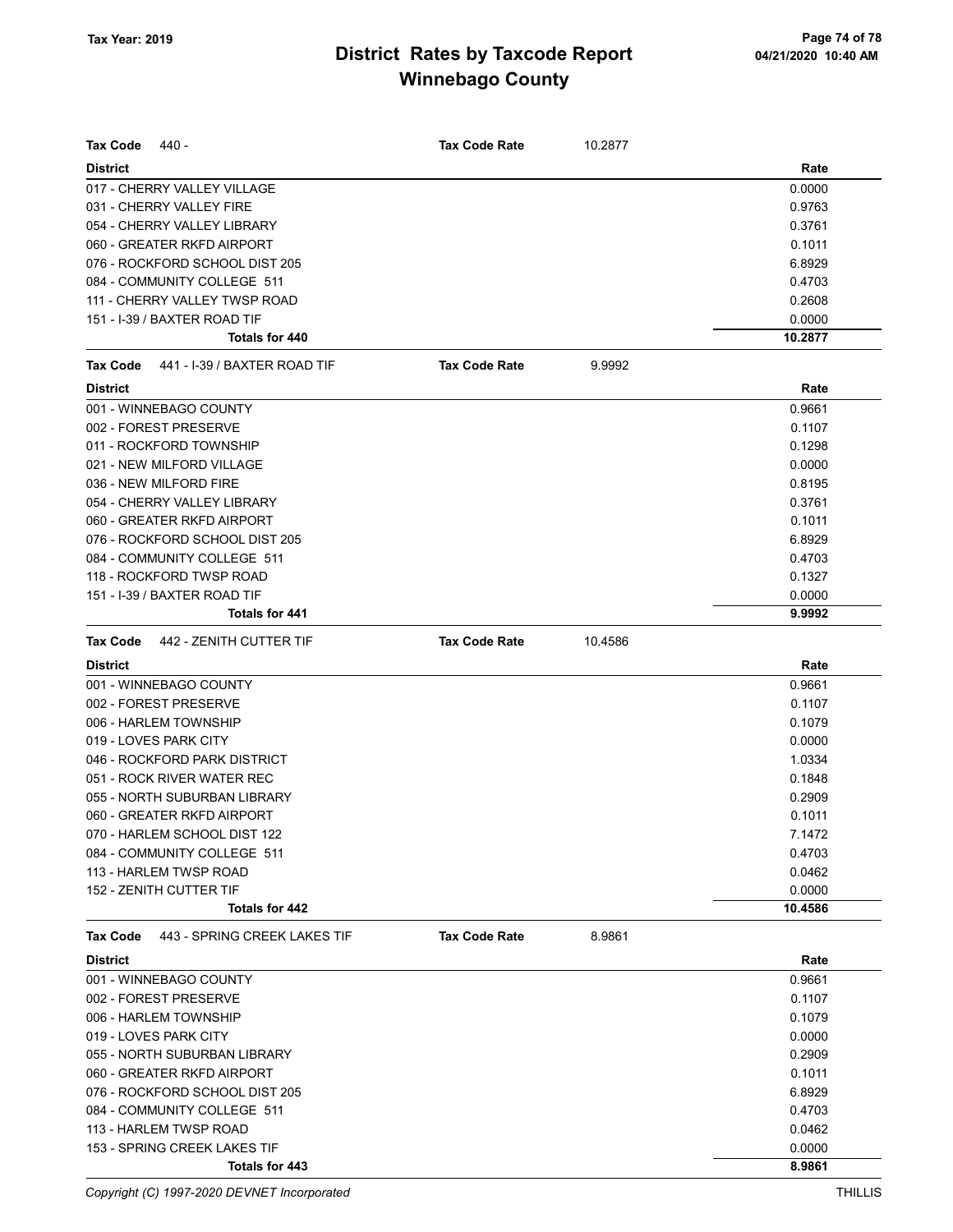# District Rates by Taxcode Report

## Winnebago County

Tax Year: 2019

| Tax Code 440 - | Tax Code Rate | 10.2877 |
|---|---|---|
| **District** | | **Rate** |
| 017 - CHERRY VALLEY VILLAGE | | 0.0000 |
| 031 - CHERRY VALLEY FIRE | | 0.9763 |
| 054 - CHERRY VALLEY LIBRARY | | 0.3761 |
| 060 - GREATER RKFD AIRPORT | | 0.1011 |
| 076 - ROCKFORD SCHOOL DIST 205 | | 6.8929 |
| 084 - COMMUNITY COLLEGE 511 | | 0.4703 |
| 111 - CHERRY VALLEY TWSP ROAD | | 0.2608 |
| 151 - I-39 / BAXTER ROAD TIF | | 0.0000 |
| **Totals for 440** | | **10.2877** |

| Tax Code 441 - I-39 / BAXTER ROAD TIF | Tax Code Rate | 9.9992 |
|---|---|---|
| **District** | | **Rate** |
| 001 - WINNEBAGO COUNTY | | 0.9661 |
| 002 - FOREST PRESERVE | | 0.1107 |
| 011 - ROCKFORD TOWNSHIP | | 0.1298 |
| 021 - NEW MILFORD VILLAGE | | 0.0000 |
| 036 - NEW MILFORD FIRE | | 0.8195 |
| 054 - CHERRY VALLEY LIBRARY | | 0.3761 |
| 060 - GREATER RKFD AIRPORT | | 0.1011 |
| 076 - ROCKFORD SCHOOL DIST 205 | | 6.8929 |
| 084 - COMMUNITY COLLEGE 511 | | 0.4703 |
| 118 - ROCKFORD TWSP ROAD | | 0.1327 |
| 151 - I-39 / BAXTER ROAD TIF | | 0.0000 |
| **Totals for 441** | | **9.9992** |

| Tax Code 442 - ZENITH CUTTER TIF | Tax Code Rate | 10.4586 |
|---|---|---|
| **District** | | **Rate** |
| 001 - WINNEBAGO COUNTY | | 0.9661 |
| 002 - FOREST PRESERVE | | 0.1107 |
| 006 - HARLEM TOWNSHIP | | 0.1079 |
| 019 - LOVES PARK CITY | | 0.0000 |
| 046 - ROCKFORD PARK DISTRICT | | 1.0334 |
| 051 - ROCK RIVER WATER REC | | 0.1848 |
| 055 - NORTH SUBURBAN LIBRARY | | 0.2909 |
| 060 - GREATER RKFD AIRPORT | | 0.1011 |
| 070 - HARLEM SCHOOL DIST 122 | | 7.1472 |
| 084 - COMMUNITY COLLEGE 511 | | 0.4703 |
| 113 - HARLEM TWSP ROAD | | 0.0462 |
| 152 - ZENITH CUTTER TIF | | 0.0000 |
| **Totals for 442** | | **10.4586** |

| Tax Code 443 - SPRING CREEK LAKES TIF | Tax Code Rate | 8.9861 |
|---|---|---|
| **District** | | **Rate** |
| 001 - WINNEBAGO COUNTY | | 0.9661 |
| 002 - FOREST PRESERVE | | 0.1107 |
| 006 - HARLEM TOWNSHIP | | 0.1079 |
| 019 - LOVES PARK CITY | | 0.0000 |
| 055 - NORTH SUBURBAN LIBRARY | | 0.2909 |
| 060 - GREATER RKFD AIRPORT | | 0.1011 |
| 076 - ROCKFORD SCHOOL DIST 205 | | 6.8929 |
| 084 - COMMUNITY COLLEGE 511 | | 0.4703 |
| 113 - HARLEM TWSP ROAD | | 0.0462 |
| 153 - SPRING CREEK LAKES TIF | | 0.0000 |
| **Totals for 443** | | **8.9861** |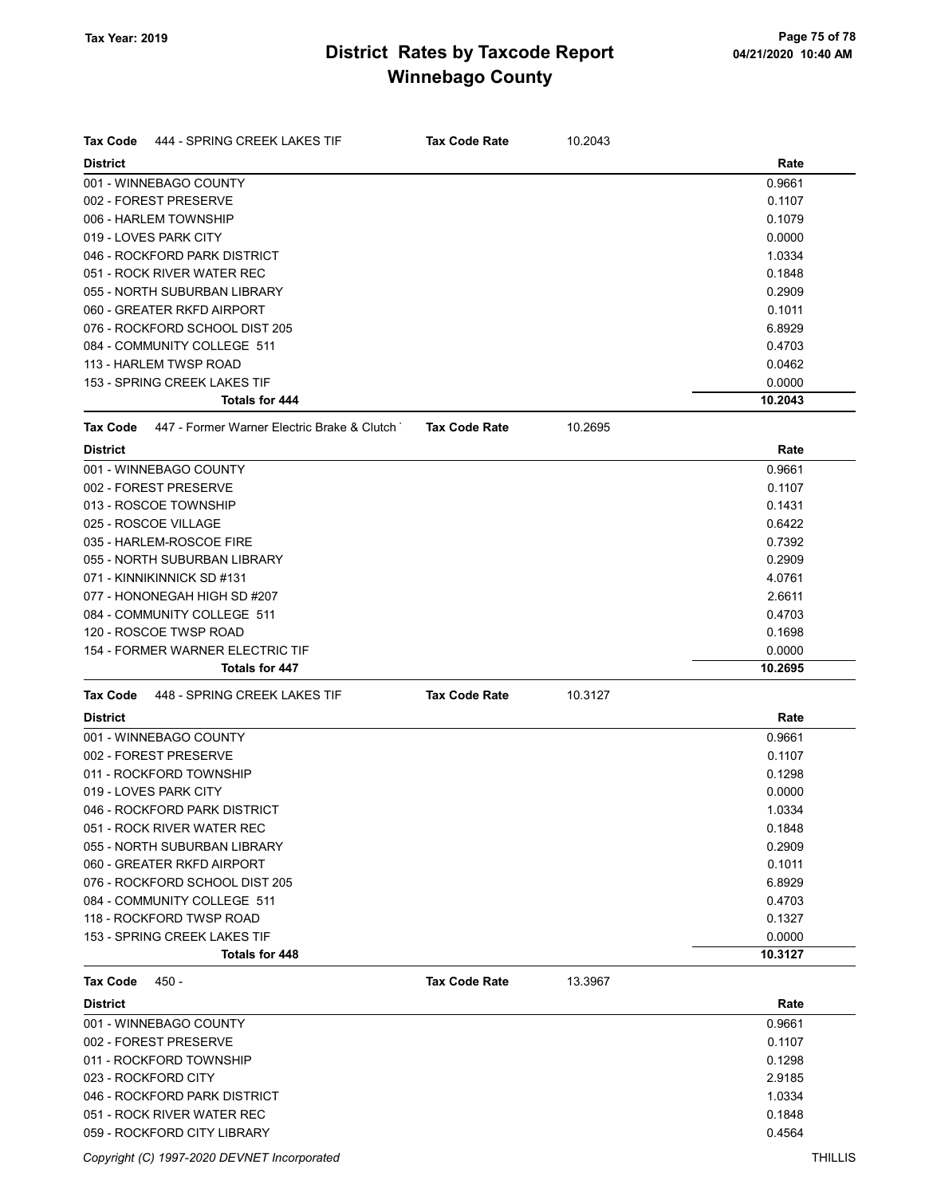# District Rates by Taxcode Report
## Winnebago County

Tax Year: 2019

| Tax Code 444 - SPRING CREEK LAKES TIF | Tax Code Rate 10.2043 |
|---|---|
| **District** | **Rate** |
| 001 - WINNEBAGO COUNTY | 0.9661 |
| 002 - FOREST PRESERVE | 0.1107 |
| 006 - HARLEM TOWNSHIP | 0.1079 |
| 019 - LOVES PARK CITY | 0.0000 |
| 046 - ROCKFORD PARK DISTRICT | 1.0334 |
| 051 - ROCK RIVER WATER REC | 0.1848 |
| 055 - NORTH SUBURBAN LIBRARY | 0.2909 |
| 060 - GREATER RKFD AIRPORT | 0.1011 |
| 076 - ROCKFORD SCHOOL DIST 205 | 6.8929 |
| 084 - COMMUNITY COLLEGE 511 | 0.4703 |
| 113 - HARLEM TWSP ROAD | 0.0462 |
| 153 - SPRING CREEK LAKES TIF | 0.0000 |
| **Totals for 444** | **10.2043** |

| Tax Code 447 - Former Warner Electric Brake & Clutch | Tax Code Rate 10.2695 |
|---|---|
| **District** | **Rate** |
| 001 - WINNEBAGO COUNTY | 0.9661 |
| 002 - FOREST PRESERVE | 0.1107 |
| 013 - ROSCOE TOWNSHIP | 0.1431 |
| 025 - ROSCOE VILLAGE | 0.6422 |
| 035 - HARLEM-ROSCOE FIRE | 0.7392 |
| 055 - NORTH SUBURBAN LIBRARY | 0.2909 |
| 071 - KINNIKINNICK SD #131 | 4.0761 |
| 077 - HONONEGAH HIGH SD #207 | 2.6611 |
| 084 - COMMUNITY COLLEGE 511 | 0.4703 |
| 120 - ROSCOE TWSP ROAD | 0.1698 |
| 154 - FORMER WARNER ELECTRIC TIF | 0.0000 |
| **Totals for 447** | **10.2695** |

| Tax Code 448 - SPRING CREEK LAKES TIF | Tax Code Rate 10.3127 |
|---|---|
| **District** | **Rate** |
| 001 - WINNEBAGO COUNTY | 0.9661 |
| 002 - FOREST PRESERVE | 0.1107 |
| 011 - ROCKFORD TOWNSHIP | 0.1298 |
| 019 - LOVES PARK CITY | 0.0000 |
| 046 - ROCKFORD PARK DISTRICT | 1.0334 |
| 051 - ROCK RIVER WATER REC | 0.1848 |
| 055 - NORTH SUBURBAN LIBRARY | 0.2909 |
| 060 - GREATER RKFD AIRPORT | 0.1011 |
| 076 - ROCKFORD SCHOOL DIST 205 | 6.8929 |
| 084 - COMMUNITY COLLEGE 511 | 0.4703 |
| 118 - ROCKFORD TWSP ROAD | 0.1327 |
| 153 - SPRING CREEK LAKES TIF | 0.0000 |
| **Totals for 448** | **10.3127** |

| Tax Code 450 - | Tax Code Rate 13.3967 |
|---|---|
| **District** | **Rate** |
| 001 - WINNEBAGO COUNTY | 0.9661 |
| 002 - FOREST PRESERVE | 0.1107 |
| 011 - ROCKFORD TOWNSHIP | 0.1298 |
| 023 - ROCKFORD CITY | 2.9185 |
| 046 - ROCKFORD PARK DISTRICT | 1.0334 |
| 051 - ROCK RIVER WATER REC | 0.1848 |
| 059 - ROCKFORD CITY LIBRARY | 0.4564 |

Copyright (C) 1997-2020 DEVNET Incorporated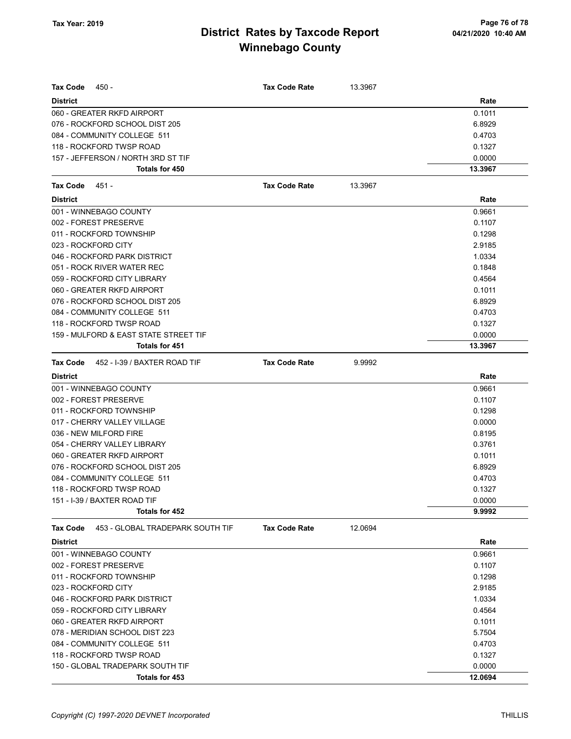# District Rates by Taxcode Report
# Winnebago County

Tax Year: 2019

| Tax Code 450 - | Tax Code Rate 13.3967 |
|---|---|
| **District** | **Rate** |
| 060 - GREATER RKFD AIRPORT | 0.1011 |
| 076 - ROCKFORD SCHOOL DIST 205 | 6.8929 |
| 084 - COMMUNITY COLLEGE 511 | 0.4703 |
| 118 - ROCKFORD TWSP ROAD | 0.1327 |
| 157 - JEFFERSON / NORTH 3RD ST TIF | 0.0000 |
| **Totals for 450** | **13.3967** |

| Tax Code 451 - | Tax Code Rate 13.3967 |
|---|---|
| **District** | **Rate** |
| 001 - WINNEBAGO COUNTY | 0.9661 |
| 002 - FOREST PRESERVE | 0.1107 |
| 011 - ROCKFORD TOWNSHIP | 0.1298 |
| 023 - ROCKFORD CITY | 2.9185 |
| 046 - ROCKFORD PARK DISTRICT | 1.0334 |
| 051 - ROCK RIVER WATER REC | 0.1848 |
| 059 - ROCKFORD CITY LIBRARY | 0.4564 |
| 060 - GREATER RKFD AIRPORT | 0.1011 |
| 076 - ROCKFORD SCHOOL DIST 205 | 6.8929 |
| 084 - COMMUNITY COLLEGE 511 | 0.4703 |
| 118 - ROCKFORD TWSP ROAD | 0.1327 |
| 159 - MULFORD & EAST STATE STREET TIF | 0.0000 |
| **Totals for 451** | **13.3967** |

| Tax Code 452 - I-39 / BAXTER ROAD TIF | Tax Code Rate 9.9992 |
|---|---|
| **District** | **Rate** |
| 001 - WINNEBAGO COUNTY | 0.9661 |
| 002 - FOREST PRESERVE | 0.1107 |
| 011 - ROCKFORD TOWNSHIP | 0.1298 |
| 017 - CHERRY VALLEY VILLAGE | 0.0000 |
| 036 - NEW MILFORD FIRE | 0.8195 |
| 054 - CHERRY VALLEY LIBRARY | 0.3761 |
| 060 - GREATER RKFD AIRPORT | 0.1011 |
| 076 - ROCKFORD SCHOOL DIST 205 | 6.8929 |
| 084 - COMMUNITY COLLEGE 511 | 0.4703 |
| 118 - ROCKFORD TWSP ROAD | 0.1327 |
| 151 - I-39 / BAXTER ROAD TIF | 0.0000 |
| **Totals for 452** | **9.9992** |

| Tax Code 453 - GLOBAL TRADEPARK SOUTH TIF | Tax Code Rate 12.0694 |
|---|---|
| **District** | **Rate** |
| 001 - WINNEBAGO COUNTY | 0.9661 |
| 002 - FOREST PRESERVE | 0.1107 |
| 011 - ROCKFORD TOWNSHIP | 0.1298 |
| 023 - ROCKFORD CITY | 2.9185 |
| 046 - ROCKFORD PARK DISTRICT | 1.0334 |
| 059 - ROCKFORD CITY LIBRARY | 0.4564 |
| 060 - GREATER RKFD AIRPORT | 0.1011 |
| 078 - MERIDIAN SCHOOL DIST 223 | 5.7504 |
| 084 - COMMUNITY COLLEGE 511 | 0.4703 |
| 118 - ROCKFORD TWSP ROAD | 0.1327 |
| 150 - GLOBAL TRADEPARK SOUTH TIF | 0.0000 |
| **Totals for 453** | **12.0694** |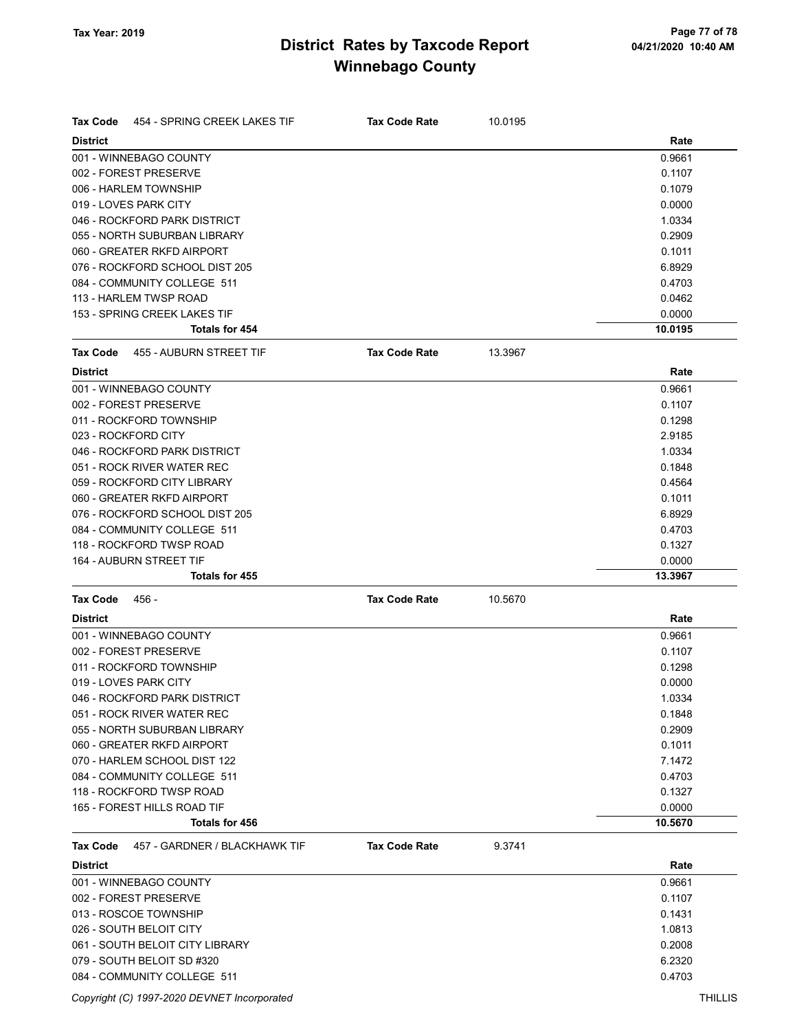# District Rates by Taxcode Report
## Winnebago County

Tax Year: 2019

**Tax Code** 454 - SPRING CREEK LAKES TIF **Tax Code Rate** 10.0195

| District | Rate |
|---|---|
| 001 - WINNEBAGO COUNTY | 0.9661 |
| 002 - FOREST PRESERVE | 0.1107 |
| 006 - HARLEM TOWNSHIP | 0.1079 |
| 019 - LOVES PARK CITY | 0.0000 |
| 046 - ROCKFORD PARK DISTRICT | 1.0334 |
| 055 - NORTH SUBURBAN LIBRARY | 0.2909 |
| 060 - GREATER RKFD AIRPORT | 0.1011 |
| 076 - ROCKFORD SCHOOL DIST 205 | 6.8929 |
| 084 - COMMUNITY COLLEGE 511 | 0.4703 |
| 113 - HARLEM TWSP ROAD | 0.0462 |
| 153 - SPRING CREEK LAKES TIF | 0.0000 |
| **Totals for 454** | **10.0195** |

**Tax Code** 455 - AUBURN STREET TIF **Tax Code Rate** 13.3967

| District | Rate |
|---|---|
| 001 - WINNEBAGO COUNTY | 0.9661 |
| 002 - FOREST PRESERVE | 0.1107 |
| 011 - ROCKFORD TOWNSHIP | 0.1298 |
| 023 - ROCKFORD CITY | 2.9185 |
| 046 - ROCKFORD PARK DISTRICT | 1.0334 |
| 051 - ROCK RIVER WATER REC | 0.1848 |
| 059 - ROCKFORD CITY LIBRARY | 0.4564 |
| 060 - GREATER RKFD AIRPORT | 0.1011 |
| 076 - ROCKFORD SCHOOL DIST 205 | 6.8929 |
| 084 - COMMUNITY COLLEGE 511 | 0.4703 |
| 118 - ROCKFORD TWSP ROAD | 0.1327 |
| 164 - AUBURN STREET TIF | 0.0000 |
| **Totals for 455** | **13.3967** |

**Tax Code** 456 - **Tax Code Rate** 10.5670

| District | Rate |
|---|---|
| 001 - WINNEBAGO COUNTY | 0.9661 |
| 002 - FOREST PRESERVE | 0.1107 |
| 011 - ROCKFORD TOWNSHIP | 0.1298 |
| 019 - LOVES PARK CITY | 0.0000 |
| 046 - ROCKFORD PARK DISTRICT | 1.0334 |
| 051 - ROCK RIVER WATER REC | 0.1848 |
| 055 - NORTH SUBURBAN LIBRARY | 0.2909 |
| 060 - GREATER RKFD AIRPORT | 0.1011 |
| 070 - HARLEM SCHOOL DIST 122 | 7.1472 |
| 084 - COMMUNITY COLLEGE 511 | 0.4703 |
| 118 - ROCKFORD TWSP ROAD | 0.1327 |
| 165 - FOREST HILLS ROAD TIF | 0.0000 |
| **Totals for 456** | **10.5670** |

**Tax Code** 457 - GARDNER / BLACKHAWK TIF **Tax Code Rate** 9.3741

| District | Rate |
|---|---|
| 001 - WINNEBAGO COUNTY | 0.9661 |
| 002 - FOREST PRESERVE | 0.1107 |
| 013 - ROSCOE TOWNSHIP | 0.1431 |
| 026 - SOUTH BELOIT CITY | 1.0813 |
| 061 - SOUTH BELOIT CITY LIBRARY | 0.2008 |
| 079 - SOUTH BELOIT SD #320 | 6.2320 |
| 084 - COMMUNITY COLLEGE 511 | 0.4703 |

Copyright (C) 1997-2020 DEVNET Incorporated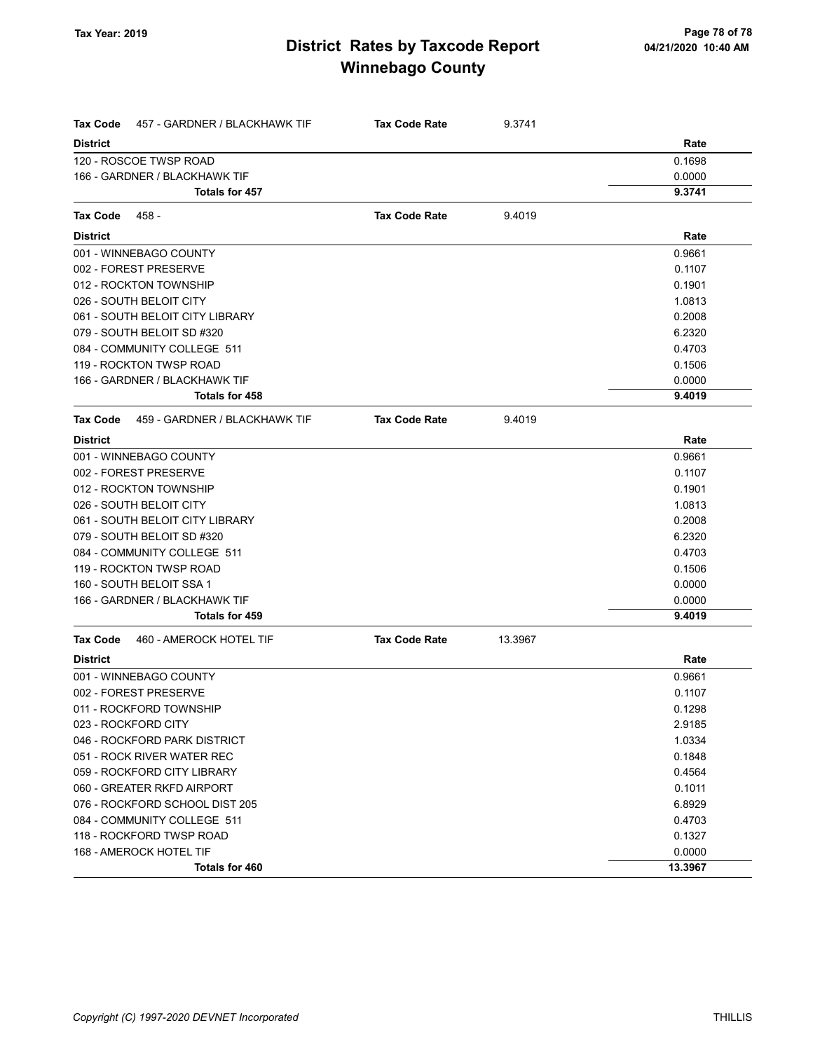## District Rates by Taxcode Report
## Winnebago County

Tax Year: 2019

| Tax Code 457 - GARDNER / BLACKHAWK TIF | Tax Code Rate | 9.3741 |
|---|---|---|
| **District** | | **Rate** |
| 120 - ROSCOE TWSP ROAD | | 0.1698 |
| 166 - GARDNER / BLACKHAWK TIF | | 0.0000 |
| **Totals for 457** | | **9.3741** |

| Tax Code 458 - | Tax Code Rate | 9.4019 |
|---|---|---|
| **District** | | **Rate** |
| 001 - WINNEBAGO COUNTY | | 0.9661 |
| 002 - FOREST PRESERVE | | 0.1107 |
| 012 - ROCKTON TOWNSHIP | | 0.1901 |
| 026 - SOUTH BELOIT CITY | | 1.0813 |
| 061 - SOUTH BELOIT CITY LIBRARY | | 0.2008 |
| 079 - SOUTH BELOIT SD #320 | | 6.2320 |
| 084 - COMMUNITY COLLEGE 511 | | 0.4703 |
| 119 - ROCKTON TWSP ROAD | | 0.1506 |
| 166 - GARDNER / BLACKHAWK TIF | | 0.0000 |
| **Totals for 458** | | **9.4019** |

| Tax Code 459 - GARDNER / BLACKHAWK TIF | Tax Code Rate | 9.4019 |
|---|---|---|
| **District** | | **Rate** |
| 001 - WINNEBAGO COUNTY | | 0.9661 |
| 002 - FOREST PRESERVE | | 0.1107 |
| 012 - ROCKTON TOWNSHIP | | 0.1901 |
| 026 - SOUTH BELOIT CITY | | 1.0813 |
| 061 - SOUTH BELOIT CITY LIBRARY | | 0.2008 |
| 079 - SOUTH BELOIT SD #320 | | 6.2320 |
| 084 - COMMUNITY COLLEGE 511 | | 0.4703 |
| 119 - ROCKTON TWSP ROAD | | 0.1506 |
| 160 - SOUTH BELOIT SSA 1 | | 0.0000 |
| 166 - GARDNER / BLACKHAWK TIF | | 0.0000 |
| **Totals for 459** | | **9.4019** |

| Tax Code 460 - AMEROCK HOTEL TIF | Tax Code Rate | 13.3967 |
|---|---|---|
| **District** | | **Rate** |
| 001 - WINNEBAGO COUNTY | | 0.9661 |
| 002 - FOREST PRESERVE | | 0.1107 |
| 011 - ROCKFORD TOWNSHIP | | 0.1298 |
| 023 - ROCKFORD CITY | | 2.9185 |
| 046 - ROCKFORD PARK DISTRICT | | 1.0334 |
| 051 - ROCK RIVER WATER REC | | 0.1848 |
| 059 - ROCKFORD CITY LIBRARY | | 0.4564 |
| 060 - GREATER RKFD AIRPORT | | 0.1011 |
| 076 - ROCKFORD SCHOOL DIST 205 | | 6.8929 |
| 084 - COMMUNITY COLLEGE 511 | | 0.4703 |
| 118 - ROCKFORD TWSP ROAD | | 0.1327 |
| 168 - AMEROCK HOTEL TIF | | 0.0000 |
| **Totals for 460** | | **13.3967** |